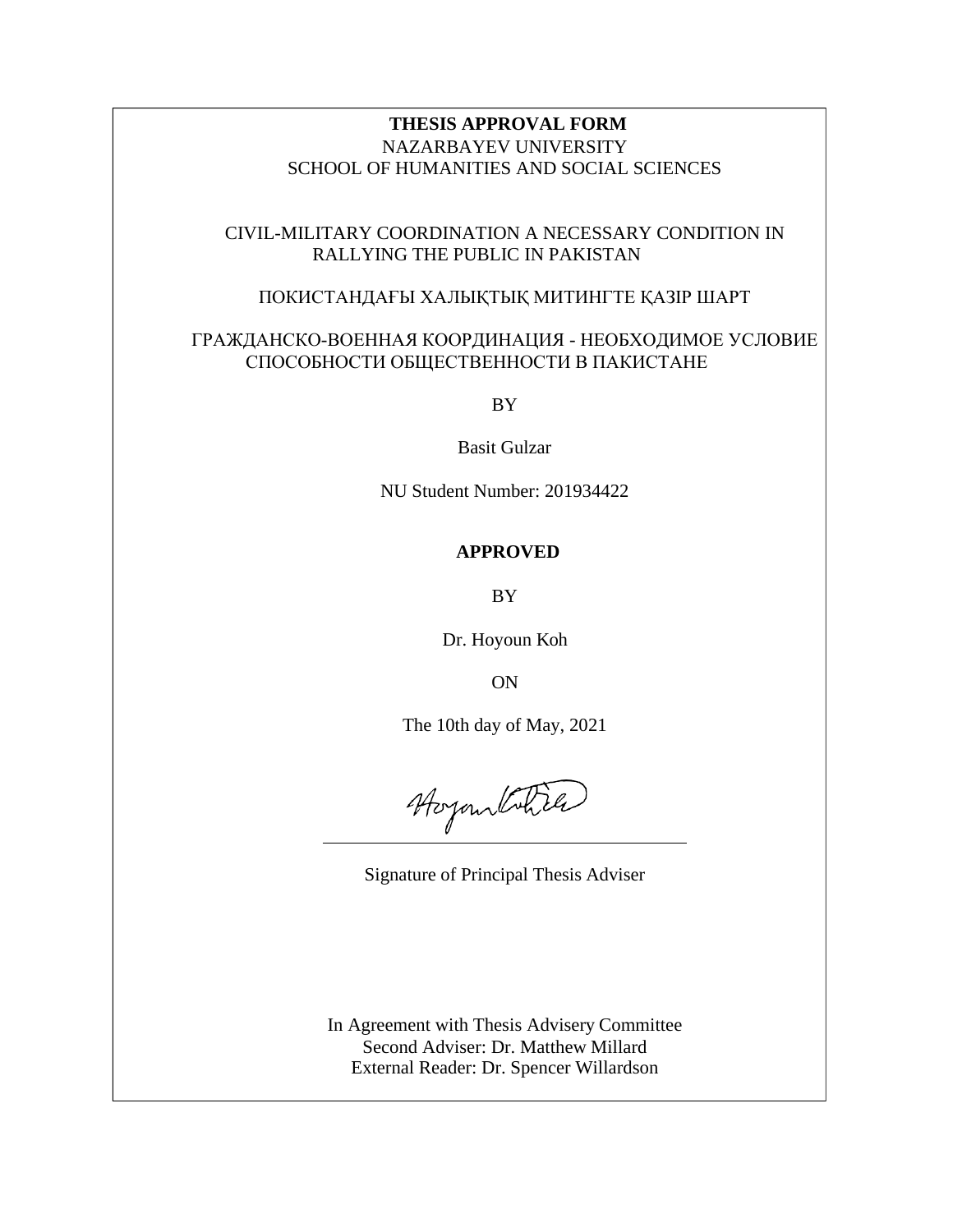**THESIS APPROVAL FORM**

NAZARBAYEV UNIVERSITY

SCHOOL OF HUMANITIES AND SOCIAL SCIENCES

CIVIL-MILITARY COORDINATION A NECESSARY CONDITION IN RALLYING THE PUBLIC IN PAKISTAN

ПОКИСТАНДАҒЫ ХАЛЫҚТЫҚ МИТИНГТЕ ҚАЗІР ШАРТ

ГРАЖДАНСКО-ВОЕННАЯ КООРДИНАЦИЯ - НЕОБХОДИМОЕ УСЛОВИЕ СПОСОБНОСТИ ОБЩЕСТВЕННОСТИ В ПАКИСТАНЕ

BY

Basit Gulzar

NU Student Number: 201934422

**APPROVED**

BY

Dr. Hoyoun Koh

ON

The 10th day of May, 2021

Signature of Principal Thesis Adviser

In Agreement with Thesis Advisery Committee

Second Adviser: Dr. Matthew Millard

External Reader: Dr. Spencer Willardson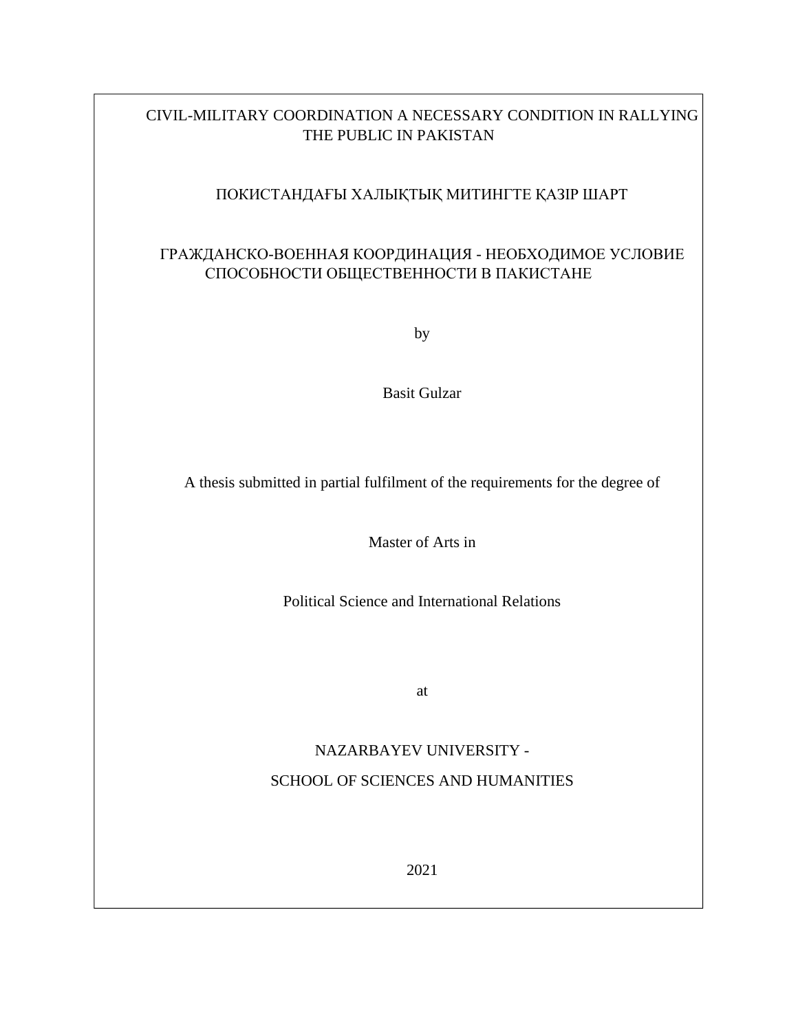# CIVIL-MILITARY COORDINATION A NECESSARY CONDITION IN RALLYING THE PUBLIC IN PAKISTAN

ПОКИСТАНДАҒЫ ХАЛЫҚТЫҚ МИТИНГТЕ ҚАЗІР ШАРТ

ГРАЖДАНСКО-ВОЕННАЯ КООРДИНАЦИЯ - НЕОБХОДИМОЕ УСЛОВИЕ СПОСОБНОСТИ ОБЩЕСТВЕННОСТИ В ПАКИСТАНЕ

by

Basit Gulzar

A thesis submitted in partial fulfilment of the requirements for the degree of

Master of Arts in

Political Science and International Relations

at

NAZARBAYEV UNIVERSITY -

SCHOOL OF SCIENCES AND HUMANITIES

2021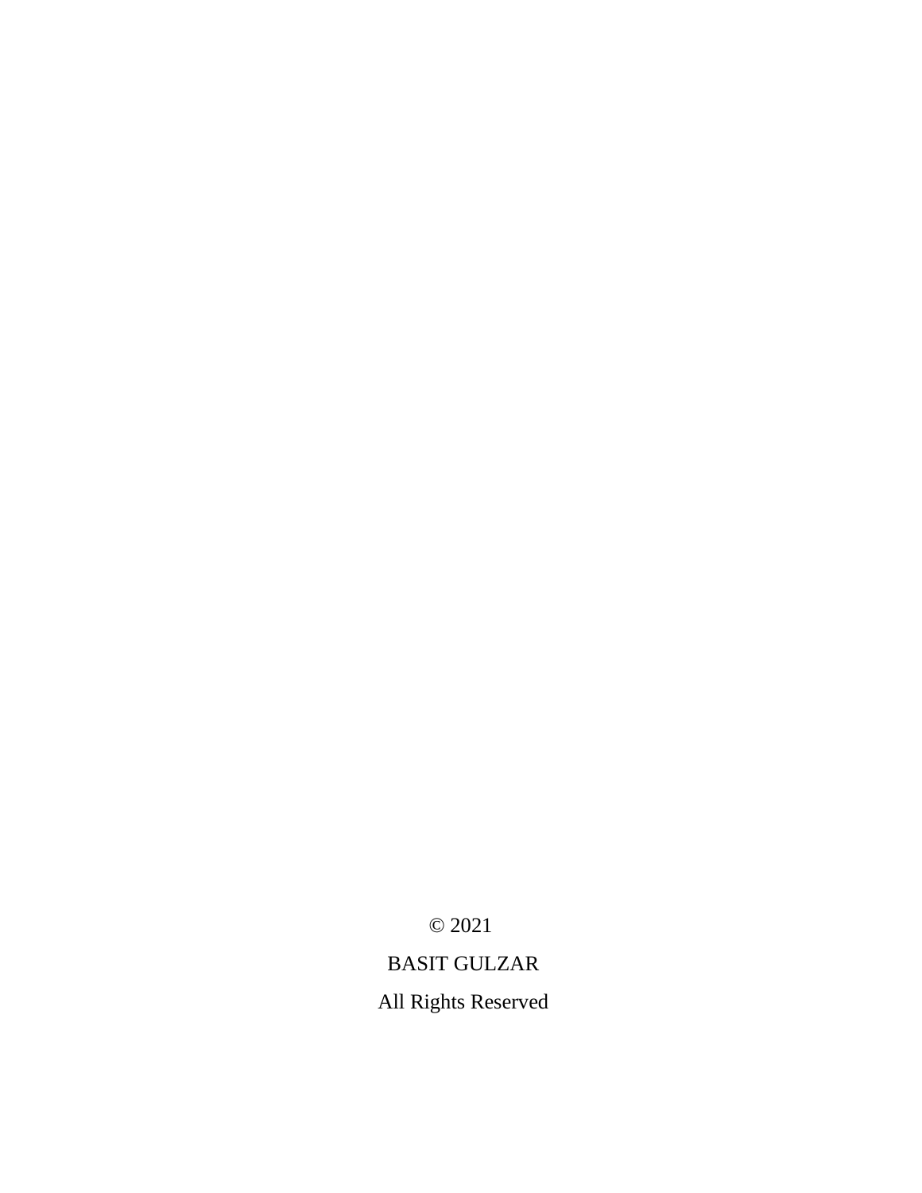© 2021

BASIT GULZAR

All Rights Reserved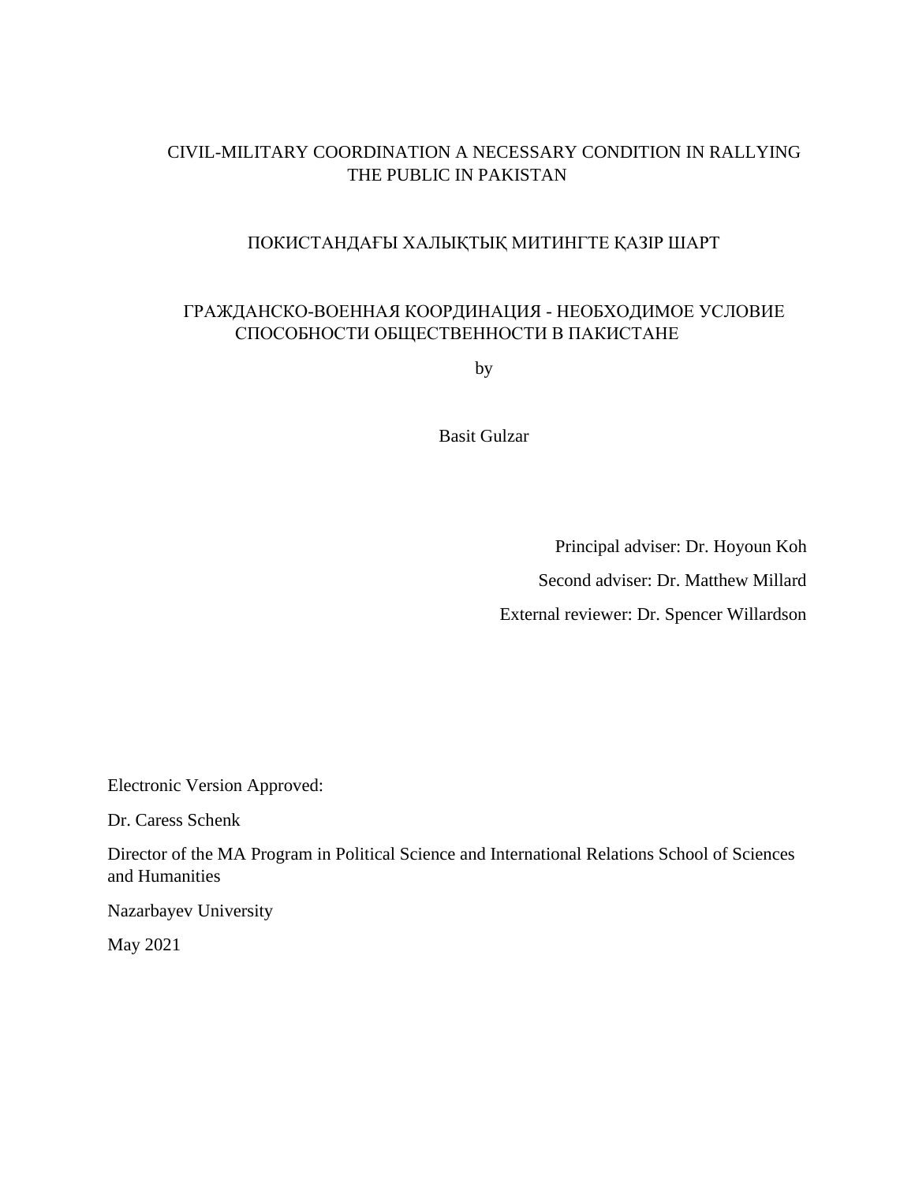# CIVIL-MILITARY COORDINATION A NECESSARY CONDITION IN RALLYING THE PUBLIC IN PAKISTAN

# ПОКИСТАНДАҒЫ ХАЛЫҚТЫҚ МИТИНГТЕ ҚАЗІР ШАРТ

# ГРАЖДАНСКО-ВОЕННАЯ КООРДИНАЦИЯ - НЕОБХОДИМОЕ УСЛОВИЕ СПОСОБНОСТИ ОБЩЕСТВЕННОСТИ В ПАКИСТАНЕ

by

Basit Gulzar

Principal adviser: Dr. Hoyoun Koh

Second adviser: Dr. Matthew Millard

External reviewer: Dr. Spencer Willardson

Electronic Version Approved:

Dr. Caress Schenk

Director of the MA Program in Political Science and International Relations School of Sciences and Humanities

Nazarbayev University

May 2021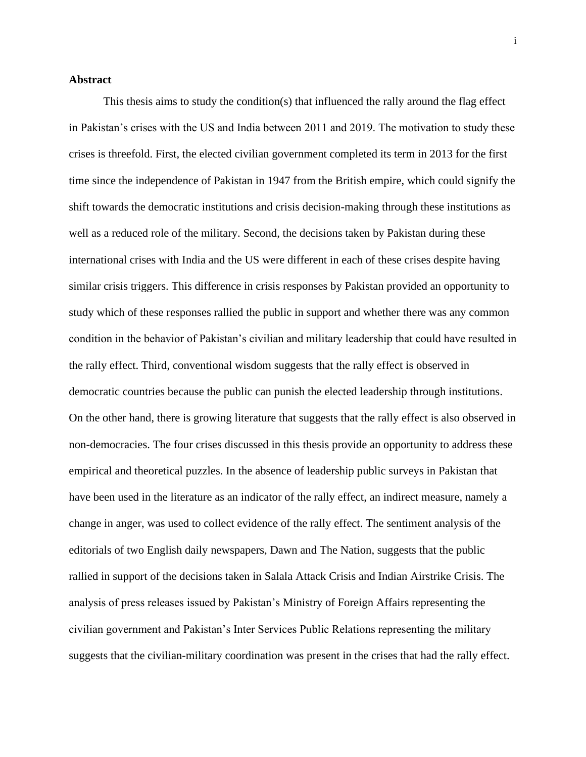## Abstract

This thesis aims to study the condition(s) that influenced the rally around the flag effect in Pakistan's crises with the US and India between 2011 and 2019. The motivation to study these crises is threefold. First, the elected civilian government completed its term in 2013 for the first time since the independence of Pakistan in 1947 from the British empire, which could signify the shift towards the democratic institutions and crisis decision-making through these institutions as well as a reduced role of the military. Second, the decisions taken by Pakistan during these international crises with India and the US were different in each of these crises despite having similar crisis triggers. This difference in crisis responses by Pakistan provided an opportunity to study which of these responses rallied the public in support and whether there was any common condition in the behavior of Pakistan's civilian and military leadership that could have resulted in the rally effect. Third, conventional wisdom suggests that the rally effect is observed in democratic countries because the public can punish the elected leadership through institutions. On the other hand, there is growing literature that suggests that the rally effect is also observed in non-democracies. The four crises discussed in this thesis provide an opportunity to address these empirical and theoretical puzzles. In the absence of leadership public surveys in Pakistan that have been used in the literature as an indicator of the rally effect, an indirect measure, namely a change in anger, was used to collect evidence of the rally effect. The sentiment analysis of the editorials of two English daily newspapers, Dawn and The Nation, suggests that the public rallied in support of the decisions taken in Salala Attack Crisis and Indian Airstrike Crisis. The analysis of press releases issued by Pakistan's Ministry of Foreign Affairs representing the civilian government and Pakistan's Inter Services Public Relations representing the military suggests that the civilian-military coordination was present in the crises that had the rally effect.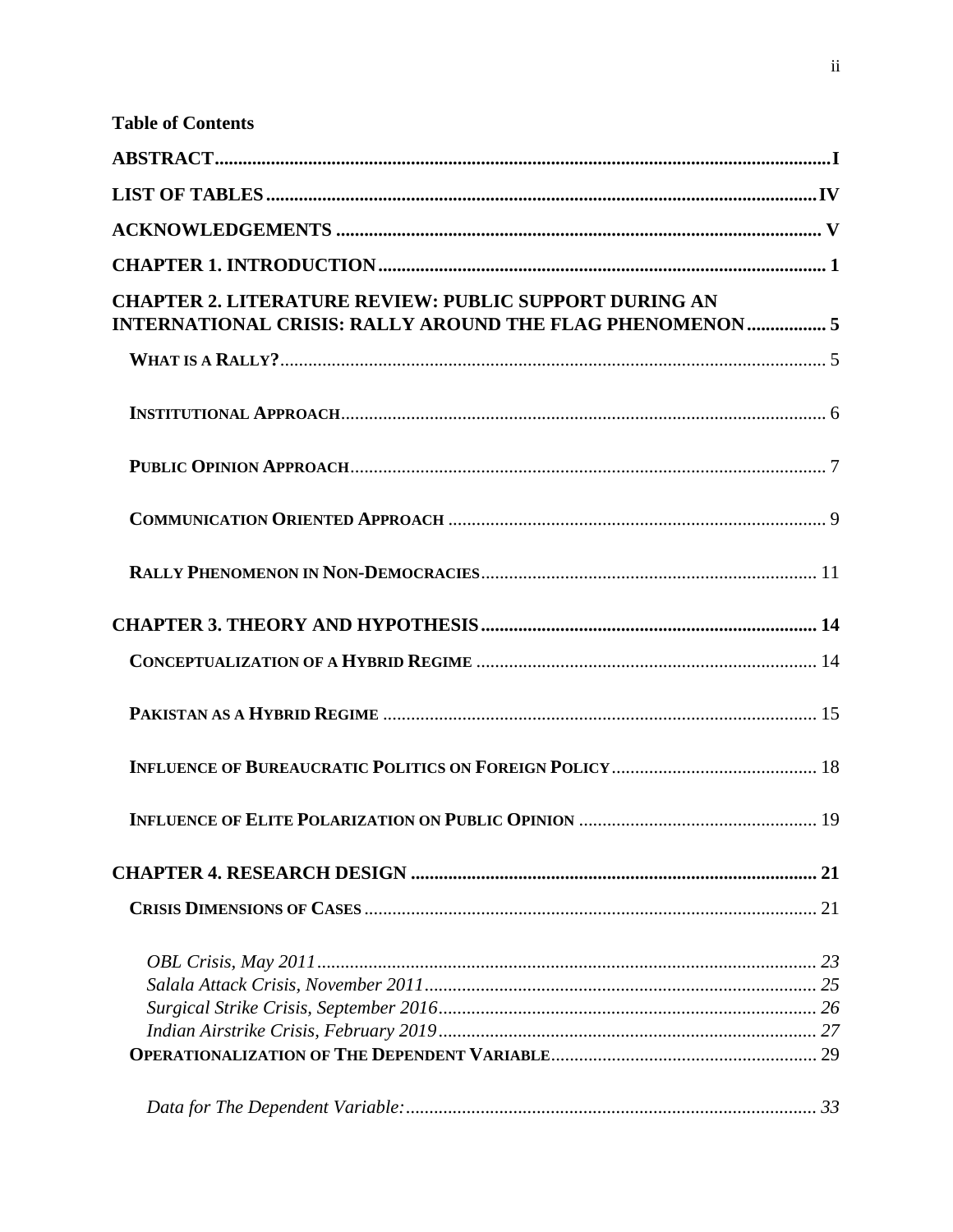**Table of Contents**

**ABSTRACT** ........................................................ I

**LIST OF TABLES** ........................................................ IV

**ACKNOWLEDGEMENTS** ........................................................ V

**CHAPTER 1. INTRODUCTION** ........................................................ 1

**CHAPTER 2. LITERATURE REVIEW: PUBLIC SUPPORT DURING AN INTERNATIONAL CRISIS: RALLY AROUND THE FLAG PHENOMENON** ........................................................ 5

- **WHAT IS A RALLY?** ........................................................ 5
- **INSTITUTIONAL APPROACH** ........................................................ 6
- **PUBLIC OPINION APPROACH** ........................................................ 7
- **COMMUNICATION ORIENTED APPROACH** ........................................................ 9
- **RALLY PHENOMENON IN NON-DEMOCRACIES** ........................................................ 11

**CHAPTER 3. THEORY AND HYPOTHESIS** ........................................................ 14

- **CONCEPTUALIZATION OF A HYBRID REGIME** ........................................................ 14
- **PAKISTAN AS A HYBRID REGIME** ........................................................ 15
- **INFLUENCE OF BUREAUCRATIC POLITICS ON FOREIGN POLICY** ........................................................ 18
- **INFLUENCE OF ELITE POLARIZATION ON PUBLIC OPINION** ........................................................ 19

**CHAPTER 4. RESEARCH DESIGN** ........................................................ 21

- **CRISIS DIMENSIONS OF CASES** ........................................................ 21
  - *OBL Crisis, May 2011* ........................................................ *23*
  - *Salala Attack Crisis, November 2011* ........................................................ *25*
  - *Surgical Strike Crisis, September 2016* ........................................................ *26*
  - *Indian Airstrike Crisis, February 2019* ........................................................ *27*
- **OPERATIONALIZATION OF THE DEPENDENT VARIABLE** ........................................................ 29
  - *Data for The Dependent Variable:* ........................................................ *33*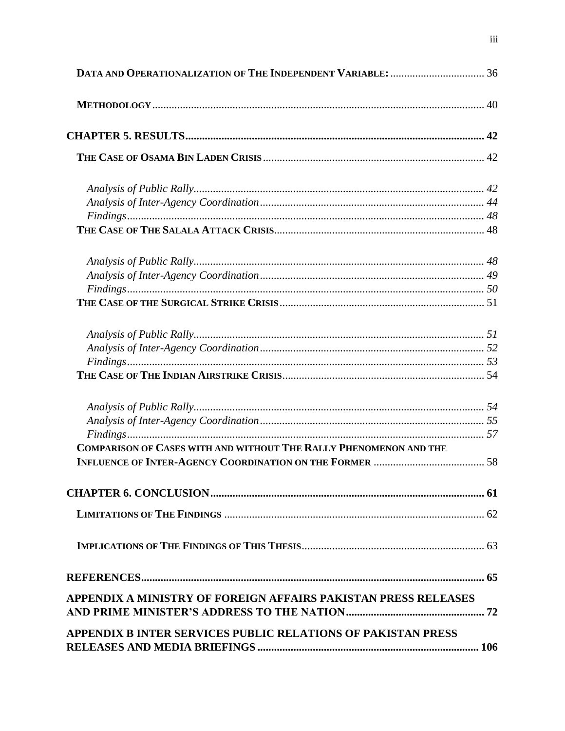**DATA AND OPERATIONALIZATION OF THE INDEPENDENT VARIABLE:** .................................. 36

**METHODOLOGY** ........................................................................................................... 40

**CHAPTER 5. RESULTS** ............................................................................................. 42

**THE CASE OF OSAMA BIN LADEN CRISIS** ............................................................................... 42

*Analysis of Public Rally* ........................................................................................... 42
*Analysis of Inter-Agency Coordination* ..................................................................... 44
*Findings* ..................................................................................................................... 48

**THE CASE OF THE SALALA ATTACK CRISIS** ........................................................................... 48

*Analysis of Public Rally* ........................................................................................... 48
*Analysis of Inter-Agency Coordination* ..................................................................... 49
*Findings* ..................................................................................................................... 50

**THE CASE OF THE SURGICAL STRIKE CRISIS** ......................................................................... 51

*Analysis of Public Rally* ........................................................................................... 51
*Analysis of Inter-Agency Coordination* ..................................................................... 52
*Findings* ..................................................................................................................... 53

**THE CASE OF THE INDIAN AIRSTRIKE CRISIS** ........................................................................ 54

*Analysis of Public Rally* ........................................................................................... 54
*Analysis of Inter-Agency Coordination* ..................................................................... 55
*Findings* ..................................................................................................................... 57

**COMPARISON OF CASES WITH AND WITHOUT THE RALLY PHENOMENON AND THE INFLUENCE OF INTER-AGENCY COORDINATION ON THE FORMER** ........................................ 58

**CHAPTER 6. CONCLUSION** ....................................................................................... 61

**LIMITATIONS OF THE FINDINGS** ................................................................................. 62

**IMPLICATIONS OF THE FINDINGS OF THIS THESIS** ................................................................. 63

**REFERENCES** ............................................................................................................. 65

**APPENDIX A MINISTRY OF FOREIGN AFFAIRS PAKISTAN PRESS RELEASES AND PRIME MINISTER'S ADDRESS TO THE NATION** .................................................. 72

**APPENDIX B INTER SERVICES PUBLIC RELATIONS OF PAKISTAN PRESS RELEASES AND MEDIA BRIEFINGS** .............................................................................. 106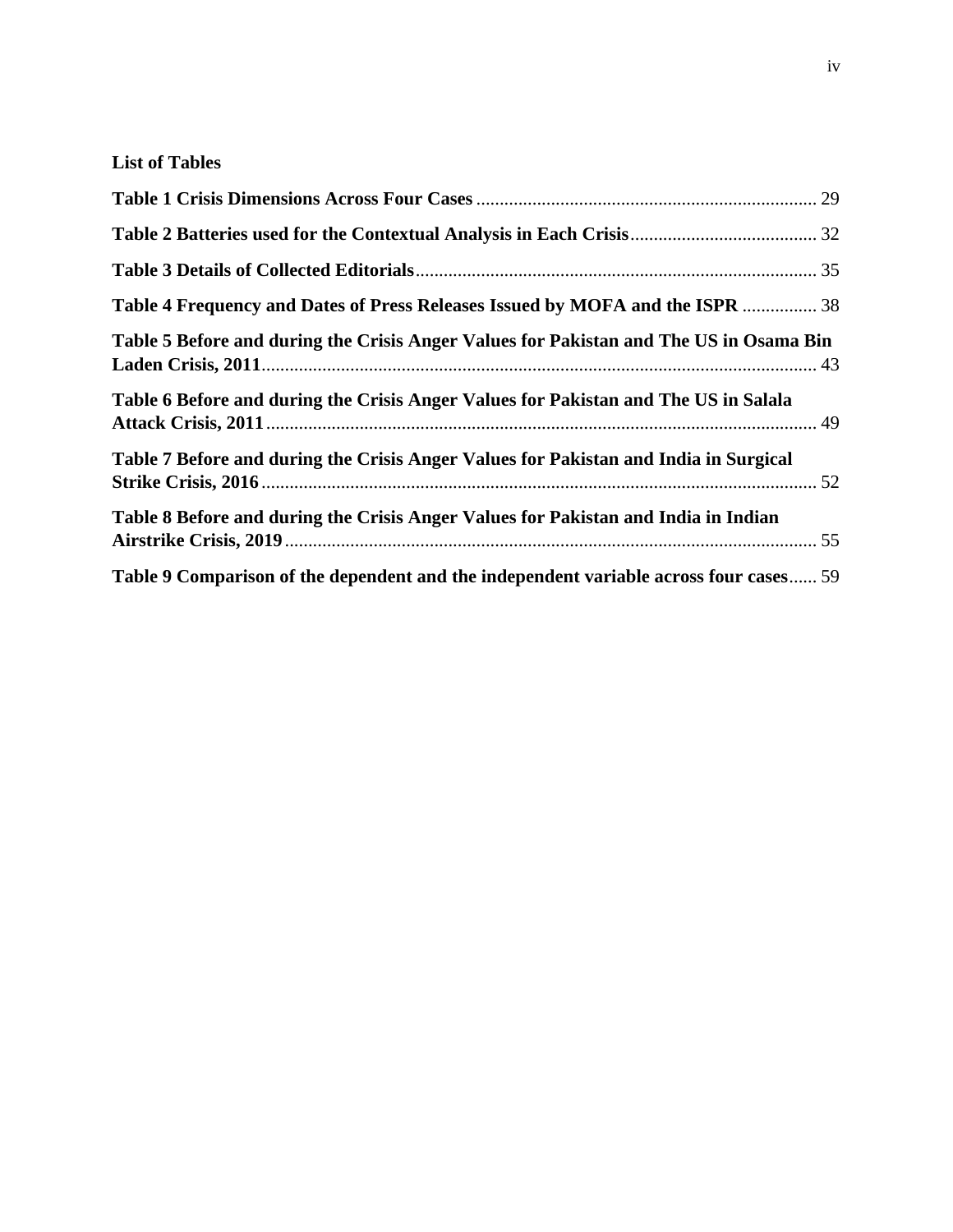**List of Tables**

**Table 1 Crisis Dimensions Across Four Cases** ........................................................................ 29

**Table 2 Batteries used for the Contextual Analysis in Each Crisis**........................................ 32

**Table 3 Details of Collected Editorials**..................................................................................... 35

**Table 4 Frequency and Dates of Press Releases Issued by MOFA and the ISPR** ................ 38

**Table 5 Before and during the Crisis Anger Values for Pakistan and The US in Osama Bin Laden Crisis, 2011**...................................................................................................................... 43

**Table 6 Before and during the Crisis Anger Values for Pakistan and The US in Salala Attack Crisis, 2011**..................................................................................................................... 49

**Table 7 Before and during the Crisis Anger Values for Pakistan and India in Surgical Strike Crisis, 2016**...................................................................................................................... 52

**Table 8 Before and during the Crisis Anger Values for Pakistan and India in Indian Airstrike Crisis, 2019**................................................................................................................. 55

**Table 9 Comparison of the dependent and the independent variable across four cases**...... 59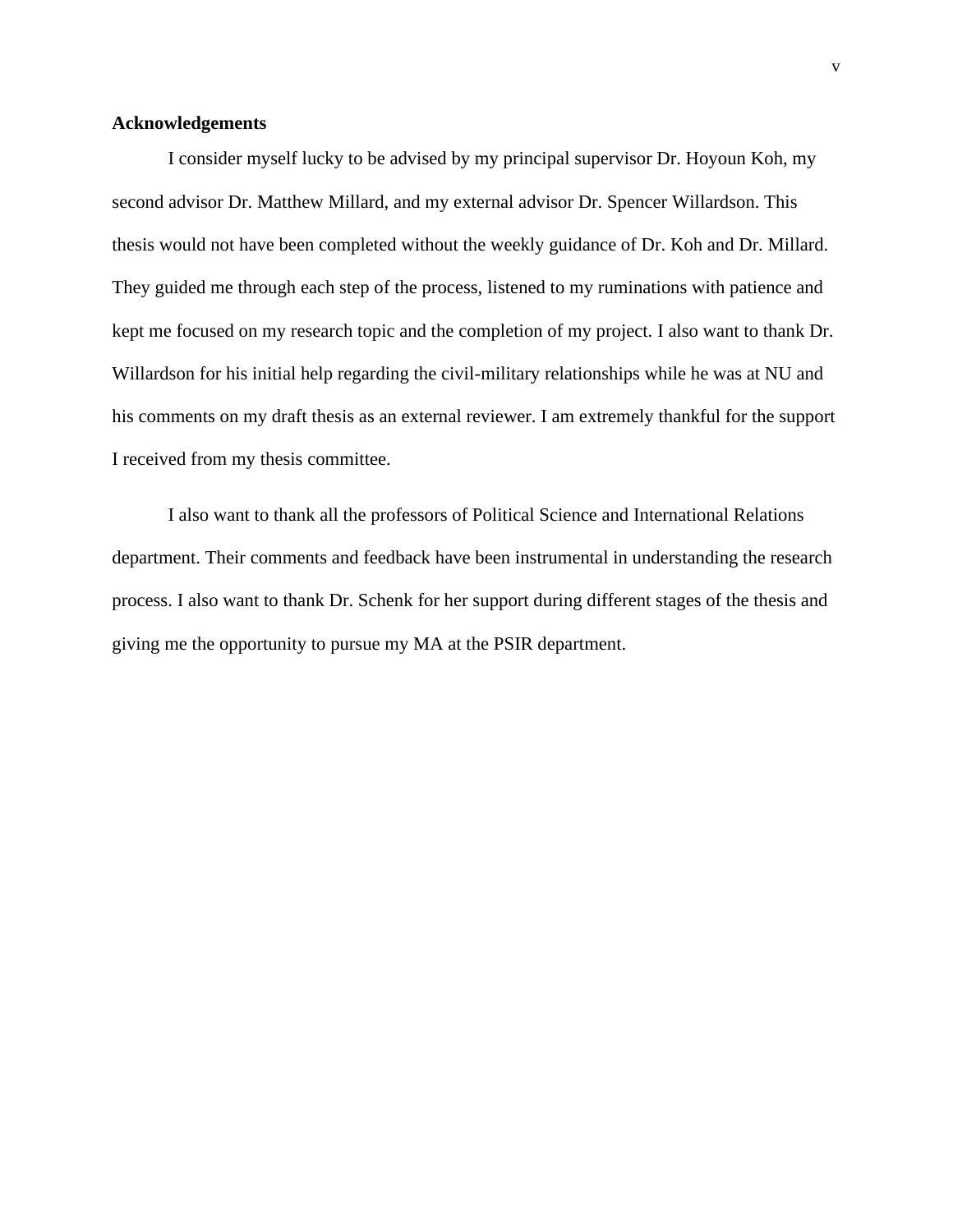## Acknowledgements

I consider myself lucky to be advised by my principal supervisor Dr. Hoyoun Koh, my second advisor Dr. Matthew Millard, and my external advisor Dr. Spencer Willardson. This thesis would not have been completed without the weekly guidance of Dr. Koh and Dr. Millard. They guided me through each step of the process, listened to my ruminations with patience and kept me focused on my research topic and the completion of my project. I also want to thank Dr. Willardson for his initial help regarding the civil-military relationships while he was at NU and his comments on my draft thesis as an external reviewer. I am extremely thankful for the support I received from my thesis committee.

I also want to thank all the professors of Political Science and International Relations department. Their comments and feedback have been instrumental in understanding the research process. I also want to thank Dr. Schenk for her support during different stages of the thesis and giving me the opportunity to pursue my MA at the PSIR department.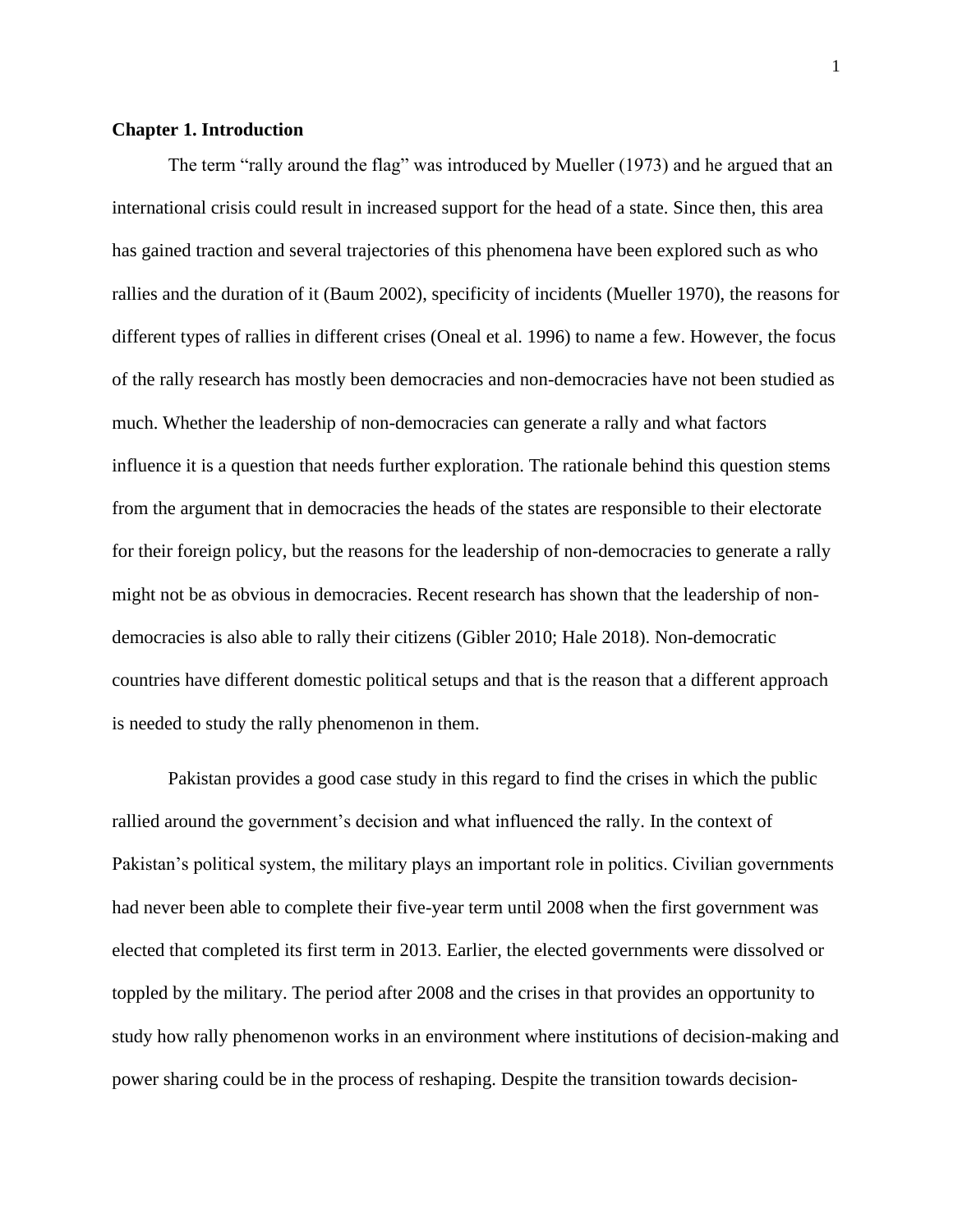**Chapter 1. Introduction**

The term "rally around the flag" was introduced by Mueller (1973) and he argued that an international crisis could result in increased support for the head of a state. Since then, this area has gained traction and several trajectories of this phenomena have been explored such as who rallies and the duration of it (Baum 2002), specificity of incidents (Mueller 1970), the reasons for different types of rallies in different crises (Oneal et al. 1996) to name a few. However, the focus of the rally research has mostly been democracies and non-democracies have not been studied as much. Whether the leadership of non-democracies can generate a rally and what factors influence it is a question that needs further exploration. The rationale behind this question stems from the argument that in democracies the heads of the states are responsible to their electorate for their foreign policy, but the reasons for the leadership of non-democracies to generate a rally might not be as obvious in democracies. Recent research has shown that the leadership of non-democracies is also able to rally their citizens (Gibler 2010; Hale 2018). Non-democratic countries have different domestic political setups and that is the reason that a different approach is needed to study the rally phenomenon in them.

Pakistan provides a good case study in this regard to find the crises in which the public rallied around the government's decision and what influenced the rally. In the context of Pakistan's political system, the military plays an important role in politics. Civilian governments had never been able to complete their five-year term until 2008 when the first government was elected that completed its first term in 2013. Earlier, the elected governments were dissolved or toppled by the military. The period after 2008 and the crises in that provides an opportunity to study how rally phenomenon works in an environment where institutions of decision-making and power sharing could be in the process of reshaping. Despite the transition towards decision-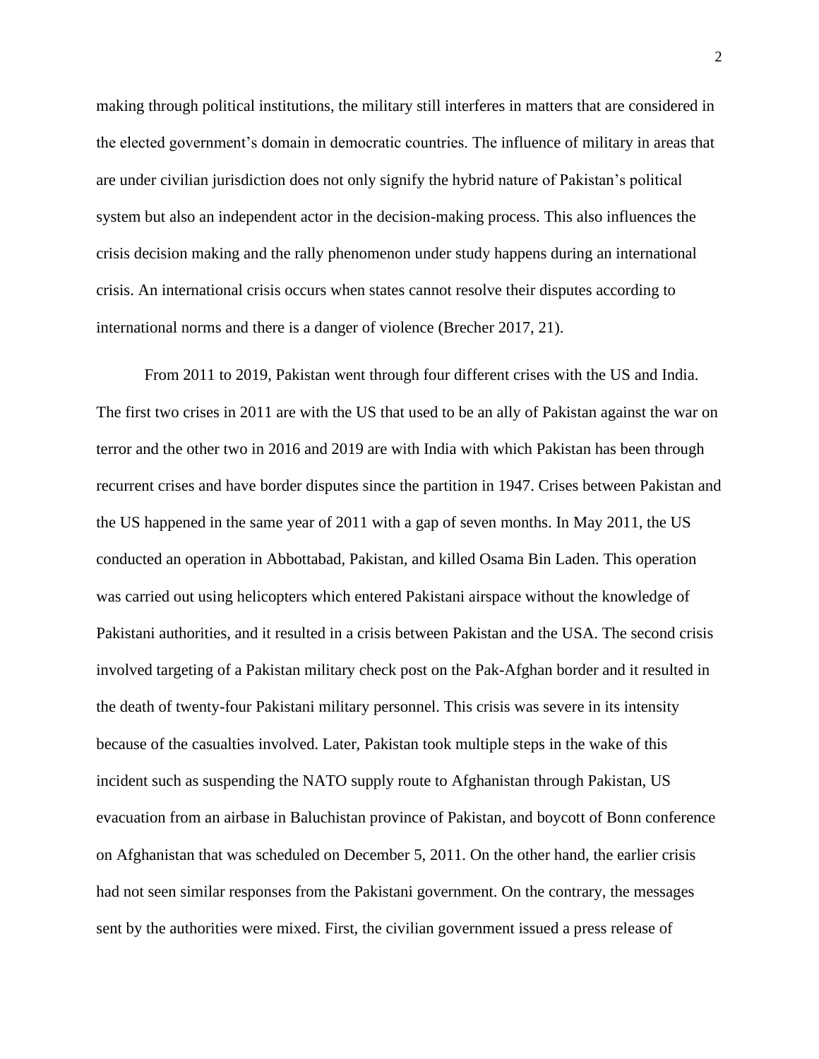making through political institutions, the military still interferes in matters that are considered in the elected government's domain in democratic countries. The influence of military in areas that are under civilian jurisdiction does not only signify the hybrid nature of Pakistan's political system but also an independent actor in the decision-making process. This also influences the crisis decision making and the rally phenomenon under study happens during an international crisis. An international crisis occurs when states cannot resolve their disputes according to international norms and there is a danger of violence (Brecher 2017, 21).

From 2011 to 2019, Pakistan went through four different crises with the US and India. The first two crises in 2011 are with the US that used to be an ally of Pakistan against the war on terror and the other two in 2016 and 2019 are with India with which Pakistan has been through recurrent crises and have border disputes since the partition in 1947. Crises between Pakistan and the US happened in the same year of 2011 with a gap of seven months. In May 2011, the US conducted an operation in Abbottabad, Pakistan, and killed Osama Bin Laden. This operation was carried out using helicopters which entered Pakistani airspace without the knowledge of Pakistani authorities, and it resulted in a crisis between Pakistan and the USA. The second crisis involved targeting of a Pakistan military check post on the Pak-Afghan border and it resulted in the death of twenty-four Pakistani military personnel. This crisis was severe in its intensity because of the casualties involved. Later, Pakistan took multiple steps in the wake of this incident such as suspending the NATO supply route to Afghanistan through Pakistan, US evacuation from an airbase in Baluchistan province of Pakistan, and boycott of Bonn conference on Afghanistan that was scheduled on December 5, 2011. On the other hand, the earlier crisis had not seen similar responses from the Pakistani government. On the contrary, the messages sent by the authorities were mixed. First, the civilian government issued a press release of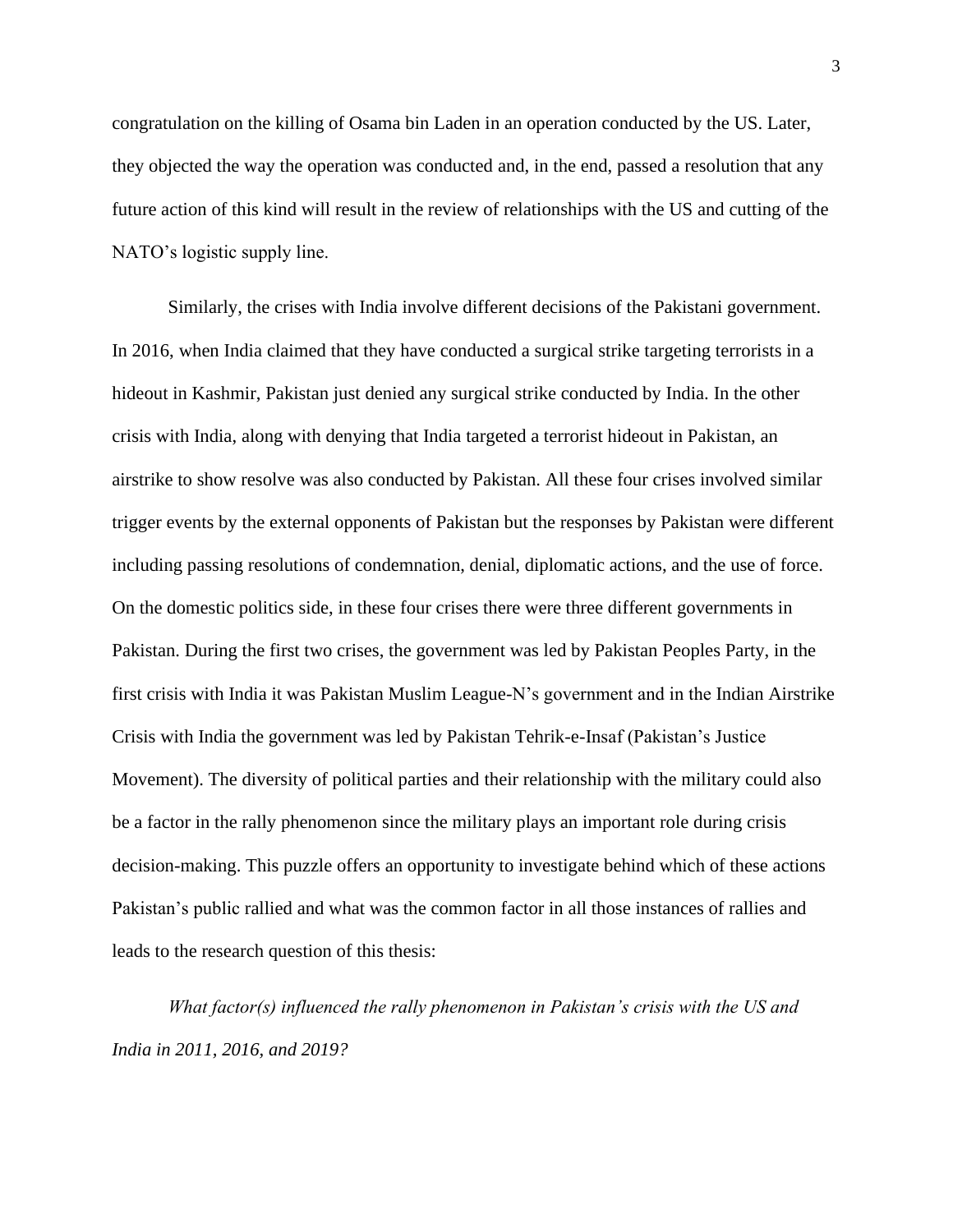congratulation on the killing of Osama bin Laden in an operation conducted by the US. Later, they objected the way the operation was conducted and, in the end, passed a resolution that any future action of this kind will result in the review of relationships with the US and cutting of the NATO's logistic supply line.

Similarly, the crises with India involve different decisions of the Pakistani government. In 2016, when India claimed that they have conducted a surgical strike targeting terrorists in a hideout in Kashmir, Pakistan just denied any surgical strike conducted by India. In the other crisis with India, along with denying that India targeted a terrorist hideout in Pakistan, an airstrike to show resolve was also conducted by Pakistan. All these four crises involved similar trigger events by the external opponents of Pakistan but the responses by Pakistan were different including passing resolutions of condemnation, denial, diplomatic actions, and the use of force. On the domestic politics side, in these four crises there were three different governments in Pakistan. During the first two crises, the government was led by Pakistan Peoples Party, in the first crisis with India it was Pakistan Muslim League-N's government and in the Indian Airstrike Crisis with India the government was led by Pakistan Tehrik-e-Insaf (Pakistan's Justice Movement). The diversity of political parties and their relationship with the military could also be a factor in the rally phenomenon since the military plays an important role during crisis decision-making. This puzzle offers an opportunity to investigate behind which of these actions Pakistan's public rallied and what was the common factor in all those instances of rallies and leads to the research question of this thesis:

*What factor(s) influenced the rally phenomenon in Pakistan's crisis with the US and India in 2011, 2016, and 2019?*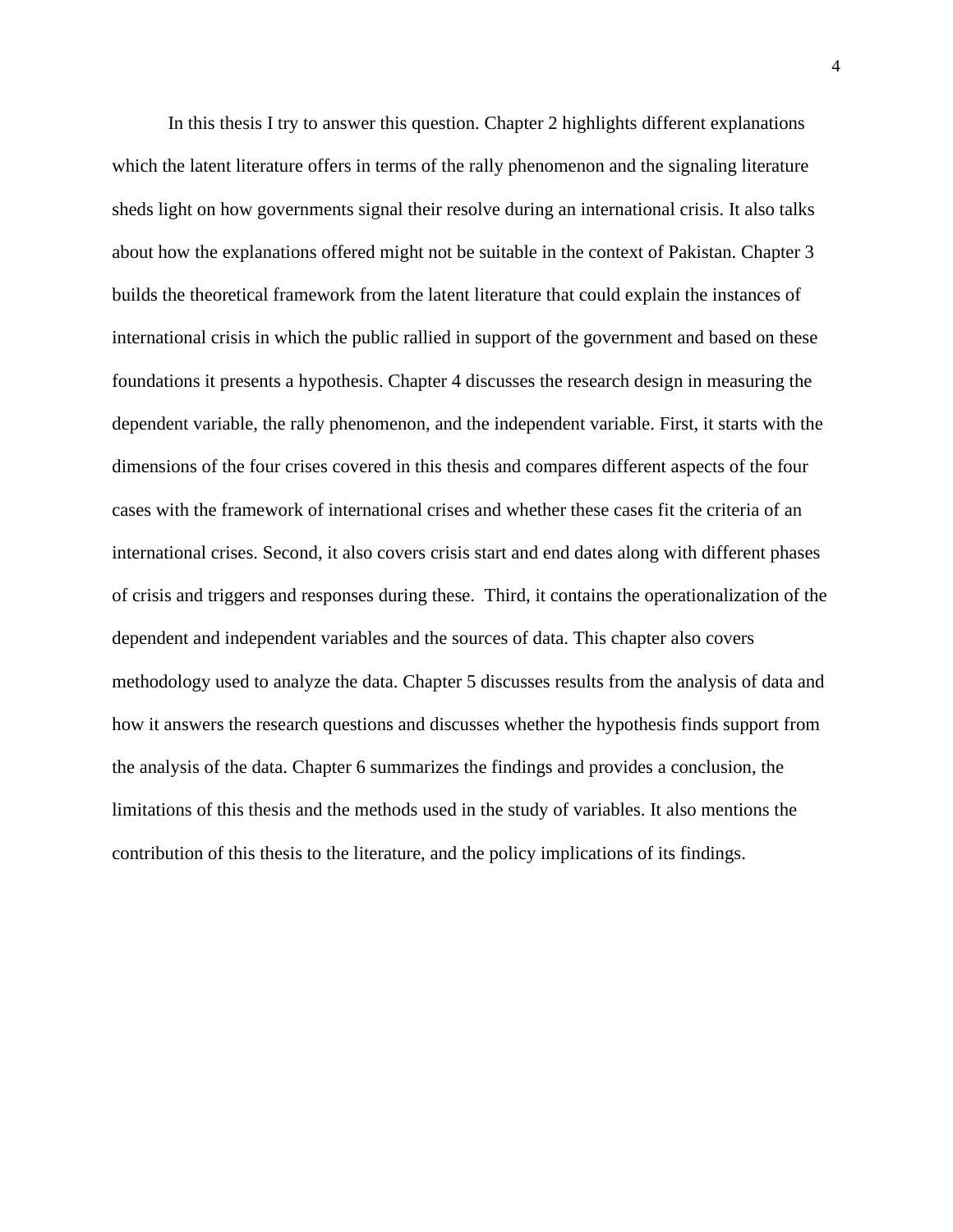In this thesis I try to answer this question. Chapter 2 highlights different explanations which the latent literature offers in terms of the rally phenomenon and the signaling literature sheds light on how governments signal their resolve during an international crisis. It also talks about how the explanations offered might not be suitable in the context of Pakistan. Chapter 3 builds the theoretical framework from the latent literature that could explain the instances of international crisis in which the public rallied in support of the government and based on these foundations it presents a hypothesis. Chapter 4 discusses the research design in measuring the dependent variable, the rally phenomenon, and the independent variable. First, it starts with the dimensions of the four crises covered in this thesis and compares different aspects of the four cases with the framework of international crises and whether these cases fit the criteria of an international crises. Second, it also covers crisis start and end dates along with different phases of crisis and triggers and responses during these.  Third, it contains the operationalization of the dependent and independent variables and the sources of data. This chapter also covers methodology used to analyze the data. Chapter 5 discusses results from the analysis of data and how it answers the research questions and discusses whether the hypothesis finds support from the analysis of the data. Chapter 6 summarizes the findings and provides a conclusion, the limitations of this thesis and the methods used in the study of variables. It also mentions the contribution of this thesis to the literature, and the policy implications of its findings.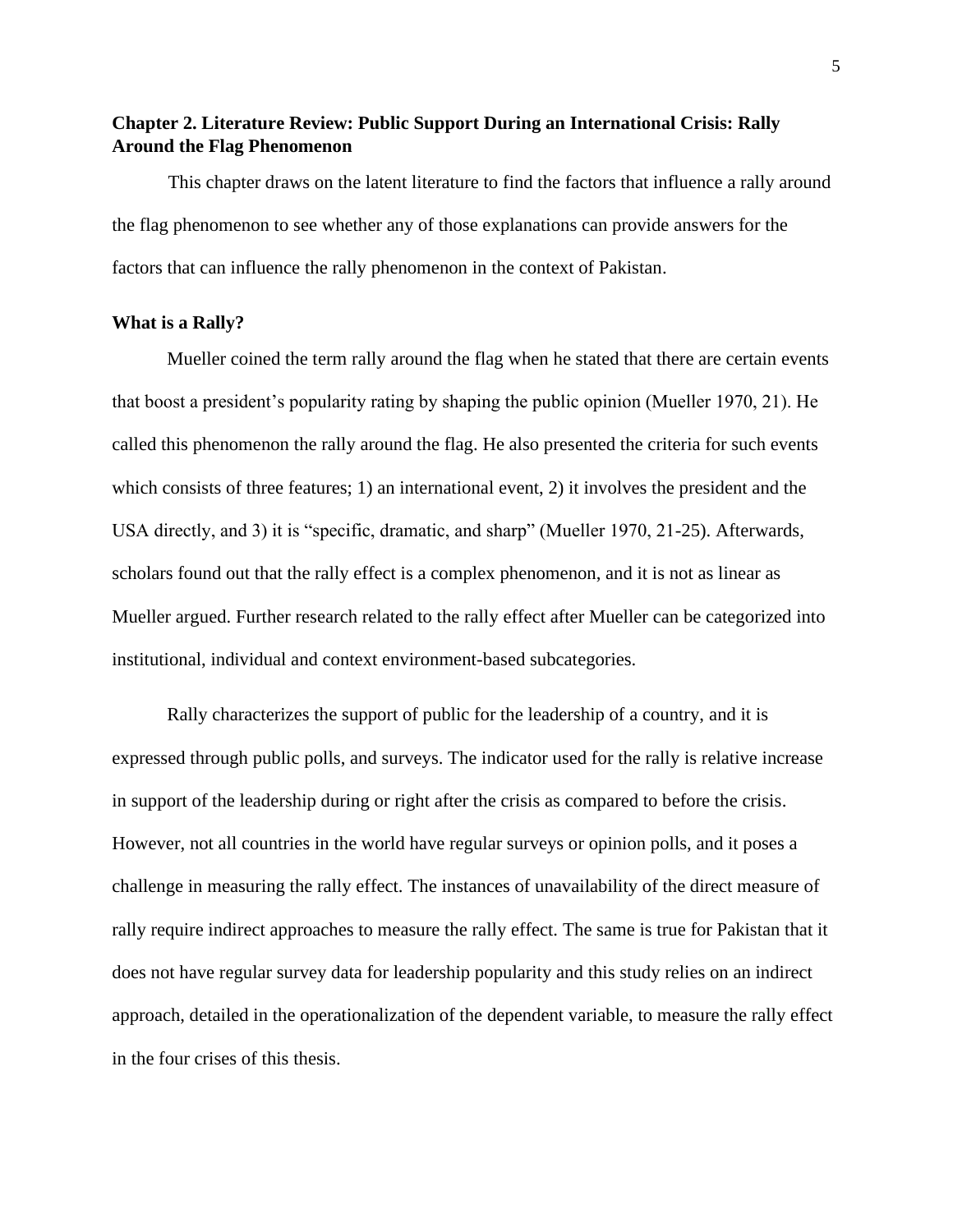## Chapter 2. Literature Review: Public Support During an International Crisis: Rally Around the Flag Phenomenon

This chapter draws on the latent literature to find the factors that influence a rally around the flag phenomenon to see whether any of those explanations can provide answers for the factors that can influence the rally phenomenon in the context of Pakistan.

### What is a Rally?

Mueller coined the term rally around the flag when he stated that there are certain events that boost a president's popularity rating by shaping the public opinion (Mueller 1970, 21). He called this phenomenon the rally around the flag. He also presented the criteria for such events which consists of three features; 1) an international event, 2) it involves the president and the USA directly, and 3) it is "specific, dramatic, and sharp" (Mueller 1970, 21-25). Afterwards, scholars found out that the rally effect is a complex phenomenon, and it is not as linear as Mueller argued. Further research related to the rally effect after Mueller can be categorized into institutional, individual and context environment-based subcategories.

Rally characterizes the support of public for the leadership of a country, and it is expressed through public polls, and surveys. The indicator used for the rally is relative increase in support of the leadership during or right after the crisis as compared to before the crisis. However, not all countries in the world have regular surveys or opinion polls, and it poses a challenge in measuring the rally effect. The instances of unavailability of the direct measure of rally require indirect approaches to measure the rally effect. The same is true for Pakistan that it does not have regular survey data for leadership popularity and this study relies on an indirect approach, detailed in the operationalization of the dependent variable, to measure the rally effect in the four crises of this thesis.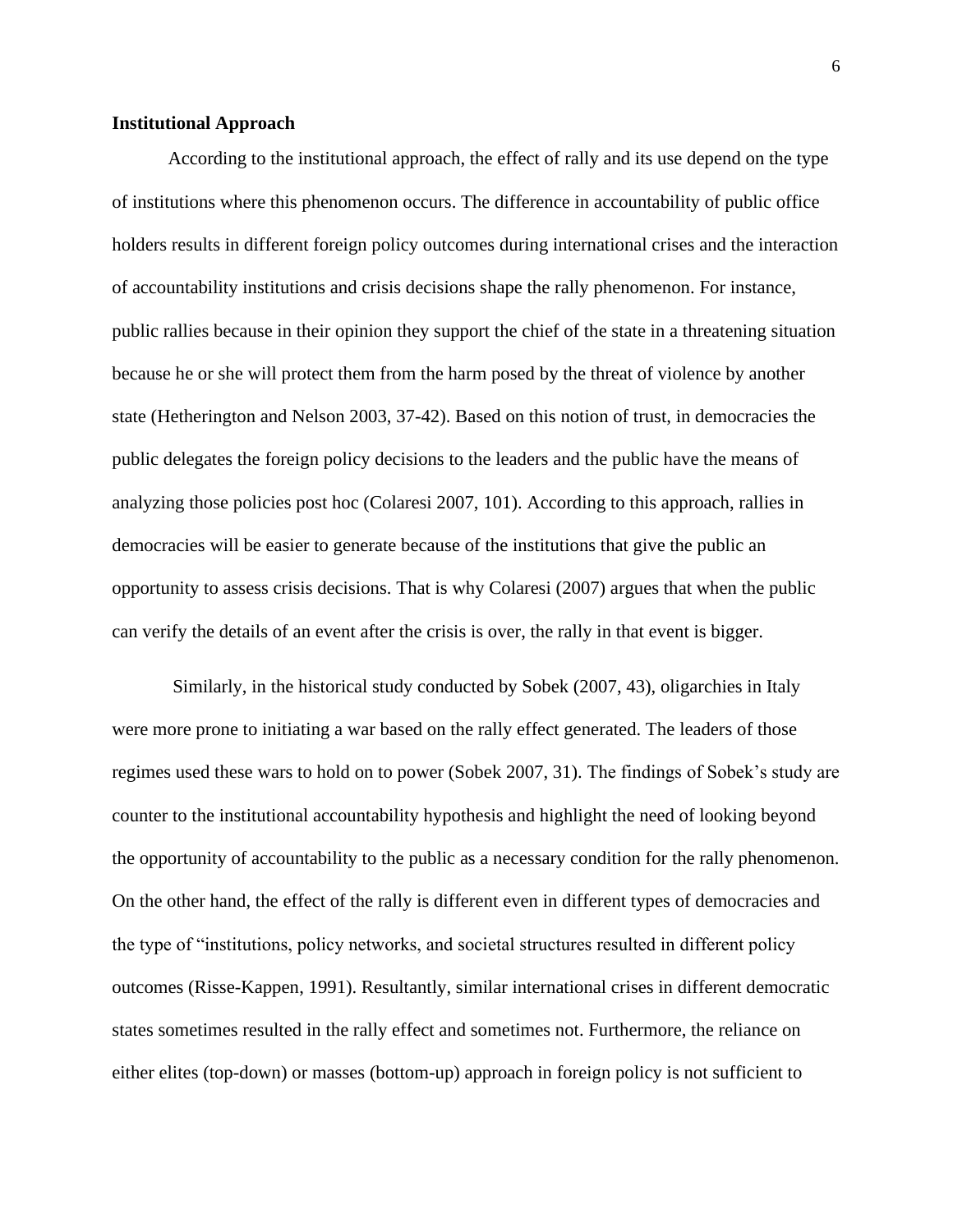**Institutional Approach**

According to the institutional approach, the effect of rally and its use depend on the type of institutions where this phenomenon occurs. The difference in accountability of public office holders results in different foreign policy outcomes during international crises and the interaction of accountability institutions and crisis decisions shape the rally phenomenon. For instance, public rallies because in their opinion they support the chief of the state in a threatening situation because he or she will protect them from the harm posed by the threat of violence by another state (Hetherington and Nelson 2003, 37-42). Based on this notion of trust, in democracies the public delegates the foreign policy decisions to the leaders and the public have the means of analyzing those policies post hoc (Colaresi 2007, 101). According to this approach, rallies in democracies will be easier to generate because of the institutions that give the public an opportunity to assess crisis decisions. That is why Colaresi (2007) argues that when the public can verify the details of an event after the crisis is over, the rally in that event is bigger.

Similarly, in the historical study conducted by Sobek (2007, 43), oligarchies in Italy were more prone to initiating a war based on the rally effect generated. The leaders of those regimes used these wars to hold on to power (Sobek 2007, 31). The findings of Sobek's study are counter to the institutional accountability hypothesis and highlight the need of looking beyond the opportunity of accountability to the public as a necessary condition for the rally phenomenon. On the other hand, the effect of the rally is different even in different types of democracies and the type of "institutions, policy networks, and societal structures resulted in different policy outcomes (Risse-Kappen, 1991). Resultantly, similar international crises in different democratic states sometimes resulted in the rally effect and sometimes not. Furthermore, the reliance on either elites (top-down) or masses (bottom-up) approach in foreign policy is not sufficient to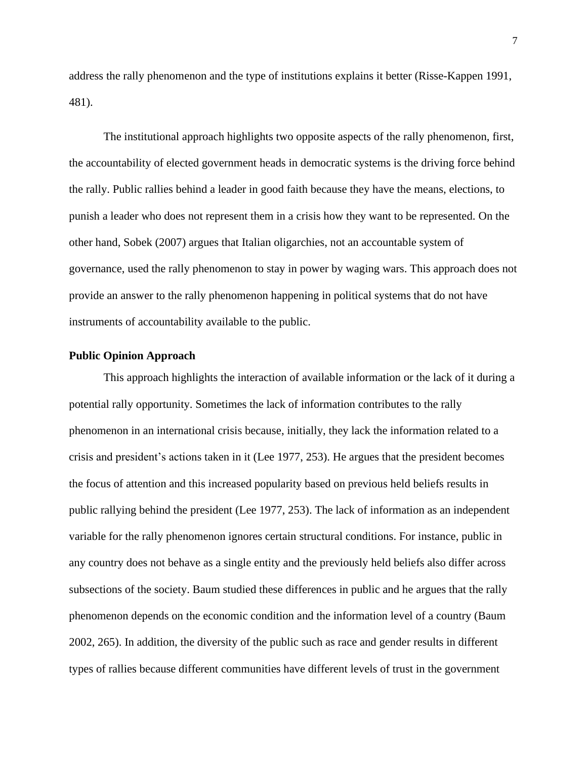address the rally phenomenon and the type of institutions explains it better (Risse-Kappen 1991, 481).

The institutional approach highlights two opposite aspects of the rally phenomenon, first, the accountability of elected government heads in democratic systems is the driving force behind the rally. Public rallies behind a leader in good faith because they have the means, elections, to punish a leader who does not represent them in a crisis how they want to be represented. On the other hand, Sobek (2007) argues that Italian oligarchies, not an accountable system of governance, used the rally phenomenon to stay in power by waging wars. This approach does not provide an answer to the rally phenomenon happening in political systems that do not have instruments of accountability available to the public.

**Public Opinion Approach**

This approach highlights the interaction of available information or the lack of it during a potential rally opportunity. Sometimes the lack of information contributes to the rally phenomenon in an international crisis because, initially, they lack the information related to a crisis and president's actions taken in it (Lee 1977, 253). He argues that the president becomes the focus of attention and this increased popularity based on previous held beliefs results in public rallying behind the president (Lee 1977, 253). The lack of information as an independent variable for the rally phenomenon ignores certain structural conditions. For instance, public in any country does not behave as a single entity and the previously held beliefs also differ across subsections of the society. Baum studied these differences in public and he argues that the rally phenomenon depends on the economic condition and the information level of a country (Baum 2002, 265). In addition, the diversity of the public such as race and gender results in different types of rallies because different communities have different levels of trust in the government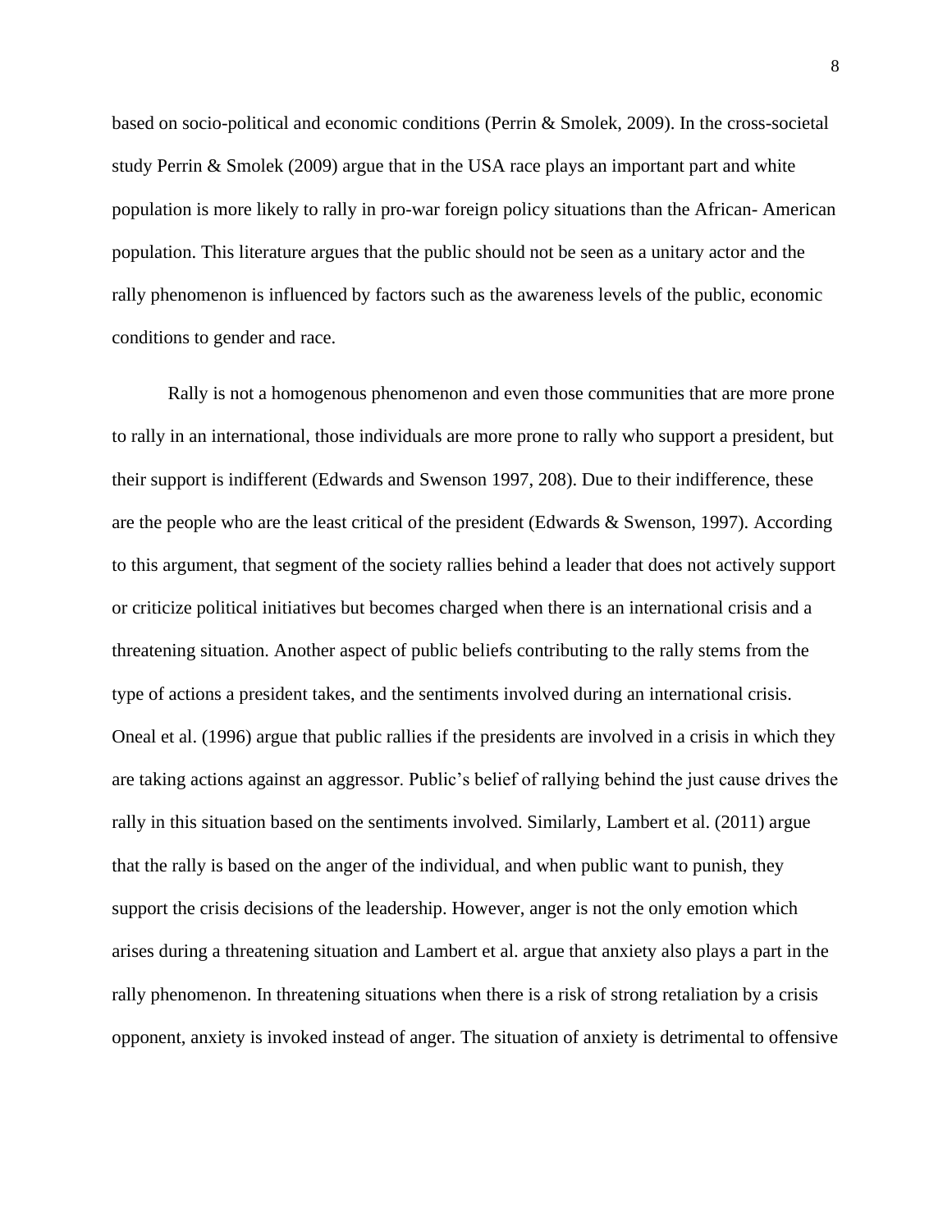based on socio-political and economic conditions (Perrin & Smolek, 2009). In the cross-societal study Perrin & Smolek (2009) argue that in the USA race plays an important part and white population is more likely to rally in pro-war foreign policy situations than the African- American population. This literature argues that the public should not be seen as a unitary actor and the rally phenomenon is influenced by factors such as the awareness levels of the public, economic conditions to gender and race.

Rally is not a homogenous phenomenon and even those communities that are more prone to rally in an international, those individuals are more prone to rally who support a president, but their support is indifferent (Edwards and Swenson 1997, 208). Due to their indifference, these are the people who are the least critical of the president (Edwards & Swenson, 1997). According to this argument, that segment of the society rallies behind a leader that does not actively support or criticize political initiatives but becomes charged when there is an international crisis and a threatening situation. Another aspect of public beliefs contributing to the rally stems from the type of actions a president takes, and the sentiments involved during an international crisis. Oneal et al. (1996) argue that public rallies if the presidents are involved in a crisis in which they are taking actions against an aggressor. Public's belief of rallying behind the just cause drives the rally in this situation based on the sentiments involved. Similarly, Lambert et al. (2011) argue that the rally is based on the anger of the individual, and when public want to punish, they support the crisis decisions of the leadership. However, anger is not the only emotion which arises during a threatening situation and Lambert et al. argue that anxiety also plays a part in the rally phenomenon. In threatening situations when there is a risk of strong retaliation by a crisis opponent, anxiety is invoked instead of anger. The situation of anxiety is detrimental to offensive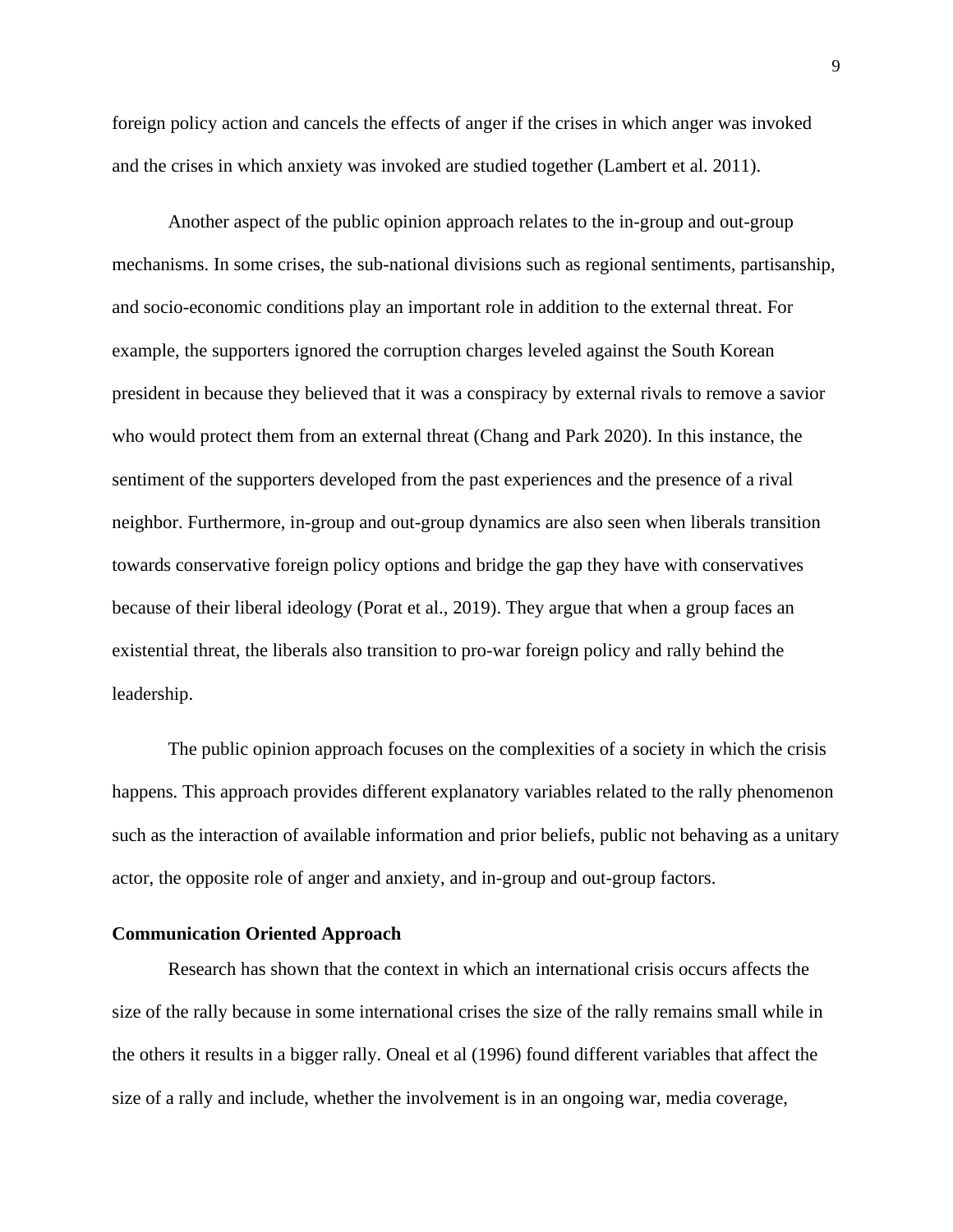foreign policy action and cancels the effects of anger if the crises in which anger was invoked and the crises in which anxiety was invoked are studied together (Lambert et al. 2011).

Another aspect of the public opinion approach relates to the in-group and out-group mechanisms. In some crises, the sub-national divisions such as regional sentiments, partisanship, and socio-economic conditions play an important role in addition to the external threat. For example, the supporters ignored the corruption charges leveled against the South Korean president in because they believed that it was a conspiracy by external rivals to remove a savior who would protect them from an external threat (Chang and Park 2020). In this instance, the sentiment of the supporters developed from the past experiences and the presence of a rival neighbor. Furthermore, in-group and out-group dynamics are also seen when liberals transition towards conservative foreign policy options and bridge the gap they have with conservatives because of their liberal ideology (Porat et al., 2019). They argue that when a group faces an existential threat, the liberals also transition to pro-war foreign policy and rally behind the leadership.

The public opinion approach focuses on the complexities of a society in which the crisis happens. This approach provides different explanatory variables related to the rally phenomenon such as the interaction of available information and prior beliefs, public not behaving as a unitary actor, the opposite role of anger and anxiety, and in-group and out-group factors.

**Communication Oriented Approach**

Research has shown that the context in which an international crisis occurs affects the size of the rally because in some international crises the size of the rally remains small while in the others it results in a bigger rally. Oneal et al (1996) found different variables that affect the size of a rally and include, whether the involvement is in an ongoing war, media coverage,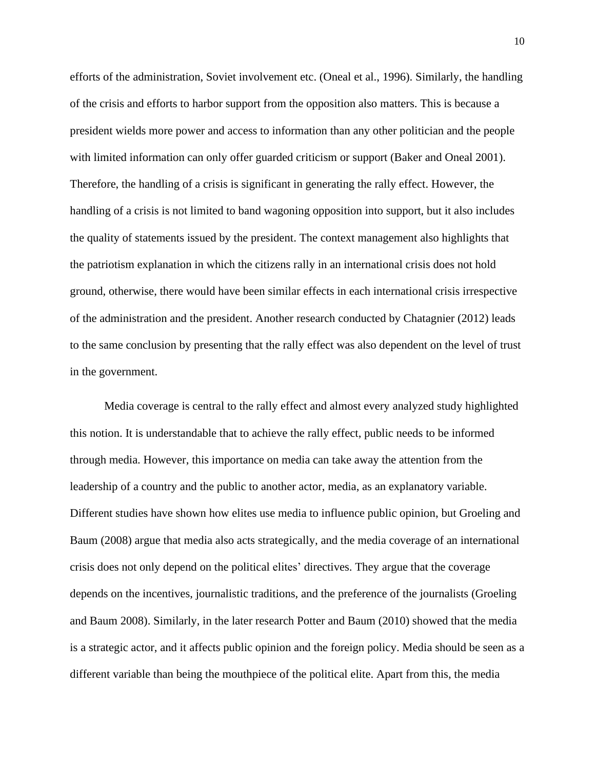efforts of the administration, Soviet involvement etc. (Oneal et al., 1996). Similarly, the handling of the crisis and efforts to harbor support from the opposition also matters. This is because a president wields more power and access to information than any other politician and the people with limited information can only offer guarded criticism or support (Baker and Oneal 2001). Therefore, the handling of a crisis is significant in generating the rally effect. However, the handling of a crisis is not limited to band wagoning opposition into support, but it also includes the quality of statements issued by the president. The context management also highlights that the patriotism explanation in which the citizens rally in an international crisis does not hold ground, otherwise, there would have been similar effects in each international crisis irrespective of the administration and the president. Another research conducted by Chatagnier (2012) leads to the same conclusion by presenting that the rally effect was also dependent on the level of trust in the government.

Media coverage is central to the rally effect and almost every analyzed study highlighted this notion. It is understandable that to achieve the rally effect, public needs to be informed through media. However, this importance on media can take away the attention from the leadership of a country and the public to another actor, media, as an explanatory variable. Different studies have shown how elites use media to influence public opinion, but Groeling and Baum (2008) argue that media also acts strategically, and the media coverage of an international crisis does not only depend on the political elites' directives. They argue that the coverage depends on the incentives, journalistic traditions, and the preference of the journalists (Groeling and Baum 2008). Similarly, in the later research Potter and Baum (2010) showed that the media is a strategic actor, and it affects public opinion and the foreign policy. Media should be seen as a different variable than being the mouthpiece of the political elite. Apart from this, the media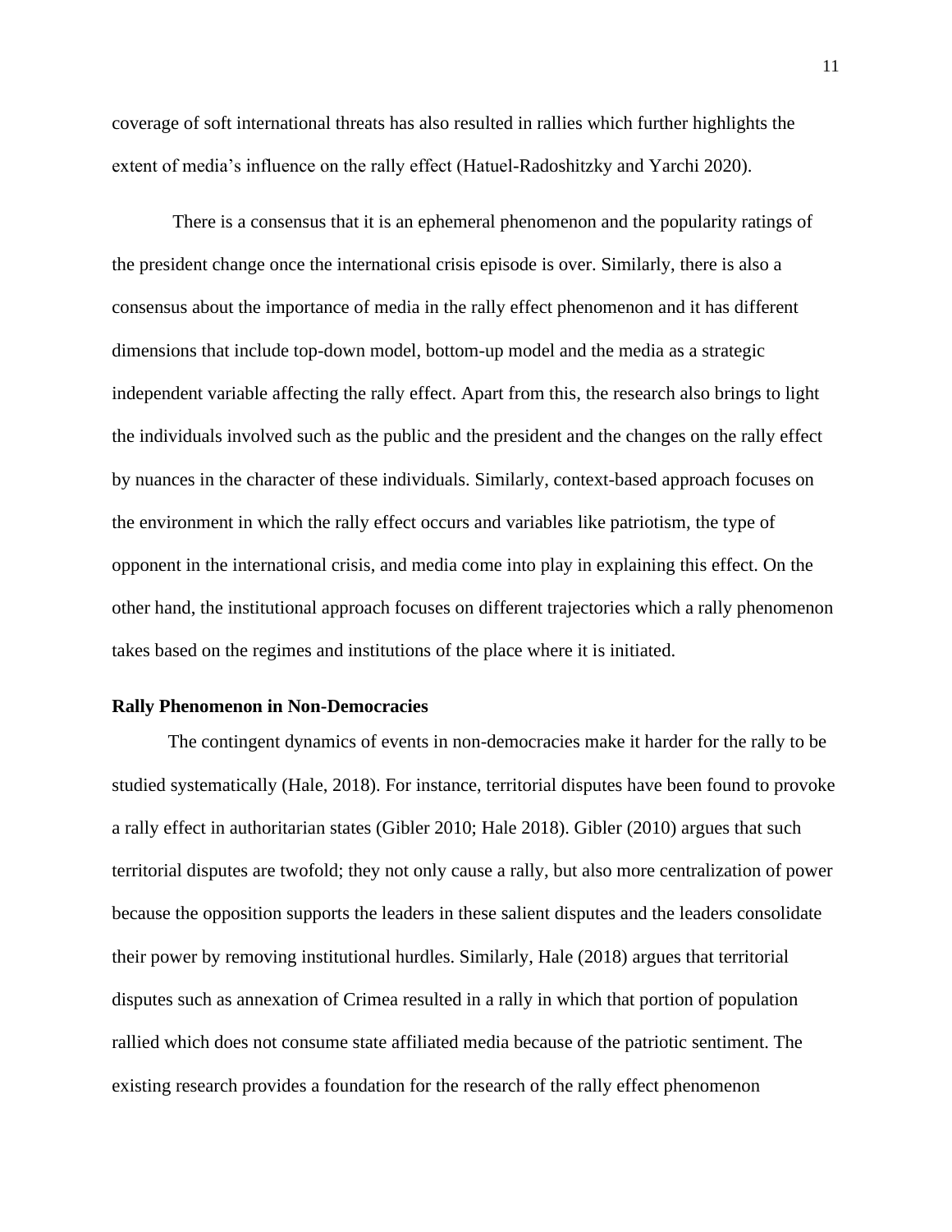coverage of soft international threats has also resulted in rallies which further highlights the extent of media's influence on the rally effect (Hatuel-Radoshitzky and Yarchi 2020).

There is a consensus that it is an ephemeral phenomenon and the popularity ratings of the president change once the international crisis episode is over. Similarly, there is also a consensus about the importance of media in the rally effect phenomenon and it has different dimensions that include top-down model, bottom-up model and the media as a strategic independent variable affecting the rally effect. Apart from this, the research also brings to light the individuals involved such as the public and the president and the changes on the rally effect by nuances in the character of these individuals. Similarly, context-based approach focuses on the environment in which the rally effect occurs and variables like patriotism, the type of opponent in the international crisis, and media come into play in explaining this effect. On the other hand, the institutional approach focuses on different trajectories which a rally phenomenon takes based on the regimes and institutions of the place where it is initiated.

**Rally Phenomenon in Non-Democracies**

The contingent dynamics of events in non-democracies make it harder for the rally to be studied systematically (Hale, 2018). For instance, territorial disputes have been found to provoke a rally effect in authoritarian states (Gibler 2010; Hale 2018). Gibler (2010) argues that such territorial disputes are twofold; they not only cause a rally, but also more centralization of power because the opposition supports the leaders in these salient disputes and the leaders consolidate their power by removing institutional hurdles. Similarly, Hale (2018) argues that territorial disputes such as annexation of Crimea resulted in a rally in which that portion of population rallied which does not consume state affiliated media because of the patriotic sentiment. The existing research provides a foundation for the research of the rally effect phenomenon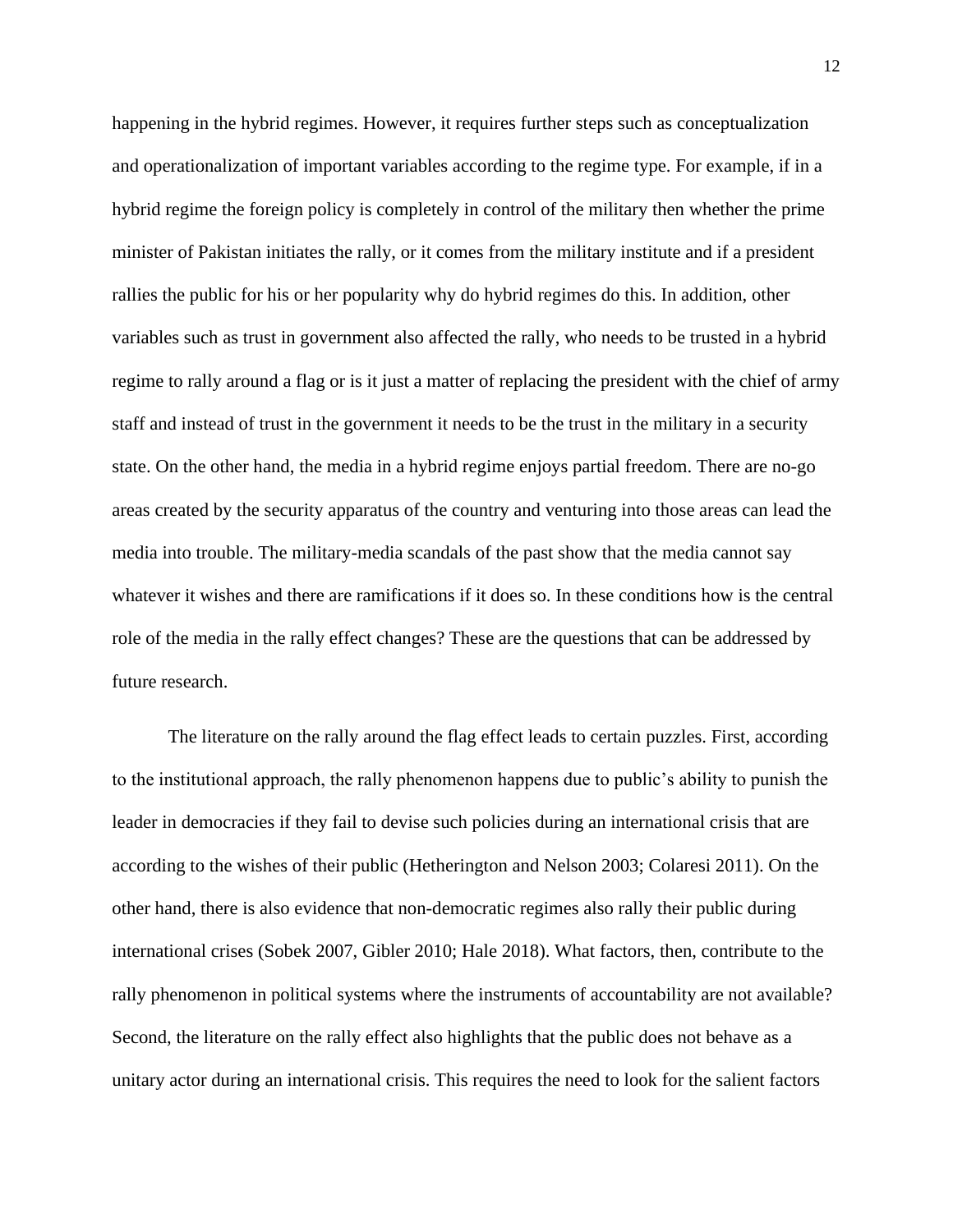happening in the hybrid regimes. However, it requires further steps such as conceptualization and operationalization of important variables according to the regime type. For example, if in a hybrid regime the foreign policy is completely in control of the military then whether the prime minister of Pakistan initiates the rally, or it comes from the military institute and if a president rallies the public for his or her popularity why do hybrid regimes do this. In addition, other variables such as trust in government also affected the rally, who needs to be trusted in a hybrid regime to rally around a flag or is it just a matter of replacing the president with the chief of army staff and instead of trust in the government it needs to be the trust in the military in a security state. On the other hand, the media in a hybrid regime enjoys partial freedom. There are no-go areas created by the security apparatus of the country and venturing into those areas can lead the media into trouble. The military-media scandals of the past show that the media cannot say whatever it wishes and there are ramifications if it does so. In these conditions how is the central role of the media in the rally effect changes? These are the questions that can be addressed by future research.

The literature on the rally around the flag effect leads to certain puzzles. First, according to the institutional approach, the rally phenomenon happens due to public's ability to punish the leader in democracies if they fail to devise such policies during an international crisis that are according to the wishes of their public (Hetherington and Nelson 2003; Colaresi 2011). On the other hand, there is also evidence that non-democratic regimes also rally their public during international crises (Sobek 2007, Gibler 2010; Hale 2018). What factors, then, contribute to the rally phenomenon in political systems where the instruments of accountability are not available? Second, the literature on the rally effect also highlights that the public does not behave as a unitary actor during an international crisis. This requires the need to look for the salient factors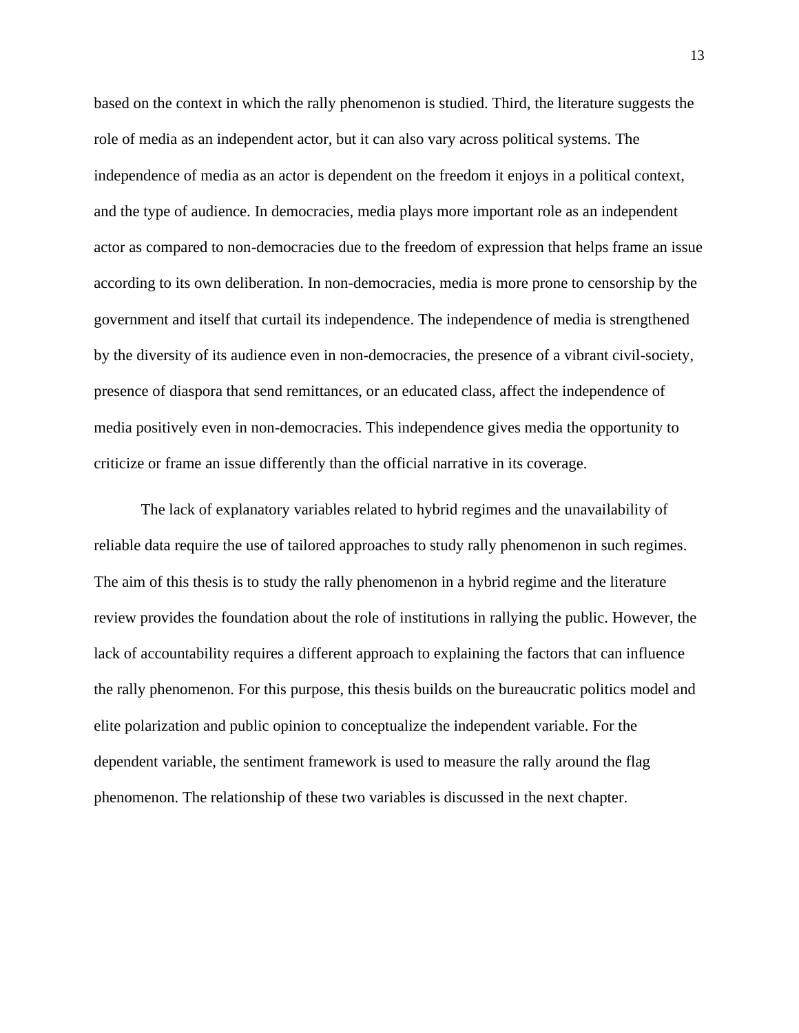based on the context in which the rally phenomenon is studied. Third, the literature suggests the role of media as an independent actor, but it can also vary across political systems. The independence of media as an actor is dependent on the freedom it enjoys in a political context, and the type of audience. In democracies, media plays more important role as an independent actor as compared to non-democracies due to the freedom of expression that helps frame an issue according to its own deliberation. In non-democracies, media is more prone to censorship by the government and itself that curtail its independence. The independence of media is strengthened by the diversity of its audience even in non-democracies, the presence of a vibrant civil-society, presence of diaspora that send remittances, or an educated class, affect the independence of media positively even in non-democracies. This independence gives media the opportunity to criticize or frame an issue differently than the official narrative in its coverage.

The lack of explanatory variables related to hybrid regimes and the unavailability of reliable data require the use of tailored approaches to study rally phenomenon in such regimes. The aim of this thesis is to study the rally phenomenon in a hybrid regime and the literature review provides the foundation about the role of institutions in rallying the public. However, the lack of accountability requires a different approach to explaining the factors that can influence the rally phenomenon. For this purpose, this thesis builds on the bureaucratic politics model and elite polarization and public opinion to conceptualize the independent variable. For the dependent variable, the sentiment framework is used to measure the rally around the flag phenomenon. The relationship of these two variables is discussed in the next chapter.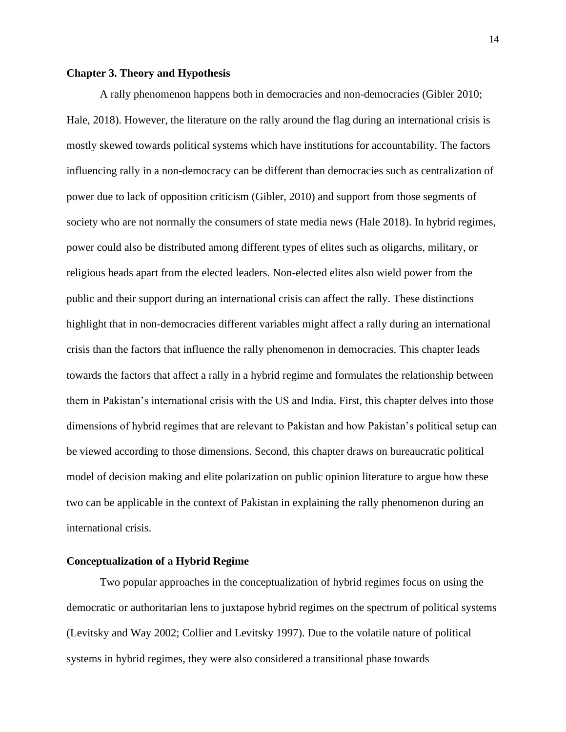## Chapter 3. Theory and Hypothesis

A rally phenomenon happens both in democracies and non-democracies (Gibler 2010; Hale, 2018). However, the literature on the rally around the flag during an international crisis is mostly skewed towards political systems which have institutions for accountability. The factors influencing rally in a non-democracy can be different than democracies such as centralization of power due to lack of opposition criticism (Gibler, 2010) and support from those segments of society who are not normally the consumers of state media news (Hale 2018). In hybrid regimes, power could also be distributed among different types of elites such as oligarchs, military, or religious heads apart from the elected leaders. Non-elected elites also wield power from the public and their support during an international crisis can affect the rally. These distinctions highlight that in non-democracies different variables might affect a rally during an international crisis than the factors that influence the rally phenomenon in democracies. This chapter leads towards the factors that affect a rally in a hybrid regime and formulates the relationship between them in Pakistan's international crisis with the US and India. First, this chapter delves into those dimensions of hybrid regimes that are relevant to Pakistan and how Pakistan's political setup can be viewed according to those dimensions. Second, this chapter draws on bureaucratic political model of decision making and elite polarization on public opinion literature to argue how these two can be applicable in the context of Pakistan in explaining the rally phenomenon during an international crisis.

### Conceptualization of a Hybrid Regime

Two popular approaches in the conceptualization of hybrid regimes focus on using the democratic or authoritarian lens to juxtapose hybrid regimes on the spectrum of political systems (Levitsky and Way 2002; Collier and Levitsky 1997). Due to the volatile nature of political systems in hybrid regimes, they were also considered a transitional phase towards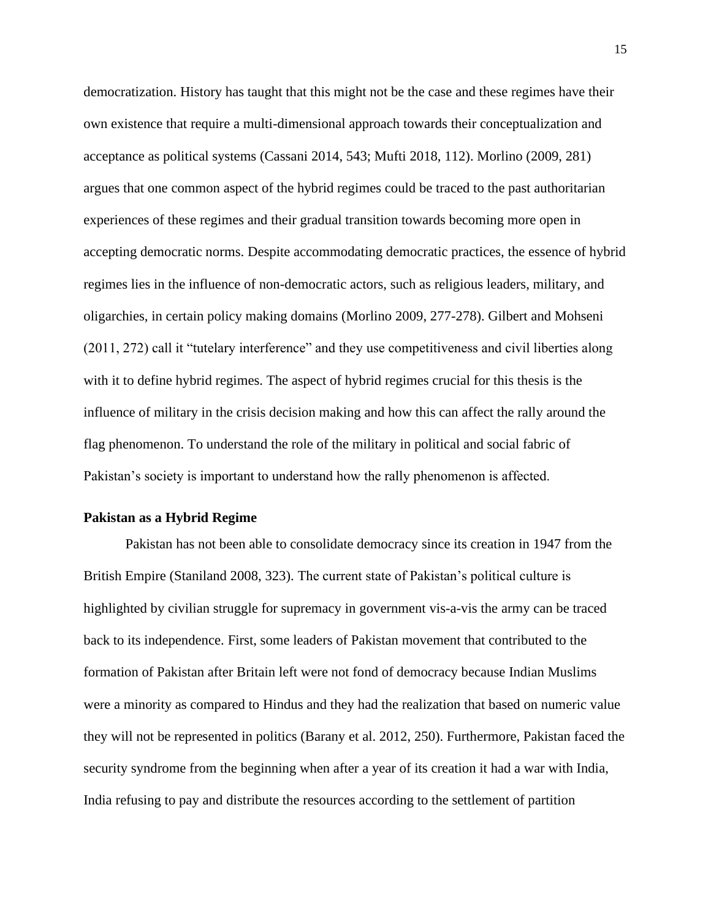democratization. History has taught that this might not be the case and these regimes have their own existence that require a multi-dimensional approach towards their conceptualization and acceptance as political systems (Cassani 2014, 543; Mufti 2018, 112). Morlino (2009, 281) argues that one common aspect of the hybrid regimes could be traced to the past authoritarian experiences of these regimes and their gradual transition towards becoming more open in accepting democratic norms. Despite accommodating democratic practices, the essence of hybrid regimes lies in the influence of non-democratic actors, such as religious leaders, military, and oligarchies, in certain policy making domains (Morlino 2009, 277-278). Gilbert and Mohseni (2011, 272) call it "tutelary interference" and they use competitiveness and civil liberties along with it to define hybrid regimes. The aspect of hybrid regimes crucial for this thesis is the influence of military in the crisis decision making and how this can affect the rally around the flag phenomenon. To understand the role of the military in political and social fabric of Pakistan's society is important to understand how the rally phenomenon is affected.

### Pakistan as a Hybrid Regime

Pakistan has not been able to consolidate democracy since its creation in 1947 from the British Empire (Staniland 2008, 323). The current state of Pakistan's political culture is highlighted by civilian struggle for supremacy in government vis-a-vis the army can be traced back to its independence. First, some leaders of Pakistan movement that contributed to the formation of Pakistan after Britain left were not fond of democracy because Indian Muslims were a minority as compared to Hindus and they had the realization that based on numeric value they will not be represented in politics (Barany et al. 2012, 250). Furthermore, Pakistan faced the security syndrome from the beginning when after a year of its creation it had a war with India, India refusing to pay and distribute the resources according to the settlement of partition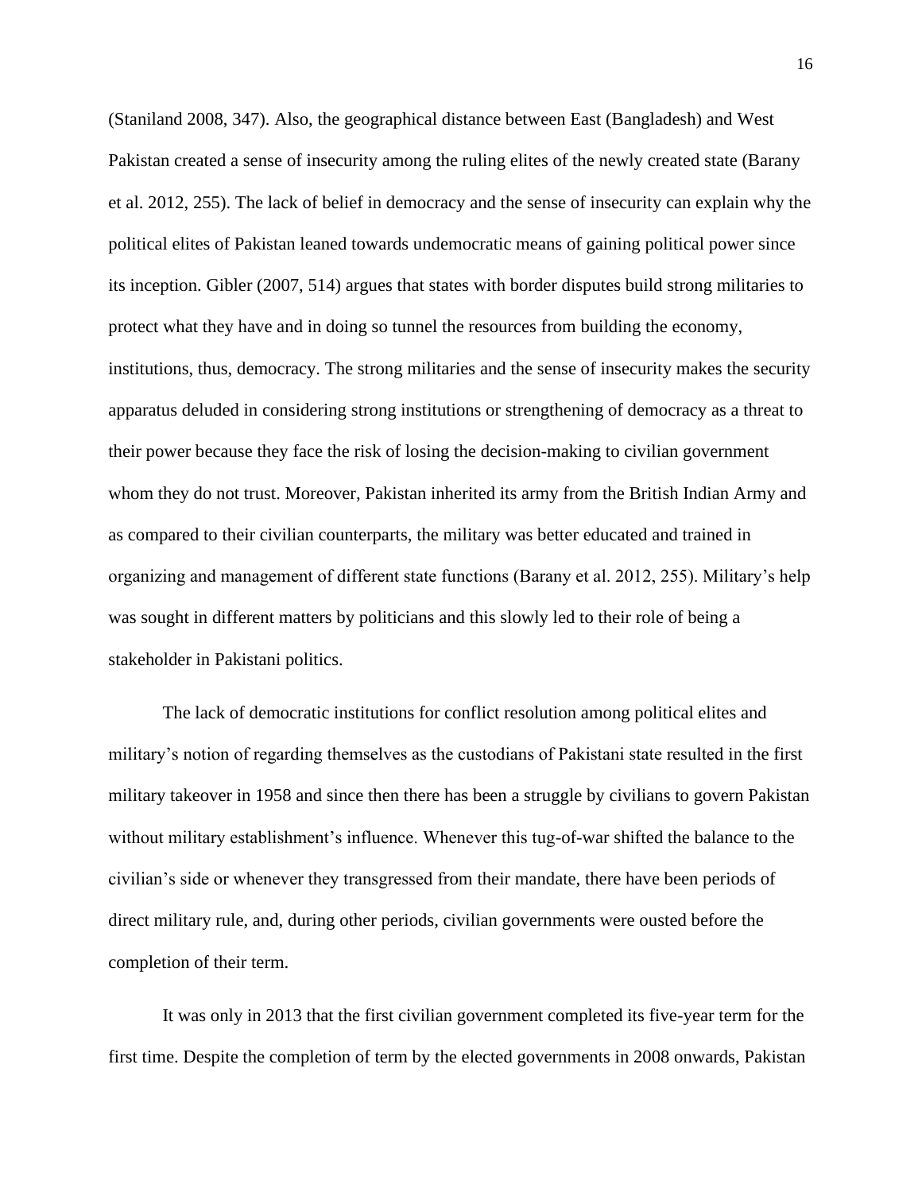(Staniland 2008, 347). Also, the geographical distance between East (Bangladesh) and West Pakistan created a sense of insecurity among the ruling elites of the newly created state (Barany et al. 2012, 255). The lack of belief in democracy and the sense of insecurity can explain why the political elites of Pakistan leaned towards undemocratic means of gaining political power since its inception. Gibler (2007, 514) argues that states with border disputes build strong militaries to protect what they have and in doing so tunnel the resources from building the economy, institutions, thus, democracy. The strong militaries and the sense of insecurity makes the security apparatus deluded in considering strong institutions or strengthening of democracy as a threat to their power because they face the risk of losing the decision-making to civilian government whom they do not trust. Moreover, Pakistan inherited its army from the British Indian Army and as compared to their civilian counterparts, the military was better educated and trained in organizing and management of different state functions (Barany et al. 2012, 255). Military's help was sought in different matters by politicians and this slowly led to their role of being a stakeholder in Pakistani politics.

The lack of democratic institutions for conflict resolution among political elites and military's notion of regarding themselves as the custodians of Pakistani state resulted in the first military takeover in 1958 and since then there has been a struggle by civilians to govern Pakistan without military establishment's influence. Whenever this tug-of-war shifted the balance to the civilian's side or whenever they transgressed from their mandate, there have been periods of direct military rule, and, during other periods, civilian governments were ousted before the completion of their term.

It was only in 2013 that the first civilian government completed its five-year term for the first time. Despite the completion of term by the elected governments in 2008 onwards, Pakistan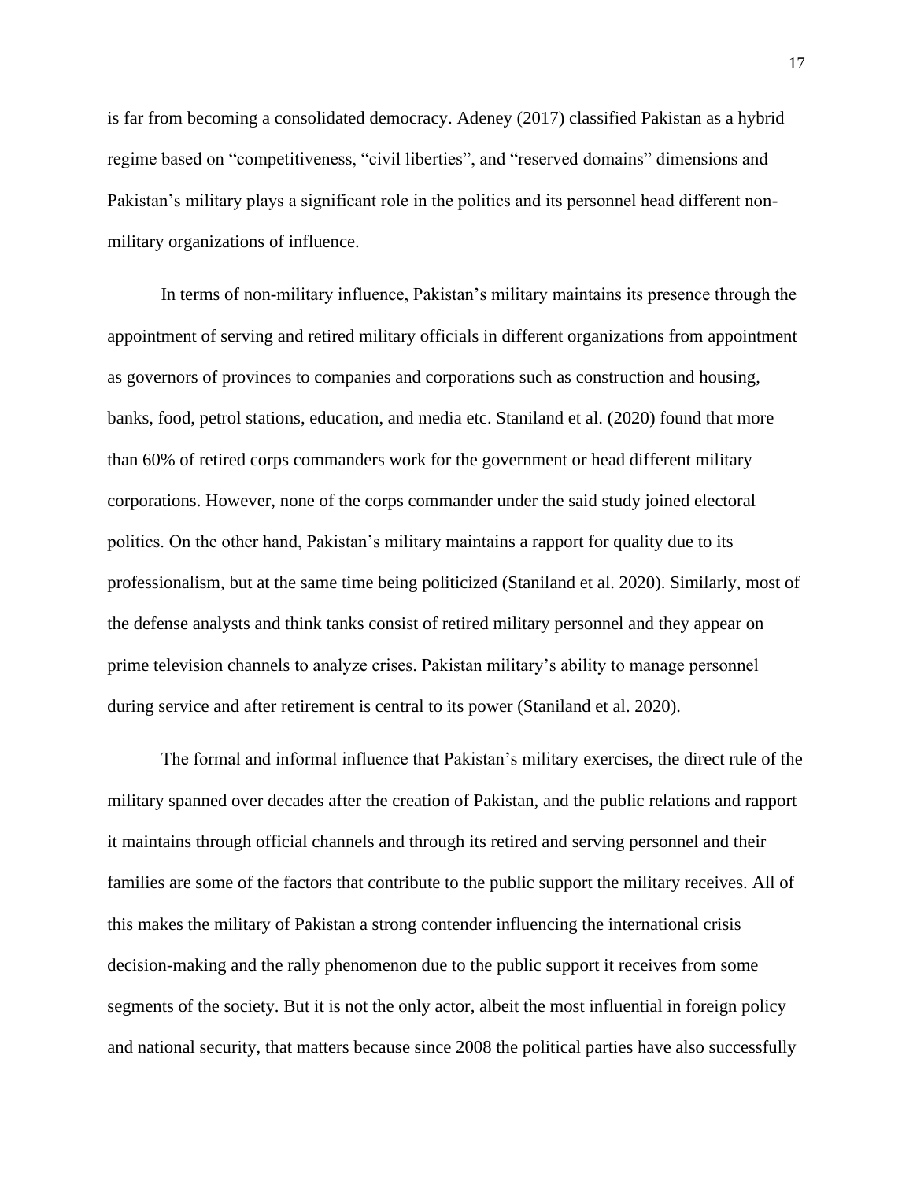is far from becoming a consolidated democracy. Adeney (2017) classified Pakistan as a hybrid regime based on "competitiveness, "civil liberties", and "reserved domains" dimensions and Pakistan's military plays a significant role in the politics and its personnel head different non-military organizations of influence.

In terms of non-military influence, Pakistan's military maintains its presence through the appointment of serving and retired military officials in different organizations from appointment as governors of provinces to companies and corporations such as construction and housing, banks, food, petrol stations, education, and media etc. Staniland et al. (2020) found that more than 60% of retired corps commanders work for the government or head different military corporations. However, none of the corps commander under the said study joined electoral politics. On the other hand, Pakistan's military maintains a rapport for quality due to its professionalism, but at the same time being politicized (Staniland et al. 2020). Similarly, most of the defense analysts and think tanks consist of retired military personnel and they appear on prime television channels to analyze crises. Pakistan military's ability to manage personnel during service and after retirement is central to its power (Staniland et al. 2020).

The formal and informal influence that Pakistan's military exercises, the direct rule of the military spanned over decades after the creation of Pakistan, and the public relations and rapport it maintains through official channels and through its retired and serving personnel and their families are some of the factors that contribute to the public support the military receives. All of this makes the military of Pakistan a strong contender influencing the international crisis decision-making and the rally phenomenon due to the public support it receives from some segments of the society. But it is not the only actor, albeit the most influential in foreign policy and national security, that matters because since 2008 the political parties have also successfully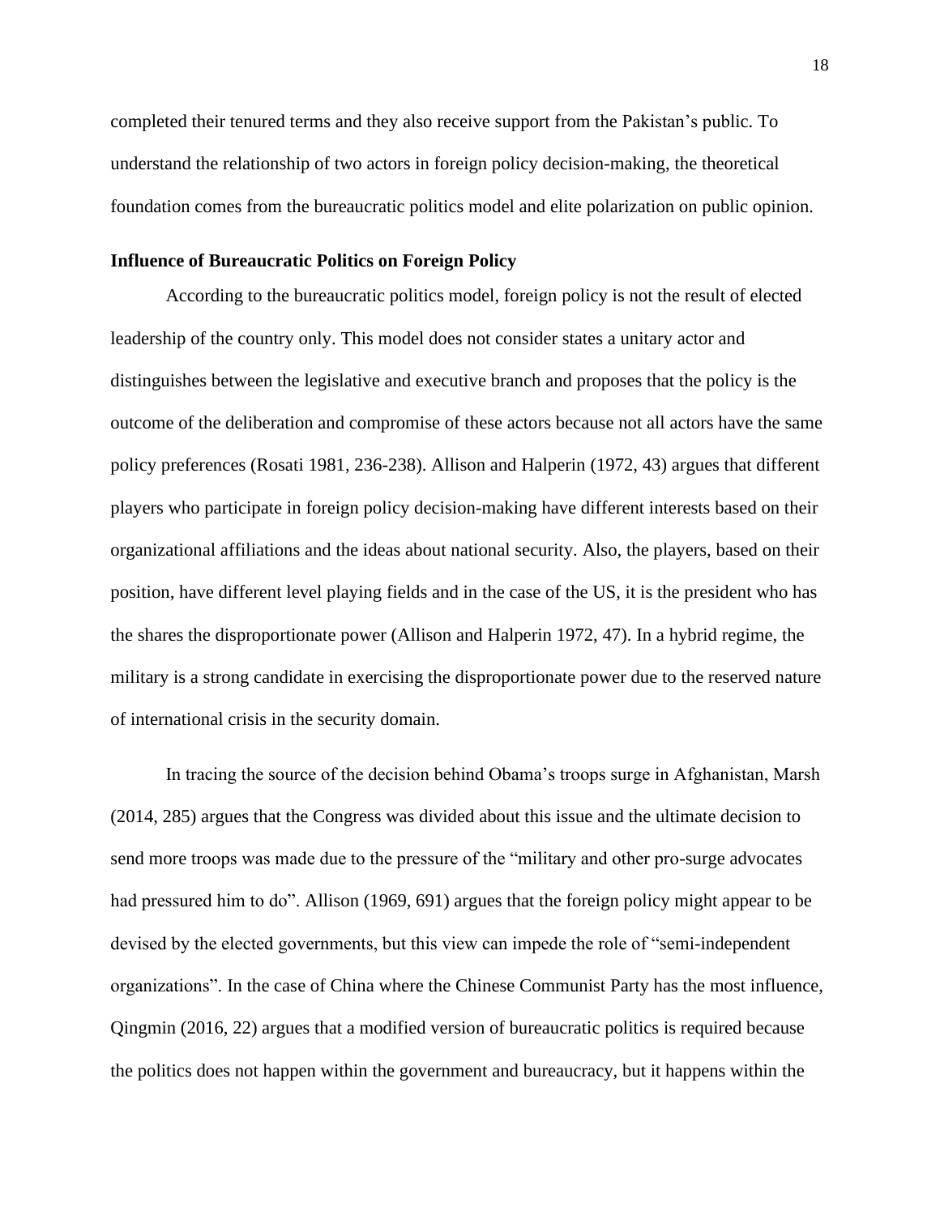completed their tenured terms and they also receive support from the Pakistan's public. To understand the relationship of two actors in foreign policy decision-making, the theoretical foundation comes from the bureaucratic politics model and elite polarization on public opinion.

**Influence of Bureaucratic Politics on Foreign Policy**

According to the bureaucratic politics model, foreign policy is not the result of elected leadership of the country only. This model does not consider states a unitary actor and distinguishes between the legislative and executive branch and proposes that the policy is the outcome of the deliberation and compromise of these actors because not all actors have the same policy preferences (Rosati 1981, 236-238). Allison and Halperin (1972, 43) argues that different players who participate in foreign policy decision-making have different interests based on their organizational affiliations and the ideas about national security. Also, the players, based on their position, have different level playing fields and in the case of the US, it is the president who has the shares the disproportionate power (Allison and Halperin 1972, 47). In a hybrid regime, the military is a strong candidate in exercising the disproportionate power due to the reserved nature of international crisis in the security domain.

In tracing the source of the decision behind Obama's troops surge in Afghanistan, Marsh (2014, 285) argues that the Congress was divided about this issue and the ultimate decision to send more troops was made due to the pressure of the "military and other pro-surge advocates had pressured him to do". Allison (1969, 691) argues that the foreign policy might appear to be devised by the elected governments, but this view can impede the role of "semi-independent organizations". In the case of China where the Chinese Communist Party has the most influence, Qingmin (2016, 22) argues that a modified version of bureaucratic politics is required because the politics does not happen within the government and bureaucracy, but it happens within the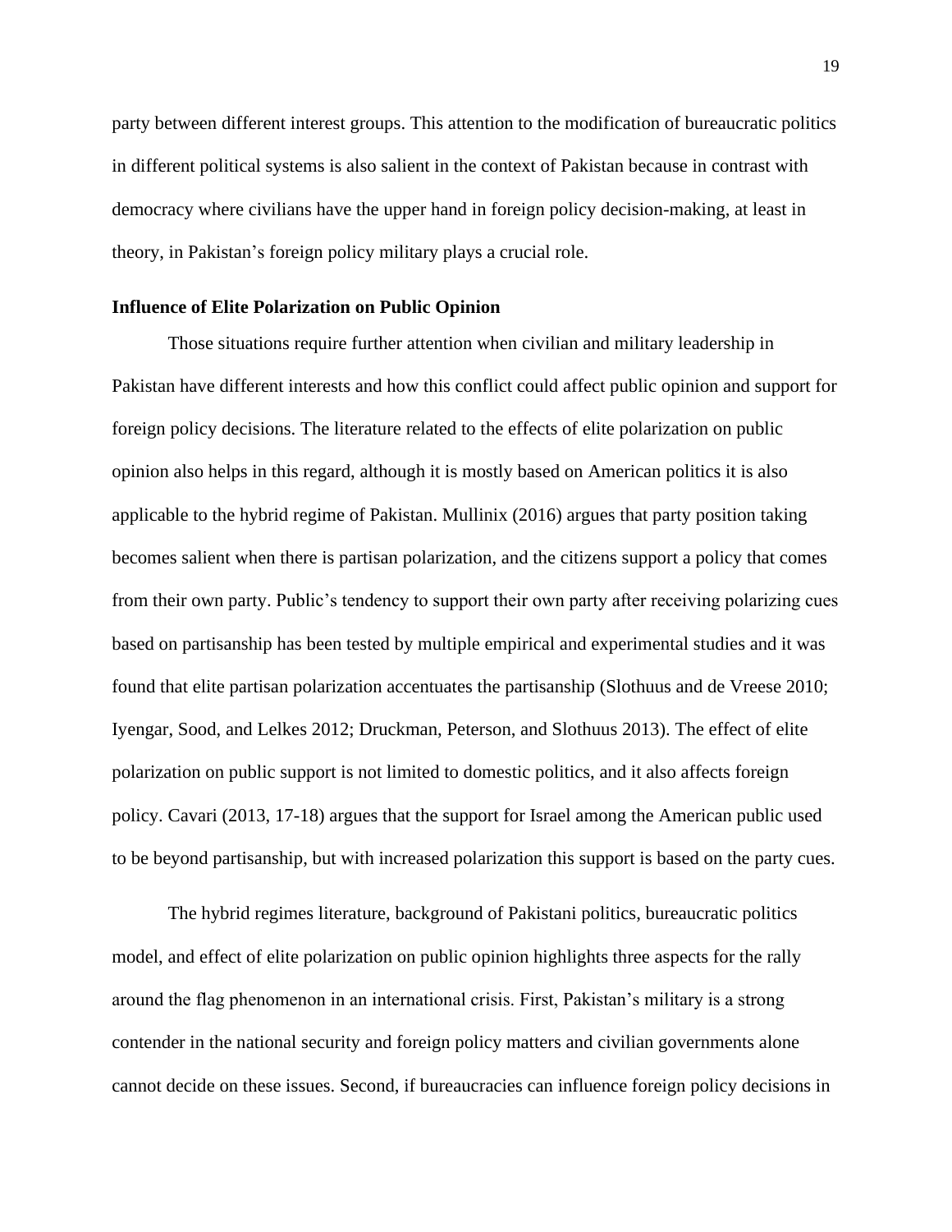party between different interest groups. This attention to the modification of bureaucratic politics in different political systems is also salient in the context of Pakistan because in contrast with democracy where civilians have the upper hand in foreign policy decision-making, at least in theory, in Pakistan's foreign policy military plays a crucial role.

### Influence of Elite Polarization on Public Opinion

Those situations require further attention when civilian and military leadership in Pakistan have different interests and how this conflict could affect public opinion and support for foreign policy decisions. The literature related to the effects of elite polarization on public opinion also helps in this regard, although it is mostly based on American politics it is also applicable to the hybrid regime of Pakistan. Mullinix (2016) argues that party position taking becomes salient when there is partisan polarization, and the citizens support a policy that comes from their own party. Public's tendency to support their own party after receiving polarizing cues based on partisanship has been tested by multiple empirical and experimental studies and it was found that elite partisan polarization accentuates the partisanship (Slothuus and de Vreese 2010; Iyengar, Sood, and Lelkes 2012; Druckman, Peterson, and Slothuus 2013). The effect of elite polarization on public support is not limited to domestic politics, and it also affects foreign policy. Cavari (2013, 17-18) argues that the support for Israel among the American public used to be beyond partisanship, but with increased polarization this support is based on the party cues.

The hybrid regimes literature, background of Pakistani politics, bureaucratic politics model, and effect of elite polarization on public opinion highlights three aspects for the rally around the flag phenomenon in an international crisis. First, Pakistan's military is a strong contender in the national security and foreign policy matters and civilian governments alone cannot decide on these issues. Second, if bureaucracies can influence foreign policy decisions in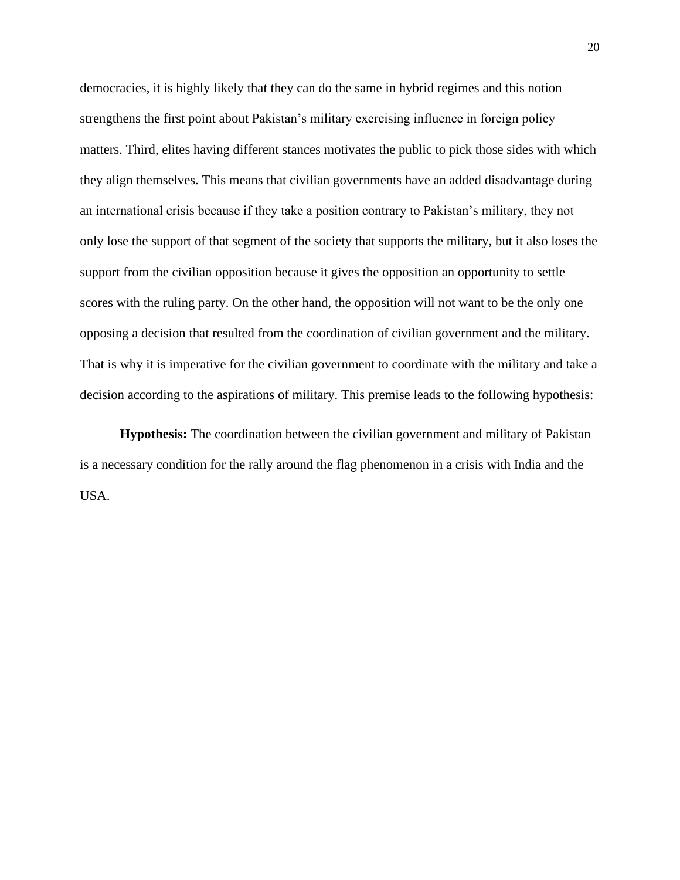democracies, it is highly likely that they can do the same in hybrid regimes and this notion strengthens the first point about Pakistan's military exercising influence in foreign policy matters. Third, elites having different stances motivates the public to pick those sides with which they align themselves. This means that civilian governments have an added disadvantage during an international crisis because if they take a position contrary to Pakistan's military, they not only lose the support of that segment of the society that supports the military, but it also loses the support from the civilian opposition because it gives the opposition an opportunity to settle scores with the ruling party. On the other hand, the opposition will not want to be the only one opposing a decision that resulted from the coordination of civilian government and the military. That is why it is imperative for the civilian government to coordinate with the military and take a decision according to the aspirations of military. This premise leads to the following hypothesis:

**Hypothesis:** The coordination between the civilian government and military of Pakistan is a necessary condition for the rally around the flag phenomenon in a crisis with India and the USA.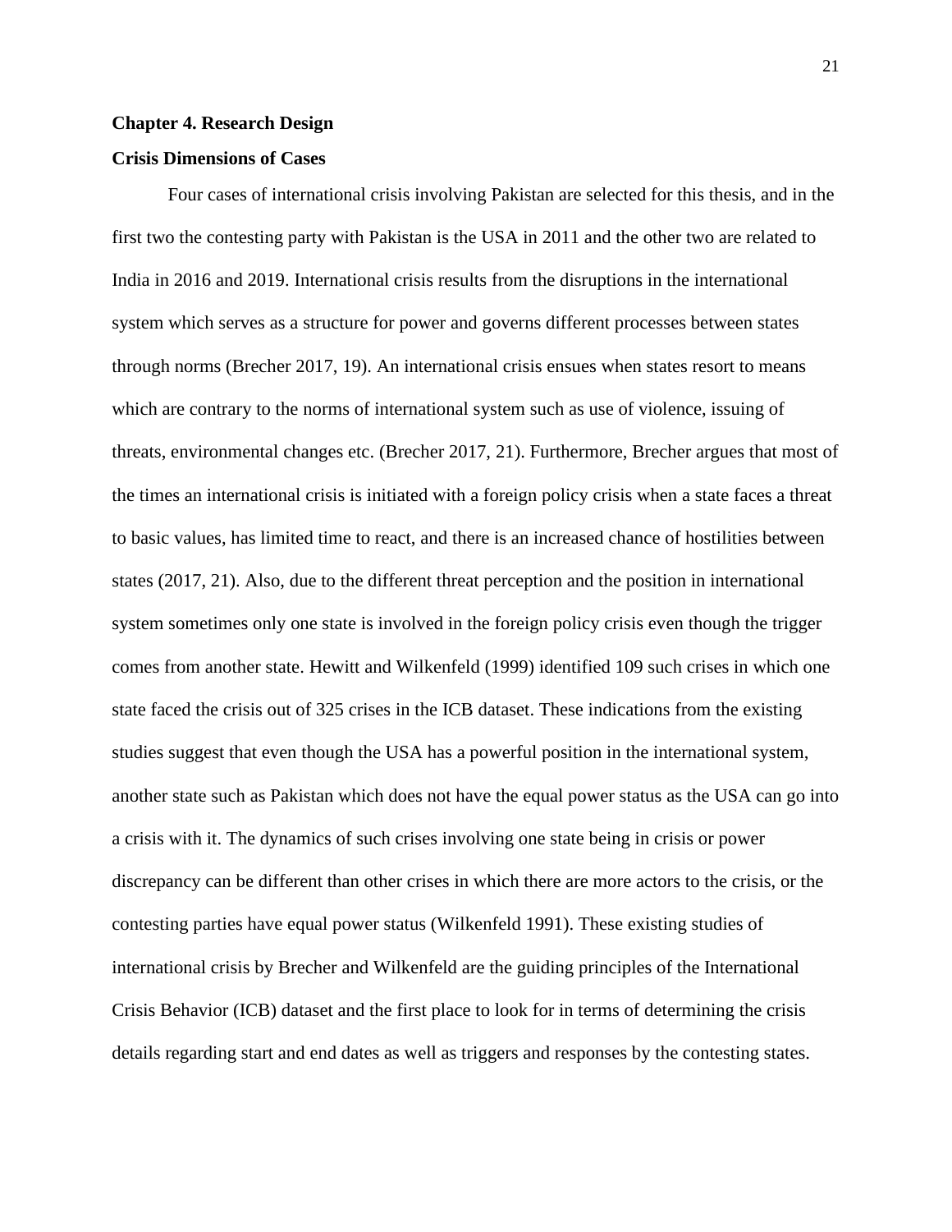## Chapter 4. Research Design

### Crisis Dimensions of Cases

Four cases of international crisis involving Pakistan are selected for this thesis, and in the first two the contesting party with Pakistan is the USA in 2011 and the other two are related to India in 2016 and 2019. International crisis results from the disruptions in the international system which serves as a structure for power and governs different processes between states through norms (Brecher 2017, 19). An international crisis ensues when states resort to means which are contrary to the norms of international system such as use of violence, issuing of threats, environmental changes etc. (Brecher 2017, 21). Furthermore, Brecher argues that most of the times an international crisis is initiated with a foreign policy crisis when a state faces a threat to basic values, has limited time to react, and there is an increased chance of hostilities between states (2017, 21). Also, due to the different threat perception and the position in international system sometimes only one state is involved in the foreign policy crisis even though the trigger comes from another state. Hewitt and Wilkenfeld (1999) identified 109 such crises in which one state faced the crisis out of 325 crises in the ICB dataset. These indications from the existing studies suggest that even though the USA has a powerful position in the international system, another state such as Pakistan which does not have the equal power status as the USA can go into a crisis with it. The dynamics of such crises involving one state being in crisis or power discrepancy can be different than other crises in which there are more actors to the crisis, or the contesting parties have equal power status (Wilkenfeld 1991). These existing studies of international crisis by Brecher and Wilkenfeld are the guiding principles of the International Crisis Behavior (ICB) dataset and the first place to look for in terms of determining the crisis details regarding start and end dates as well as triggers and responses by the contesting states.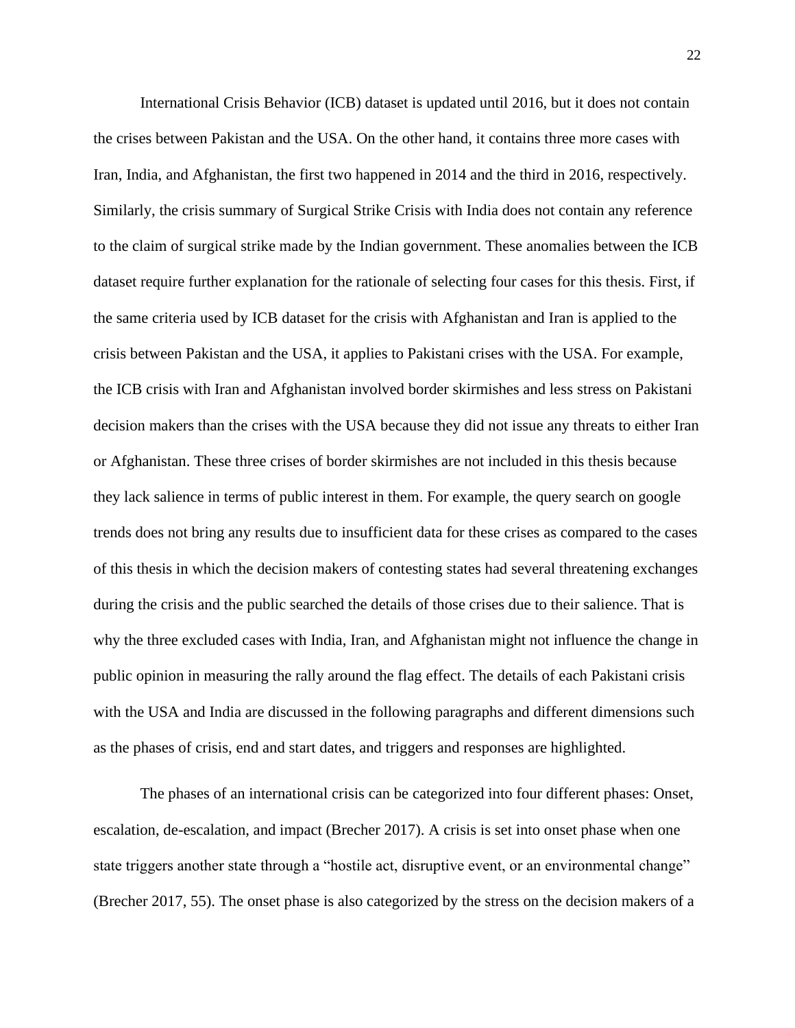International Crisis Behavior (ICB) dataset is updated until 2016, but it does not contain the crises between Pakistan and the USA. On the other hand, it contains three more cases with Iran, India, and Afghanistan, the first two happened in 2014 and the third in 2016, respectively. Similarly, the crisis summary of Surgical Strike Crisis with India does not contain any reference to the claim of surgical strike made by the Indian government. These anomalies between the ICB dataset require further explanation for the rationale of selecting four cases for this thesis. First, if the same criteria used by ICB dataset for the crisis with Afghanistan and Iran is applied to the crisis between Pakistan and the USA, it applies to Pakistani crises with the USA. For example, the ICB crisis with Iran and Afghanistan involved border skirmishes and less stress on Pakistani decision makers than the crises with the USA because they did not issue any threats to either Iran or Afghanistan. These three crises of border skirmishes are not included in this thesis because they lack salience in terms of public interest in them. For example, the query search on google trends does not bring any results due to insufficient data for these crises as compared to the cases of this thesis in which the decision makers of contesting states had several threatening exchanges during the crisis and the public searched the details of those crises due to their salience. That is why the three excluded cases with India, Iran, and Afghanistan might not influence the change in public opinion in measuring the rally around the flag effect. The details of each Pakistani crisis with the USA and India are discussed in the following paragraphs and different dimensions such as the phases of crisis, end and start dates, and triggers and responses are highlighted.

The phases of an international crisis can be categorized into four different phases: Onset, escalation, de-escalation, and impact (Brecher 2017). A crisis is set into onset phase when one state triggers another state through a "hostile act, disruptive event, or an environmental change" (Brecher 2017, 55). The onset phase is also categorized by the stress on the decision makers of a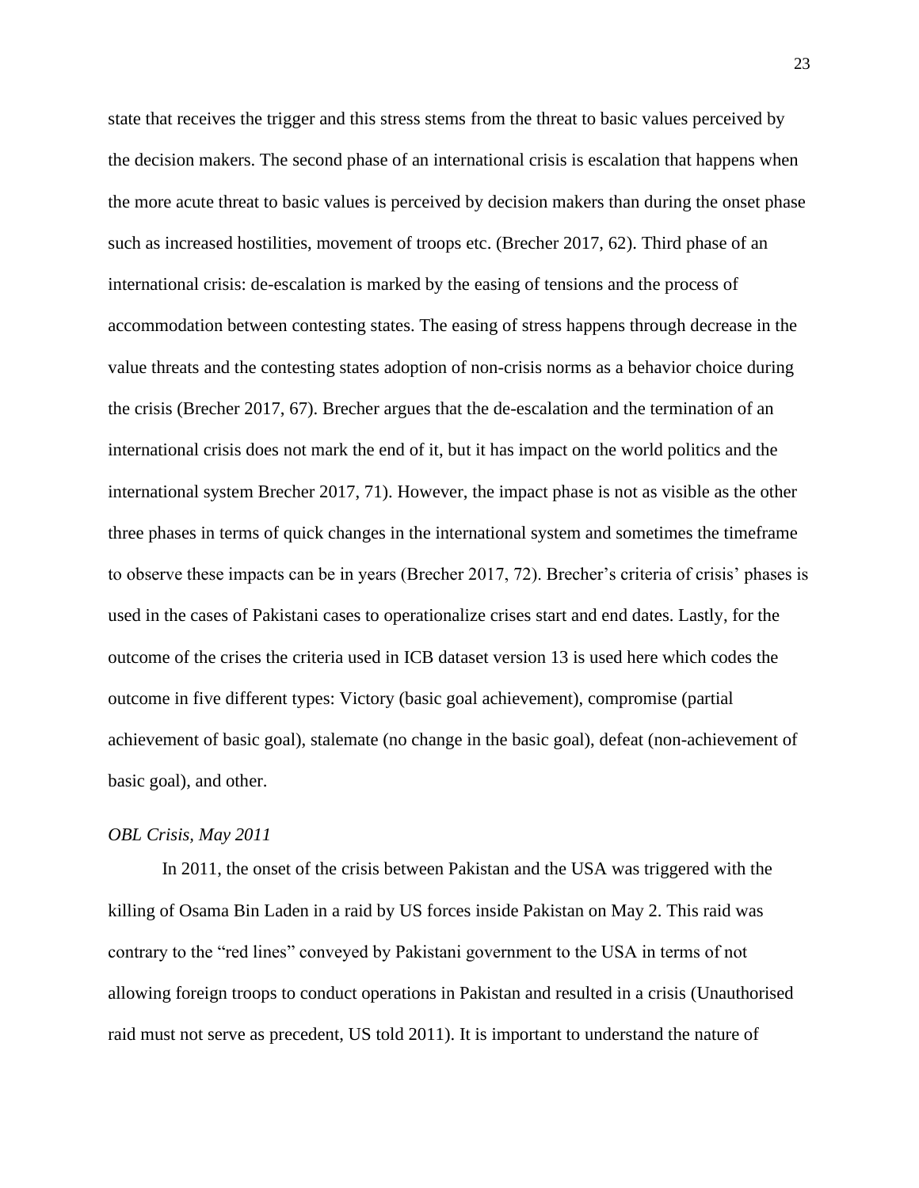state that receives the trigger and this stress stems from the threat to basic values perceived by the decision makers. The second phase of an international crisis is escalation that happens when the more acute threat to basic values is perceived by decision makers than during the onset phase such as increased hostilities, movement of troops etc. (Brecher 2017, 62). Third phase of an international crisis: de-escalation is marked by the easing of tensions and the process of accommodation between contesting states. The easing of stress happens through decrease in the value threats and the contesting states adoption of non-crisis norms as a behavior choice during the crisis (Brecher 2017, 67). Brecher argues that the de-escalation and the termination of an international crisis does not mark the end of it, but it has impact on the world politics and the international system Brecher 2017, 71). However, the impact phase is not as visible as the other three phases in terms of quick changes in the international system and sometimes the timeframe to observe these impacts can be in years (Brecher 2017, 72). Brecher's criteria of crisis' phases is used in the cases of Pakistani cases to operationalize crises start and end dates. Lastly, for the outcome of the crises the criteria used in ICB dataset version 13 is used here which codes the outcome in five different types: Victory (basic goal achievement), compromise (partial achievement of basic goal), stalemate (no change in the basic goal), defeat (non-achievement of basic goal), and other.

*OBL Crisis, May 2011*

In 2011, the onset of the crisis between Pakistan and the USA was triggered with the killing of Osama Bin Laden in a raid by US forces inside Pakistan on May 2. This raid was contrary to the "red lines" conveyed by Pakistani government to the USA in terms of not allowing foreign troops to conduct operations in Pakistan and resulted in a crisis (Unauthorised raid must not serve as precedent, US told 2011). It is important to understand the nature of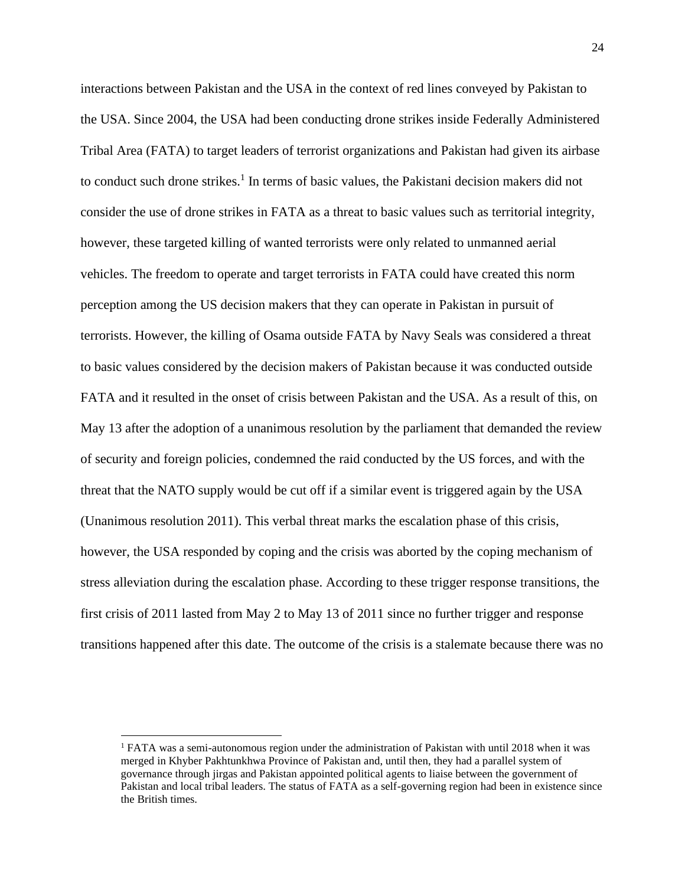interactions between Pakistan and the USA in the context of red lines conveyed by Pakistan to the USA. Since 2004, the USA had been conducting drone strikes inside Federally Administered Tribal Area (FATA) to target leaders of terrorist organizations and Pakistan had given its airbase to conduct such drone strikes.[1] In terms of basic values, the Pakistani decision makers did not consider the use of drone strikes in FATA as a threat to basic values such as territorial integrity, however, these targeted killing of wanted terrorists were only related to unmanned aerial vehicles. The freedom to operate and target terrorists in FATA could have created this norm perception among the US decision makers that they can operate in Pakistan in pursuit of terrorists. However, the killing of Osama outside FATA by Navy Seals was considered a threat to basic values considered by the decision makers of Pakistan because it was conducted outside FATA and it resulted in the onset of crisis between Pakistan and the USA. As a result of this, on May 13 after the adoption of a unanimous resolution by the parliament that demanded the review of security and foreign policies, condemned the raid conducted by the US forces, and with the threat that the NATO supply would be cut off if a similar event is triggered again by the USA (Unanimous resolution 2011). This verbal threat marks the escalation phase of this crisis, however, the USA responded by coping and the crisis was aborted by the coping mechanism of stress alleviation during the escalation phase. According to these trigger response transitions, the first crisis of 2011 lasted from May 2 to May 13 of 2011 since no further trigger and response transitions happened after this date. The outcome of the crisis is a stalemate because there was no

[1] FATA was a semi-autonomous region under the administration of Pakistan with until 2018 when it was merged in Khyber Pakhtunkhwa Province of Pakistan and, until then, they had a parallel system of governance through jirgas and Pakistan appointed political agents to liaise between the government of Pakistan and local tribal leaders. The status of FATA as a self-governing region had been in existence since the British times.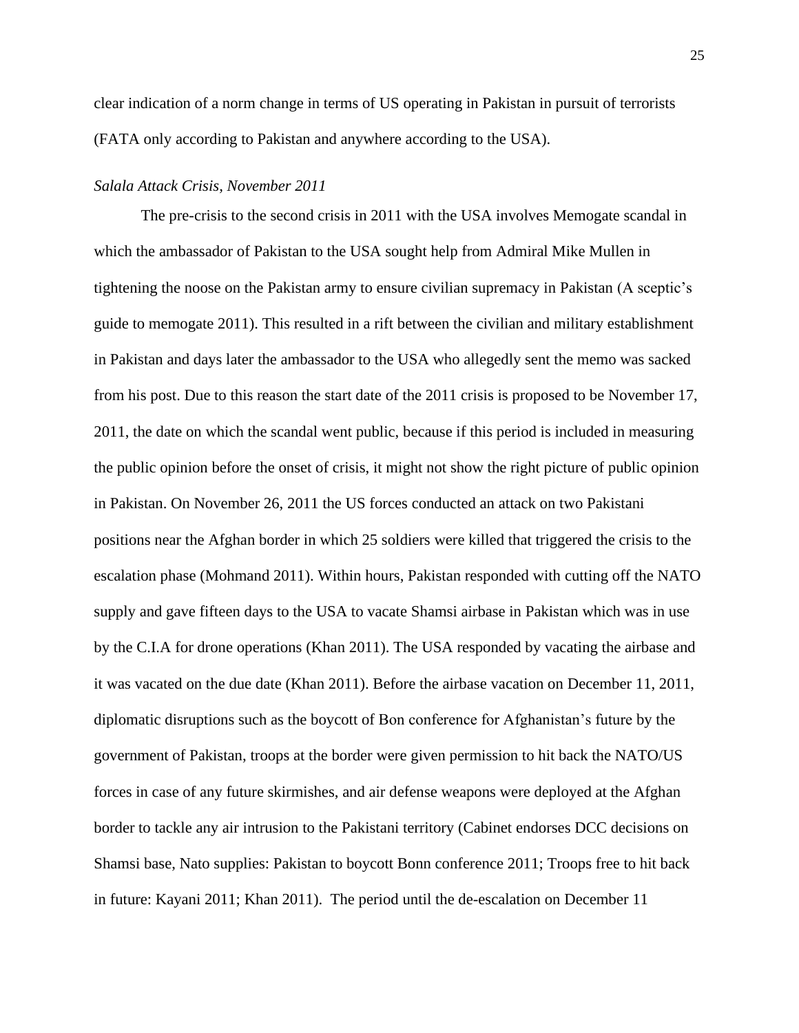clear indication of a norm change in terms of US operating in Pakistan in pursuit of terrorists (FATA only according to Pakistan and anywhere according to the USA).

*Salala Attack Crisis, November 2011*

The pre-crisis to the second crisis in 2011 with the USA involves Memogate scandal in which the ambassador of Pakistan to the USA sought help from Admiral Mike Mullen in tightening the noose on the Pakistan army to ensure civilian supremacy in Pakistan (A sceptic's guide to memogate 2011). This resulted in a rift between the civilian and military establishment in Pakistan and days later the ambassador to the USA who allegedly sent the memo was sacked from his post. Due to this reason the start date of the 2011 crisis is proposed to be November 17, 2011, the date on which the scandal went public, because if this period is included in measuring the public opinion before the onset of crisis, it might not show the right picture of public opinion in Pakistan. On November 26, 2011 the US forces conducted an attack on two Pakistani positions near the Afghan border in which 25 soldiers were killed that triggered the crisis to the escalation phase (Mohmand 2011). Within hours, Pakistan responded with cutting off the NATO supply and gave fifteen days to the USA to vacate Shamsi airbase in Pakistan which was in use by the C.I.A for drone operations (Khan 2011). The USA responded by vacating the airbase and it was vacated on the due date (Khan 2011). Before the airbase vacation on December 11, 2011, diplomatic disruptions such as the boycott of Bon conference for Afghanistan's future by the government of Pakistan, troops at the border were given permission to hit back the NATO/US forces in case of any future skirmishes, and air defense weapons were deployed at the Afghan border to tackle any air intrusion to the Pakistani territory (Cabinet endorses DCC decisions on Shamsi base, Nato supplies: Pakistan to boycott Bonn conference 2011; Troops free to hit back in future: Kayani 2011; Khan 2011). The period until the de-escalation on December 11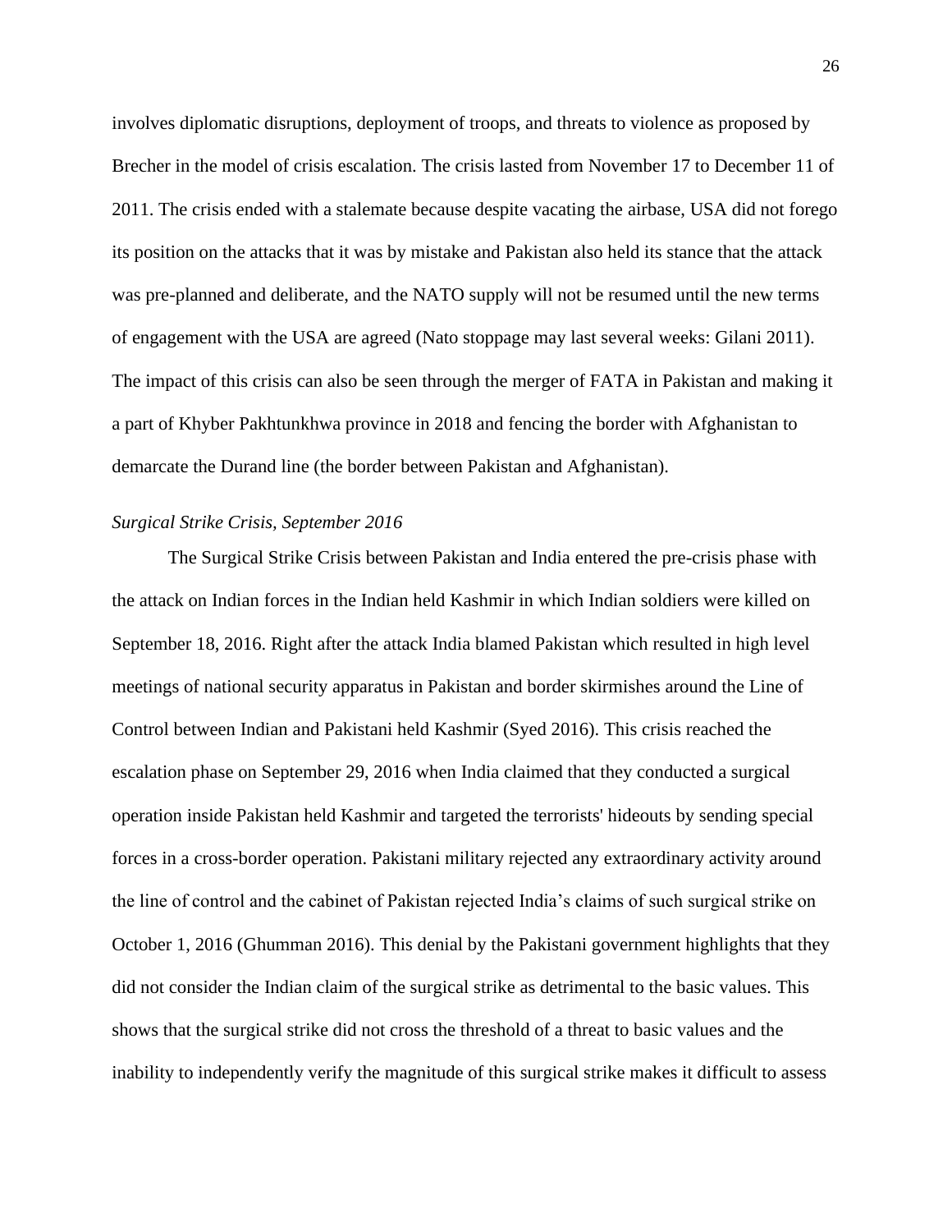involves diplomatic disruptions, deployment of troops, and threats to violence as proposed by Brecher in the model of crisis escalation. The crisis lasted from November 17 to December 11 of 2011. The crisis ended with a stalemate because despite vacating the airbase, USA did not forego its position on the attacks that it was by mistake and Pakistan also held its stance that the attack was pre-planned and deliberate, and the NATO supply will not be resumed until the new terms of engagement with the USA are agreed (Nato stoppage may last several weeks: Gilani 2011). The impact of this crisis can also be seen through the merger of FATA in Pakistan and making it a part of Khyber Pakhtunkhwa province in 2018 and fencing the border with Afghanistan to demarcate the Durand line (the border between Pakistan and Afghanistan).

*Surgical Strike Crisis, September 2016*

The Surgical Strike Crisis between Pakistan and India entered the pre-crisis phase with the attack on Indian forces in the Indian held Kashmir in which Indian soldiers were killed on September 18, 2016. Right after the attack India blamed Pakistan which resulted in high level meetings of national security apparatus in Pakistan and border skirmishes around the Line of Control between Indian and Pakistani held Kashmir (Syed 2016). This crisis reached the escalation phase on September 29, 2016 when India claimed that they conducted a surgical operation inside Pakistan held Kashmir and targeted the terrorists' hideouts by sending special forces in a cross-border operation. Pakistani military rejected any extraordinary activity around the line of control and the cabinet of Pakistan rejected India's claims of such surgical strike on October 1, 2016 (Ghumman 2016). This denial by the Pakistani government highlights that they did not consider the Indian claim of the surgical strike as detrimental to the basic values. This shows that the surgical strike did not cross the threshold of a threat to basic values and the inability to independently verify the magnitude of this surgical strike makes it difficult to assess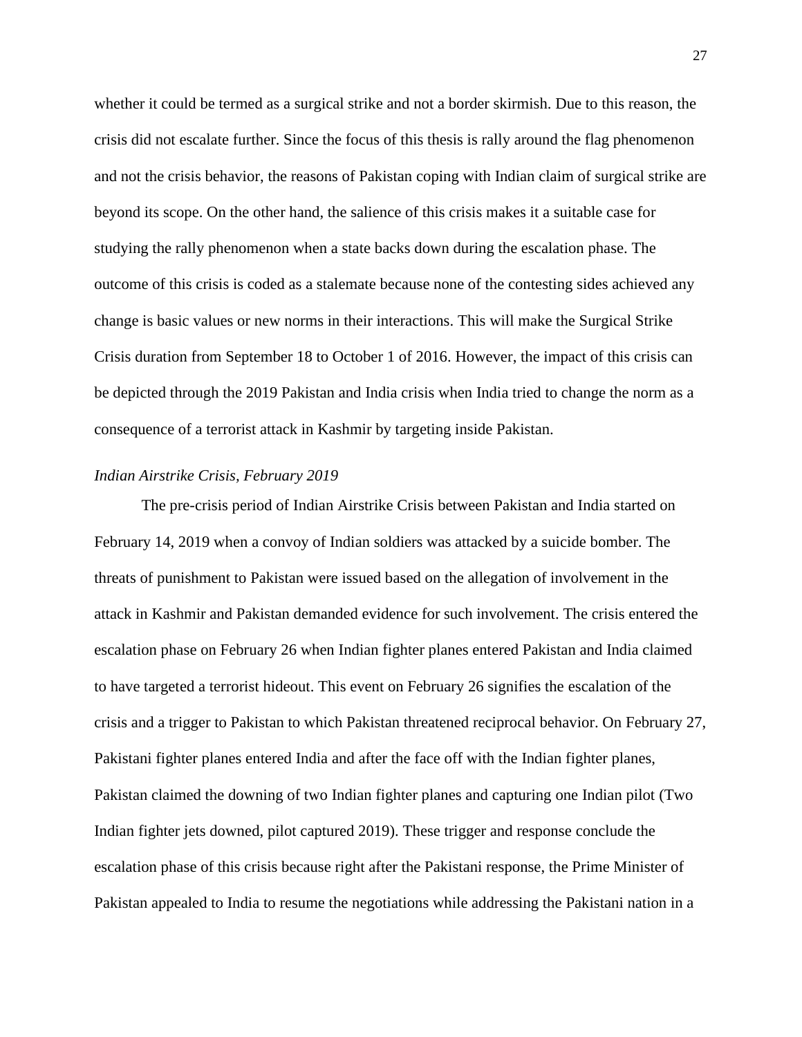whether it could be termed as a surgical strike and not a border skirmish. Due to this reason, the crisis did not escalate further. Since the focus of this thesis is rally around the flag phenomenon and not the crisis behavior, the reasons of Pakistan coping with Indian claim of surgical strike are beyond its scope. On the other hand, the salience of this crisis makes it a suitable case for studying the rally phenomenon when a state backs down during the escalation phase. The outcome of this crisis is coded as a stalemate because none of the contesting sides achieved any change is basic values or new norms in their interactions. This will make the Surgical Strike Crisis duration from September 18 to October 1 of 2016. However, the impact of this crisis can be depicted through the 2019 Pakistan and India crisis when India tried to change the norm as a consequence of a terrorist attack in Kashmir by targeting inside Pakistan.

*Indian Airstrike Crisis, February 2019*

The pre-crisis period of Indian Airstrike Crisis between Pakistan and India started on February 14, 2019 when a convoy of Indian soldiers was attacked by a suicide bomber. The threats of punishment to Pakistan were issued based on the allegation of involvement in the attack in Kashmir and Pakistan demanded evidence for such involvement. The crisis entered the escalation phase on February 26 when Indian fighter planes entered Pakistan and India claimed to have targeted a terrorist hideout. This event on February 26 signifies the escalation of the crisis and a trigger to Pakistan to which Pakistan threatened reciprocal behavior. On February 27, Pakistani fighter planes entered India and after the face off with the Indian fighter planes, Pakistan claimed the downing of two Indian fighter planes and capturing one Indian pilot (Two Indian fighter jets downed, pilot captured 2019). These trigger and response conclude the escalation phase of this crisis because right after the Pakistani response, the Prime Minister of Pakistan appealed to India to resume the negotiations while addressing the Pakistani nation in a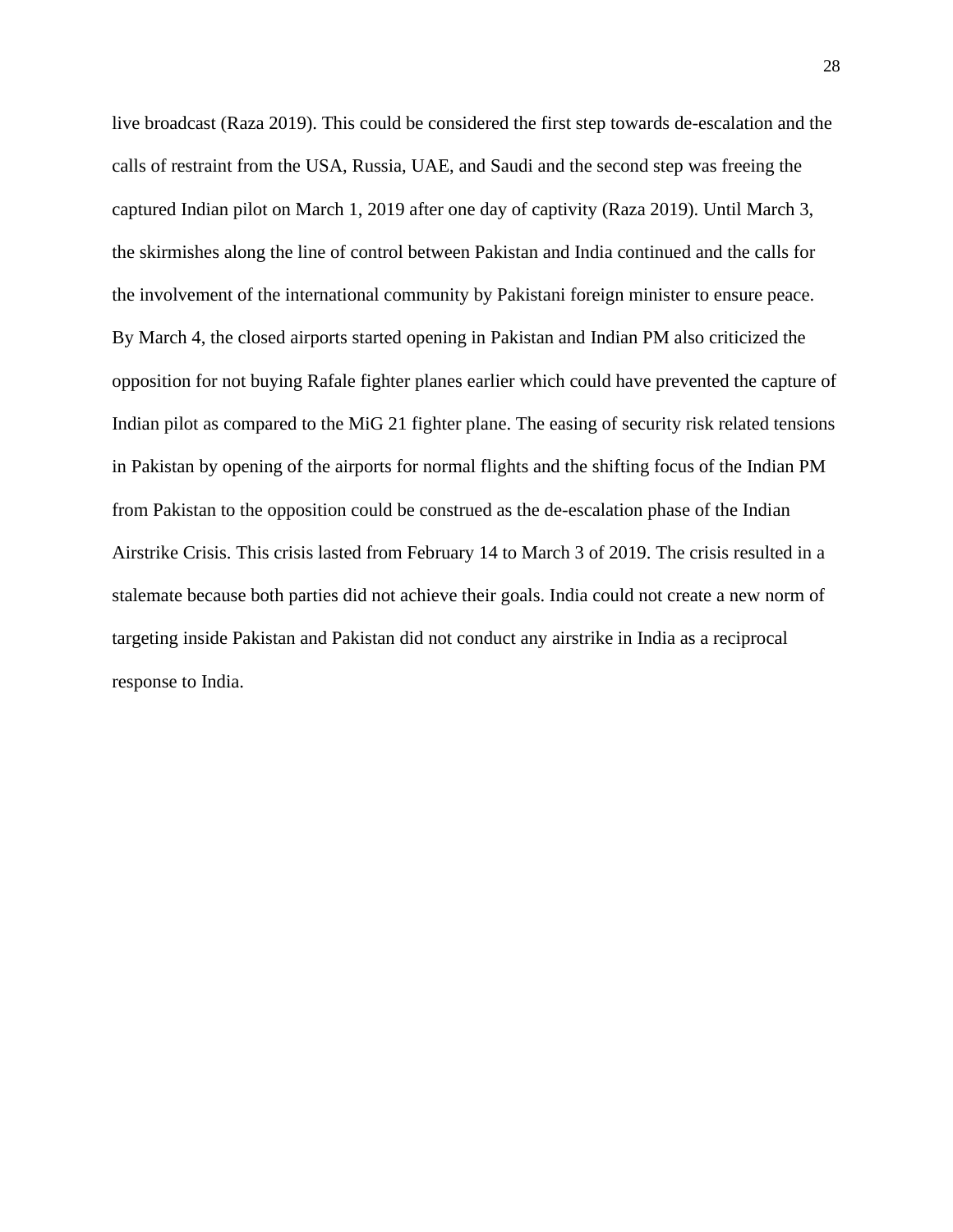live broadcast (Raza 2019). This could be considered the first step towards de-escalation and the calls of restraint from the USA, Russia, UAE, and Saudi and the second step was freeing the captured Indian pilot on March 1, 2019 after one day of captivity (Raza 2019). Until March 3, the skirmishes along the line of control between Pakistan and India continued and the calls for the involvement of the international community by Pakistani foreign minister to ensure peace. By March 4, the closed airports started opening in Pakistan and Indian PM also criticized the opposition for not buying Rafale fighter planes earlier which could have prevented the capture of Indian pilot as compared to the MiG 21 fighter plane. The easing of security risk related tensions in Pakistan by opening of the airports for normal flights and the shifting focus of the Indian PM from Pakistan to the opposition could be construed as the de-escalation phase of the Indian Airstrike Crisis. This crisis lasted from February 14 to March 3 of 2019. The crisis resulted in a stalemate because both parties did not achieve their goals. India could not create a new norm of targeting inside Pakistan and Pakistan did not conduct any airstrike in India as a reciprocal response to India.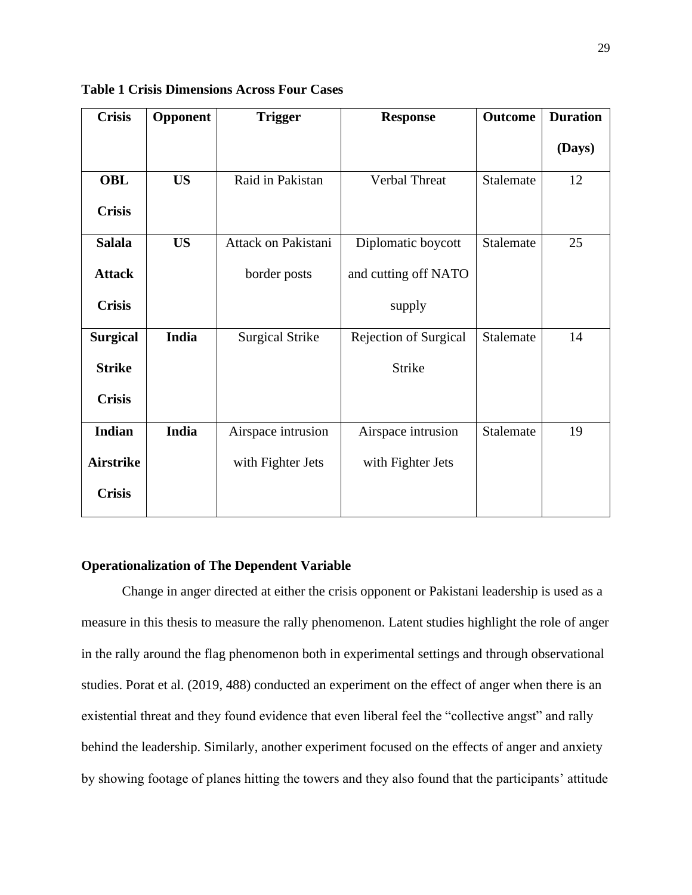**Table 1 Crisis Dimensions Across Four Cases**

| Crisis | Opponent | Trigger | Response | Outcome | Duration (Days) |
|---|---|---|---|---|---|
| **OBL Crisis** | **US** | Raid in Pakistan | Verbal Threat | Stalemate | 12 |
| **Salala Attack Crisis** | **US** | Attack on Pakistani border posts | Diplomatic boycott and cutting off NATO supply | Stalemate | 25 |
| **Surgical Strike Crisis** | **India** | Surgical Strike | Rejection of Surgical Strike | Stalemate | 14 |
| **Indian Airstrike Crisis** | **India** | Airspace intrusion with Fighter Jets | Airspace intrusion with Fighter Jets | Stalemate | 19 |

## Operationalization of The Dependent Variable

Change in anger directed at either the crisis opponent or Pakistani leadership is used as a measure in this thesis to measure the rally phenomenon. Latent studies highlight the role of anger in the rally around the flag phenomenon both in experimental settings and through observational studies. Porat et al. (2019, 488) conducted an experiment on the effect of anger when there is an existential threat and they found evidence that even liberal feel the "collective angst" and rally behind the leadership. Similarly, another experiment focused on the effects of anger and anxiety by showing footage of planes hitting the towers and they also found that the participants' attitude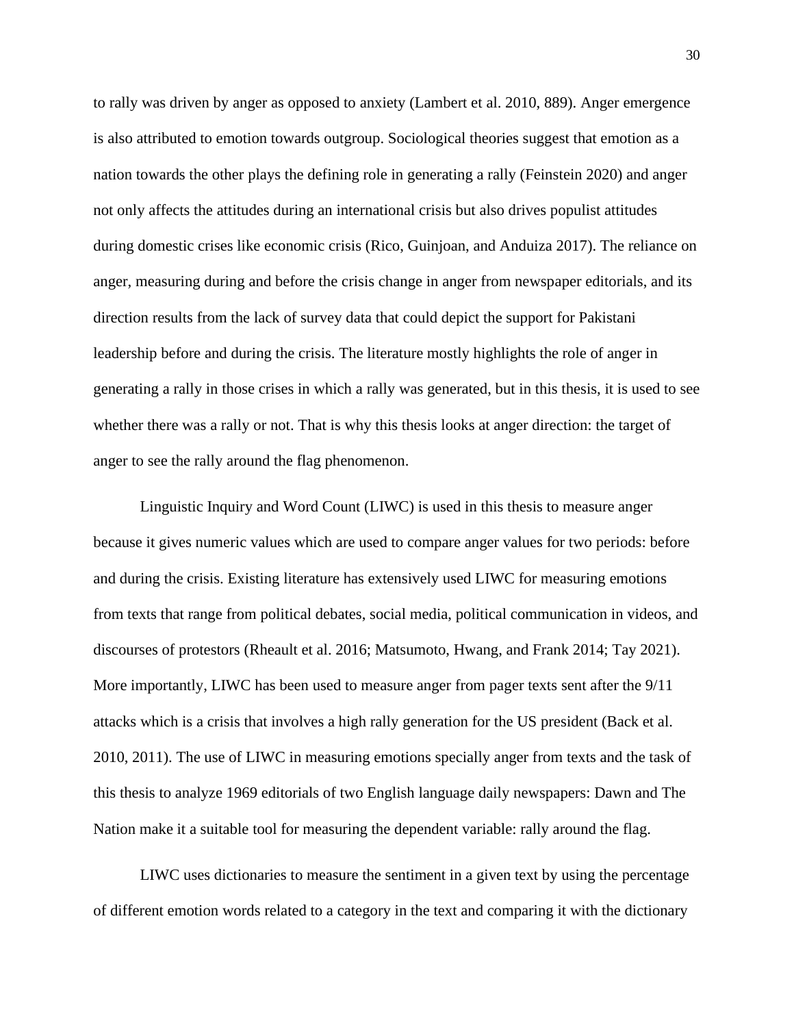to rally was driven by anger as opposed to anxiety (Lambert et al. 2010, 889). Anger emergence is also attributed to emotion towards outgroup. Sociological theories suggest that emotion as a nation towards the other plays the defining role in generating a rally (Feinstein 2020) and anger not only affects the attitudes during an international crisis but also drives populist attitudes during domestic crises like economic crisis (Rico, Guinjoan, and Anduiza 2017). The reliance on anger, measuring during and before the crisis change in anger from newspaper editorials, and its direction results from the lack of survey data that could depict the support for Pakistani leadership before and during the crisis. The literature mostly highlights the role of anger in generating a rally in those crises in which a rally was generated, but in this thesis, it is used to see whether there was a rally or not. That is why this thesis looks at anger direction: the target of anger to see the rally around the flag phenomenon.

Linguistic Inquiry and Word Count (LIWC) is used in this thesis to measure anger because it gives numeric values which are used to compare anger values for two periods: before and during the crisis. Existing literature has extensively used LIWC for measuring emotions from texts that range from political debates, social media, political communication in videos, and discourses of protestors (Rheault et al. 2016; Matsumoto, Hwang, and Frank 2014; Tay 2021). More importantly, LIWC has been used to measure anger from pager texts sent after the 9/11 attacks which is a crisis that involves a high rally generation for the US president (Back et al. 2010, 2011). The use of LIWC in measuring emotions specially anger from texts and the task of this thesis to analyze 1969 editorials of two English language daily newspapers: Dawn and The Nation make it a suitable tool for measuring the dependent variable: rally around the flag.

LIWC uses dictionaries to measure the sentiment in a given text by using the percentage of different emotion words related to a category in the text and comparing it with the dictionary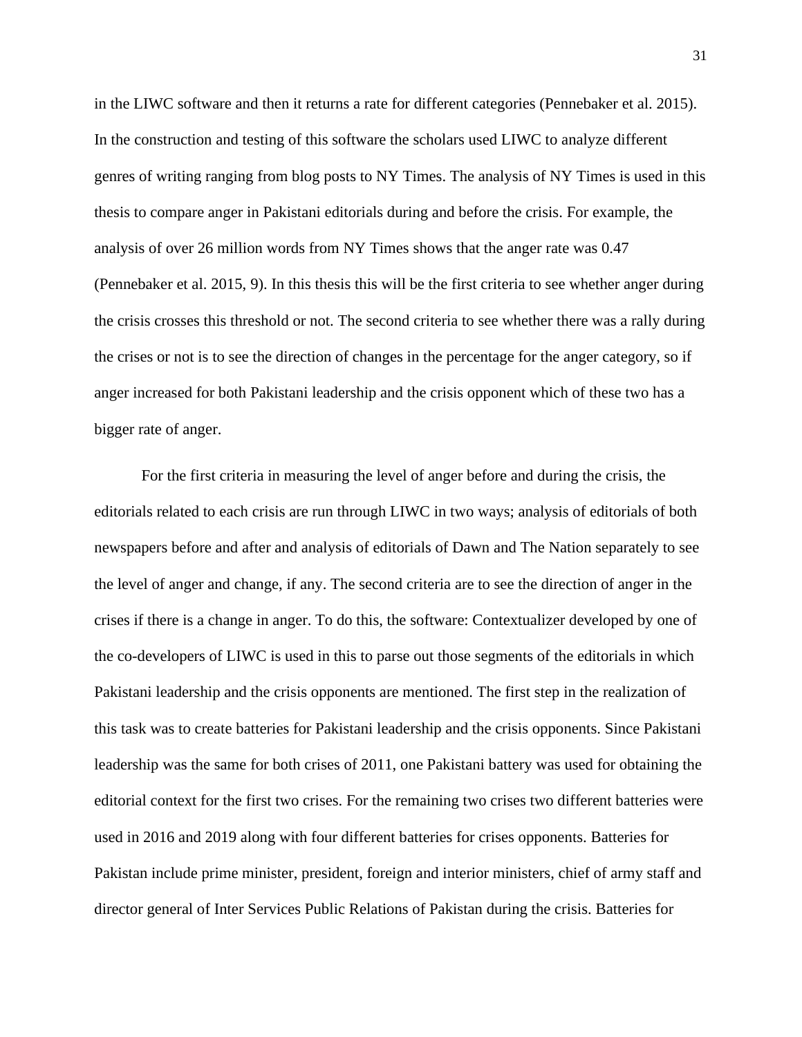in the LIWC software and then it returns a rate for different categories (Pennebaker et al. 2015). In the construction and testing of this software the scholars used LIWC to analyze different genres of writing ranging from blog posts to NY Times. The analysis of NY Times is used in this thesis to compare anger in Pakistani editorials during and before the crisis. For example, the analysis of over 26 million words from NY Times shows that the anger rate was 0.47 (Pennebaker et al. 2015, 9). In this thesis this will be the first criteria to see whether anger during the crisis crosses this threshold or not. The second criteria to see whether there was a rally during the crises or not is to see the direction of changes in the percentage for the anger category, so if anger increased for both Pakistani leadership and the crisis opponent which of these two has a bigger rate of anger.

For the first criteria in measuring the level of anger before and during the crisis, the editorials related to each crisis are run through LIWC in two ways; analysis of editorials of both newspapers before and after and analysis of editorials of Dawn and The Nation separately to see the level of anger and change, if any. The second criteria are to see the direction of anger in the crises if there is a change in anger. To do this, the software: Contextualizer developed by one of the co-developers of LIWC is used in this to parse out those segments of the editorials in which Pakistani leadership and the crisis opponents are mentioned. The first step in the realization of this task was to create batteries for Pakistani leadership and the crisis opponents. Since Pakistani leadership was the same for both crises of 2011, one Pakistani battery was used for obtaining the editorial context for the first two crises. For the remaining two crises two different batteries were used in 2016 and 2019 along with four different batteries for crises opponents. Batteries for Pakistan include prime minister, president, foreign and interior ministers, chief of army staff and director general of Inter Services Public Relations of Pakistan during the crisis. Batteries for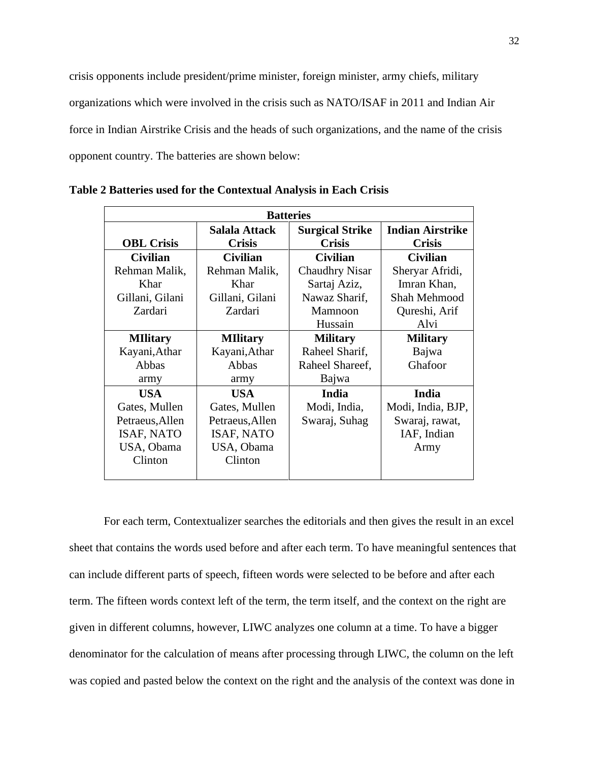crisis opponents include president/prime minister, foreign minister, army chiefs, military organizations which were involved in the crisis such as NATO/ISAF in 2011 and Indian Air force in Indian Airstrike Crisis and the heads of such organizations, and the name of the crisis opponent country. The batteries are shown below:

**Table 2 Batteries used for the Contextual Analysis in Each Crisis**

| **Batteries** | | | |
|---|---|---|---|
| **OBL Crisis** | **Salala Attack Crisis** | **Surgical Strike Crisis** | **Indian Airstrike Crisis** |
| **Civilian** Rehman Malik, Khar Gillani, Gilani Zardari | **Civilian** Rehman Malik, Khar Gillani, Gilani Zardari | **Civilian** Chaudhry Nisar Sartaj Aziz, Nawaz Sharif, Mamnoon Hussain | **Civilian** Sheryar Afridi, Imran Khan, Shah Mehmood Qureshi, Arif Alvi |
| **MIlitary** Kayani,Athar Abbas army | **MIlitary** Kayani,Athar Abbas army | **Military** Raheel Sharif, Raheel Shareef, Bajwa | **Military** Bajwa Ghafoor |
| **USA** Gates, Mullen Petraeus,Allen ISAF, NATO USA, Obama Clinton | **USA** Gates, Mullen Petraeus,Allen ISAF, NATO USA, Obama Clinton | **India** Modi, India, Swaraj, Suhag | **India** Modi, India, BJP, Swaraj, rawat, IAF, Indian Army |

For each term, Contextualizer searches the editorials and then gives the result in an excel sheet that contains the words used before and after each term. To have meaningful sentences that can include different parts of speech, fifteen words were selected to be before and after each term. The fifteen words context left of the term, the term itself, and the context on the right are given in different columns, however, LIWC analyzes one column at a time. To have a bigger denominator for the calculation of means after processing through LIWC, the column on the left was copied and pasted below the context on the right and the analysis of the context was done in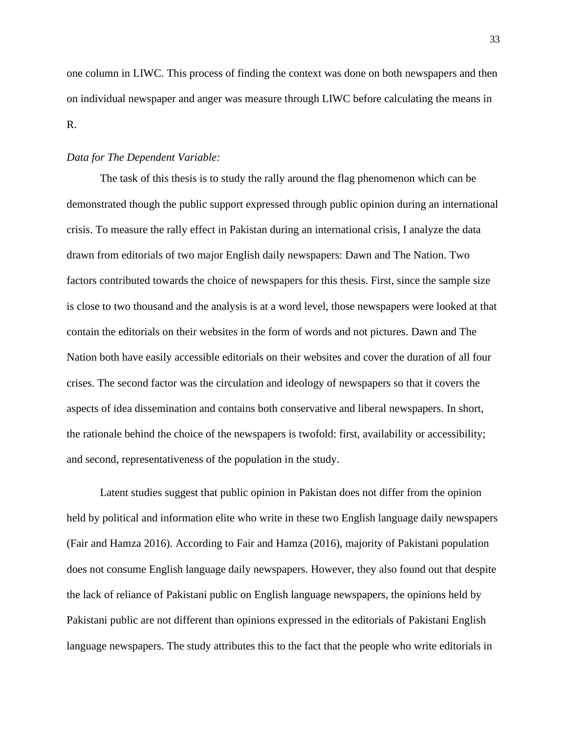one column in LIWC. This process of finding the context was done on both newspapers and then on individual newspaper and anger was measure through LIWC before calculating the means in R.

*Data for The Dependent Variable:*

The task of this thesis is to study the rally around the flag phenomenon which can be demonstrated though the public support expressed through public opinion during an international crisis. To measure the rally effect in Pakistan during an international crisis, I analyze the data drawn from editorials of two major English daily newspapers: Dawn and The Nation. Two factors contributed towards the choice of newspapers for this thesis. First, since the sample size is close to two thousand and the analysis is at a word level, those newspapers were looked at that contain the editorials on their websites in the form of words and not pictures. Dawn and The Nation both have easily accessible editorials on their websites and cover the duration of all four crises. The second factor was the circulation and ideology of newspapers so that it covers the aspects of idea dissemination and contains both conservative and liberal newspapers. In short, the rationale behind the choice of the newspapers is twofold: first, availability or accessibility; and second, representativeness of the population in the study.

Latent studies suggest that public opinion in Pakistan does not differ from the opinion held by political and information elite who write in these two English language daily newspapers (Fair and Hamza 2016). According to Fair and Hamza (2016), majority of Pakistani population does not consume English language daily newspapers. However, they also found out that despite the lack of reliance of Pakistani public on English language newspapers, the opinions held by Pakistani public are not different than opinions expressed in the editorials of Pakistani English language newspapers. The study attributes this to the fact that the people who write editorials in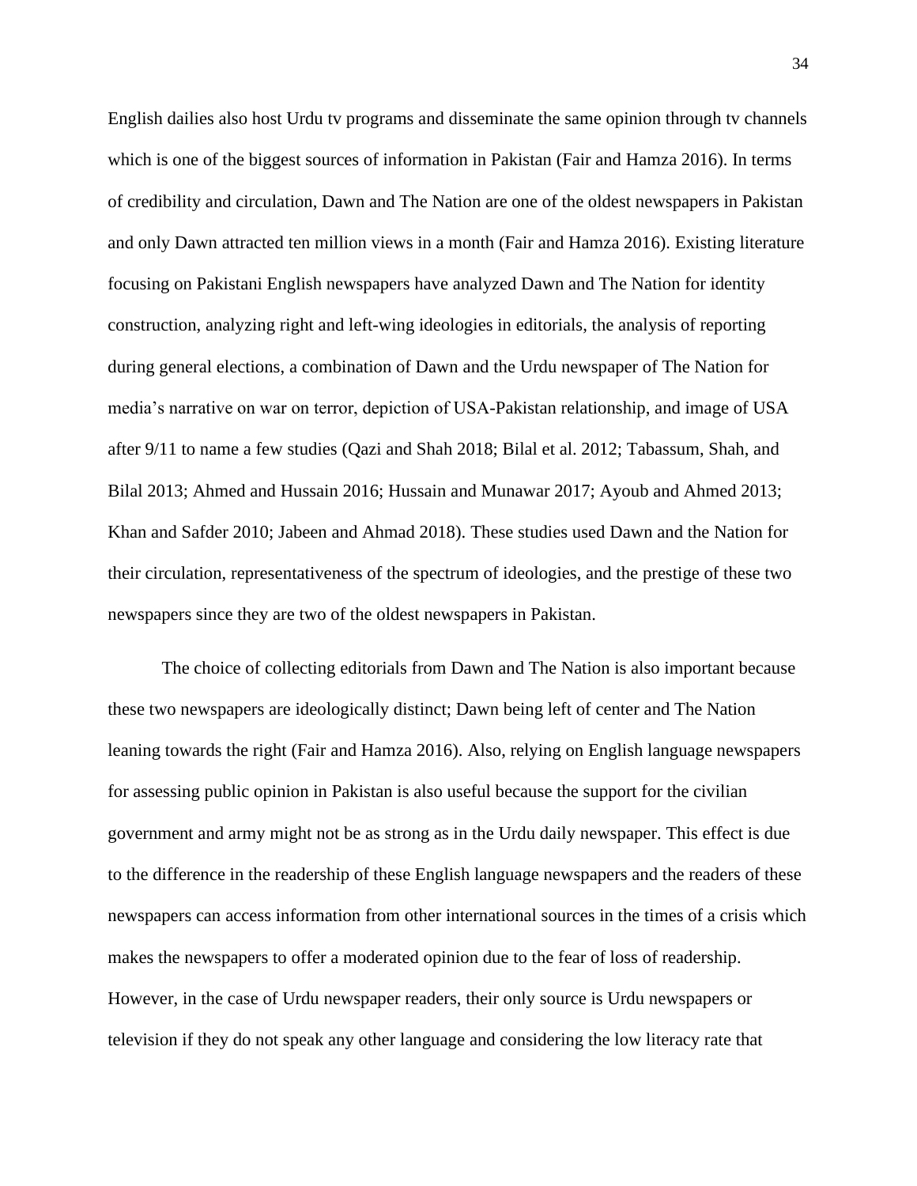English dailies also host Urdu tv programs and disseminate the same opinion through tv channels which is one of the biggest sources of information in Pakistan (Fair and Hamza 2016). In terms of credibility and circulation, Dawn and The Nation are one of the oldest newspapers in Pakistan and only Dawn attracted ten million views in a month (Fair and Hamza 2016). Existing literature focusing on Pakistani English newspapers have analyzed Dawn and The Nation for identity construction, analyzing right and left-wing ideologies in editorials, the analysis of reporting during general elections, a combination of Dawn and the Urdu newspaper of The Nation for media's narrative on war on terror, depiction of USA-Pakistan relationship, and image of USA after 9/11 to name a few studies (Qazi and Shah 2018; Bilal et al. 2012; Tabassum, Shah, and Bilal 2013; Ahmed and Hussain 2016; Hussain and Munawar 2017; Ayoub and Ahmed 2013; Khan and Safder 2010; Jabeen and Ahmad 2018). These studies used Dawn and the Nation for their circulation, representativeness of the spectrum of ideologies, and the prestige of these two newspapers since they are two of the oldest newspapers in Pakistan.

The choice of collecting editorials from Dawn and The Nation is also important because these two newspapers are ideologically distinct; Dawn being left of center and The Nation leaning towards the right (Fair and Hamza 2016). Also, relying on English language newspapers for assessing public opinion in Pakistan is also useful because the support for the civilian government and army might not be as strong as in the Urdu daily newspaper. This effect is due to the difference in the readership of these English language newspapers and the readers of these newspapers can access information from other international sources in the times of a crisis which makes the newspapers to offer a moderated opinion due to the fear of loss of readership. However, in the case of Urdu newspaper readers, their only source is Urdu newspapers or television if they do not speak any other language and considering the low literacy rate that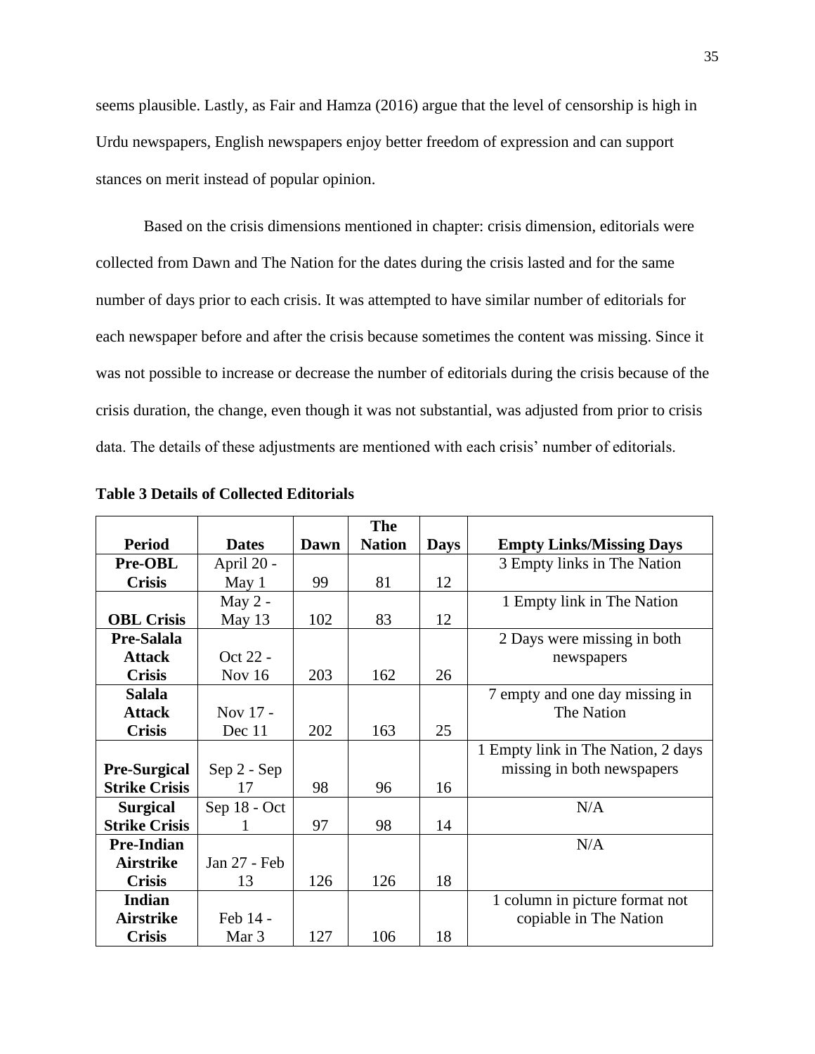seems plausible. Lastly, as Fair and Hamza (2016) argue that the level of censorship is high in Urdu newspapers, English newspapers enjoy better freedom of expression and can support stances on merit instead of popular opinion.

Based on the crisis dimensions mentioned in chapter: crisis dimension, editorials were collected from Dawn and The Nation for the dates during the crisis lasted and for the same number of days prior to each crisis. It was attempted to have similar number of editorials for each newspaper before and after the crisis because sometimes the content was missing. Since it was not possible to increase or decrease the number of editorials during the crisis because of the crisis duration, the change, even though it was not substantial, was adjusted from prior to crisis data. The details of these adjustments are mentioned with each crisis' number of editorials.

**Table 3 Details of Collected Editorials**

| Period | Dates | Dawn | The Nation | Days | Empty Links/Missing Days |
|---|---|---|---|---|---|
| **Pre-OBL Crisis** | April 20 - May 1 | 99 | 81 | 12 | 3 Empty links in The Nation |
| **OBL Crisis** | May 2 - May 13 | 102 | 83 | 12 | 1 Empty link in The Nation |
| **Pre-Salala Attack Crisis** | Oct 22 - Nov 16 | 203 | 162 | 26 | 2 Days were missing in both newspapers |
| **Salala Attack Crisis** | Nov 17 - Dec 11 | 202 | 163 | 25 | 7 empty and one day missing in The Nation |
| **Pre-Surgical Strike Crisis** | Sep 2 - Sep 17 | 98 | 96 | 16 | 1 Empty link in The Nation, 2 days missing in both newspapers |
| **Surgical Strike Crisis** | Sep 18 - Oct 1 | 97 | 98 | 14 | N/A |
| **Pre-Indian Airstrike Crisis** | Jan 27 - Feb 13 | 126 | 126 | 18 | N/A |
| **Indian Airstrike Crisis** | Feb 14 - Mar 3 | 127 | 106 | 18 | 1 column in picture format not copiable in The Nation |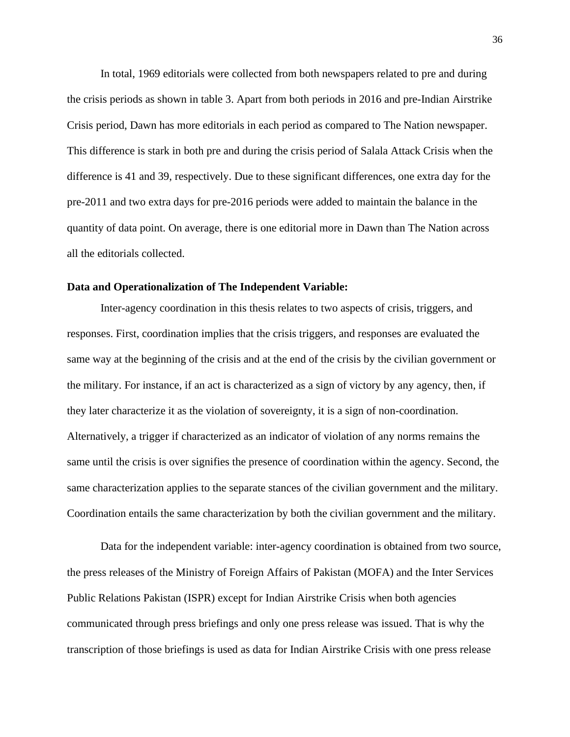In total, 1969 editorials were collected from both newspapers related to pre and during the crisis periods as shown in table 3. Apart from both periods in 2016 and pre-Indian Airstrike Crisis period, Dawn has more editorials in each period as compared to The Nation newspaper. This difference is stark in both pre and during the crisis period of Salala Attack Crisis when the difference is 41 and 39, respectively. Due to these significant differences, one extra day for the pre-2011 and two extra days for pre-2016 periods were added to maintain the balance in the quantity of data point. On average, there is one editorial more in Dawn than The Nation across all the editorials collected.

### Data and Operationalization of The Independent Variable:

Inter-agency coordination in this thesis relates to two aspects of crisis, triggers, and responses. First, coordination implies that the crisis triggers, and responses are evaluated the same way at the beginning of the crisis and at the end of the crisis by the civilian government or the military. For instance, if an act is characterized as a sign of victory by any agency, then, if they later characterize it as the violation of sovereignty, it is a sign of non-coordination. Alternatively, a trigger if characterized as an indicator of violation of any norms remains the same until the crisis is over signifies the presence of coordination within the agency. Second, the same characterization applies to the separate stances of the civilian government and the military. Coordination entails the same characterization by both the civilian government and the military.

Data for the independent variable: inter-agency coordination is obtained from two source, the press releases of the Ministry of Foreign Affairs of Pakistan (MOFA) and the Inter Services Public Relations Pakistan (ISPR) except for Indian Airstrike Crisis when both agencies communicated through press briefings and only one press release was issued. That is why the transcription of those briefings is used as data for Indian Airstrike Crisis with one press release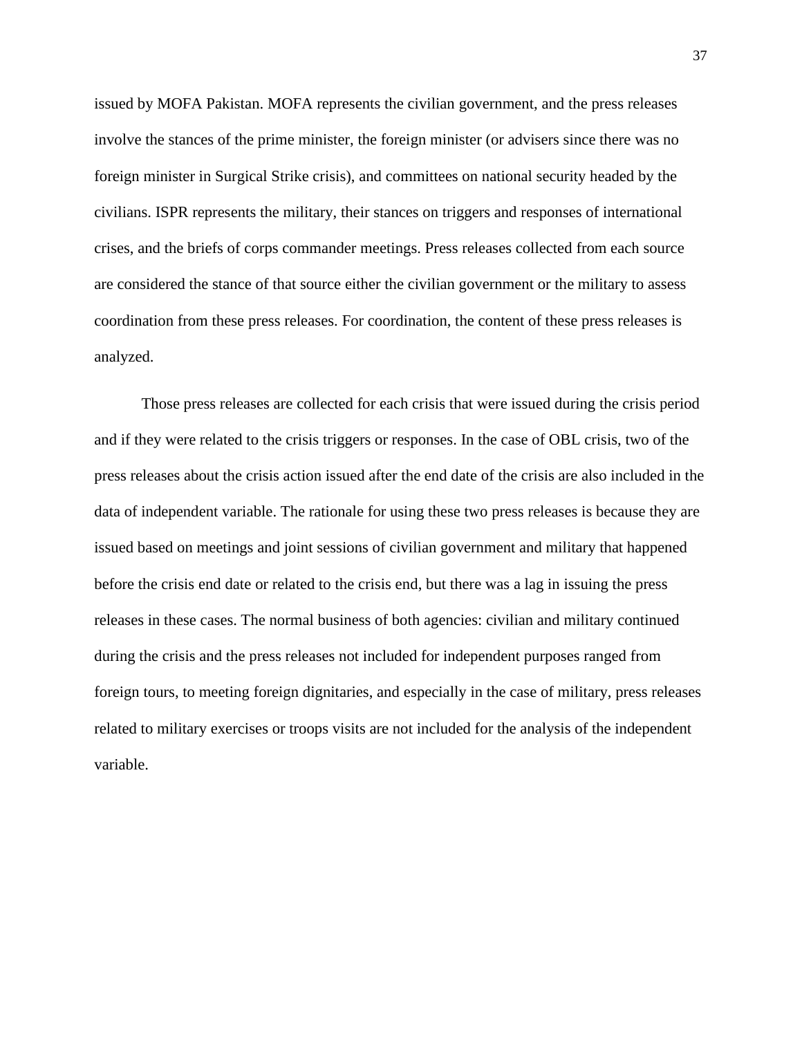issued by MOFA Pakistan. MOFA represents the civilian government, and the press releases involve the stances of the prime minister, the foreign minister (or advisers since there was no foreign minister in Surgical Strike crisis), and committees on national security headed by the civilians. ISPR represents the military, their stances on triggers and responses of international crises, and the briefs of corps commander meetings. Press releases collected from each source are considered the stance of that source either the civilian government or the military to assess coordination from these press releases. For coordination, the content of these press releases is analyzed.

Those press releases are collected for each crisis that were issued during the crisis period and if they were related to the crisis triggers or responses. In the case of OBL crisis, two of the press releases about the crisis action issued after the end date of the crisis are also included in the data of independent variable. The rationale for using these two press releases is because they are issued based on meetings and joint sessions of civilian government and military that happened before the crisis end date or related to the crisis end, but there was a lag in issuing the press releases in these cases. The normal business of both agencies: civilian and military continued during the crisis and the press releases not included for independent purposes ranged from foreign tours, to meeting foreign dignitaries, and especially in the case of military, press releases related to military exercises or troops visits are not included for the analysis of the independent variable.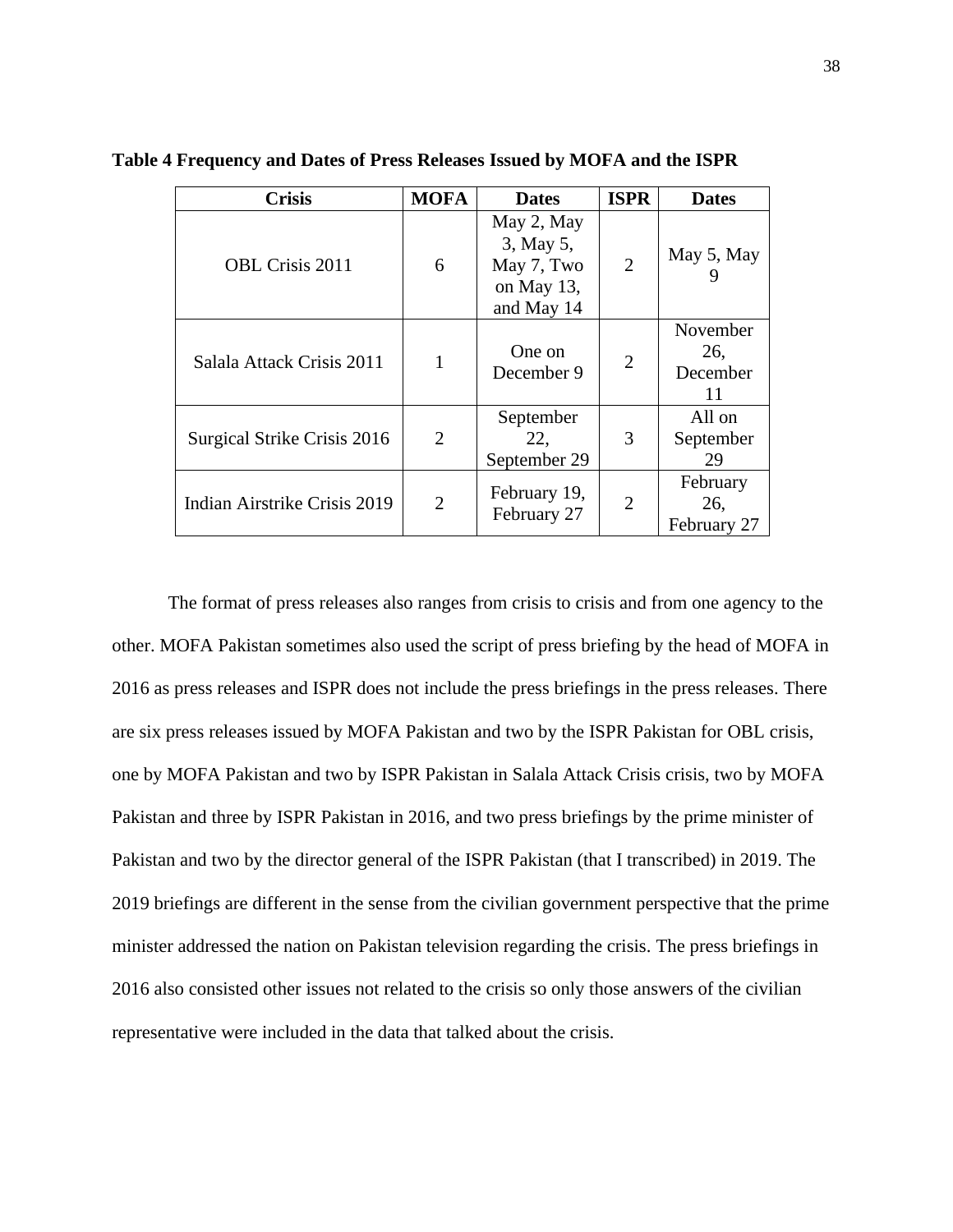**Table 4 Frequency and Dates of Press Releases Issued by MOFA and the ISPR**

| Crisis | MOFA | Dates | ISPR | Dates |
|---|---|---|---|---|
| OBL Crisis 2011 | 6 | May 2, May 3, May 5, May 7, Two on May 13, and May 14 | 2 | May 5, May 9 |
| Salala Attack Crisis 2011 | 1 | One on December 9 | 2 | November 26, December 11 |
| Surgical Strike Crisis 2016 | 2 | September 22, September 29 | 3 | All on September 29 |
| Indian Airstrike Crisis 2019 | 2 | February 19, February 27 | 2 | February 26, February 27 |

The format of press releases also ranges from crisis to crisis and from one agency to the other. MOFA Pakistan sometimes also used the script of press briefing by the head of MOFA in 2016 as press releases and ISPR does not include the press briefings in the press releases. There are six press releases issued by MOFA Pakistan and two by the ISPR Pakistan for OBL crisis, one by MOFA Pakistan and two by ISPR Pakistan in Salala Attack Crisis crisis, two by MOFA Pakistan and three by ISPR Pakistan in 2016, and two press briefings by the prime minister of Pakistan and two by the director general of the ISPR Pakistan (that I transcribed) in 2019. The 2019 briefings are different in the sense from the civilian government perspective that the prime minister addressed the nation on Pakistan television regarding the crisis. The press briefings in 2016 also consisted other issues not related to the crisis so only those answers of the civilian representative were included in the data that talked about the crisis.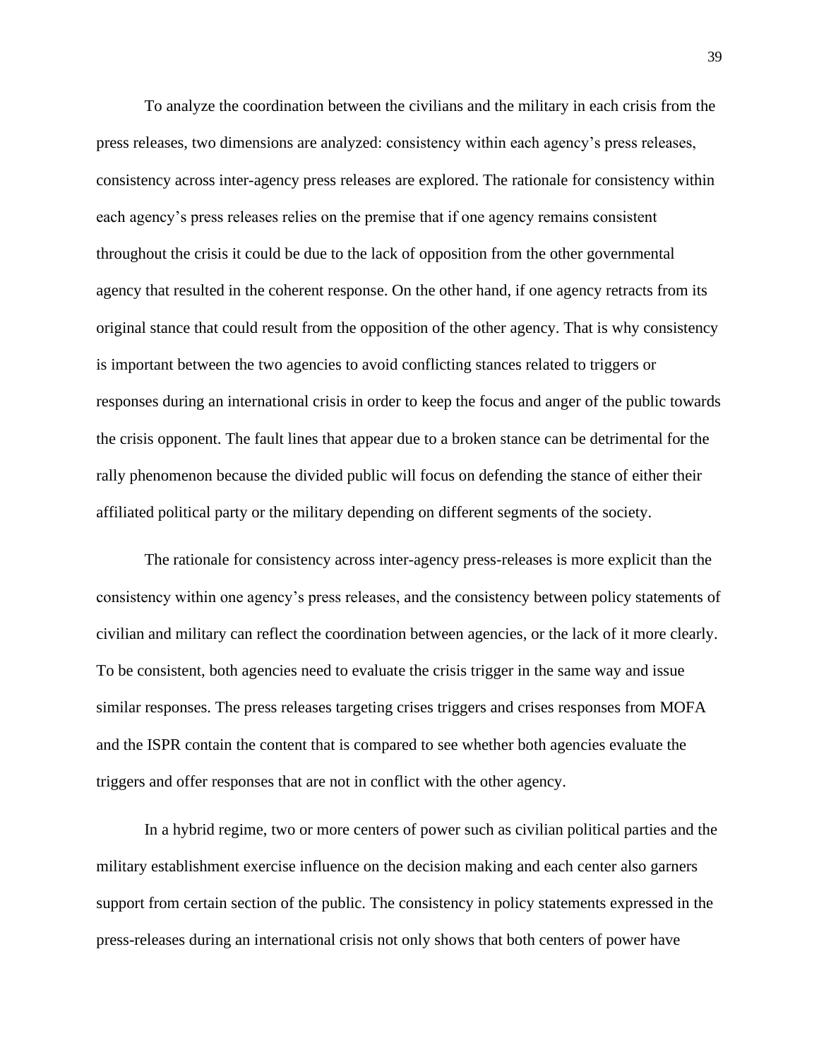To analyze the coordination between the civilians and the military in each crisis from the press releases, two dimensions are analyzed: consistency within each agency's press releases, consistency across inter-agency press releases are explored. The rationale for consistency within each agency's press releases relies on the premise that if one agency remains consistent throughout the crisis it could be due to the lack of opposition from the other governmental agency that resulted in the coherent response. On the other hand, if one agency retracts from its original stance that could result from the opposition of the other agency. That is why consistency is important between the two agencies to avoid conflicting stances related to triggers or responses during an international crisis in order to keep the focus and anger of the public towards the crisis opponent. The fault lines that appear due to a broken stance can be detrimental for the rally phenomenon because the divided public will focus on defending the stance of either their affiliated political party or the military depending on different segments of the society.

The rationale for consistency across inter-agency press-releases is more explicit than the consistency within one agency's press releases, and the consistency between policy statements of civilian and military can reflect the coordination between agencies, or the lack of it more clearly. To be consistent, both agencies need to evaluate the crisis trigger in the same way and issue similar responses. The press releases targeting crises triggers and crises responses from MOFA and the ISPR contain the content that is compared to see whether both agencies evaluate the triggers and offer responses that are not in conflict with the other agency.

In a hybrid regime, two or more centers of power such as civilian political parties and the military establishment exercise influence on the decision making and each center also garners support from certain section of the public. The consistency in policy statements expressed in the press-releases during an international crisis not only shows that both centers of power have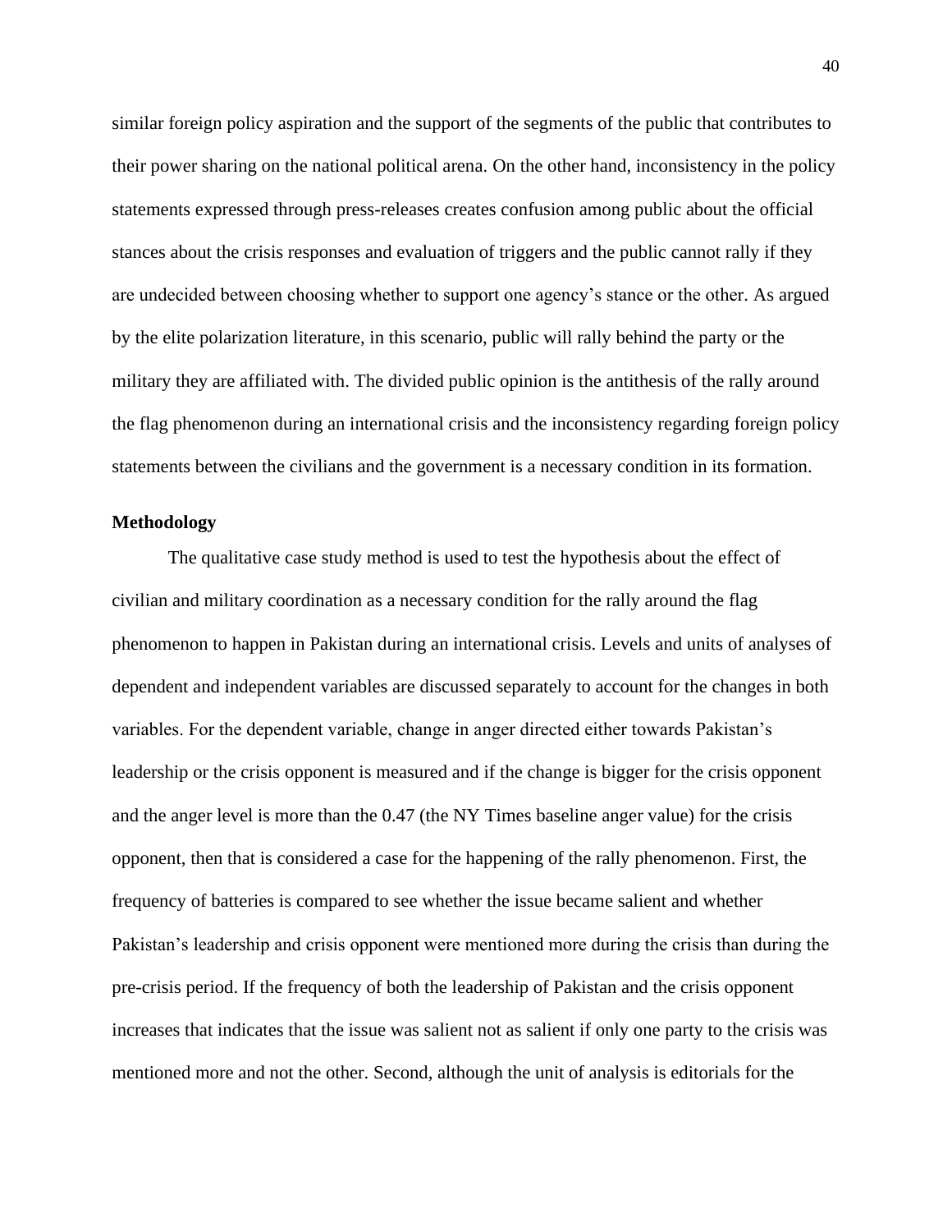similar foreign policy aspiration and the support of the segments of the public that contributes to their power sharing on the national political arena. On the other hand, inconsistency in the policy statements expressed through press-releases creates confusion among public about the official stances about the crisis responses and evaluation of triggers and the public cannot rally if they are undecided between choosing whether to support one agency's stance or the other. As argued by the elite polarization literature, in this scenario, public will rally behind the party or the military they are affiliated with. The divided public opinion is the antithesis of the rally around the flag phenomenon during an international crisis and the inconsistency regarding foreign policy statements between the civilians and the government is a necessary condition in its formation.

**Methodology**

The qualitative case study method is used to test the hypothesis about the effect of civilian and military coordination as a necessary condition for the rally around the flag phenomenon to happen in Pakistan during an international crisis. Levels and units of analyses of dependent and independent variables are discussed separately to account for the changes in both variables. For the dependent variable, change in anger directed either towards Pakistan's leadership or the crisis opponent is measured and if the change is bigger for the crisis opponent and the anger level is more than the 0.47 (the NY Times baseline anger value) for the crisis opponent, then that is considered a case for the happening of the rally phenomenon. First, the frequency of batteries is compared to see whether the issue became salient and whether Pakistan's leadership and crisis opponent were mentioned more during the crisis than during the pre-crisis period. If the frequency of both the leadership of Pakistan and the crisis opponent increases that indicates that the issue was salient not as salient if only one party to the crisis was mentioned more and not the other. Second, although the unit of analysis is editorials for the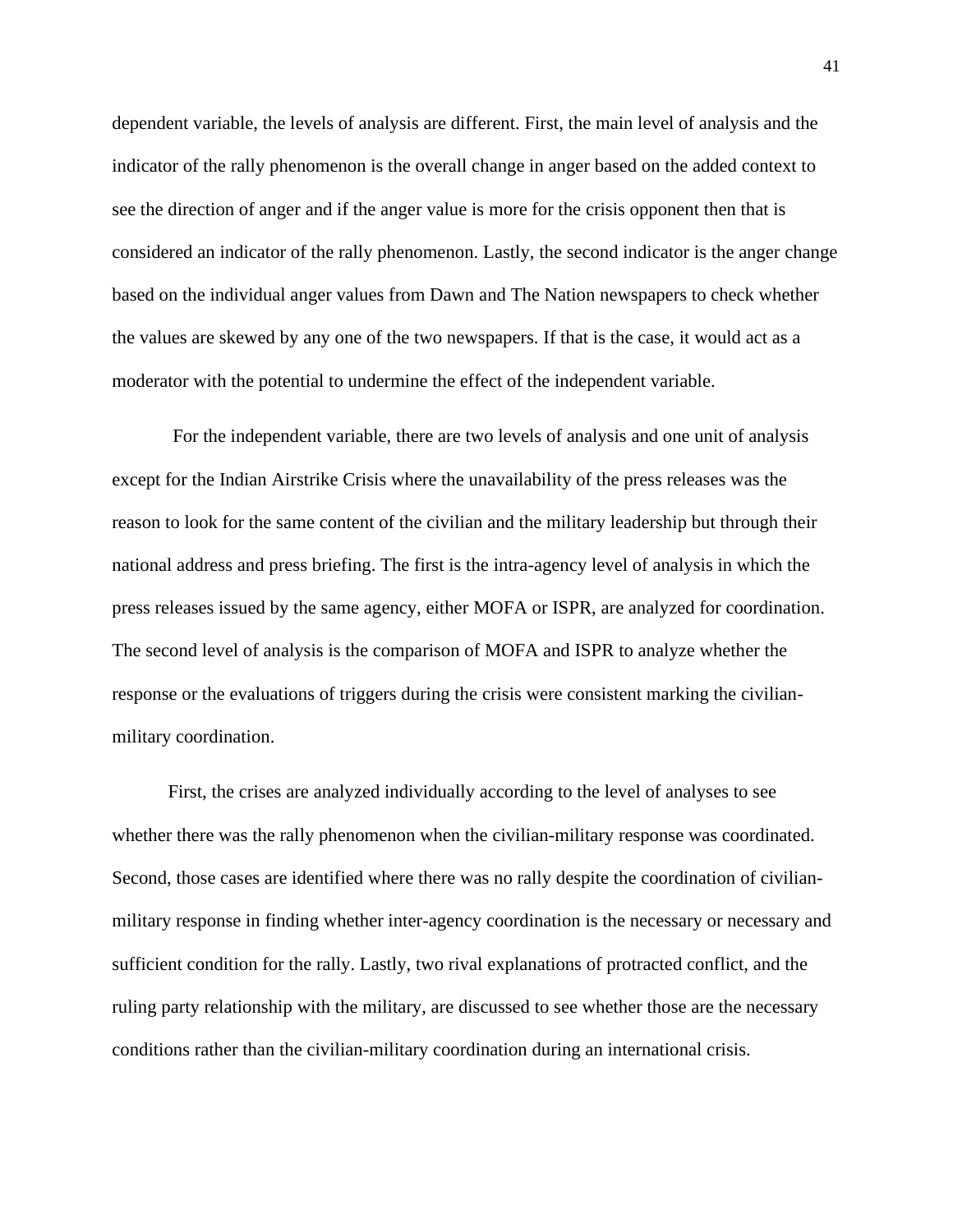dependent variable, the levels of analysis are different. First, the main level of analysis and the indicator of the rally phenomenon is the overall change in anger based on the added context to see the direction of anger and if the anger value is more for the crisis opponent then that is considered an indicator of the rally phenomenon. Lastly, the second indicator is the anger change based on the individual anger values from Dawn and The Nation newspapers to check whether the values are skewed by any one of the two newspapers. If that is the case, it would act as a moderator with the potential to undermine the effect of the independent variable.

For the independent variable, there are two levels of analysis and one unit of analysis except for the Indian Airstrike Crisis where the unavailability of the press releases was the reason to look for the same content of the civilian and the military leadership but through their national address and press briefing. The first is the intra-agency level of analysis in which the press releases issued by the same agency, either MOFA or ISPR, are analyzed for coordination. The second level of analysis is the comparison of MOFA and ISPR to analyze whether the response or the evaluations of triggers during the crisis were consistent marking the civilian-military coordination.

First, the crises are analyzed individually according to the level of analyses to see whether there was the rally phenomenon when the civilian-military response was coordinated. Second, those cases are identified where there was no rally despite the coordination of civilian-military response in finding whether inter-agency coordination is the necessary or necessary and sufficient condition for the rally. Lastly, two rival explanations of protracted conflict, and the ruling party relationship with the military, are discussed to see whether those are the necessary conditions rather than the civilian-military coordination during an international crisis.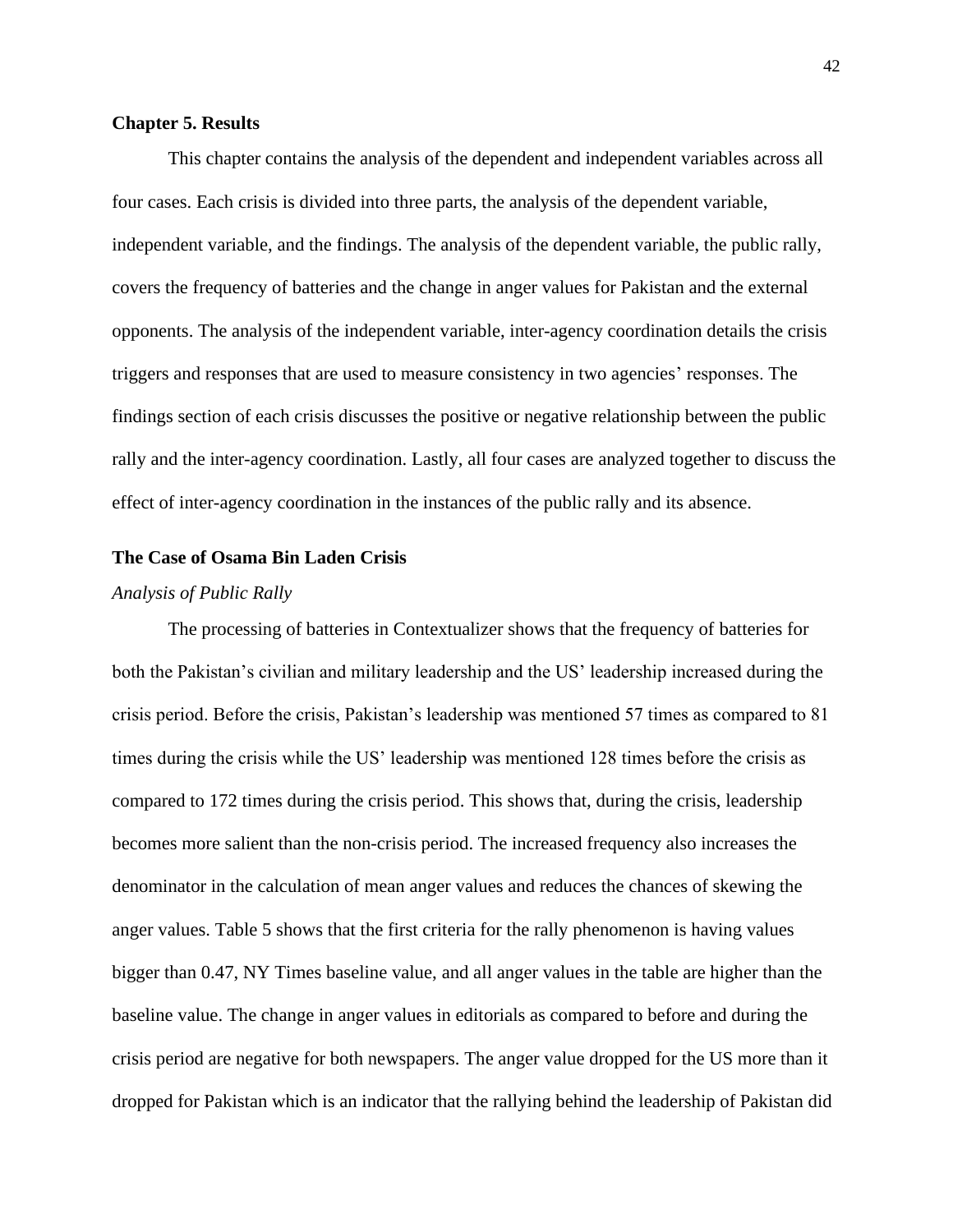## Chapter 5. Results

This chapter contains the analysis of the dependent and independent variables across all four cases. Each crisis is divided into three parts, the analysis of the dependent variable, independent variable, and the findings. The analysis of the dependent variable, the public rally, covers the frequency of batteries and the change in anger values for Pakistan and the external opponents. The analysis of the independent variable, inter-agency coordination details the crisis triggers and responses that are used to measure consistency in two agencies' responses. The findings section of each crisis discusses the positive or negative relationship between the public rally and the inter-agency coordination. Lastly, all four cases are analyzed together to discuss the effect of inter-agency coordination in the instances of the public rally and its absence.

### The Case of Osama Bin Laden Crisis

#### *Analysis of Public Rally*

The processing of batteries in Contextualizer shows that the frequency of batteries for both the Pakistan's civilian and military leadership and the US' leadership increased during the crisis period. Before the crisis, Pakistan's leadership was mentioned 57 times as compared to 81 times during the crisis while the US' leadership was mentioned 128 times before the crisis as compared to 172 times during the crisis period. This shows that, during the crisis, leadership becomes more salient than the non-crisis period. The increased frequency also increases the denominator in the calculation of mean anger values and reduces the chances of skewing the anger values. Table 5 shows that the first criteria for the rally phenomenon is having values bigger than 0.47, NY Times baseline value, and all anger values in the table are higher than the baseline value. The change in anger values in editorials as compared to before and during the crisis period are negative for both newspapers. The anger value dropped for the US more than it dropped for Pakistan which is an indicator that the rallying behind the leadership of Pakistan did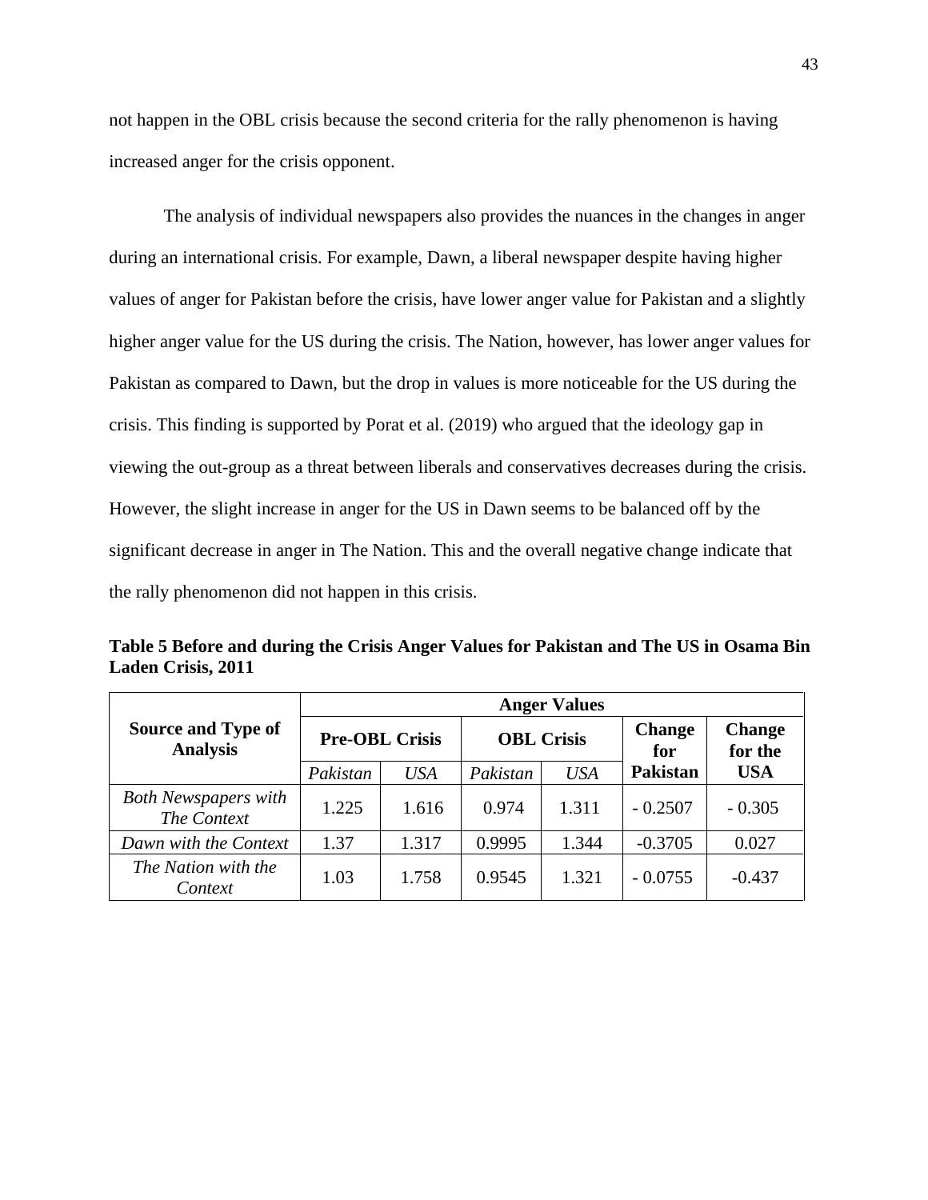not happen in the OBL crisis because the second criteria for the rally phenomenon is having increased anger for the crisis opponent.

The analysis of individual newspapers also provides the nuances in the changes in anger during an international crisis. For example, Dawn, a liberal newspaper despite having higher values of anger for Pakistan before the crisis, have lower anger value for Pakistan and a slightly higher anger value for the US during the crisis. The Nation, however, has lower anger values for Pakistan as compared to Dawn, but the drop in values is more noticeable for the US during the crisis. This finding is supported by Porat et al. (2019) who argued that the ideology gap in viewing the out-group as a threat between liberals and conservatives decreases during the crisis. However, the slight increase in anger for the US in Dawn seems to be balanced off by the significant decrease in anger in The Nation. This and the overall negative change indicate that the rally phenomenon did not happen in this crisis.

**Table 5 Before and during the Crisis Anger Values for Pakistan and The US in Osama Bin Laden Crisis, 2011**

| Source and Type of Analysis | Anger Values | | | | | |
|---|---|---|---|---|---|---|
| | Pre-OBL Crisis | | OBL Crisis | | Change for Pakistan | Change for the USA |
| | *Pakistan* | *USA* | *Pakistan* | *USA* | | |
| *Both Newspapers with The Context* | 1.225 | 1.616 | 0.974 | 1.311 | - 0.2507 | - 0.305 |
| *Dawn with the Context* | 1.37 | 1.317 | 0.9995 | 1.344 | -0.3705 | 0.027 |
| *The Nation with the Context* | 1.03 | 1.758 | 0.9545 | 1.321 | - 0.0755 | -0.437 |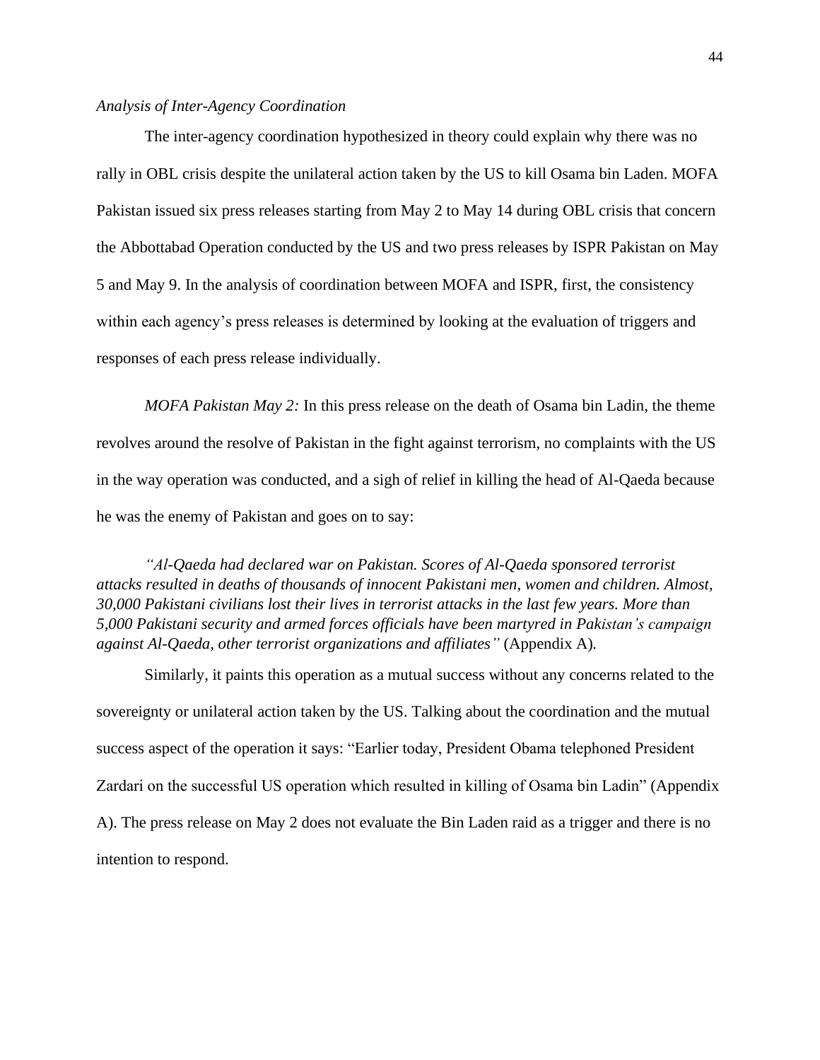*Analysis of Inter-Agency Coordination*

The inter-agency coordination hypothesized in theory could explain why there was no rally in OBL crisis despite the unilateral action taken by the US to kill Osama bin Laden. MOFA Pakistan issued six press releases starting from May 2 to May 14 during OBL crisis that concern the Abbottabad Operation conducted by the US and two press releases by ISPR Pakistan on May 5 and May 9. In the analysis of coordination between MOFA and ISPR, first, the consistency within each agency's press releases is determined by looking at the evaluation of triggers and responses of each press release individually.

*MOFA Pakistan May 2:* In this press release on the death of Osama bin Ladin, the theme revolves around the resolve of Pakistan in the fight against terrorism, no complaints with the US in the way operation was conducted, and a sigh of relief in killing the head of Al-Qaeda because he was the enemy of Pakistan and goes on to say:

> *"Al-Qaeda had declared war on Pakistan. Scores of Al-Qaeda sponsored terrorist attacks resulted in deaths of thousands of innocent Pakistani men, women and children. Almost, 30,000 Pakistani civilians lost their lives in terrorist attacks in the last few years. More than 5,000 Pakistani security and armed forces officials have been martyred in Pakistan's campaign against Al-Qaeda, other terrorist organizations and affiliates"* (Appendix A).

Similarly, it paints this operation as a mutual success without any concerns related to the sovereignty or unilateral action taken by the US. Talking about the coordination and the mutual success aspect of the operation it says: "Earlier today, President Obama telephoned President Zardari on the successful US operation which resulted in killing of Osama bin Ladin" (Appendix A). The press release on May 2 does not evaluate the Bin Laden raid as a trigger and there is no intention to respond.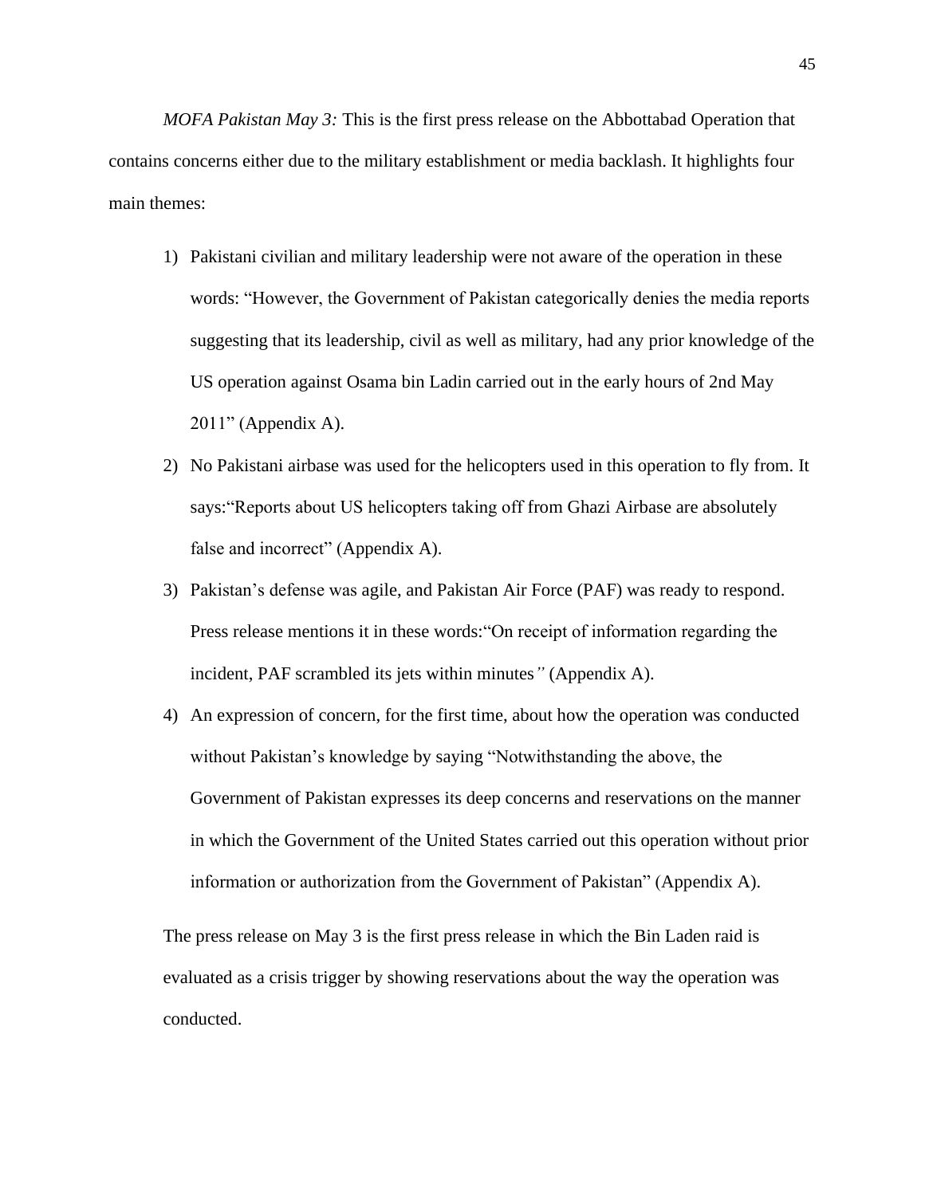*MOFA Pakistan May 3:* This is the first press release on the Abbottabad Operation that contains concerns either due to the military establishment or media backlash. It highlights four main themes:

1) Pakistani civilian and military leadership were not aware of the operation in these words: "However, the Government of Pakistan categorically denies the media reports suggesting that its leadership, civil as well as military, had any prior knowledge of the US operation against Osama bin Ladin carried out in the early hours of 2nd May 2011" (Appendix A).
2) No Pakistani airbase was used for the helicopters used in this operation to fly from. It says:"Reports about US helicopters taking off from Ghazi Airbase are absolutely false and incorrect" (Appendix A).
3) Pakistan's defense was agile, and Pakistan Air Force (PAF) was ready to respond. Press release mentions it in these words:"On receipt of information regarding the incident, PAF scrambled its jets within minutes" (Appendix A).
4) An expression of concern, for the first time, about how the operation was conducted without Pakistan's knowledge by saying "Notwithstanding the above, the Government of Pakistan expresses its deep concerns and reservations on the manner in which the Government of the United States carried out this operation without prior information or authorization from the Government of Pakistan" (Appendix A).

The press release on May 3 is the first press release in which the Bin Laden raid is evaluated as a crisis trigger by showing reservations about the way the operation was conducted.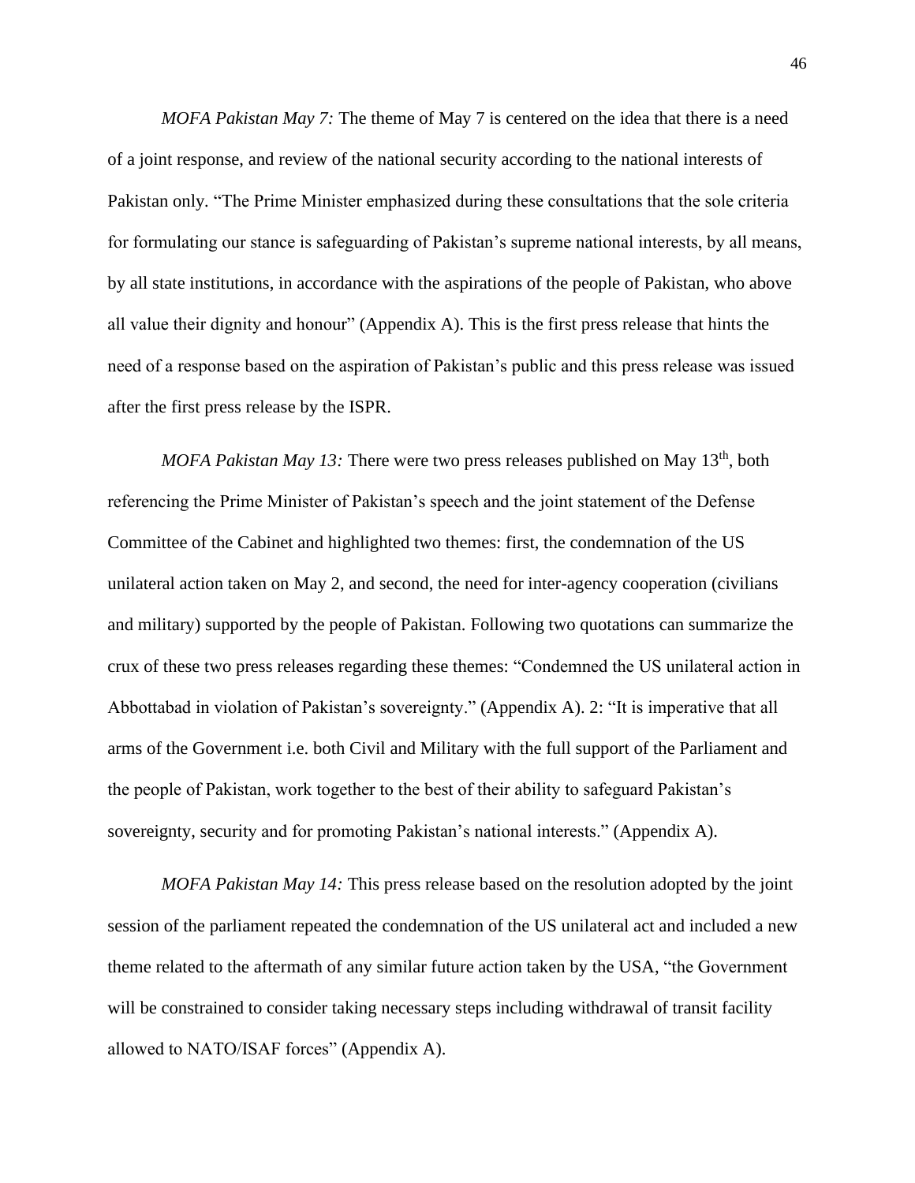*MOFA Pakistan May 7:* The theme of May 7 is centered on the idea that there is a need of a joint response, and review of the national security according to the national interests of Pakistan only. "The Prime Minister emphasized during these consultations that the sole criteria for formulating our stance is safeguarding of Pakistan's supreme national interests, by all means, by all state institutions, in accordance with the aspirations of the people of Pakistan, who above all value their dignity and honour" (Appendix A). This is the first press release that hints the need of a response based on the aspiration of Pakistan's public and this press release was issued after the first press release by the ISPR.

*MOFA Pakistan May 13:* There were two press releases published on May 13th, both referencing the Prime Minister of Pakistan's speech and the joint statement of the Defense Committee of the Cabinet and highlighted two themes: first, the condemnation of the US unilateral action taken on May 2, and second, the need for inter-agency cooperation (civilians and military) supported by the people of Pakistan. Following two quotations can summarize the crux of these two press releases regarding these themes: "Condemned the US unilateral action in Abbottabad in violation of Pakistan's sovereignty." (Appendix A). 2: "It is imperative that all arms of the Government i.e. both Civil and Military with the full support of the Parliament and the people of Pakistan, work together to the best of their ability to safeguard Pakistan's sovereignty, security and for promoting Pakistan's national interests." (Appendix A).

*MOFA Pakistan May 14:* This press release based on the resolution adopted by the joint session of the parliament repeated the condemnation of the US unilateral act and included a new theme related to the aftermath of any similar future action taken by the USA, "the Government will be constrained to consider taking necessary steps including withdrawal of transit facility allowed to NATO/ISAF forces" (Appendix A).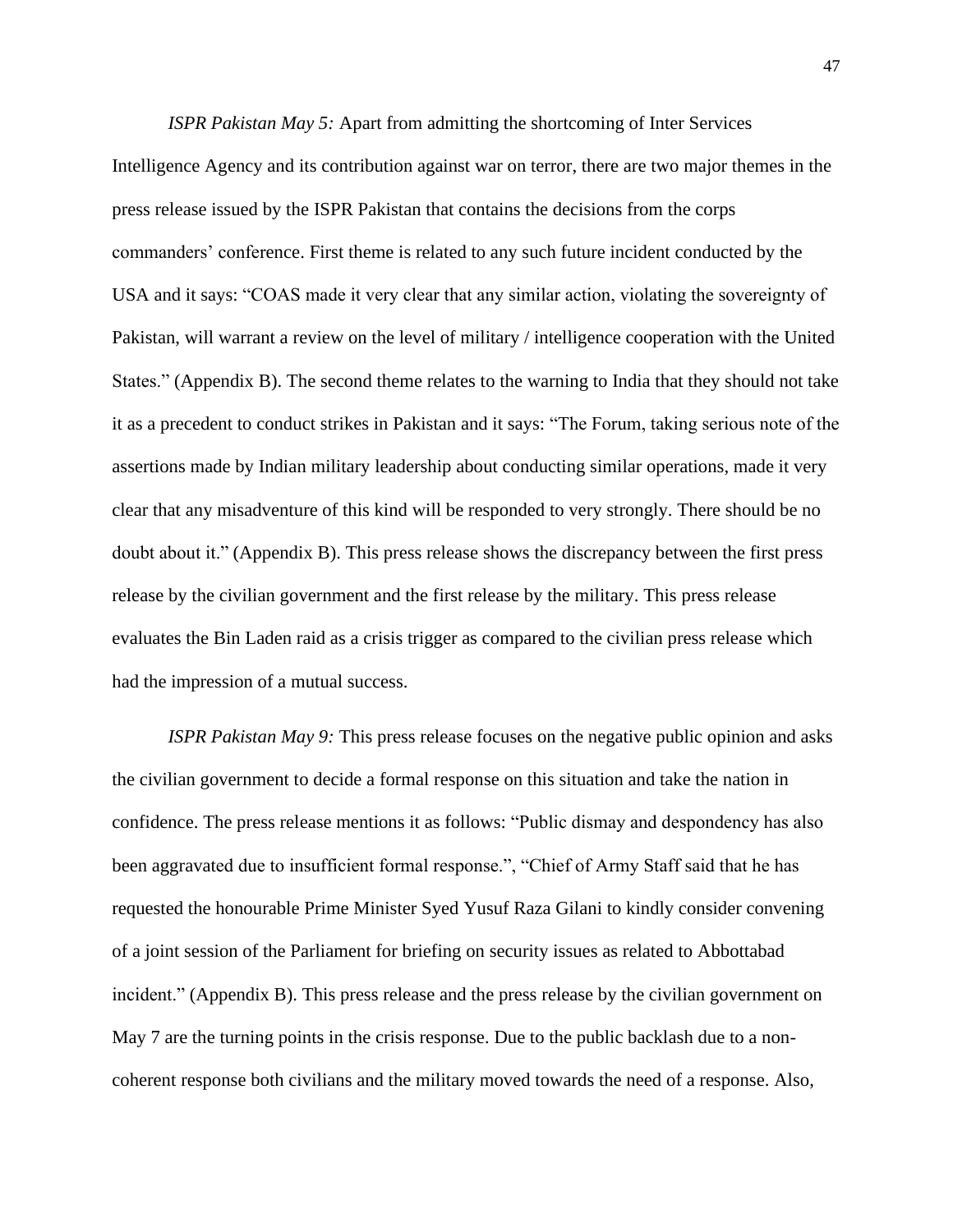*ISPR Pakistan May 5:* Apart from admitting the shortcoming of Inter Services Intelligence Agency and its contribution against war on terror, there are two major themes in the press release issued by the ISPR Pakistan that contains the decisions from the corps commanders' conference. First theme is related to any such future incident conducted by the USA and it says: "COAS made it very clear that any similar action, violating the sovereignty of Pakistan, will warrant a review on the level of military / intelligence cooperation with the United States." (Appendix B). The second theme relates to the warning to India that they should not take it as a precedent to conduct strikes in Pakistan and it says: "The Forum, taking serious note of the assertions made by Indian military leadership about conducting similar operations, made it very clear that any misadventure of this kind will be responded to very strongly. There should be no doubt about it." (Appendix B). This press release shows the discrepancy between the first press release by the civilian government and the first release by the military. This press release evaluates the Bin Laden raid as a crisis trigger as compared to the civilian press release which had the impression of a mutual success.

*ISPR Pakistan May 9:* This press release focuses on the negative public opinion and asks the civilian government to decide a formal response on this situation and take the nation in confidence. The press release mentions it as follows: "Public dismay and despondency has also been aggravated due to insufficient formal response.", "Chief of Army Staff said that he has requested the honourable Prime Minister Syed Yusuf Raza Gilani to kindly consider convening of a joint session of the Parliament for briefing on security issues as related to Abbottabad incident." (Appendix B). This press release and the press release by the civilian government on May 7 are the turning points in the crisis response. Due to the public backlash due to a non-coherent response both civilians and the military moved towards the need of a response. Also,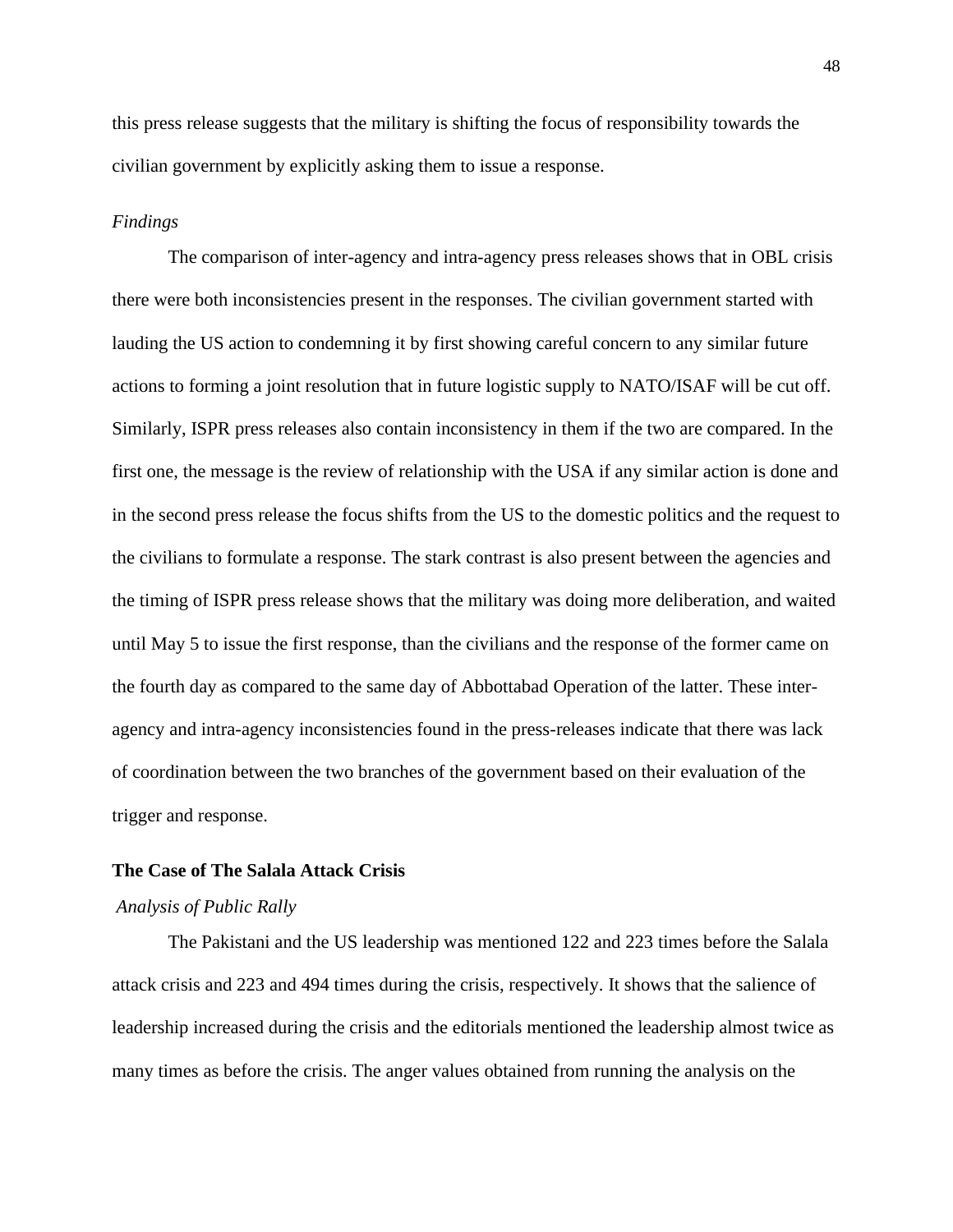this press release suggests that the military is shifting the focus of responsibility towards the civilian government by explicitly asking them to issue a response.

*Findings*

The comparison of inter-agency and intra-agency press releases shows that in OBL crisis there were both inconsistencies present in the responses. The civilian government started with lauding the US action to condemning it by first showing careful concern to any similar future actions to forming a joint resolution that in future logistic supply to NATO/ISAF will be cut off. Similarly, ISPR press releases also contain inconsistency in them if the two are compared. In the first one, the message is the review of relationship with the USA if any similar action is done and in the second press release the focus shifts from the US to the domestic politics and the request to the civilians to formulate a response. The stark contrast is also present between the agencies and the timing of ISPR press release shows that the military was doing more deliberation, and waited until May 5 to issue the first response, than the civilians and the response of the former came on the fourth day as compared to the same day of Abbottabad Operation of the latter. These inter-agency and intra-agency inconsistencies found in the press-releases indicate that there was lack of coordination between the two branches of the government based on their evaluation of the trigger and response.

**The Case of The Salala Attack Crisis**

*Analysis of Public Rally*

The Pakistani and the US leadership was mentioned 122 and 223 times before the Salala attack crisis and 223 and 494 times during the crisis, respectively. It shows that the salience of leadership increased during the crisis and the editorials mentioned the leadership almost twice as many times as before the crisis. The anger values obtained from running the analysis on the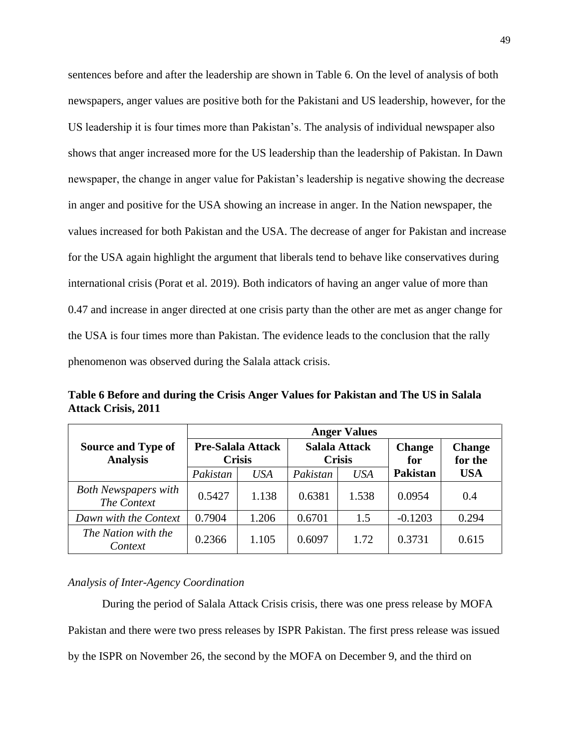sentences before and after the leadership are shown in Table 6. On the level of analysis of both newspapers, anger values are positive both for the Pakistani and US leadership, however, for the US leadership it is four times more than Pakistan's. The analysis of individual newspaper also shows that anger increased more for the US leadership than the leadership of Pakistan. In Dawn newspaper, the change in anger value for Pakistan's leadership is negative showing the decrease in anger and positive for the USA showing an increase in anger. In the Nation newspaper, the values increased for both Pakistan and the USA. The decrease of anger for Pakistan and increase for the USA again highlight the argument that liberals tend to behave like conservatives during international crisis (Porat et al. 2019). Both indicators of having an anger value of more than 0.47 and increase in anger directed at one crisis party than the other are met as anger change for the USA is four times more than Pakistan. The evidence leads to the conclusion that the rally phenomenon was observed during the Salala attack crisis.

**Table 6 Before and during the Crisis Anger Values for Pakistan and The US in Salala Attack Crisis, 2011**

| Source and Type of Analysis | Anger Values | | | | | |
|---|---|---|---|---|---|---|
| | Pre-Salala Attack Crisis | | Salala Attack Crisis | | Change for Pakistan | Change for the USA |
| | *Pakistan* | *USA* | *Pakistan* | *USA* | | |
| *Both Newspapers with The Context* | 0.5427 | 1.138 | 0.6381 | 1.538 | 0.0954 | 0.4 |
| *Dawn with the Context* | 0.7904 | 1.206 | 0.6701 | 1.5 | -0.1203 | 0.294 |
| *The Nation with the Context* | 0.2366 | 1.105 | 0.6097 | 1.72 | 0.3731 | 0.615 |

*Analysis of Inter-Agency Coordination*

During the period of Salala Attack Crisis crisis, there was one press release by MOFA Pakistan and there were two press releases by ISPR Pakistan. The first press release was issued by the ISPR on November 26, the second by the MOFA on December 9, and the third on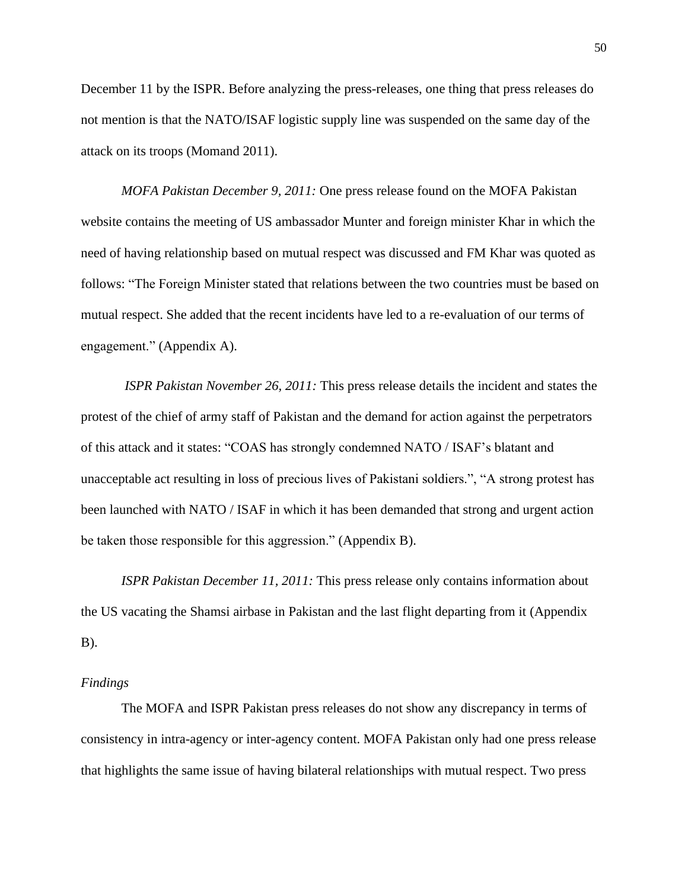December 11 by the ISPR. Before analyzing the press-releases, one thing that press releases do not mention is that the NATO/ISAF logistic supply line was suspended on the same day of the attack on its troops (Momand 2011).

*MOFA Pakistan December 9, 2011:* One press release found on the MOFA Pakistan website contains the meeting of US ambassador Munter and foreign minister Khar in which the need of having relationship based on mutual respect was discussed and FM Khar was quoted as follows: "The Foreign Minister stated that relations between the two countries must be based on mutual respect. She added that the recent incidents have led to a re-evaluation of our terms of engagement." (Appendix A).

*ISPR Pakistan November 26, 2011:* This press release details the incident and states the protest of the chief of army staff of Pakistan and the demand for action against the perpetrators of this attack and it states: "COAS has strongly condemned NATO / ISAF's blatant and unacceptable act resulting in loss of precious lives of Pakistani soldiers.", "A strong protest has been launched with NATO / ISAF in which it has been demanded that strong and urgent action be taken those responsible for this aggression." (Appendix B).

*ISPR Pakistan December 11, 2011:* This press release only contains information about the US vacating the Shamsi airbase in Pakistan and the last flight departing from it (Appendix B).

*Findings*

The MOFA and ISPR Pakistan press releases do not show any discrepancy in terms of consistency in intra-agency or inter-agency content. MOFA Pakistan only had one press release that highlights the same issue of having bilateral relationships with mutual respect. Two press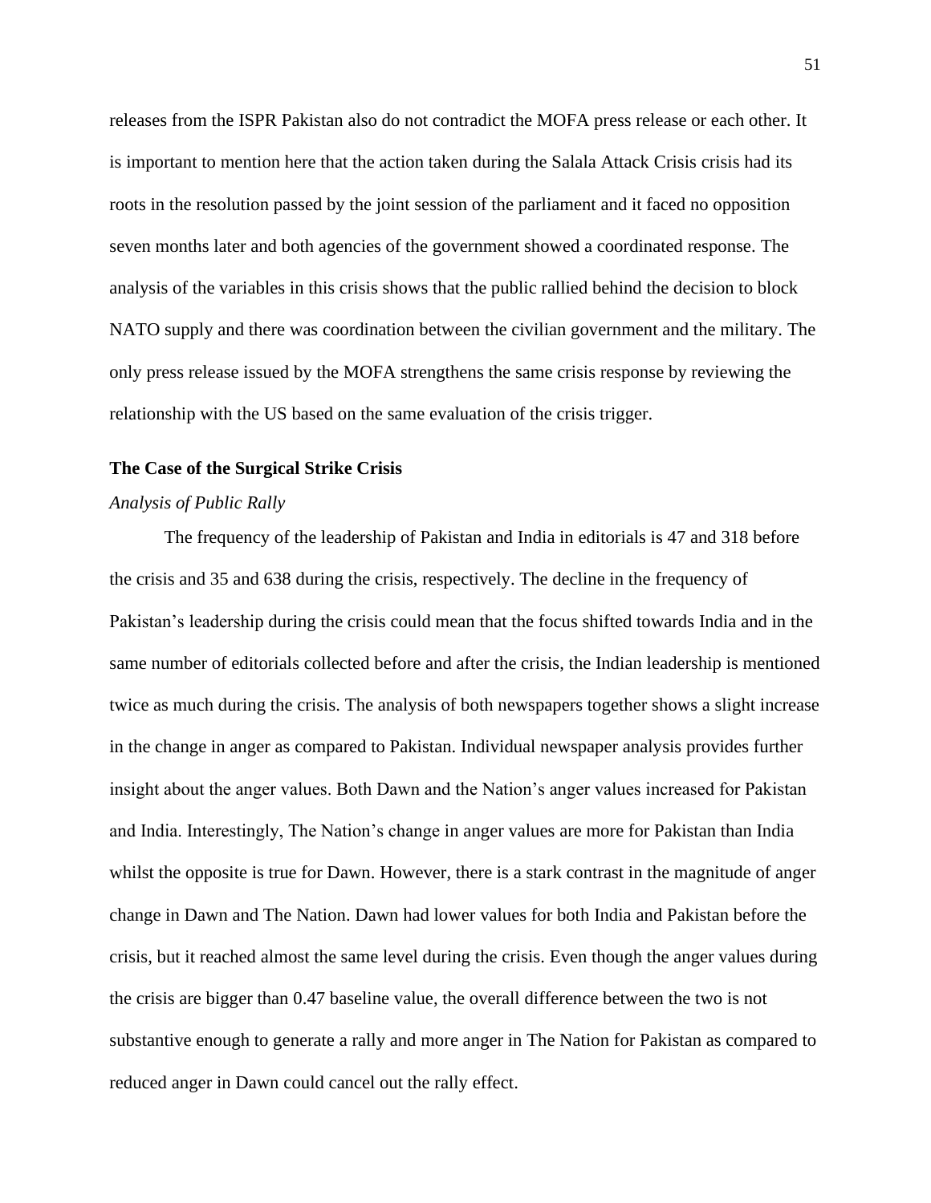releases from the ISPR Pakistan also do not contradict the MOFA press release or each other. It is important to mention here that the action taken during the Salala Attack Crisis crisis had its roots in the resolution passed by the joint session of the parliament and it faced no opposition seven months later and both agencies of the government showed a coordinated response. The analysis of the variables in this crisis shows that the public rallied behind the decision to block NATO supply and there was coordination between the civilian government and the military. The only press release issued by the MOFA strengthens the same crisis response by reviewing the relationship with the US based on the same evaluation of the crisis trigger.

### The Case of the Surgical Strike Crisis

#### *Analysis of Public Rally*

The frequency of the leadership of Pakistan and India in editorials is 47 and 318 before the crisis and 35 and 638 during the crisis, respectively. The decline in the frequency of Pakistan's leadership during the crisis could mean that the focus shifted towards India and in the same number of editorials collected before and after the crisis, the Indian leadership is mentioned twice as much during the crisis. The analysis of both newspapers together shows a slight increase in the change in anger as compared to Pakistan. Individual newspaper analysis provides further insight about the anger values. Both Dawn and the Nation's anger values increased for Pakistan and India. Interestingly, The Nation's change in anger values are more for Pakistan than India whilst the opposite is true for Dawn. However, there is a stark contrast in the magnitude of anger change in Dawn and The Nation. Dawn had lower values for both India and Pakistan before the crisis, but it reached almost the same level during the crisis. Even though the anger values during the crisis are bigger than 0.47 baseline value, the overall difference between the two is not substantive enough to generate a rally and more anger in The Nation for Pakistan as compared to reduced anger in Dawn could cancel out the rally effect.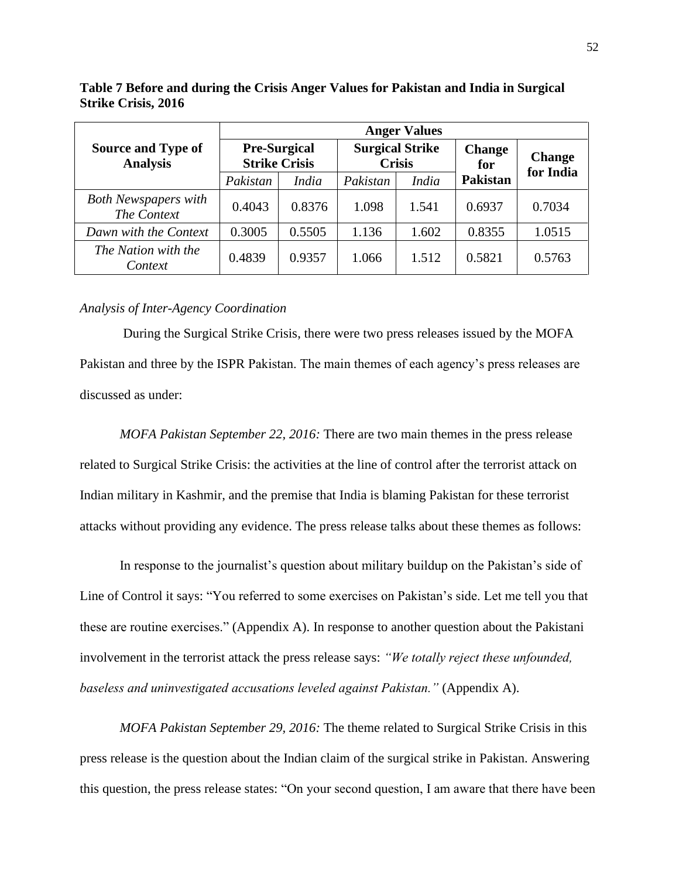**Table 7 Before and during the Crisis Anger Values for Pakistan and India in Surgical Strike Crisis, 2016**

| Source and Type of Analysis | Anger Values | | | | | |
|---|---|---|---|---|---|---|
| | Pre-Surgical Strike Crisis | | Surgical Strike Crisis | | Change for Pakistan | Change for India |
| | *Pakistan* | *India* | *Pakistan* | *India* | | |
| *Both Newspapers with The Context* | 0.4043 | 0.8376 | 1.098 | 1.541 | 0.6937 | 0.7034 |
| *Dawn with the Context* | 0.3005 | 0.5505 | 1.136 | 1.602 | 0.8355 | 1.0515 |
| *The Nation with the Context* | 0.4839 | 0.9357 | 1.066 | 1.512 | 0.5821 | 0.5763 |

*Analysis of Inter-Agency Coordination*

During the Surgical Strike Crisis, there were two press releases issued by the MOFA Pakistan and three by the ISPR Pakistan. The main themes of each agency's press releases are discussed as under:

*MOFA Pakistan September 22, 2016:* There are two main themes in the press release related to Surgical Strike Crisis: the activities at the line of control after the terrorist attack on Indian military in Kashmir, and the premise that India is blaming Pakistan for these terrorist attacks without providing any evidence. The press release talks about these themes as follows:

In response to the journalist's question about military buildup on the Pakistan's side of Line of Control it says: "You referred to some exercises on Pakistan's side. Let me tell you that these are routine exercises." (Appendix A). In response to another question about the Pakistani involvement in the terrorist attack the press release says: *"We totally reject these unfounded, baseless and uninvestigated accusations leveled against Pakistan."* (Appendix A).

*MOFA Pakistan September 29, 2016:* The theme related to Surgical Strike Crisis in this press release is the question about the Indian claim of the surgical strike in Pakistan. Answering this question, the press release states: "On your second question, I am aware that there have been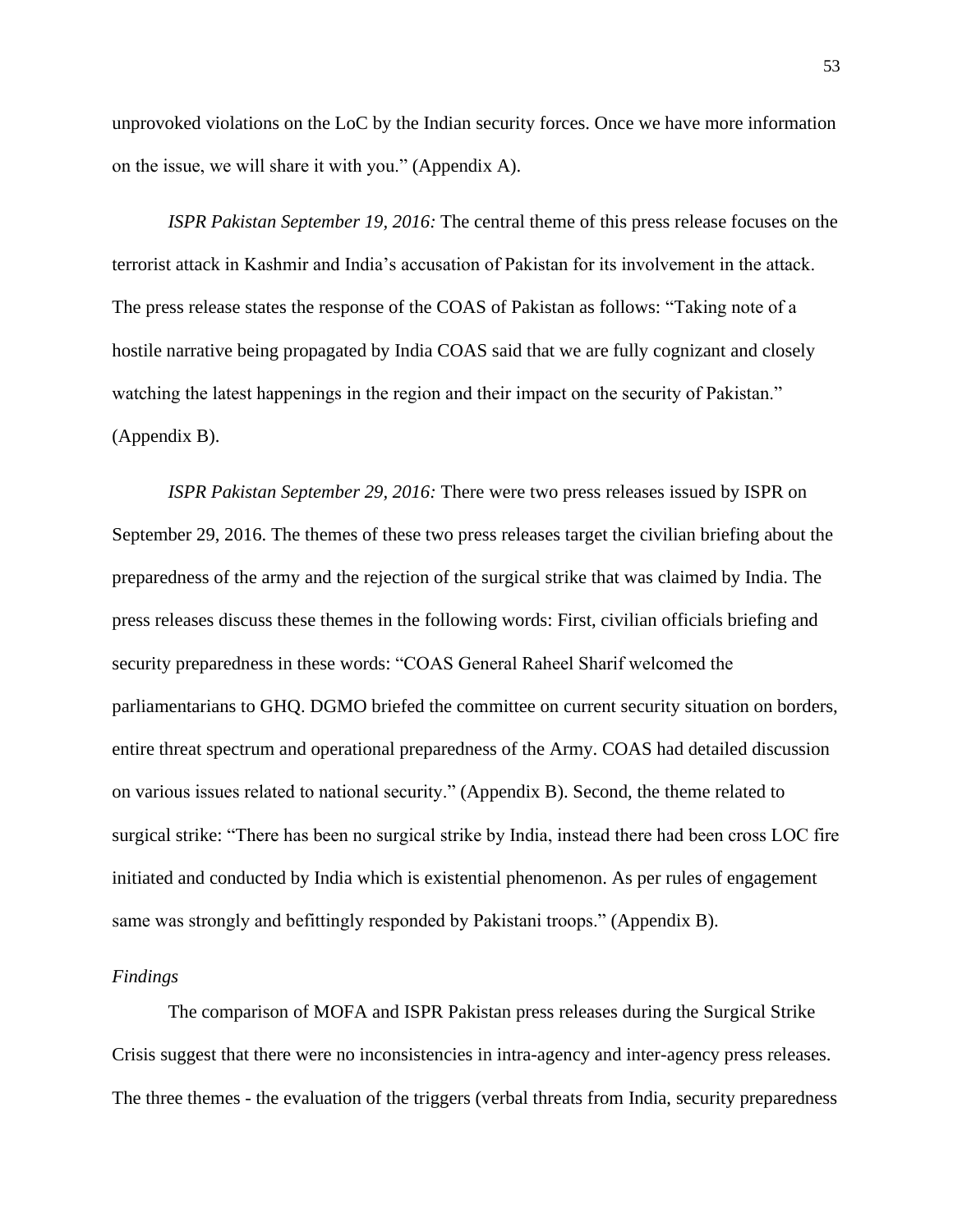unprovoked violations on the LoC by the Indian security forces. Once we have more information on the issue, we will share it with you." (Appendix A).

*ISPR Pakistan September 19, 2016:* The central theme of this press release focuses on the terrorist attack in Kashmir and India's accusation of Pakistan for its involvement in the attack. The press release states the response of the COAS of Pakistan as follows: "Taking note of a hostile narrative being propagated by India COAS said that we are fully cognizant and closely watching the latest happenings in the region and their impact on the security of Pakistan." (Appendix B).

*ISPR Pakistan September 29, 2016:* There were two press releases issued by ISPR on September 29, 2016. The themes of these two press releases target the civilian briefing about the preparedness of the army and the rejection of the surgical strike that was claimed by India. The press releases discuss these themes in the following words: First, civilian officials briefing and security preparedness in these words: "COAS General Raheel Sharif welcomed the parliamentarians to GHQ. DGMO briefed the committee on current security situation on borders, entire threat spectrum and operational preparedness of the Army. COAS had detailed discussion on various issues related to national security." (Appendix B). Second, the theme related to surgical strike: "There has been no surgical strike by India, instead there had been cross LOC fire initiated and conducted by India which is existential phenomenon. As per rules of engagement same was strongly and befittingly responded by Pakistani troops." (Appendix B).

*Findings*

The comparison of MOFA and ISPR Pakistan press releases during the Surgical Strike Crisis suggest that there were no inconsistencies in intra-agency and inter-agency press releases. The three themes - the evaluation of the triggers (verbal threats from India, security preparedness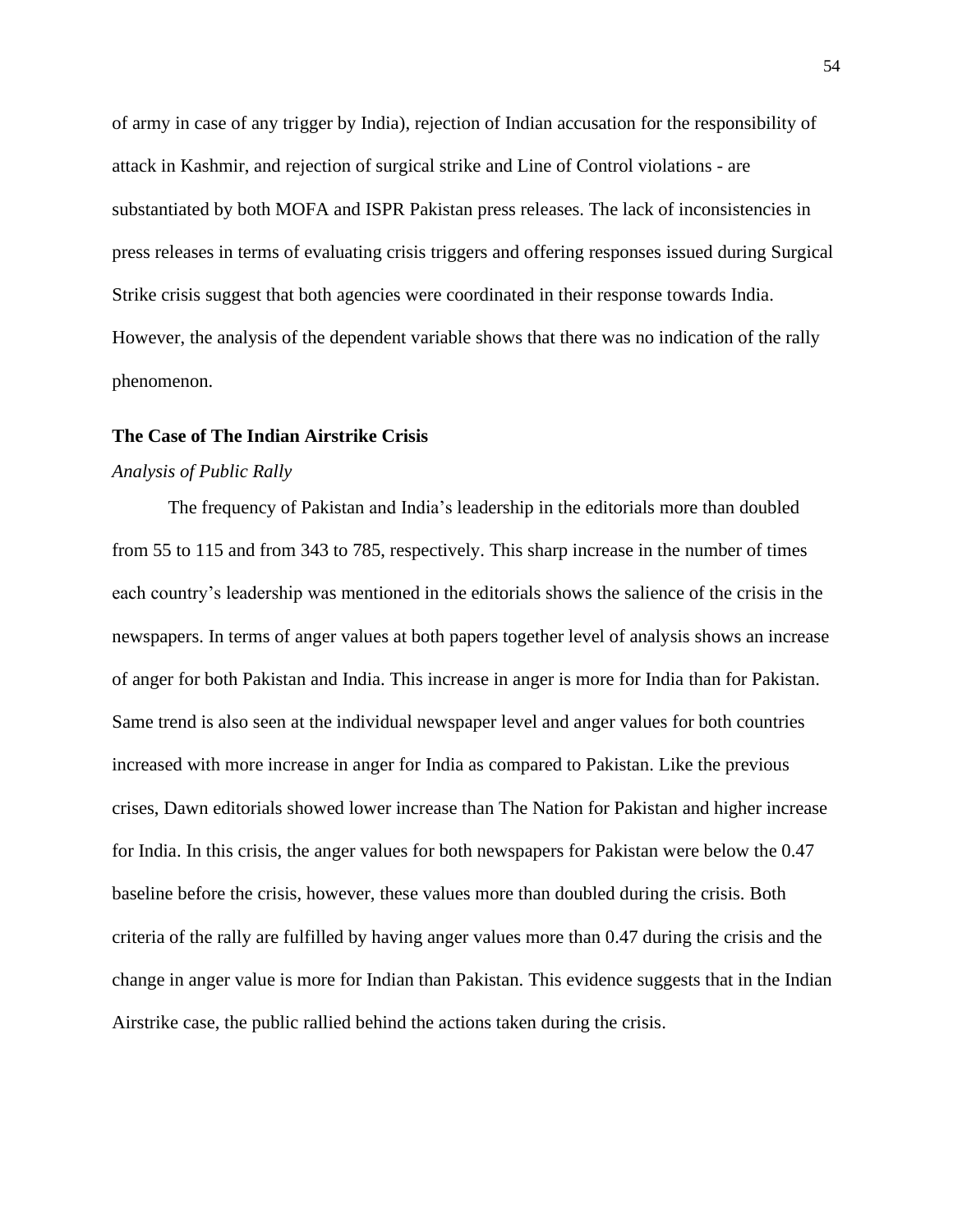of army in case of any trigger by India), rejection of Indian accusation for the responsibility of attack in Kashmir, and rejection of surgical strike and Line of Control violations - are substantiated by both MOFA and ISPR Pakistan press releases. The lack of inconsistencies in press releases in terms of evaluating crisis triggers and offering responses issued during Surgical Strike crisis suggest that both agencies were coordinated in their response towards India. However, the analysis of the dependent variable shows that there was no indication of the rally phenomenon.

**The Case of The Indian Airstrike Crisis**

*Analysis of Public Rally*

The frequency of Pakistan and India's leadership in the editorials more than doubled from 55 to 115 and from 343 to 785, respectively. This sharp increase in the number of times each country's leadership was mentioned in the editorials shows the salience of the crisis in the newspapers. In terms of anger values at both papers together level of analysis shows an increase of anger for both Pakistan and India. This increase in anger is more for India than for Pakistan. Same trend is also seen at the individual newspaper level and anger values for both countries increased with more increase in anger for India as compared to Pakistan. Like the previous crises, Dawn editorials showed lower increase than The Nation for Pakistan and higher increase for India. In this crisis, the anger values for both newspapers for Pakistan were below the 0.47 baseline before the crisis, however, these values more than doubled during the crisis. Both criteria of the rally are fulfilled by having anger values more than 0.47 during the crisis and the change in anger value is more for Indian than Pakistan. This evidence suggests that in the Indian Airstrike case, the public rallied behind the actions taken during the crisis.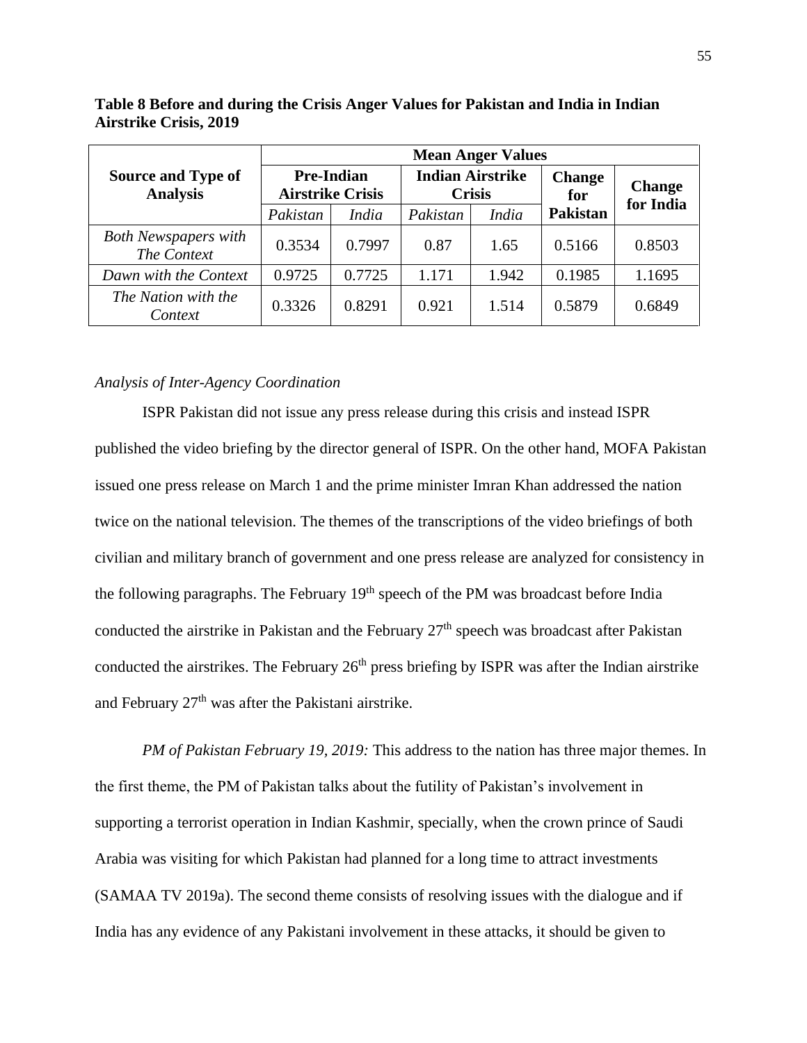**Table 8 Before and during the Crisis Anger Values for Pakistan and India in Indian Airstrike Crisis, 2019**

| Source and Type of Analysis | Mean Anger Values | | | | | |
|---|---|---|---|---|---|---|
| | Pre-Indian Airstrike Crisis | | Indian Airstrike Crisis | | Change for Pakistan | Change for India |
| | *Pakistan* | *India* | *Pakistan* | *India* | | |
| *Both Newspapers with The Context* | 0.3534 | 0.7997 | 0.87 | 1.65 | 0.5166 | 0.8503 |
| *Dawn with the Context* | 0.9725 | 0.7725 | 1.171 | 1.942 | 0.1985 | 1.1695 |
| *The Nation with the Context* | 0.3326 | 0.8291 | 0.921 | 1.514 | 0.5879 | 0.6849 |

*Analysis of Inter-Agency Coordination*

ISPR Pakistan did not issue any press release during this crisis and instead ISPR published the video briefing by the director general of ISPR. On the other hand, MOFA Pakistan issued one press release on March 1 and the prime minister Imran Khan addressed the nation twice on the national television. The themes of the transcriptions of the video briefings of both civilian and military branch of government and one press release are analyzed for consistency in the following paragraphs. The February 19th speech of the PM was broadcast before India conducted the airstrike in Pakistan and the February 27th speech was broadcast after Pakistan conducted the airstrikes. The February 26th press briefing by ISPR was after the Indian airstrike and February 27th was after the Pakistani airstrike.

*PM of Pakistan February 19, 2019:* This address to the nation has three major themes. In the first theme, the PM of Pakistan talks about the futility of Pakistan's involvement in supporting a terrorist operation in Indian Kashmir, specially, when the crown prince of Saudi Arabia was visiting for which Pakistan had planned for a long time to attract investments (SAMAA TV 2019a). The second theme consists of resolving issues with the dialogue and if India has any evidence of any Pakistani involvement in these attacks, it should be given to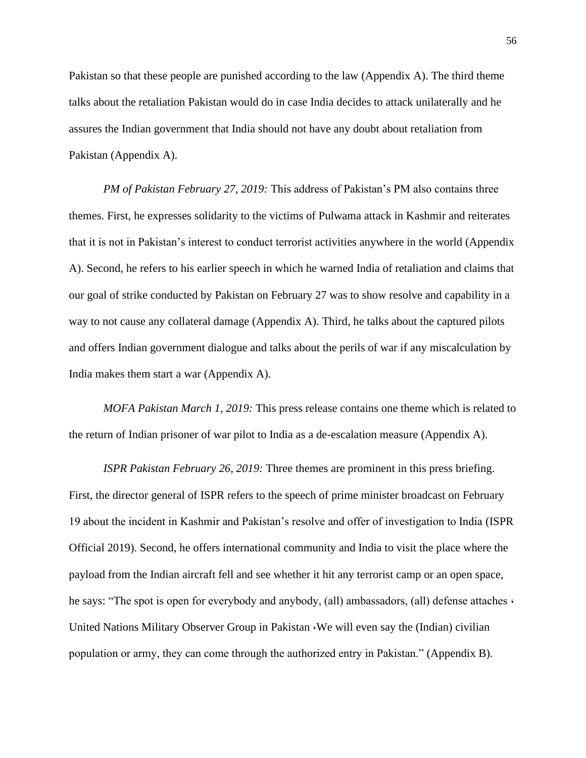Pakistan so that these people are punished according to the law (Appendix A). The third theme talks about the retaliation Pakistan would do in case India decides to attack unilaterally and he assures the Indian government that India should not have any doubt about retaliation from Pakistan (Appendix A).

*PM of Pakistan February 27, 2019:* This address of Pakistan's PM also contains three themes. First, he expresses solidarity to the victims of Pulwama attack in Kashmir and reiterates that it is not in Pakistan's interest to conduct terrorist activities anywhere in the world (Appendix A). Second, he refers to his earlier speech in which he warned India of retaliation and claims that our goal of strike conducted by Pakistan on February 27 was to show resolve and capability in a way to not cause any collateral damage (Appendix A). Third, he talks about the captured pilots and offers Indian government dialogue and talks about the perils of war if any miscalculation by India makes them start a war (Appendix A).

*MOFA Pakistan March 1, 2019:* This press release contains one theme which is related to the return of Indian prisoner of war pilot to India as a de-escalation measure (Appendix A).

*ISPR Pakistan February 26, 2019:* Three themes are prominent in this press briefing. First, the director general of ISPR refers to the speech of prime minister broadcast on February 19 about the incident in Kashmir and Pakistan's resolve and offer of investigation to India (ISPR Official 2019). Second, he offers international community and India to visit the place where the payload from the Indian aircraft fell and see whether it hit any terrorist camp or an open space, he says: "The spot is open for everybody and anybody, (all) ambassadors, (all) defense attaches ، United Nations Military Observer Group in Pakistan ،We will even say the (Indian) civilian population or army, they can come through the authorized entry in Pakistan." (Appendix B).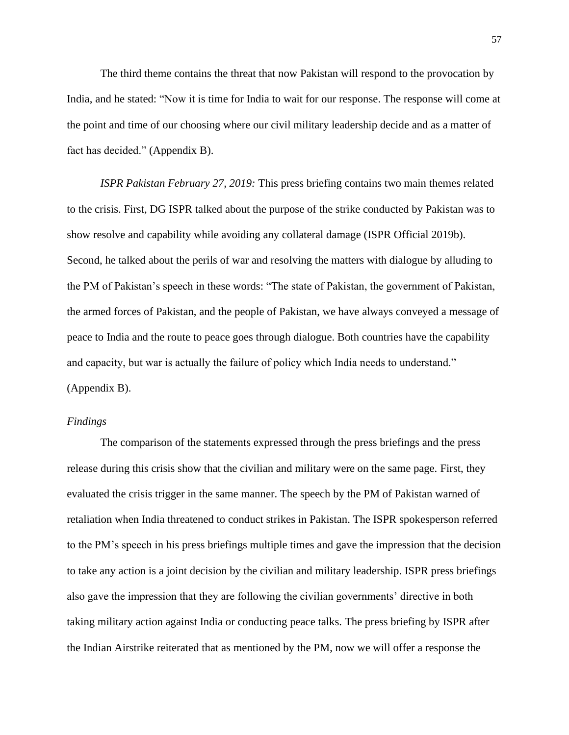The third theme contains the threat that now Pakistan will respond to the provocation by India, and he stated: “Now it is time for India to wait for our response. The response will come at the point and time of our choosing where our civil military leadership decide and as a matter of fact has decided.” (Appendix B).

*ISPR Pakistan February 27, 2019:* This press briefing contains two main themes related to the crisis. First, DG ISPR talked about the purpose of the strike conducted by Pakistan was to show resolve and capability while avoiding any collateral damage (ISPR Official 2019b). Second, he talked about the perils of war and resolving the matters with dialogue by alluding to the PM of Pakistan’s speech in these words: “The state of Pakistan, the government of Pakistan, the armed forces of Pakistan, and the people of Pakistan, we have always conveyed a message of peace to India and the route to peace goes through dialogue. Both countries have the capability and capacity, but war is actually the failure of policy which India needs to understand.” (Appendix B).

*Findings*

The comparison of the statements expressed through the press briefings and the press release during this crisis show that the civilian and military were on the same page. First, they evaluated the crisis trigger in the same manner. The speech by the PM of Pakistan warned of retaliation when India threatened to conduct strikes in Pakistan. The ISPR spokesperson referred to the PM’s speech in his press briefings multiple times and gave the impression that the decision to take any action is a joint decision by the civilian and military leadership. ISPR press briefings also gave the impression that they are following the civilian governments’ directive in both taking military action against India or conducting peace talks. The press briefing by ISPR after the Indian Airstrike reiterated that as mentioned by the PM, now we will offer a response the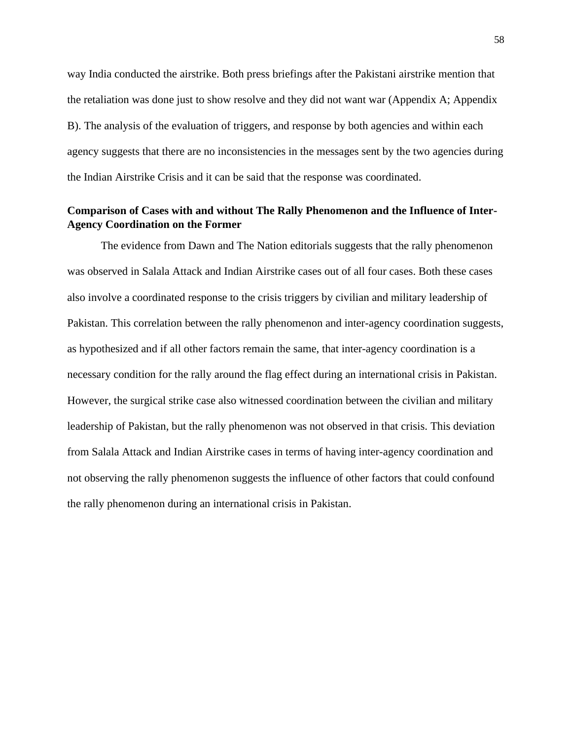way India conducted the airstrike. Both press briefings after the Pakistani airstrike mention that the retaliation was done just to show resolve and they did not want war (Appendix A; Appendix B). The analysis of the evaluation of triggers, and response by both agencies and within each agency suggests that there are no inconsistencies in the messages sent by the two agencies during the Indian Airstrike Crisis and it can be said that the response was coordinated.

**Comparison of Cases with and without The Rally Phenomenon and the Influence of Inter-Agency Coordination on the Former**

The evidence from Dawn and The Nation editorials suggests that the rally phenomenon was observed in Salala Attack and Indian Airstrike cases out of all four cases. Both these cases also involve a coordinated response to the crisis triggers by civilian and military leadership of Pakistan. This correlation between the rally phenomenon and inter-agency coordination suggests, as hypothesized and if all other factors remain the same, that inter-agency coordination is a necessary condition for the rally around the flag effect during an international crisis in Pakistan. However, the surgical strike case also witnessed coordination between the civilian and military leadership of Pakistan, but the rally phenomenon was not observed in that crisis. This deviation from Salala Attack and Indian Airstrike cases in terms of having inter-agency coordination and not observing the rally phenomenon suggests the influence of other factors that could confound the rally phenomenon during an international crisis in Pakistan.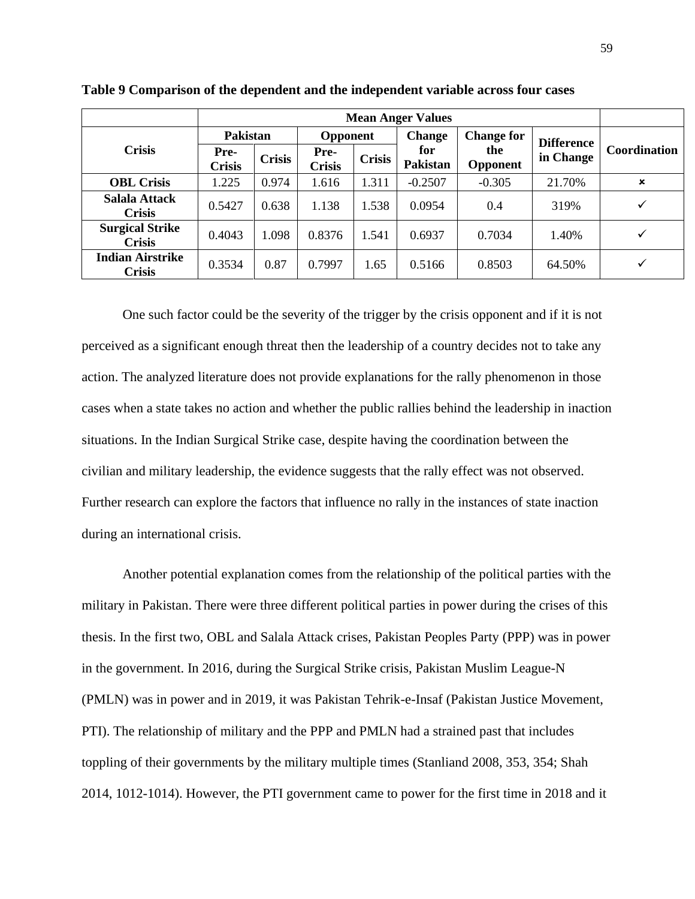**Table 9 Comparison of the dependent and the independent variable across four cases**

| Crisis | Mean Anger Values | | | | | | | Coordination |
|---|---|---|---|---|---|---|---|---|
| | Pakistan | | Opponent | | Change for Pakistan | Change for the Opponent | Difference in Change | |
| | Pre-Crisis | Crisis | Pre-Crisis | Crisis | | | | |
| **OBL Crisis** | 1.225 | 0.974 | 1.616 | 1.311 | -0.2507 | -0.305 | 21.70% | × |
| **Salala Attack Crisis** | 0.5427 | 0.638 | 1.138 | 1.538 | 0.0954 | 0.4 | 319% | ✓ |
| **Surgical Strike Crisis** | 0.4043 | 1.098 | 0.8376 | 1.541 | 0.6937 | 0.7034 | 1.40% | ✓ |
| **Indian Airstrike Crisis** | 0.3534 | 0.87 | 0.7997 | 1.65 | 0.5166 | 0.8503 | 64.50% | ✓ |

One such factor could be the severity of the trigger by the crisis opponent and if it is not perceived as a significant enough threat then the leadership of a country decides not to take any action. The analyzed literature does not provide explanations for the rally phenomenon in those cases when a state takes no action and whether the public rallies behind the leadership in inaction situations. In the Indian Surgical Strike case, despite having the coordination between the civilian and military leadership, the evidence suggests that the rally effect was not observed. Further research can explore the factors that influence no rally in the instances of state inaction during an international crisis.

Another potential explanation comes from the relationship of the political parties with the military in Pakistan. There were three different political parties in power during the crises of this thesis. In the first two, OBL and Salala Attack crises, Pakistan Peoples Party (PPP) was in power in the government. In 2016, during the Surgical Strike crisis, Pakistan Muslim League-N (PMLN) was in power and in 2019, it was Pakistan Tehrik-e-Insaf (Pakistan Justice Movement, PTI). The relationship of military and the PPP and PMLN had a strained past that includes toppling of their governments by the military multiple times (Stanliand 2008, 353, 354; Shah 2014, 1012-1014). However, the PTI government came to power for the first time in 2018 and it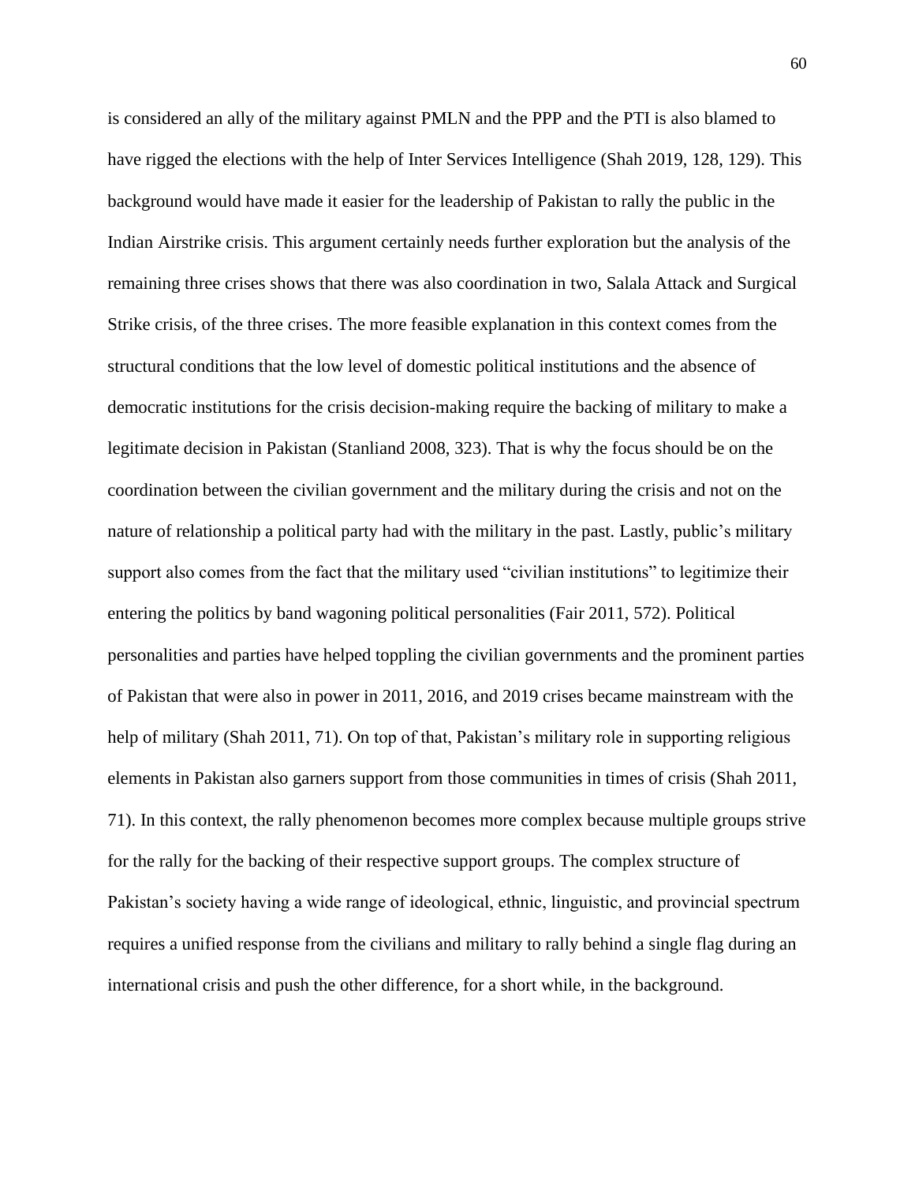is considered an ally of the military against PMLN and the PPP and the PTI is also blamed to have rigged the elections with the help of Inter Services Intelligence (Shah 2019, 128, 129). This background would have made it easier for the leadership of Pakistan to rally the public in the Indian Airstrike crisis. This argument certainly needs further exploration but the analysis of the remaining three crises shows that there was also coordination in two, Salala Attack and Surgical Strike crisis, of the three crises. The more feasible explanation in this context comes from the structural conditions that the low level of domestic political institutions and the absence of democratic institutions for the crisis decision-making require the backing of military to make a legitimate decision in Pakistan (Stanliand 2008, 323). That is why the focus should be on the coordination between the civilian government and the military during the crisis and not on the nature of relationship a political party had with the military in the past. Lastly, public's military support also comes from the fact that the military used "civilian institutions" to legitimize their entering the politics by band wagoning political personalities (Fair 2011, 572). Political personalities and parties have helped toppling the civilian governments and the prominent parties of Pakistan that were also in power in 2011, 2016, and 2019 crises became mainstream with the help of military (Shah 2011, 71). On top of that, Pakistan's military role in supporting religious elements in Pakistan also garners support from those communities in times of crisis (Shah 2011, 71). In this context, the rally phenomenon becomes more complex because multiple groups strive for the rally for the backing of their respective support groups. The complex structure of Pakistan's society having a wide range of ideological, ethnic, linguistic, and provincial spectrum requires a unified response from the civilians and military to rally behind a single flag during an international crisis and push the other difference, for a short while, in the background.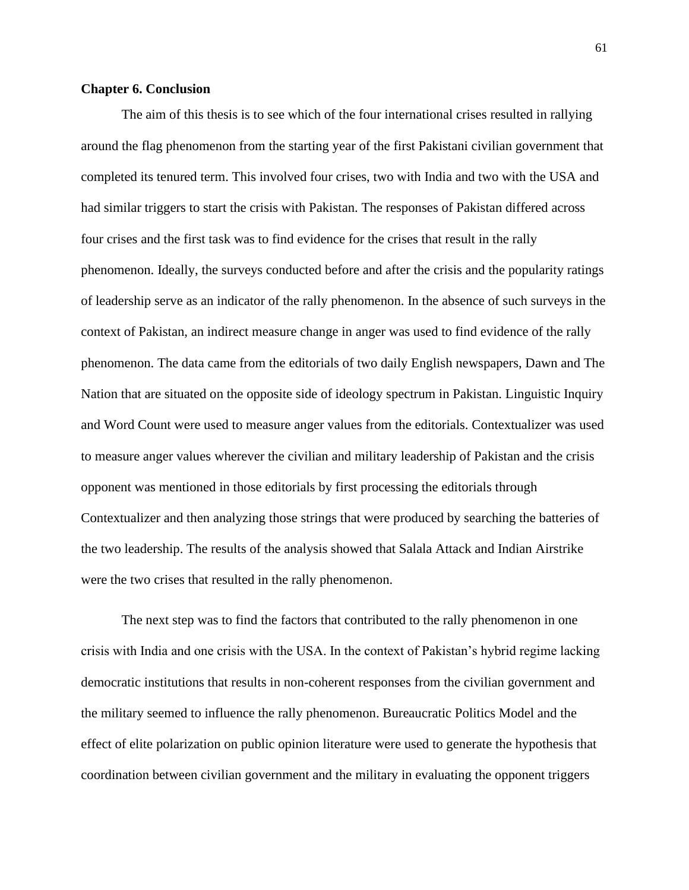# Chapter 6. Conclusion

The aim of this thesis is to see which of the four international crises resulted in rallying around the flag phenomenon from the starting year of the first Pakistani civilian government that completed its tenured term. This involved four crises, two with India and two with the USA and had similar triggers to start the crisis with Pakistan. The responses of Pakistan differed across four crises and the first task was to find evidence for the crises that result in the rally phenomenon. Ideally, the surveys conducted before and after the crisis and the popularity ratings of leadership serve as an indicator of the rally phenomenon. In the absence of such surveys in the context of Pakistan, an indirect measure change in anger was used to find evidence of the rally phenomenon. The data came from the editorials of two daily English newspapers, Dawn and The Nation that are situated on the opposite side of ideology spectrum in Pakistan. Linguistic Inquiry and Word Count were used to measure anger values from the editorials. Contextualizer was used to measure anger values wherever the civilian and military leadership of Pakistan and the crisis opponent was mentioned in those editorials by first processing the editorials through Contextualizer and then analyzing those strings that were produced by searching the batteries of the two leadership. The results of the analysis showed that Salala Attack and Indian Airstrike were the two crises that resulted in the rally phenomenon.

The next step was to find the factors that contributed to the rally phenomenon in one crisis with India and one crisis with the USA. In the context of Pakistan's hybrid regime lacking democratic institutions that results in non-coherent responses from the civilian government and the military seemed to influence the rally phenomenon. Bureaucratic Politics Model and the effect of elite polarization on public opinion literature were used to generate the hypothesis that coordination between civilian government and the military in evaluating the opponent triggers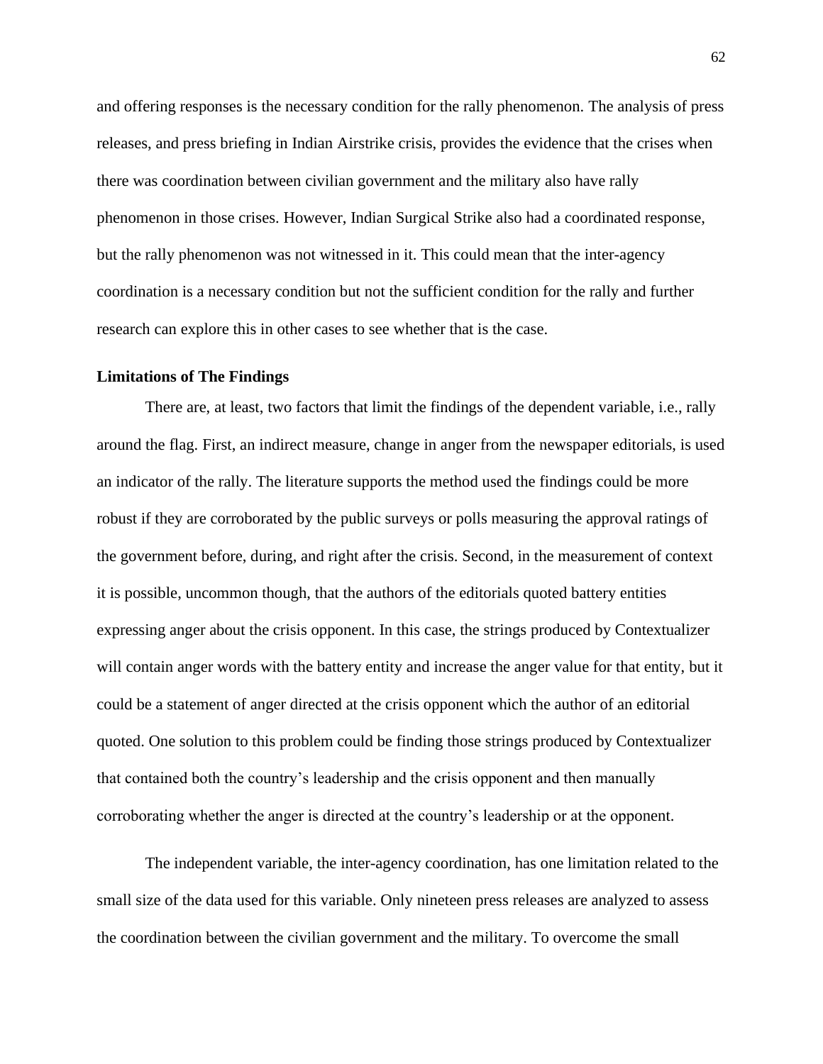and offering responses is the necessary condition for the rally phenomenon. The analysis of press releases, and press briefing in Indian Airstrike crisis, provides the evidence that the crises when there was coordination between civilian government and the military also have rally phenomenon in those crises. However, Indian Surgical Strike also had a coordinated response, but the rally phenomenon was not witnessed in it. This could mean that the inter-agency coordination is a necessary condition but not the sufficient condition for the rally and further research can explore this in other cases to see whether that is the case.

**Limitations of The Findings**

There are, at least, two factors that limit the findings of the dependent variable, i.e., rally around the flag. First, an indirect measure, change in anger from the newspaper editorials, is used an indicator of the rally. The literature supports the method used the findings could be more robust if they are corroborated by the public surveys or polls measuring the approval ratings of the government before, during, and right after the crisis. Second, in the measurement of context it is possible, uncommon though, that the authors of the editorials quoted battery entities expressing anger about the crisis opponent. In this case, the strings produced by Contextualizer will contain anger words with the battery entity and increase the anger value for that entity, but it could be a statement of anger directed at the crisis opponent which the author of an editorial quoted. One solution to this problem could be finding those strings produced by Contextualizer that contained both the country's leadership and the crisis opponent and then manually corroborating whether the anger is directed at the country's leadership or at the opponent.

The independent variable, the inter-agency coordination, has one limitation related to the small size of the data used for this variable. Only nineteen press releases are analyzed to assess the coordination between the civilian government and the military. To overcome the small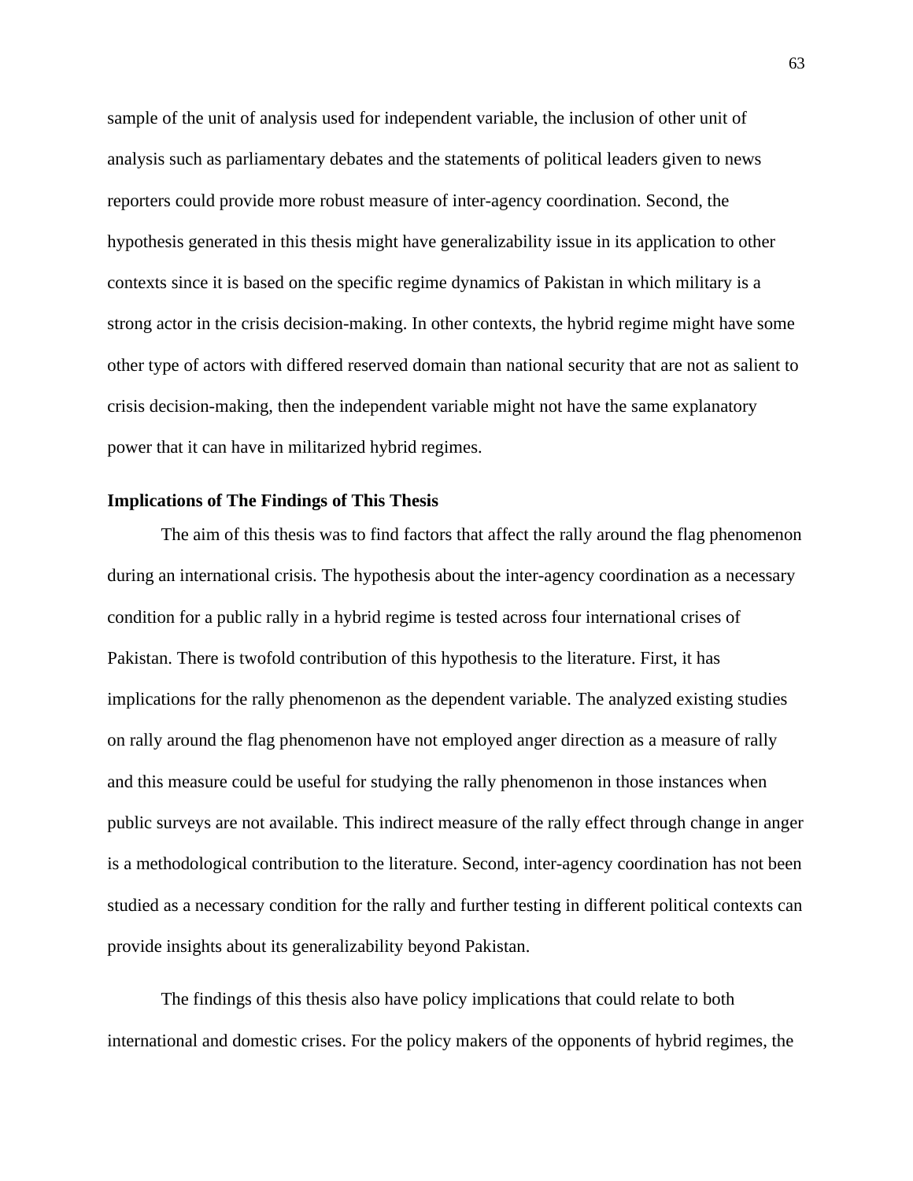sample of the unit of analysis used for independent variable, the inclusion of other unit of analysis such as parliamentary debates and the statements of political leaders given to news reporters could provide more robust measure of inter-agency coordination. Second, the hypothesis generated in this thesis might have generalizability issue in its application to other contexts since it is based on the specific regime dynamics of Pakistan in which military is a strong actor in the crisis decision-making. In other contexts, the hybrid regime might have some other type of actors with differed reserved domain than national security that are not as salient to crisis decision-making, then the independent variable might not have the same explanatory power that it can have in militarized hybrid regimes.

**Implications of The Findings of This Thesis**

The aim of this thesis was to find factors that affect the rally around the flag phenomenon during an international crisis. The hypothesis about the inter-agency coordination as a necessary condition for a public rally in a hybrid regime is tested across four international crises of Pakistan. There is twofold contribution of this hypothesis to the literature. First, it has implications for the rally phenomenon as the dependent variable. The analyzed existing studies on rally around the flag phenomenon have not employed anger direction as a measure of rally and this measure could be useful for studying the rally phenomenon in those instances when public surveys are not available. This indirect measure of the rally effect through change in anger is a methodological contribution to the literature. Second, inter-agency coordination has not been studied as a necessary condition for the rally and further testing in different political contexts can provide insights about its generalizability beyond Pakistan.

The findings of this thesis also have policy implications that could relate to both international and domestic crises. For the policy makers of the opponents of hybrid regimes, the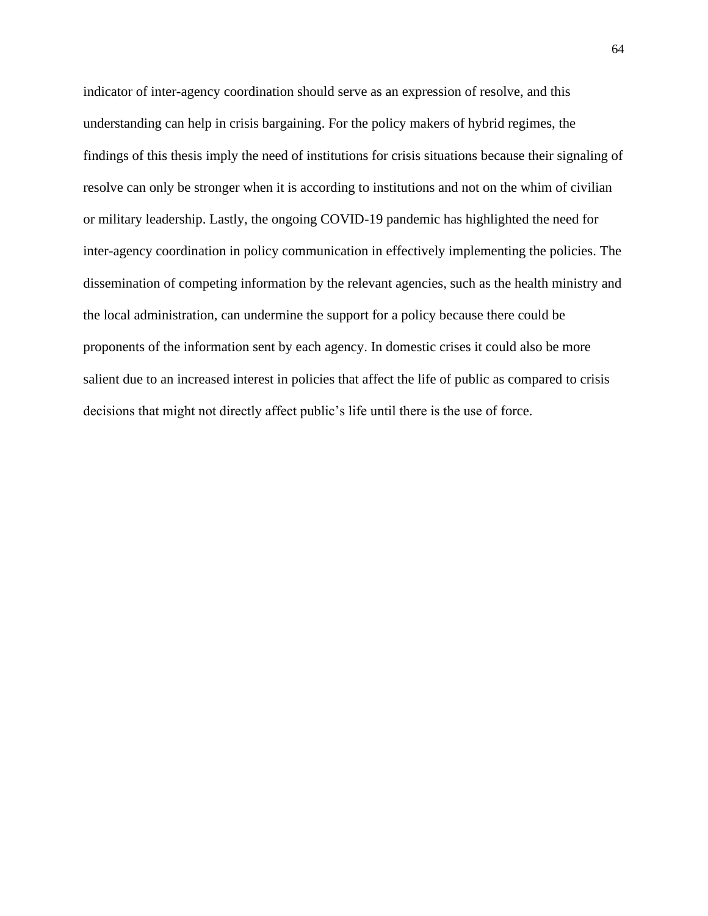indicator of inter-agency coordination should serve as an expression of resolve, and this understanding can help in crisis bargaining. For the policy makers of hybrid regimes, the findings of this thesis imply the need of institutions for crisis situations because their signaling of resolve can only be stronger when it is according to institutions and not on the whim of civilian or military leadership. Lastly, the ongoing COVID-19 pandemic has highlighted the need for inter-agency coordination in policy communication in effectively implementing the policies. The dissemination of competing information by the relevant agencies, such as the health ministry and the local administration, can undermine the support for a policy because there could be proponents of the information sent by each agency. In domestic crises it could also be more salient due to an increased interest in policies that affect the life of public as compared to crisis decisions that might not directly affect public's life until there is the use of force.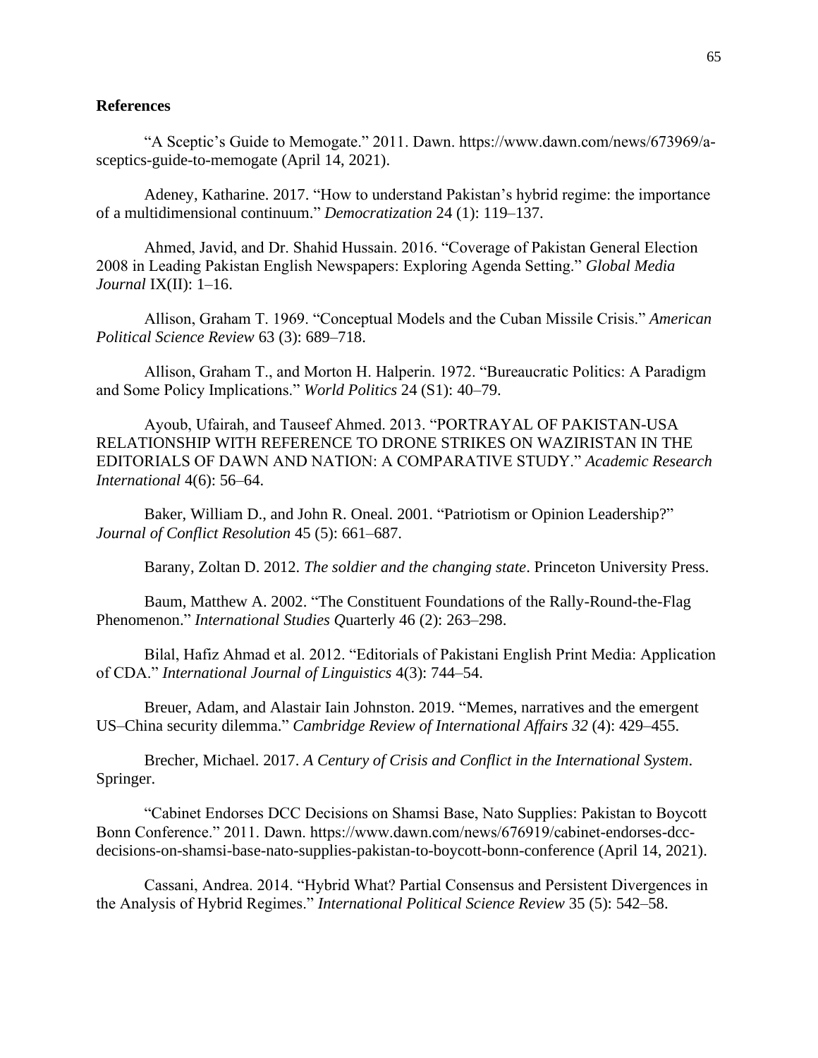**References**

"A Sceptic's Guide to Memogate." 2011. Dawn. https://www.dawn.com/news/673969/a-sceptics-guide-to-memogate (April 14, 2021).

Adeney, Katharine. 2017. "How to understand Pakistan's hybrid regime: the importance of a multidimensional continuum." *Democratization* 24 (1): 119–137.

Ahmed, Javid, and Dr. Shahid Hussain. 2016. "Coverage of Pakistan General Election 2008 in Leading Pakistan English Newspapers: Exploring Agenda Setting." *Global Media Journal* IX(II): 1–16.

Allison, Graham T. 1969. "Conceptual Models and the Cuban Missile Crisis." *American Political Science Review* 63 (3): 689–718.

Allison, Graham T., and Morton H. Halperin. 1972. "Bureaucratic Politics: A Paradigm and Some Policy Implications." *World Politics* 24 (S1): 40–79.

Ayoub, Ufairah, and Tauseef Ahmed. 2013. "PORTRAYAL OF PAKISTAN-USA RELATIONSHIP WITH REFERENCE TO DRONE STRIKES ON WAZIRISTAN IN THE EDITORIALS OF DAWN AND NATION: A COMPARATIVE STUDY." *Academic Research International* 4(6): 56–64.

Baker, William D., and John R. Oneal. 2001. "Patriotism or Opinion Leadership?" *Journal of Conflict Resolution* 45 (5): 661–687.

Barany, Zoltan D. 2012. *The soldier and the changing state*. Princeton University Press.

Baum, Matthew A. 2002. "The Constituent Foundations of the Rally-Round-the-Flag Phenomenon." *International Studies Q*uarterly 46 (2): 263–298.

Bilal, Hafiz Ahmad et al. 2012. "Editorials of Pakistani English Print Media: Application of CDA." *International Journal of Linguistics* 4(3): 744–54.

Breuer, Adam, and Alastair Iain Johnston. 2019. "Memes, narratives and the emergent US–China security dilemma." *Cambridge Review of International Affairs 32* (4): 429–455.

Brecher, Michael. 2017. *A Century of Crisis and Conflict in the International System*. Springer.

"Cabinet Endorses DCC Decisions on Shamsi Base, Nato Supplies: Pakistan to Boycott Bonn Conference." 2011. Dawn. https://www.dawn.com/news/676919/cabinet-endorses-dcc-decisions-on-shamsi-base-nato-supplies-pakistan-to-boycott-bonn-conference (April 14, 2021).

Cassani, Andrea. 2014. "Hybrid What? Partial Consensus and Persistent Divergences in the Analysis of Hybrid Regimes." *International Political Science Review* 35 (5): 542–58.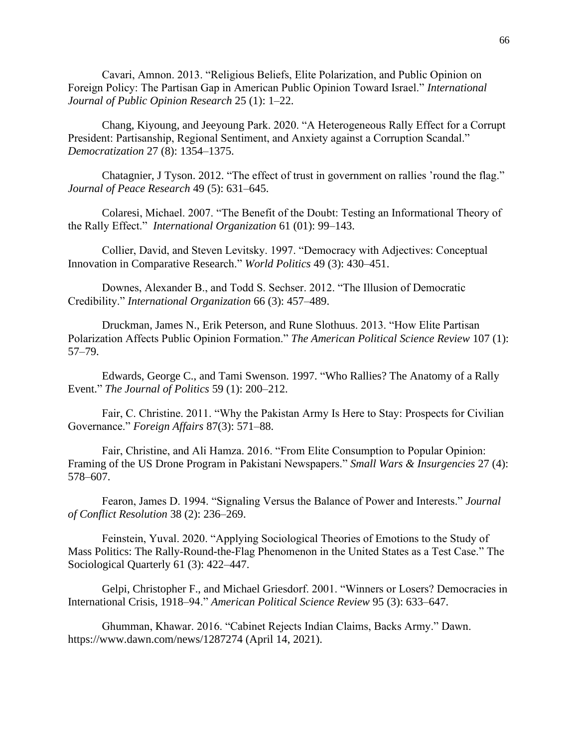Cavari, Amnon. 2013. “Religious Beliefs, Elite Polarization, and Public Opinion on Foreign Policy: The Partisan Gap in American Public Opinion Toward Israel.” *International Journal of Public Opinion Research* 25 (1): 1–22.

Chang, Kiyoung, and Jeeyoung Park. 2020. “A Heterogeneous Rally Effect for a Corrupt President: Partisanship, Regional Sentiment, and Anxiety against a Corruption Scandal.” *Democratization* 27 (8): 1354–1375.

Chatagnier, J Tyson. 2012. “The effect of trust in government on rallies ’round the flag.” *Journal of Peace Research* 49 (5): 631–645.

Colaresi, Michael. 2007. “The Benefit of the Doubt: Testing an Informational Theory of the Rally Effect.” *International Organization* 61 (01): 99–143.

Collier, David, and Steven Levitsky. 1997. “Democracy with Adjectives: Conceptual Innovation in Comparative Research.” *World Politics* 49 (3): 430–451.

Downes, Alexander B., and Todd S. Sechser. 2012. “The Illusion of Democratic Credibility.” *International Organization* 66 (3): 457–489.

Druckman, James N., Erik Peterson, and Rune Slothuus. 2013. “How Elite Partisan Polarization Affects Public Opinion Formation.” *The American Political Science Review* 107 (1): 57–79.

Edwards, George C., and Tami Swenson. 1997. “Who Rallies? The Anatomy of a Rally Event.” *The Journal of Politics* 59 (1): 200–212.

Fair, C. Christine. 2011. “Why the Pakistan Army Is Here to Stay: Prospects for Civilian Governance.” *Foreign Affairs* 87(3): 571–88.

Fair, Christine, and Ali Hamza. 2016. “From Elite Consumption to Popular Opinion: Framing of the US Drone Program in Pakistani Newspapers.” *Small Wars & Insurgencies* 27 (4): 578–607.

Fearon, James D. 1994. “Signaling Versus the Balance of Power and Interests.” *Journal of Conflict Resolution* 38 (2): 236–269.

Feinstein, Yuval. 2020. “Applying Sociological Theories of Emotions to the Study of Mass Politics: The Rally-Round-the-Flag Phenomenon in the United States as a Test Case.” The Sociological Quarterly 61 (3): 422–447.

Gelpi, Christopher F., and Michael Griesdorf. 2001. “Winners or Losers? Democracies in International Crisis, 1918–94.” *American Political Science Review* 95 (3): 633–647.

Ghumman, Khawar. 2016. “Cabinet Rejects Indian Claims, Backs Army.” Dawn. https://www.dawn.com/news/1287274 (April 14, 2021).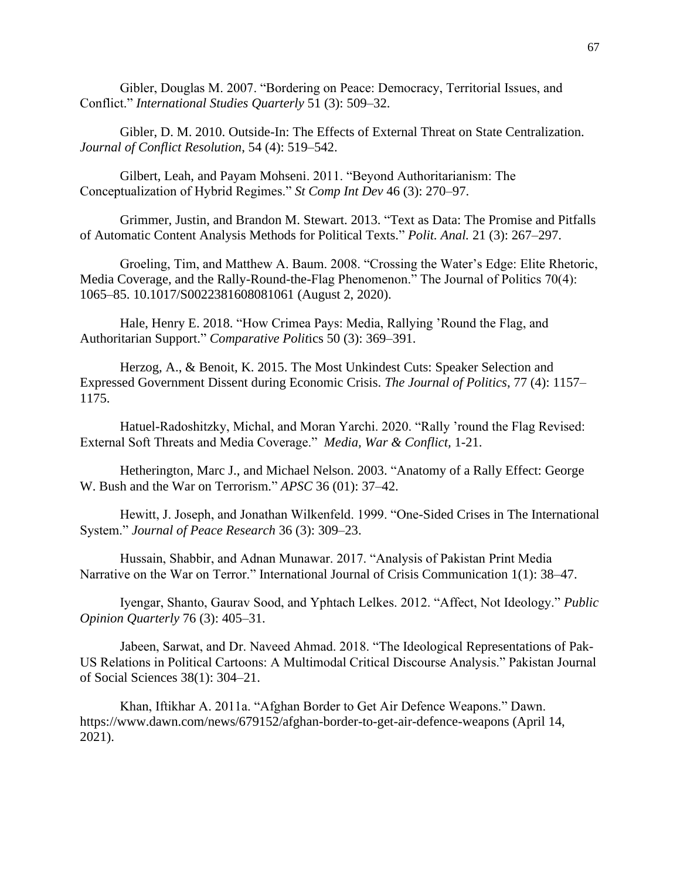Gibler, Douglas M. 2007. "Bordering on Peace: Democracy, Territorial Issues, and Conflict." *International Studies Quarterly* 51 (3): 509–32.

Gibler, D. M. 2010. Outside-In: The Effects of External Threat on State Centralization. *Journal of Conflict Resolution*, 54 (4): 519–542.

Gilbert, Leah, and Payam Mohseni. 2011. "Beyond Authoritarianism: The Conceptualization of Hybrid Regimes." *St Comp Int Dev* 46 (3): 270–97.

Grimmer, Justin, and Brandon M. Stewart. 2013. "Text as Data: The Promise and Pitfalls of Automatic Content Analysis Methods for Political Texts." *Polit. Anal.* 21 (3): 267–297.

Groeling, Tim, and Matthew A. Baum. 2008. "Crossing the Water's Edge: Elite Rhetoric, Media Coverage, and the Rally-Round-the-Flag Phenomenon." The Journal of Politics 70(4): 1065–85. 10.1017/S0022381608081061 (August 2, 2020).

Hale, Henry E. 2018. "How Crimea Pays: Media, Rallying 'Round the Flag, and Authoritarian Support." *Comparative Politics* 50 (3): 369–391.

Herzog, A., & Benoit, K. 2015. The Most Unkindest Cuts: Speaker Selection and Expressed Government Dissent during Economic Crisis. *The Journal of Politics*, 77 (4): 1157–1175.

Hatuel-Radoshitzky, Michal, and Moran Yarchi. 2020. "Rally 'round the Flag Revised: External Soft Threats and Media Coverage." *Media, War & Conflict,* 1-21.

Hetherington, Marc J., and Michael Nelson. 2003. "Anatomy of a Rally Effect: George W. Bush and the War on Terrorism." *APSC* 36 (01): 37–42.

Hewitt, J. Joseph, and Jonathan Wilkenfeld. 1999. "One-Sided Crises in The International System." *Journal of Peace Research* 36 (3): 309–23.

Hussain, Shabbir, and Adnan Munawar. 2017. "Analysis of Pakistan Print Media Narrative on the War on Terror." International Journal of Crisis Communication 1(1): 38–47.

Iyengar, Shanto, Gaurav Sood, and Yphtach Lelkes. 2012. "Affect, Not Ideology." *Public Opinion Quarterly* 76 (3): 405–31.

Jabeen, Sarwat, and Dr. Naveed Ahmad. 2018. "The Ideological Representations of Pak-US Relations in Political Cartoons: A Multimodal Critical Discourse Analysis." Pakistan Journal of Social Sciences 38(1): 304–21.

Khan, Iftikhar A. 2011a. "Afghan Border to Get Air Defence Weapons." Dawn. https://www.dawn.com/news/679152/afghan-border-to-get-air-defence-weapons (April 14, 2021).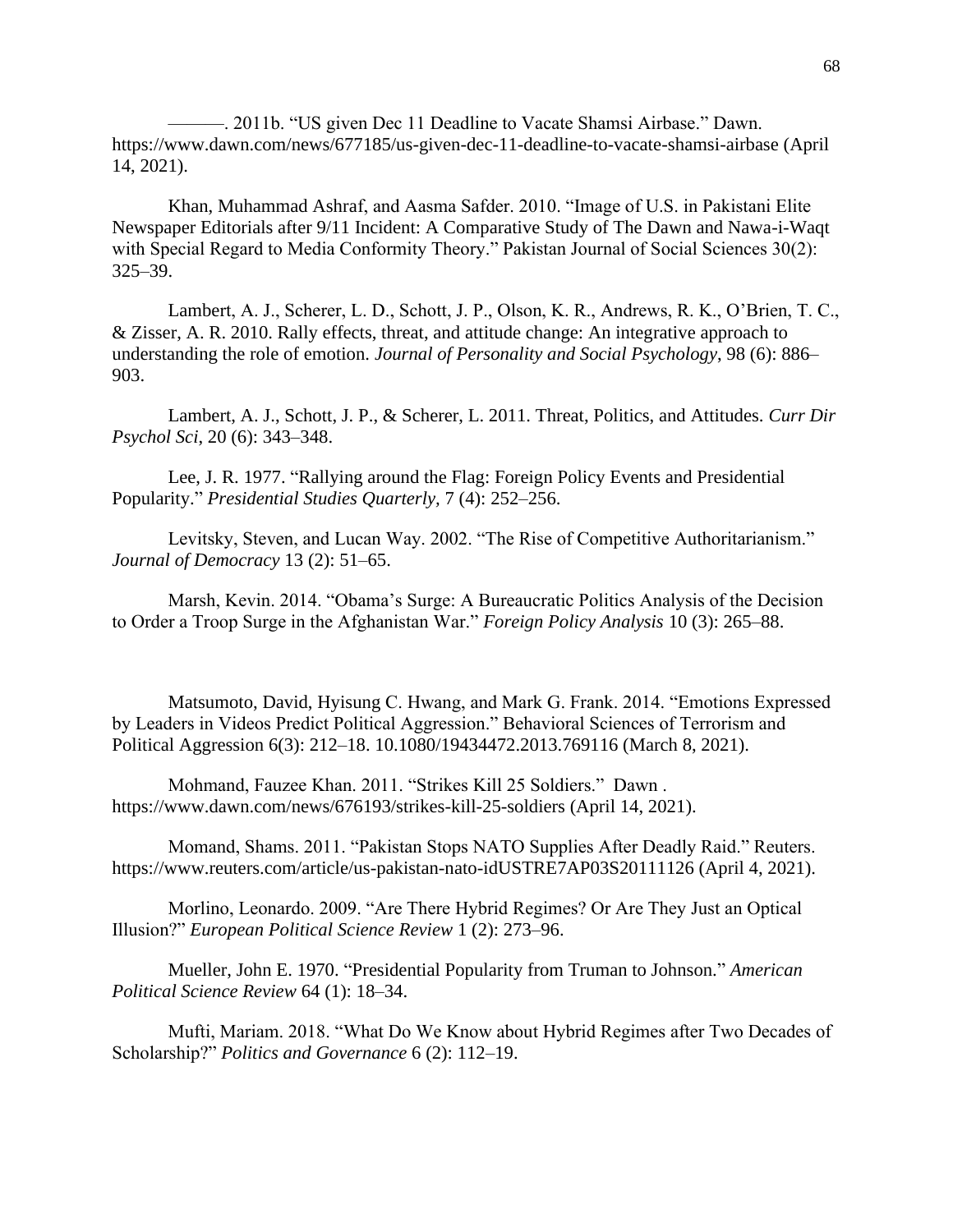———. 2011b. "US given Dec 11 Deadline to Vacate Shamsi Airbase." Dawn. https://www.dawn.com/news/677185/us-given-dec-11-deadline-to-vacate-shamsi-airbase (April 14, 2021).

Khan, Muhammad Ashraf, and Aasma Safder. 2010. "Image of U.S. in Pakistani Elite Newspaper Editorials after 9/11 Incident: A Comparative Study of The Dawn and Nawa-i-Waqt with Special Regard to Media Conformity Theory." Pakistan Journal of Social Sciences 30(2): 325–39.

Lambert, A. J., Scherer, L. D., Schott, J. P., Olson, K. R., Andrews, R. K., O'Brien, T. C., & Zisser, A. R. 2010. Rally effects, threat, and attitude change: An integrative approach to understanding the role of emotion. *Journal of Personality and Social Psychology*, 98 (6): 886–903.

Lambert, A. J., Schott, J. P., & Scherer, L. 2011. Threat, Politics, and Attitudes. *Curr Dir Psychol Sci*, 20 (6): 343–348.

Lee, J. R. 1977. "Rallying around the Flag: Foreign Policy Events and Presidential Popularity." *Presidential Studies Quarterly*, 7 (4): 252–256.

Levitsky, Steven, and Lucan Way. 2002. "The Rise of Competitive Authoritarianism." *Journal of Democracy* 13 (2): 51–65.

Marsh, Kevin. 2014. "Obama's Surge: A Bureaucratic Politics Analysis of the Decision to Order a Troop Surge in the Afghanistan War." *Foreign Policy Analysis* 10 (3): 265–88.

Matsumoto, David, Hyisung C. Hwang, and Mark G. Frank. 2014. "Emotions Expressed by Leaders in Videos Predict Political Aggression." Behavioral Sciences of Terrorism and Political Aggression 6(3): 212–18. 10.1080/19434472.2013.769116 (March 8, 2021).

Mohmand, Fauzee Khan. 2011. "Strikes Kill 25 Soldiers." Dawn . https://www.dawn.com/news/676193/strikes-kill-25-soldiers (April 14, 2021).

Momand, Shams. 2011. "Pakistan Stops NATO Supplies After Deadly Raid." Reuters. https://www.reuters.com/article/us-pakistan-nato-idUSTRE7AP03S20111126 (April 4, 2021).

Morlino, Leonardo. 2009. "Are There Hybrid Regimes? Or Are They Just an Optical Illusion?" *European Political Science Review* 1 (2): 273–96.

Mueller, John E. 1970. "Presidential Popularity from Truman to Johnson." *American Political Science Review* 64 (1): 18–34.

Mufti, Mariam. 2018. "What Do We Know about Hybrid Regimes after Two Decades of Scholarship?" *Politics and Governance* 6 (2): 112–19.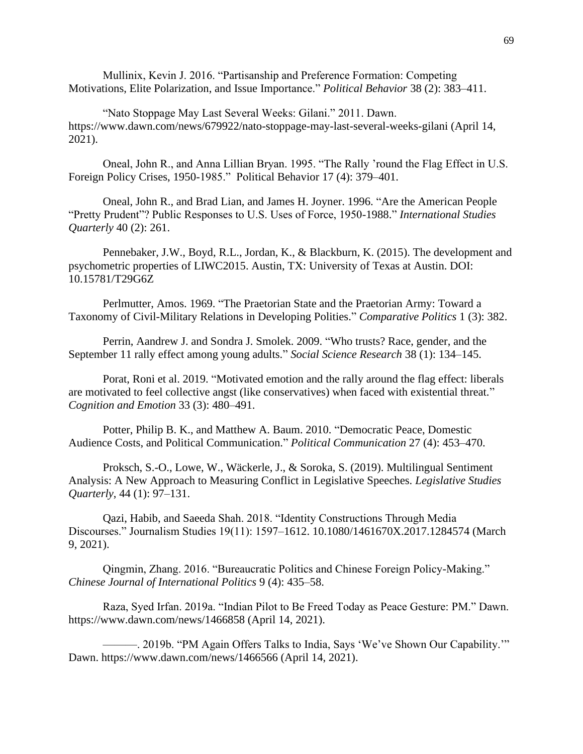Mullinix, Kevin J. 2016. "Partisanship and Preference Formation: Competing Motivations, Elite Polarization, and Issue Importance." *Political Behavior* 38 (2): 383–411.

"Nato Stoppage May Last Several Weeks: Gilani." 2011. Dawn. https://www.dawn.com/news/679922/nato-stoppage-may-last-several-weeks-gilani (April 14, 2021).

Oneal, John R., and Anna Lillian Bryan. 1995. "The Rally 'round the Flag Effect in U.S. Foreign Policy Crises, 1950-1985." Political Behavior 17 (4): 379–401.

Oneal, John R., and Brad Lian, and James H. Joyner. 1996. "Are the American People "Pretty Prudent"? Public Responses to U.S. Uses of Force, 1950-1988." *International Studies Quarterly* 40 (2): 261.

Pennebaker, J.W., Boyd, R.L., Jordan, K., & Blackburn, K. (2015). The development and psychometric properties of LIWC2015. Austin, TX: University of Texas at Austin. DOI: 10.15781/T29G6Z

Perlmutter, Amos. 1969. "The Praetorian State and the Praetorian Army: Toward a Taxonomy of Civil-Military Relations in Developing Polities." *Comparative Politics* 1 (3): 382.

Perrin, Aandrew J. and Sondra J. Smolek. 2009. "Who trusts? Race, gender, and the September 11 rally effect among young adults." *Social Science Research* 38 (1): 134–145.

Porat, Roni et al. 2019. "Motivated emotion and the rally around the flag effect: liberals are motivated to feel collective angst (like conservatives) when faced with existential threat." *Cognition and Emotion* 33 (3): 480–491.

Potter, Philip B. K., and Matthew A. Baum. 2010. "Democratic Peace, Domestic Audience Costs, and Political Communication." *Political Communication* 27 (4): 453–470.

Proksch, S.-O., Lowe, W., Wäckerle, J., & Soroka, S. (2019). Multilingual Sentiment Analysis: A New Approach to Measuring Conflict in Legislative Speeches. *Legislative Studies Quarterly*, 44 (1): 97–131.

Qazi, Habib, and Saeeda Shah. 2018. "Identity Constructions Through Media Discourses." Journalism Studies 19(11): 1597–1612. 10.1080/1461670X.2017.1284574 (March 9, 2021).

Qingmin, Zhang. 2016. "Bureaucratic Politics and Chinese Foreign Policy-Making." *Chinese Journal of International Politics* 9 (4): 435–58.

Raza, Syed Irfan. 2019a. "Indian Pilot to Be Freed Today as Peace Gesture: PM." Dawn. https://www.dawn.com/news/1466858 (April 14, 2021).

———. 2019b. "PM Again Offers Talks to India, Says 'We've Shown Our Capability.'" Dawn. https://www.dawn.com/news/1466566 (April 14, 2021).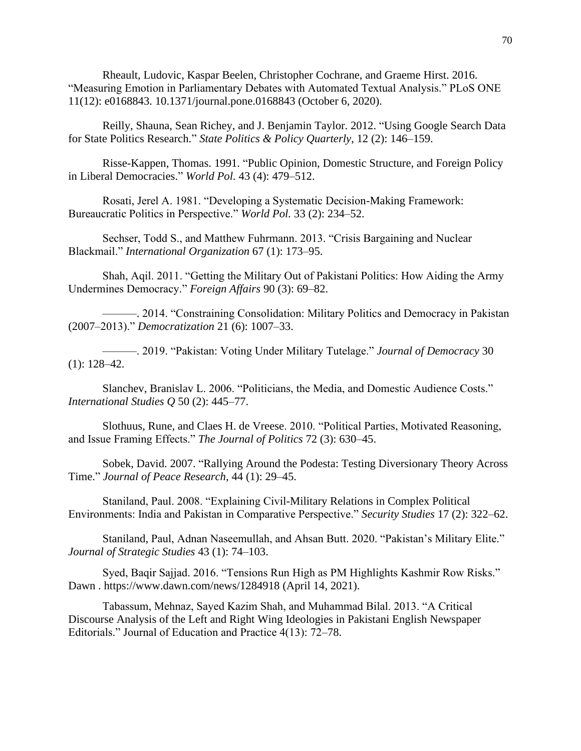Rheault, Ludovic, Kaspar Beelen, Christopher Cochrane, and Graeme Hirst. 2016. "Measuring Emotion in Parliamentary Debates with Automated Textual Analysis." PLoS ONE 11(12): e0168843. 10.1371/journal.pone.0168843 (October 6, 2020).

Reilly, Shauna, Sean Richey, and J. Benjamin Taylor. 2012. "Using Google Search Data for State Politics Research." *State Politics & Policy Quarterly*, 12 (2): 146–159.

Risse-Kappen, Thomas. 1991. "Public Opinion, Domestic Structure, and Foreign Policy in Liberal Democracies." *World Pol.* 43 (4): 479–512.

Rosati, Jerel A. 1981. "Developing a Systematic Decision-Making Framework: Bureaucratic Politics in Perspective." *World Pol.* 33 (2): 234–52.

Sechser, Todd S., and Matthew Fuhrmann. 2013. "Crisis Bargaining and Nuclear Blackmail." *International Organization* 67 (1): 173–95.

Shah, Aqil. 2011. "Getting the Military Out of Pakistani Politics: How Aiding the Army Undermines Democracy." *Foreign Affairs* 90 (3): 69–82.

———. 2014. "Constraining Consolidation: Military Politics and Democracy in Pakistan (2007–2013)." *Democratization* 21 (6): 1007–33.

———. 2019. "Pakistan: Voting Under Military Tutelage." *Journal of Democracy* 30 (1): 128–42.

Slanchev, Branislav L. 2006. "Politicians, the Media, and Domestic Audience Costs." *International Studies Q* 50 (2): 445–77.

Slothuus, Rune, and Claes H. de Vreese. 2010. "Political Parties, Motivated Reasoning, and Issue Framing Effects." *The Journal of Politics* 72 (3): 630–45.

Sobek, David. 2007. "Rallying Around the Podesta: Testing Diversionary Theory Across Time." *Journal of Peace Research*, 44 (1): 29–45.

Staniland, Paul. 2008. "Explaining Civil-Military Relations in Complex Political Environments: India and Pakistan in Comparative Perspective." *Security Studies* 17 (2): 322–62.

Staniland, Paul, Adnan Naseemullah, and Ahsan Butt. 2020. "Pakistan's Military Elite." *Journal of Strategic Studies* 43 (1): 74–103.

Syed, Baqir Sajjad. 2016. "Tensions Run High as PM Highlights Kashmir Row Risks." Dawn . https://www.dawn.com/news/1284918 (April 14, 2021).

Tabassum, Mehnaz, Sayed Kazim Shah, and Muhammad Bilal. 2013. "A Critical Discourse Analysis of the Left and Right Wing Ideologies in Pakistani English Newspaper Editorials." Journal of Education and Practice 4(13): 72–78.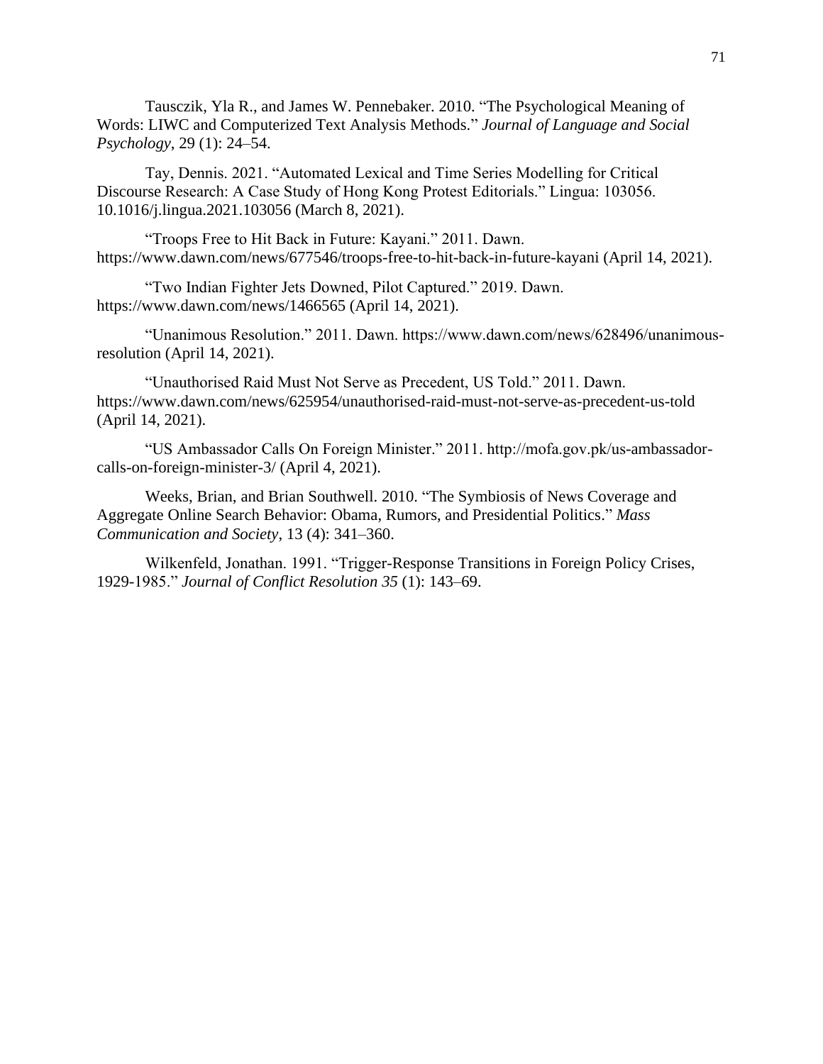Tausczik, Yla R., and James W. Pennebaker. 2010. “The Psychological Meaning of Words: LIWC and Computerized Text Analysis Methods.” *Journal of Language and Social Psychology*, 29 (1): 24–54.

Tay, Dennis. 2021. “Automated Lexical and Time Series Modelling for Critical Discourse Research: A Case Study of Hong Kong Protest Editorials.” Lingua: 103056. 10.1016/j.lingua.2021.103056 (March 8, 2021).

“Troops Free to Hit Back in Future: Kayani.” 2011. Dawn. https://www.dawn.com/news/677546/troops-free-to-hit-back-in-future-kayani (April 14, 2021).

“Two Indian Fighter Jets Downed, Pilot Captured.” 2019. Dawn. https://www.dawn.com/news/1466565 (April 14, 2021).

“Unanimous Resolution.” 2011. Dawn. https://www.dawn.com/news/628496/unanimous-resolution (April 14, 2021).

“Unauthorised Raid Must Not Serve as Precedent, US Told.” 2011. Dawn. https://www.dawn.com/news/625954/unauthorised-raid-must-not-serve-as-precedent-us-told (April 14, 2021).

“US Ambassador Calls On Foreign Minister.” 2011. http://mofa.gov.pk/us-ambassador-calls-on-foreign-minister-3/ (April 4, 2021).

Weeks, Brian, and Brian Southwell. 2010. “The Symbiosis of News Coverage and Aggregate Online Search Behavior: Obama, Rumors, and Presidential Politics.” *Mass Communication and Society*, 13 (4): 341–360.

Wilkenfeld, Jonathan. 1991. “Trigger-Response Transitions in Foreign Policy Crises, 1929-1985.” *Journal of Conflict Resolution 35* (1): 143–69.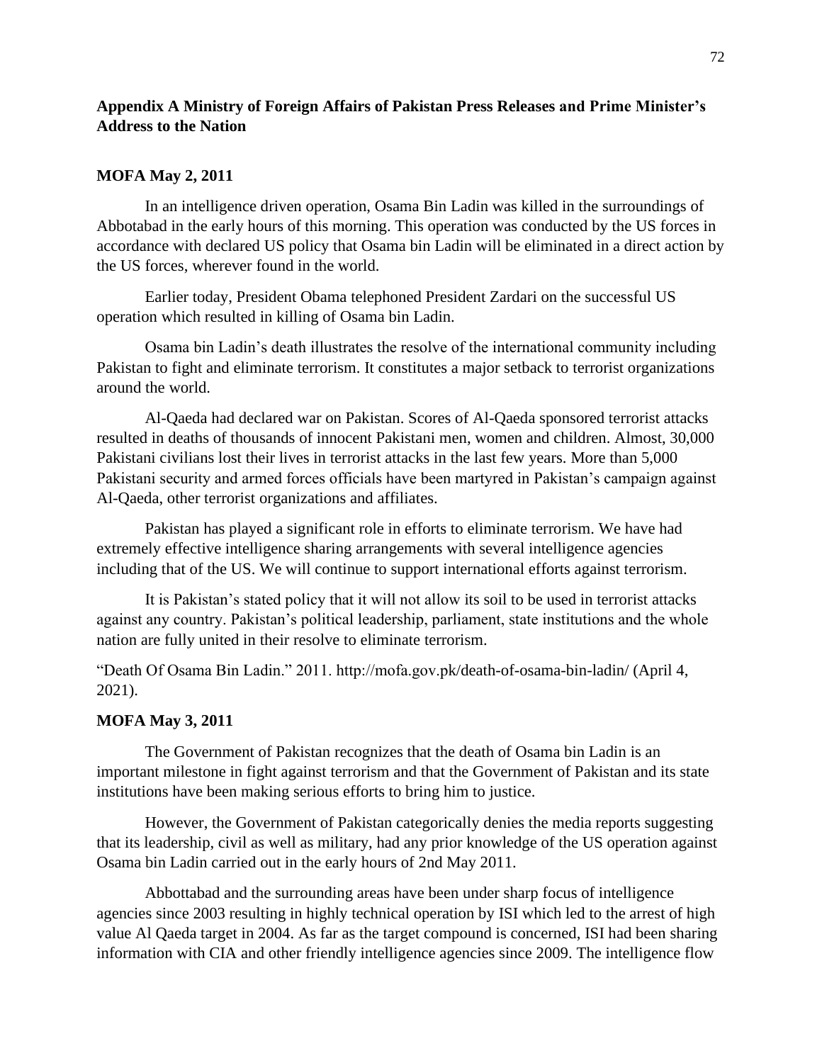## Appendix A Ministry of Foreign Affairs of Pakistan Press Releases and Prime Minister's Address to the Nation

### MOFA May 2, 2011

In an intelligence driven operation, Osama Bin Ladin was killed in the surroundings of Abbotabad in the early hours of this morning. This operation was conducted by the US forces in accordance with declared US policy that Osama bin Ladin will be eliminated in a direct action by the US forces, wherever found in the world.

Earlier today, President Obama telephoned President Zardari on the successful US operation which resulted in killing of Osama bin Ladin.

Osama bin Ladin's death illustrates the resolve of the international community including Pakistan to fight and eliminate terrorism. It constitutes a major setback to terrorist organizations around the world.

Al-Qaeda had declared war on Pakistan. Scores of Al-Qaeda sponsored terrorist attacks resulted in deaths of thousands of innocent Pakistani men, women and children. Almost, 30,000 Pakistani civilians lost their lives in terrorist attacks in the last few years. More than 5,000 Pakistani security and armed forces officials have been martyred in Pakistan's campaign against Al-Qaeda, other terrorist organizations and affiliates.

Pakistan has played a significant role in efforts to eliminate terrorism. We have had extremely effective intelligence sharing arrangements with several intelligence agencies including that of the US. We will continue to support international efforts against terrorism.

It is Pakistan's stated policy that it will not allow its soil to be used in terrorist attacks against any country. Pakistan's political leadership, parliament, state institutions and the whole nation are fully united in their resolve to eliminate terrorism.

"Death Of Osama Bin Ladin." 2011. http://mofa.gov.pk/death-of-osama-bin-ladin/ (April 4, 2021).

### MOFA May 3, 2011

The Government of Pakistan recognizes that the death of Osama bin Ladin is an important milestone in fight against terrorism and that the Government of Pakistan and its state institutions have been making serious efforts to bring him to justice.

However, the Government of Pakistan categorically denies the media reports suggesting that its leadership, civil as well as military, had any prior knowledge of the US operation against Osama bin Ladin carried out in the early hours of 2nd May 2011.

Abbottabad and the surrounding areas have been under sharp focus of intelligence agencies since 2003 resulting in highly technical operation by ISI which led to the arrest of high value Al Qaeda target in 2004. As far as the target compound is concerned, ISI had been sharing information with CIA and other friendly intelligence agencies since 2009. The intelligence flow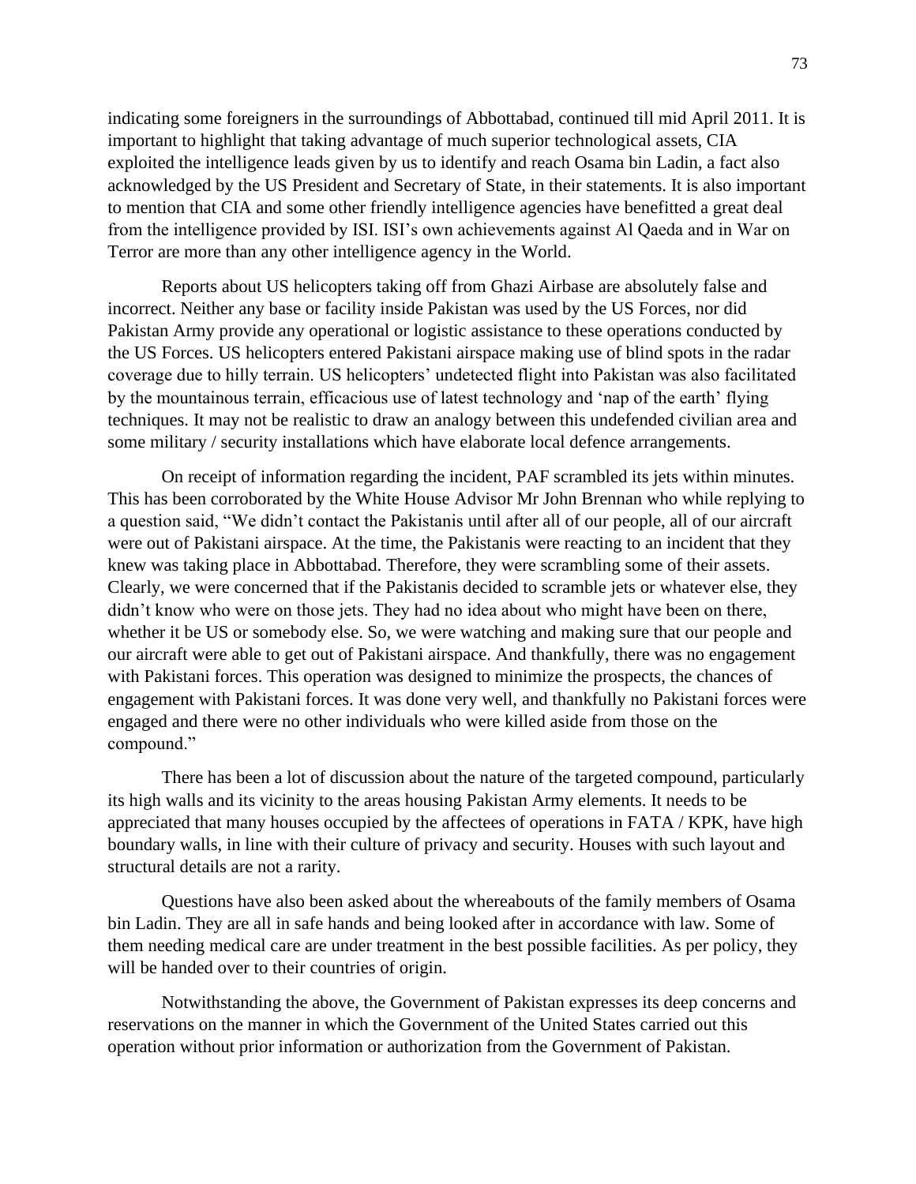indicating some foreigners in the surroundings of Abbottabad, continued till mid April 2011. It is important to highlight that taking advantage of much superior technological assets, CIA exploited the intelligence leads given by us to identify and reach Osama bin Ladin, a fact also acknowledged by the US President and Secretary of State, in their statements. It is also important to mention that CIA and some other friendly intelligence agencies have benefitted a great deal from the intelligence provided by ISI. ISI's own achievements against Al Qaeda and in War on Terror are more than any other intelligence agency in the World.

Reports about US helicopters taking off from Ghazi Airbase are absolutely false and incorrect. Neither any base or facility inside Pakistan was used by the US Forces, nor did Pakistan Army provide any operational or logistic assistance to these operations conducted by the US Forces. US helicopters entered Pakistani airspace making use of blind spots in the radar coverage due to hilly terrain. US helicopters' undetected flight into Pakistan was also facilitated by the mountainous terrain, efficacious use of latest technology and 'nap of the earth' flying techniques. It may not be realistic to draw an analogy between this undefended civilian area and some military / security installations which have elaborate local defence arrangements.

On receipt of information regarding the incident, PAF scrambled its jets within minutes. This has been corroborated by the White House Advisor Mr John Brennan who while replying to a question said, "We didn't contact the Pakistanis until after all of our people, all of our aircraft were out of Pakistani airspace. At the time, the Pakistanis were reacting to an incident that they knew was taking place in Abbottabad. Therefore, they were scrambling some of their assets. Clearly, we were concerned that if the Pakistanis decided to scramble jets or whatever else, they didn't know who were on those jets. They had no idea about who might have been on there, whether it be US or somebody else. So, we were watching and making sure that our people and our aircraft were able to get out of Pakistani airspace. And thankfully, there was no engagement with Pakistani forces. This operation was designed to minimize the prospects, the chances of engagement with Pakistani forces. It was done very well, and thankfully no Pakistani forces were engaged and there were no other individuals who were killed aside from those on the compound."

There has been a lot of discussion about the nature of the targeted compound, particularly its high walls and its vicinity to the areas housing Pakistan Army elements. It needs to be appreciated that many houses occupied by the affectees of operations in FATA / KPK, have high boundary walls, in line with their culture of privacy and security. Houses with such layout and structural details are not a rarity.

Questions have also been asked about the whereabouts of the family members of Osama bin Ladin. They are all in safe hands and being looked after in accordance with law. Some of them needing medical care are under treatment in the best possible facilities. As per policy, they will be handed over to their countries of origin.

Notwithstanding the above, the Government of Pakistan expresses its deep concerns and reservations on the manner in which the Government of the United States carried out this operation without prior information or authorization from the Government of Pakistan.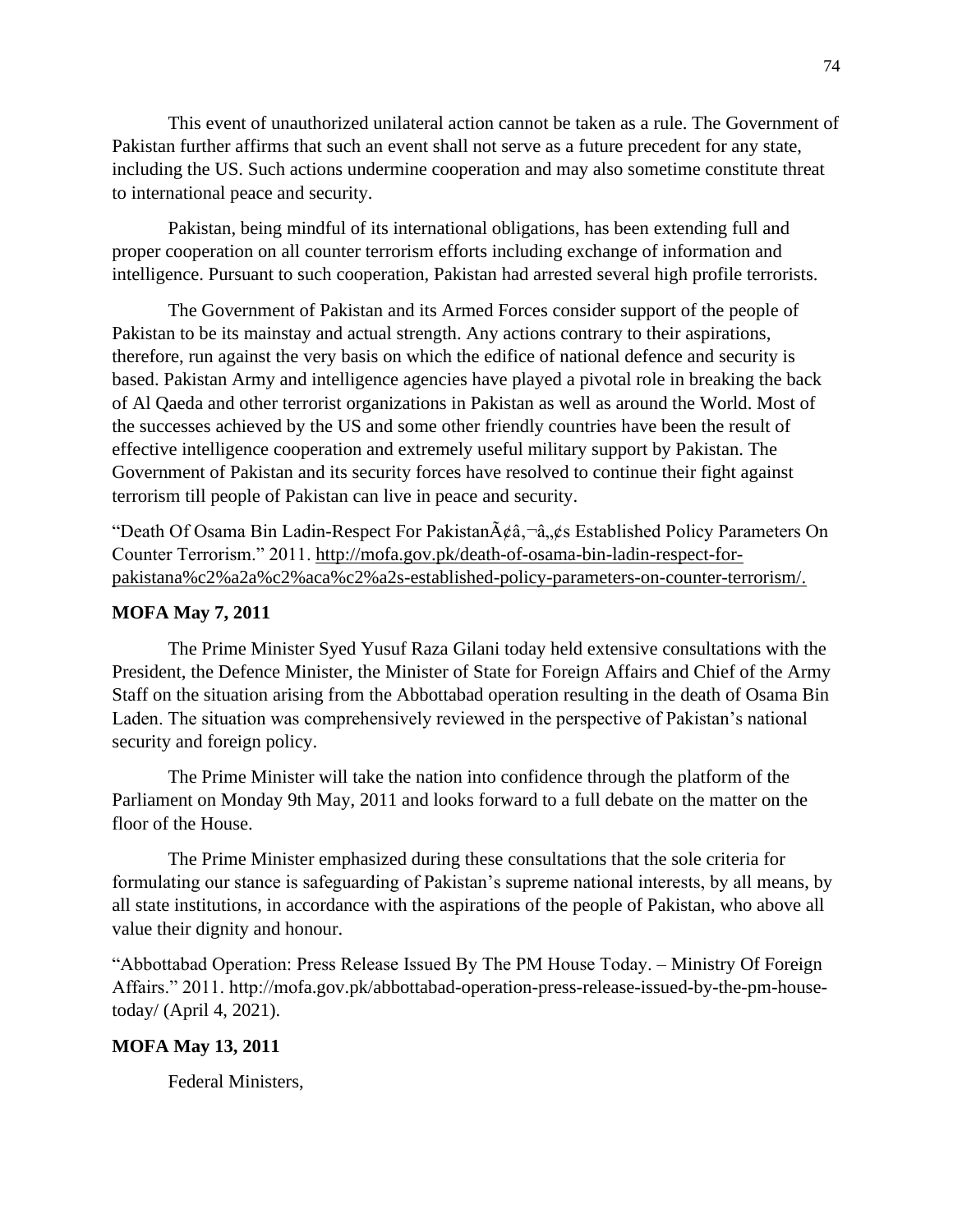This event of unauthorized unilateral action cannot be taken as a rule. The Government of Pakistan further affirms that such an event shall not serve as a future precedent for any state, including the US. Such actions undermine cooperation and may also sometime constitute threat to international peace and security.

Pakistan, being mindful of its international obligations, has been extending full and proper cooperation on all counter terrorism efforts including exchange of information and intelligence. Pursuant to such cooperation, Pakistan had arrested several high profile terrorists.

The Government of Pakistan and its Armed Forces consider support of the people of Pakistan to be its mainstay and actual strength. Any actions contrary to their aspirations, therefore, run against the very basis on which the edifice of national defence and security is based. Pakistan Army and intelligence agencies have played a pivotal role in breaking the back of Al Qaeda and other terrorist organizations in Pakistan as well as around the World. Most of the successes achieved by the US and some other friendly countries have been the result of effective intelligence cooperation and extremely useful military support by Pakistan. The Government of Pakistan and its security forces have resolved to continue their fight against terrorism till people of Pakistan can live in peace and security.

"Death Of Osama Bin Ladin-Respect For PakistanÃ¢â‚¬â„¢s Established Policy Parameters On Counter Terrorism." 2011. http://mofa.gov.pk/death-of-osama-bin-ladin-respect-for-pakistana%c2%a2a%c2%aca%c2%a2s-established-policy-parameters-on-counter-terrorism/.

**MOFA May 7, 2011**

The Prime Minister Syed Yusuf Raza Gilani today held extensive consultations with the President, the Defence Minister, the Minister of State for Foreign Affairs and Chief of the Army Staff on the situation arising from the Abbottabad operation resulting in the death of Osama Bin Laden. The situation was comprehensively reviewed in the perspective of Pakistan's national security and foreign policy.

The Prime Minister will take the nation into confidence through the platform of the Parliament on Monday 9th May, 2011 and looks forward to a full debate on the matter on the floor of the House.

The Prime Minister emphasized during these consultations that the sole criteria for formulating our stance is safeguarding of Pakistan's supreme national interests, by all means, by all state institutions, in accordance with the aspirations of the people of Pakistan, who above all value their dignity and honour.

"Abbottabad Operation: Press Release Issued By The PM House Today. – Ministry Of Foreign Affairs." 2011. http://mofa.gov.pk/abbottabad-operation-press-release-issued-by-the-pm-house-today/ (April 4, 2021).

**MOFA May 13, 2011**

Federal Ministers,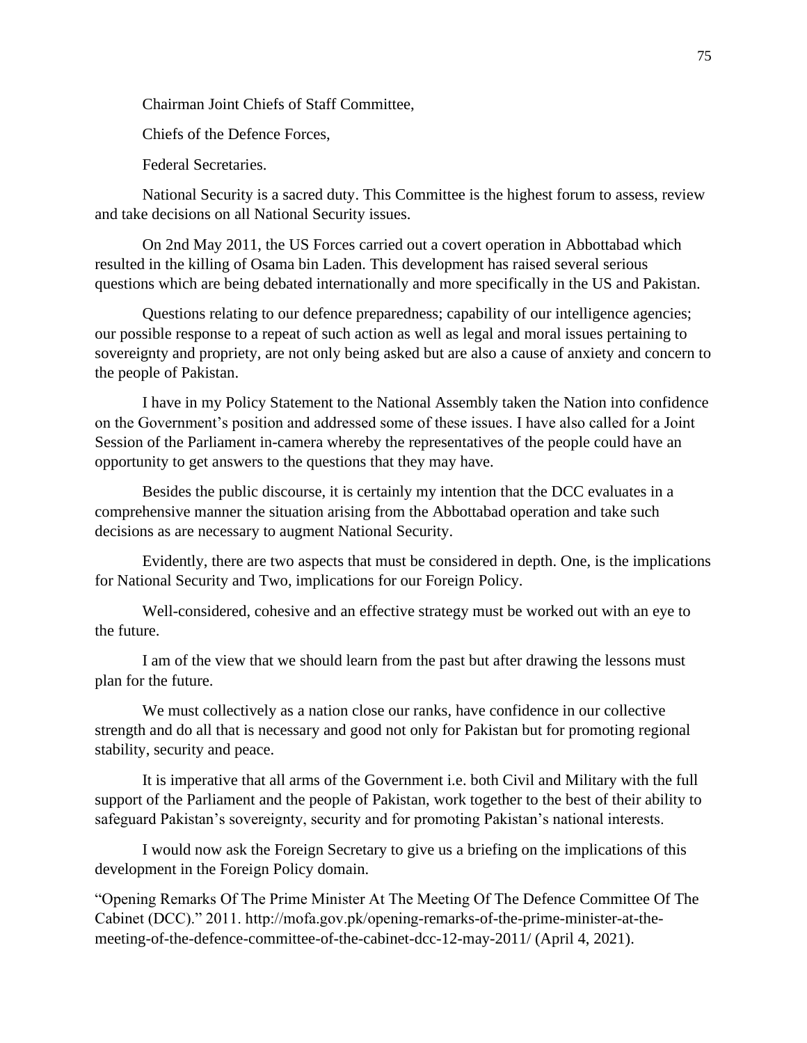Chairman Joint Chiefs of Staff Committee,

Chiefs of the Defence Forces,

Federal Secretaries.

National Security is a sacred duty. This Committee is the highest forum to assess, review and take decisions on all National Security issues.

On 2nd May 2011, the US Forces carried out a covert operation in Abbottabad which resulted in the killing of Osama bin Laden. This development has raised several serious questions which are being debated internationally and more specifically in the US and Pakistan.

Questions relating to our defence preparedness; capability of our intelligence agencies; our possible response to a repeat of such action as well as legal and moral issues pertaining to sovereignty and propriety, are not only being asked but are also a cause of anxiety and concern to the people of Pakistan.

I have in my Policy Statement to the National Assembly taken the Nation into confidence on the Government's position and addressed some of these issues. I have also called for a Joint Session of the Parliament in-camera whereby the representatives of the people could have an opportunity to get answers to the questions that they may have.

Besides the public discourse, it is certainly my intention that the DCC evaluates in a comprehensive manner the situation arising from the Abbottabad operation and take such decisions as are necessary to augment National Security.

Evidently, there are two aspects that must be considered in depth. One, is the implications for National Security and Two, implications for our Foreign Policy.

Well-considered, cohesive and an effective strategy must be worked out with an eye to the future.

I am of the view that we should learn from the past but after drawing the lessons must plan for the future.

We must collectively as a nation close our ranks, have confidence in our collective strength and do all that is necessary and good not only for Pakistan but for promoting regional stability, security and peace.

It is imperative that all arms of the Government i.e. both Civil and Military with the full support of the Parliament and the people of Pakistan, work together to the best of their ability to safeguard Pakistan's sovereignty, security and for promoting Pakistan's national interests.

I would now ask the Foreign Secretary to give us a briefing on the implications of this development in the Foreign Policy domain.

"Opening Remarks Of The Prime Minister At The Meeting Of The Defence Committee Of The Cabinet (DCC)." 2011. http://mofa.gov.pk/opening-remarks-of-the-prime-minister-at-the-meeting-of-the-defence-committee-of-the-cabinet-dcc-12-may-2011/ (April 4, 2021).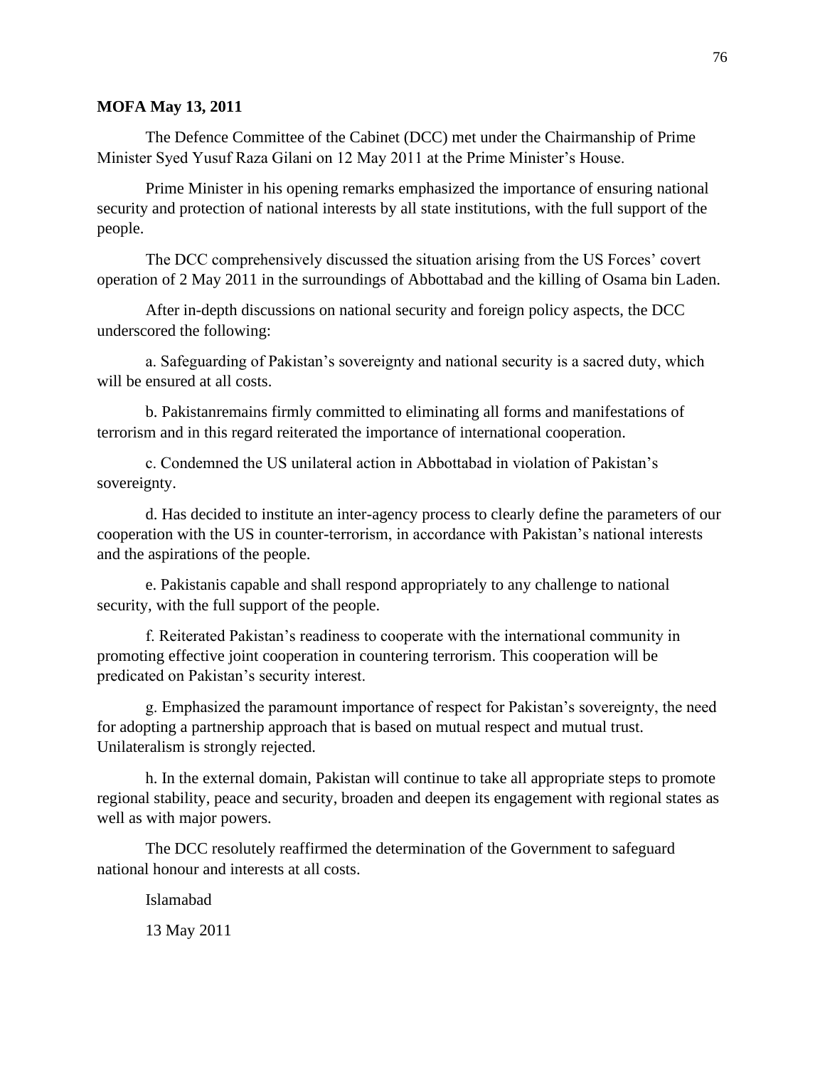**MOFA May 13, 2011**

The Defence Committee of the Cabinet (DCC) met under the Chairmanship of Prime Minister Syed Yusuf Raza Gilani on 12 May 2011 at the Prime Minister's House.

Prime Minister in his opening remarks emphasized the importance of ensuring national security and protection of national interests by all state institutions, with the full support of the people.

The DCC comprehensively discussed the situation arising from the US Forces' covert operation of 2 May 2011 in the surroundings of Abbottabad and the killing of Osama bin Laden.

After in-depth discussions on national security and foreign policy aspects, the DCC underscored the following:

a. Safeguarding of Pakistan's sovereignty and national security is a sacred duty, which will be ensured at all costs.

b. Pakistanremains firmly committed to eliminating all forms and manifestations of terrorism and in this regard reiterated the importance of international cooperation.

c. Condemned the US unilateral action in Abbottabad in violation of Pakistan's sovereignty.

d. Has decided to institute an inter-agency process to clearly define the parameters of our cooperation with the US in counter-terrorism, in accordance with Pakistan's national interests and the aspirations of the people.

e. Pakistanis capable and shall respond appropriately to any challenge to national security, with the full support of the people.

f. Reiterated Pakistan's readiness to cooperate with the international community in promoting effective joint cooperation in countering terrorism. This cooperation will be predicated on Pakistan's security interest.

g. Emphasized the paramount importance of respect for Pakistan's sovereignty, the need for adopting a partnership approach that is based on mutual respect and mutual trust. Unilateralism is strongly rejected.

h. In the external domain, Pakistan will continue to take all appropriate steps to promote regional stability, peace and security, broaden and deepen its engagement with regional states as well as with major powers.

The DCC resolutely reaffirmed the determination of the Government to safeguard national honour and interests at all costs.

Islamabad

13 May 2011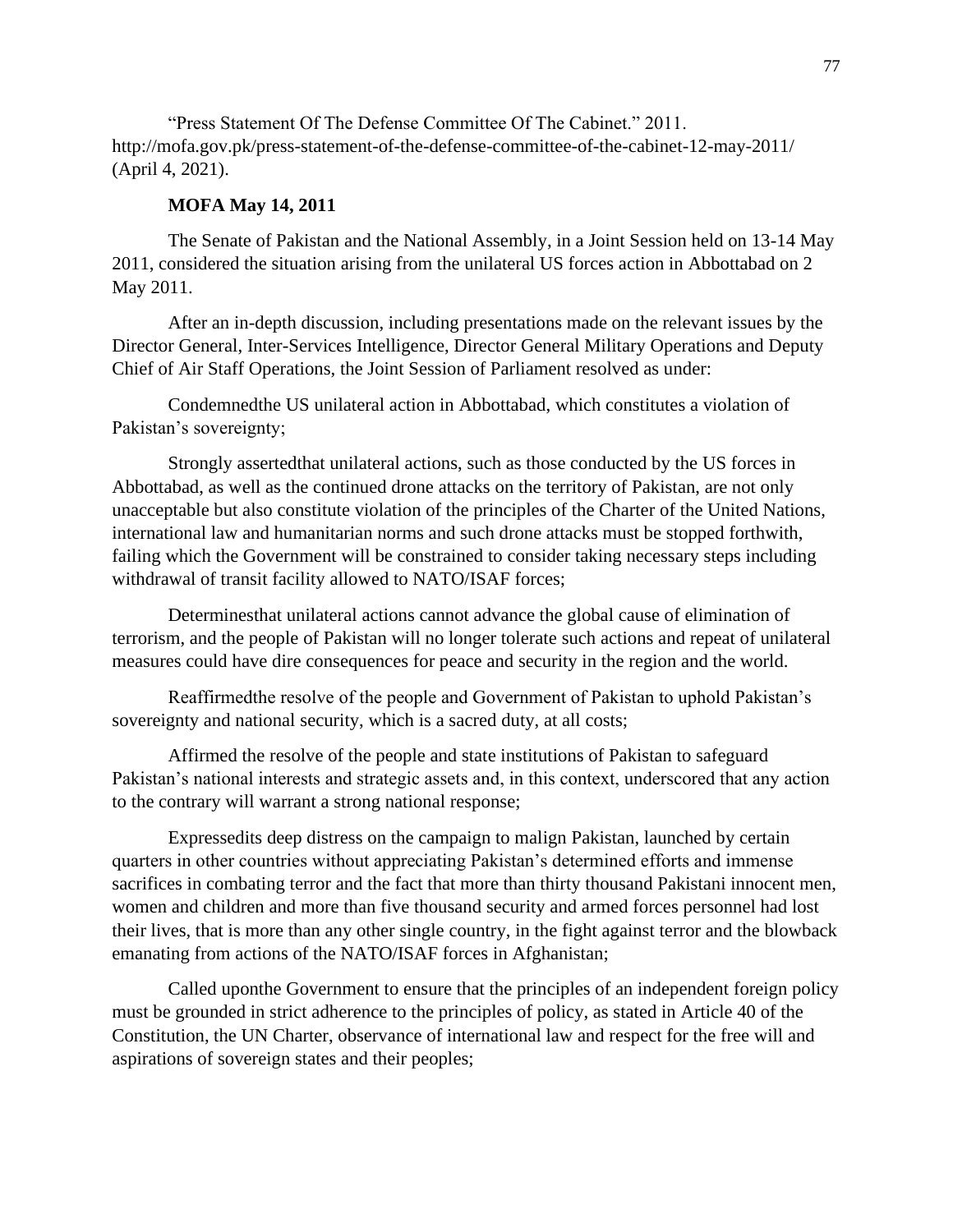“Press Statement Of The Defense Committee Of The Cabinet.” 2011. http://mofa.gov.pk/press-statement-of-the-defense-committee-of-the-cabinet-12-may-2011/ (April 4, 2021).

**MOFA May 14, 2011**

The Senate of Pakistan and the National Assembly, in a Joint Session held on 13-14 May 2011, considered the situation arising from the unilateral US forces action in Abbottabad on 2 May 2011.

After an in-depth discussion, including presentations made on the relevant issues by the Director General, Inter-Services Intelligence, Director General Military Operations and Deputy Chief of Air Staff Operations, the Joint Session of Parliament resolved as under:

Condemnedthe US unilateral action in Abbottabad, which constitutes a violation of Pakistan’s sovereignty;

Strongly assertedthat unilateral actions, such as those conducted by the US forces in Abbottabad, as well as the continued drone attacks on the territory of Pakistan, are not only unacceptable but also constitute violation of the principles of the Charter of the United Nations, international law and humanitarian norms and such drone attacks must be stopped forthwith, failing which the Government will be constrained to consider taking necessary steps including withdrawal of transit facility allowed to NATO/ISAF forces;

Determinesthat unilateral actions cannot advance the global cause of elimination of terrorism, and the people of Pakistan will no longer tolerate such actions and repeat of unilateral measures could have dire consequences for peace and security in the region and the world.

Reaffirmedthe resolve of the people and Government of Pakistan to uphold Pakistan’s sovereignty and national security, which is a sacred duty, at all costs;

Affirmed the resolve of the people and state institutions of Pakistan to safeguard Pakistan’s national interests and strategic assets and, in this context, underscored that any action to the contrary will warrant a strong national response;

Expressedits deep distress on the campaign to malign Pakistan, launched by certain quarters in other countries without appreciating Pakistan’s determined efforts and immense sacrifices in combating terror and the fact that more than thirty thousand Pakistani innocent men, women and children and more than five thousand security and armed forces personnel had lost their lives, that is more than any other single country, in the fight against terror and the blowback emanating from actions of the NATO/ISAF forces in Afghanistan;

Called uponthe Government to ensure that the principles of an independent foreign policy must be grounded in strict adherence to the principles of policy, as stated in Article 40 of the Constitution, the UN Charter, observance of international law and respect for the free will and aspirations of sovereign states and their peoples;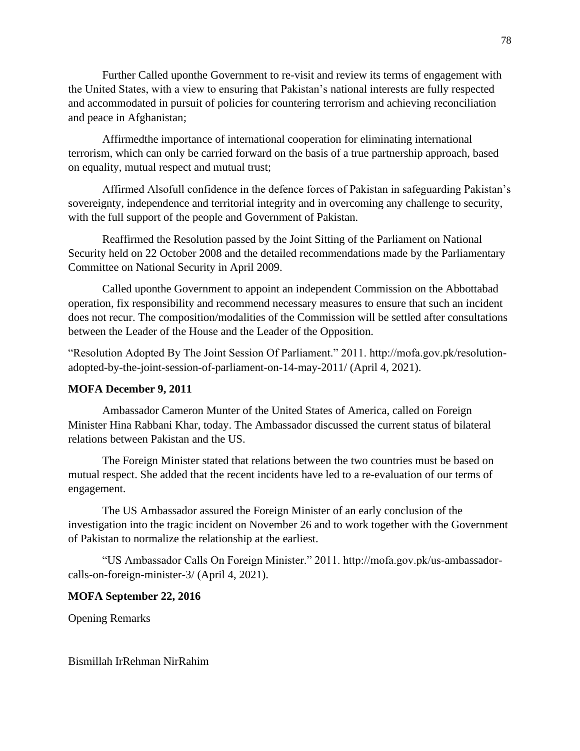Further Called uponthe Government to re-visit and review its terms of engagement with the United States, with a view to ensuring that Pakistan's national interests are fully respected and accommodated in pursuit of policies for countering terrorism and achieving reconciliation and peace in Afghanistan;

Affirmedthe importance of international cooperation for eliminating international terrorism, which can only be carried forward on the basis of a true partnership approach, based on equality, mutual respect and mutual trust;

Affirmed Alsofull confidence in the defence forces of Pakistan in safeguarding Pakistan's sovereignty, independence and territorial integrity and in overcoming any challenge to security, with the full support of the people and Government of Pakistan.

Reaffirmed the Resolution passed by the Joint Sitting of the Parliament on National Security held on 22 October 2008 and the detailed recommendations made by the Parliamentary Committee on National Security in April 2009.

Called uponthe Government to appoint an independent Commission on the Abbottabad operation, fix responsibility and recommend necessary measures to ensure that such an incident does not recur. The composition/modalities of the Commission will be settled after consultations between the Leader of the House and the Leader of the Opposition.

"Resolution Adopted By The Joint Session Of Parliament." 2011. http://mofa.gov.pk/resolution-adopted-by-the-joint-session-of-parliament-on-14-may-2011/ (April 4, 2021).

**MOFA December 9, 2011**

Ambassador Cameron Munter of the United States of America, called on Foreign Minister Hina Rabbani Khar, today. The Ambassador discussed the current status of bilateral relations between Pakistan and the US.

The Foreign Minister stated that relations between the two countries must be based on mutual respect. She added that the recent incidents have led to a re-evaluation of our terms of engagement.

The US Ambassador assured the Foreign Minister of an early conclusion of the investigation into the tragic incident on November 26 and to work together with the Government of Pakistan to normalize the relationship at the earliest.

"US Ambassador Calls On Foreign Minister." 2011. http://mofa.gov.pk/us-ambassador-calls-on-foreign-minister-3/ (April 4, 2021).

**MOFA September 22, 2016**

Opening Remarks

Bismillah IrRehman NirRahim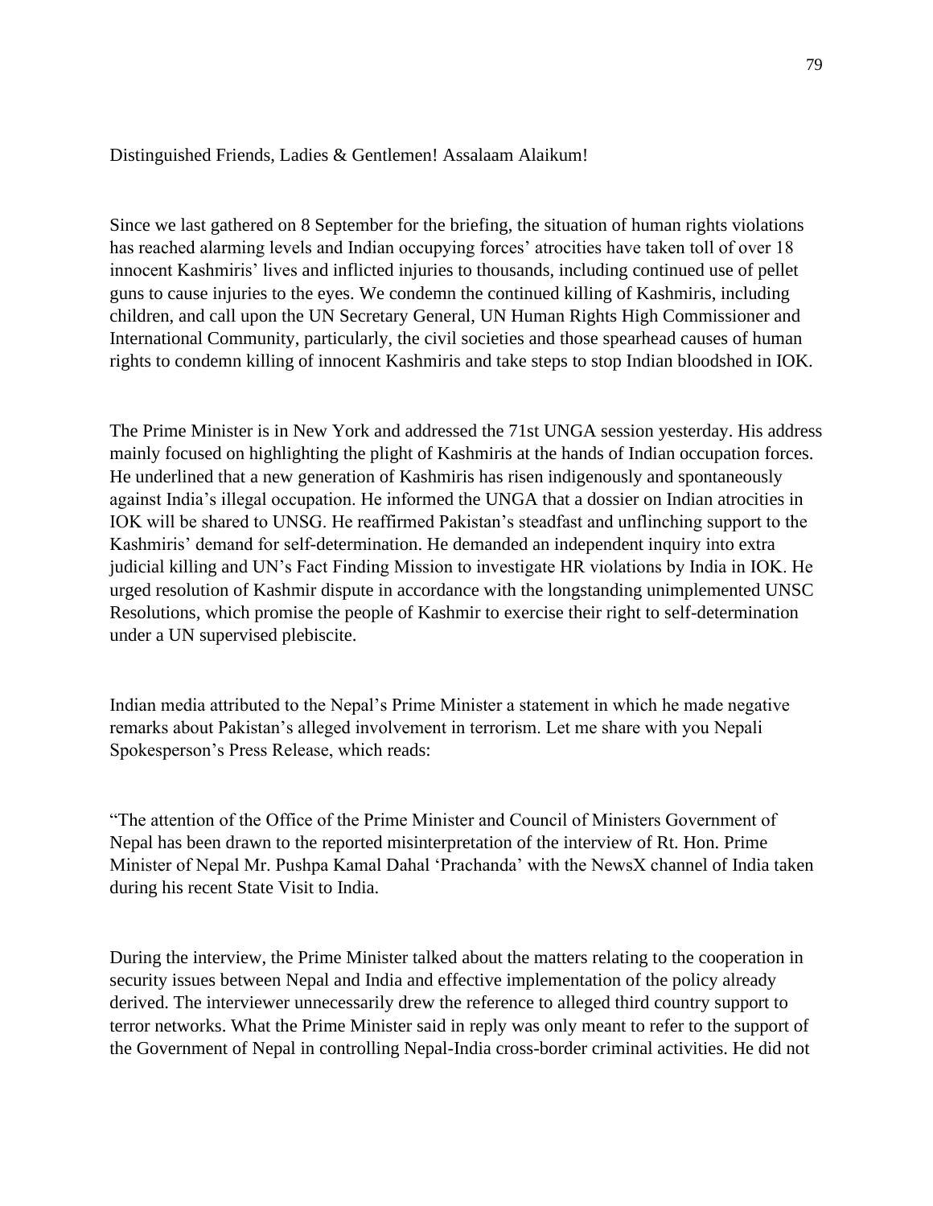Distinguished Friends, Ladies & Gentlemen! Assalaam Alaikum!

Since we last gathered on 8 September for the briefing, the situation of human rights violations has reached alarming levels and Indian occupying forces' atrocities have taken toll of over 18 innocent Kashmiris' lives and inflicted injuries to thousands, including continued use of pellet guns to cause injuries to the eyes. We condemn the continued killing of Kashmiris, including children, and call upon the UN Secretary General, UN Human Rights High Commissioner and International Community, particularly, the civil societies and those spearhead causes of human rights to condemn killing of innocent Kashmiris and take steps to stop Indian bloodshed in IOK.

The Prime Minister is in New York and addressed the 71st UNGA session yesterday. His address mainly focused on highlighting the plight of Kashmiris at the hands of Indian occupation forces. He underlined that a new generation of Kashmiris has risen indigenously and spontaneously against India's illegal occupation. He informed the UNGA that a dossier on Indian atrocities in IOK will be shared to UNSG. He reaffirmed Pakistan's steadfast and unflinching support to the Kashmiris' demand for self-determination. He demanded an independent inquiry into extra judicial killing and UN's Fact Finding Mission to investigate HR violations by India in IOK. He urged resolution of Kashmir dispute in accordance with the longstanding unimplemented UNSC Resolutions, which promise the people of Kashmir to exercise their right to self-determination under a UN supervised plebiscite.

Indian media attributed to the Nepal's Prime Minister a statement in which he made negative remarks about Pakistan's alleged involvement in terrorism. Let me share with you Nepali Spokesperson's Press Release, which reads:

"The attention of the Office of the Prime Minister and Council of Ministers Government of Nepal has been drawn to the reported misinterpretation of the interview of Rt. Hon. Prime Minister of Nepal Mr. Pushpa Kamal Dahal 'Prachanda' with the NewsX channel of India taken during his recent State Visit to India.

During the interview, the Prime Minister talked about the matters relating to the cooperation in security issues between Nepal and India and effective implementation of the policy already derived. The interviewer unnecessarily drew the reference to alleged third country support to terror networks. What the Prime Minister said in reply was only meant to refer to the support of the Government of Nepal in controlling Nepal-India cross-border criminal activities. He did not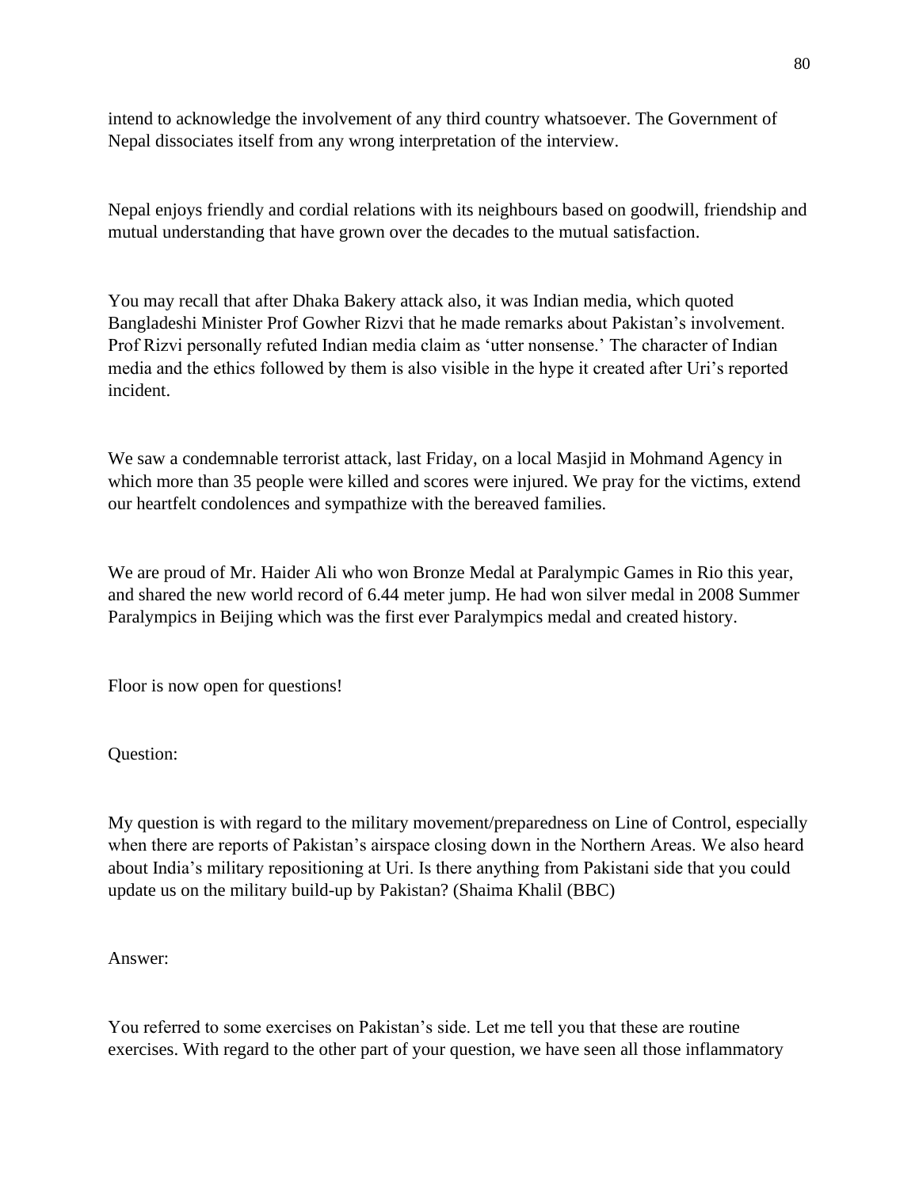intend to acknowledge the involvement of any third country whatsoever. The Government of Nepal dissociates itself from any wrong interpretation of the interview.

Nepal enjoys friendly and cordial relations with its neighbours based on goodwill, friendship and mutual understanding that have grown over the decades to the mutual satisfaction.

You may recall that after Dhaka Bakery attack also, it was Indian media, which quoted Bangladeshi Minister Prof Gowher Rizvi that he made remarks about Pakistan's involvement. Prof Rizvi personally refuted Indian media claim as 'utter nonsense.' The character of Indian media and the ethics followed by them is also visible in the hype it created after Uri's reported incident.

We saw a condemnable terrorist attack, last Friday, on a local Masjid in Mohmand Agency in which more than 35 people were killed and scores were injured. We pray for the victims, extend our heartfelt condolences and sympathize with the bereaved families.

We are proud of Mr. Haider Ali who won Bronze Medal at Paralympic Games in Rio this year, and shared the new world record of 6.44 meter jump. He had won silver medal in 2008 Summer Paralympics in Beijing which was the first ever Paralympics medal and created history.

Floor is now open for questions!

Question:

My question is with regard to the military movement/preparedness on Line of Control, especially when there are reports of Pakistan's airspace closing down in the Northern Areas. We also heard about India's military repositioning at Uri. Is there anything from Pakistani side that you could update us on the military build-up by Pakistan? (Shaima Khalil (BBC)

Answer:

You referred to some exercises on Pakistan's side. Let me tell you that these are routine exercises. With regard to the other part of your question, we have seen all those inflammatory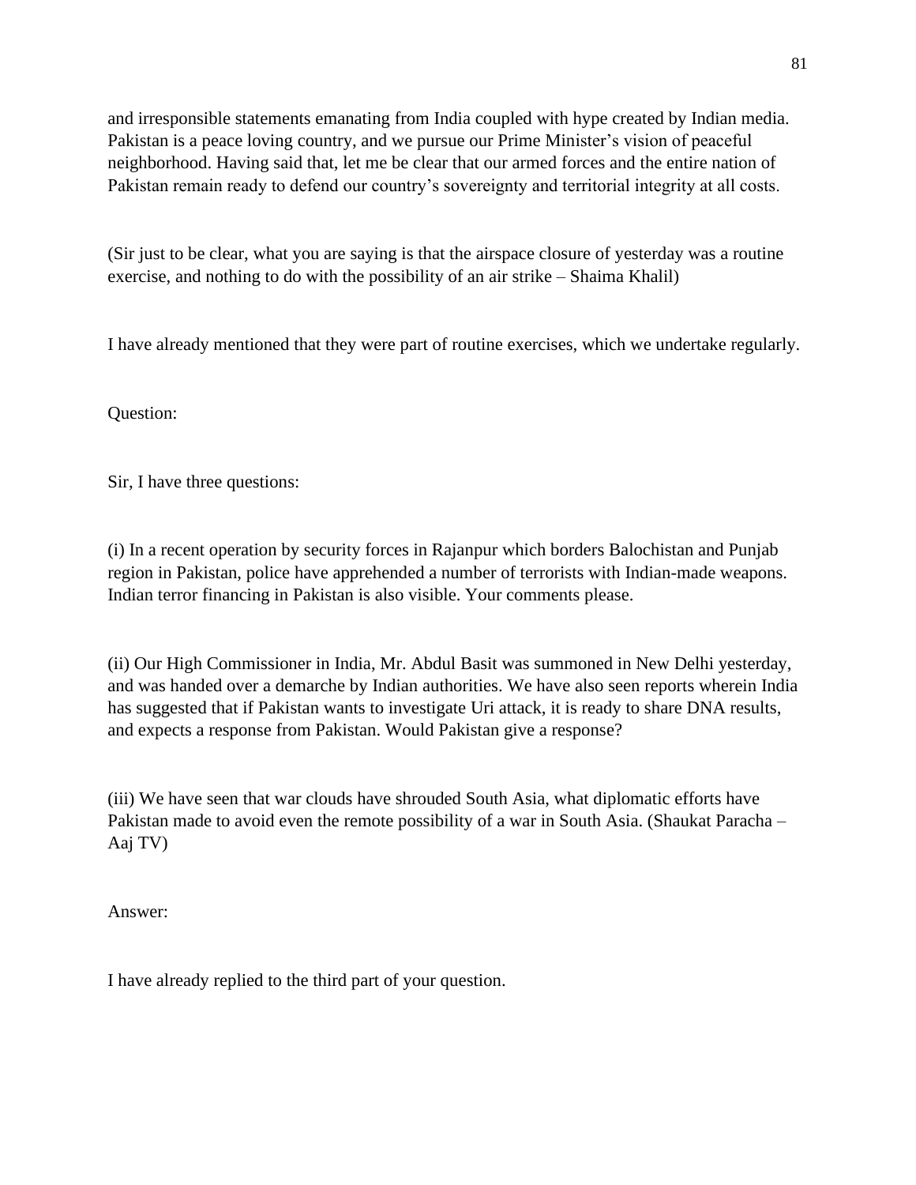and irresponsible statements emanating from India coupled with hype created by Indian media. Pakistan is a peace loving country, and we pursue our Prime Minister's vision of peaceful neighborhood. Having said that, let me be clear that our armed forces and the entire nation of Pakistan remain ready to defend our country's sovereignty and territorial integrity at all costs.

(Sir just to be clear, what you are saying is that the airspace closure of yesterday was a routine exercise, and nothing to do with the possibility of an air strike – Shaima Khalil)

I have already mentioned that they were part of routine exercises, which we undertake regularly.

Question:

Sir, I have three questions:

(i) In a recent operation by security forces in Rajanpur which borders Balochistan and Punjab region in Pakistan, police have apprehended a number of terrorists with Indian-made weapons. Indian terror financing in Pakistan is also visible. Your comments please.

(ii) Our High Commissioner in India, Mr. Abdul Basit was summoned in New Delhi yesterday, and was handed over a demarche by Indian authorities. We have also seen reports wherein India has suggested that if Pakistan wants to investigate Uri attack, it is ready to share DNA results, and expects a response from Pakistan. Would Pakistan give a response?

(iii) We have seen that war clouds have shrouded South Asia, what diplomatic efforts have Pakistan made to avoid even the remote possibility of a war in South Asia. (Shaukat Paracha – Aaj TV)

Answer:

I have already replied to the third part of your question.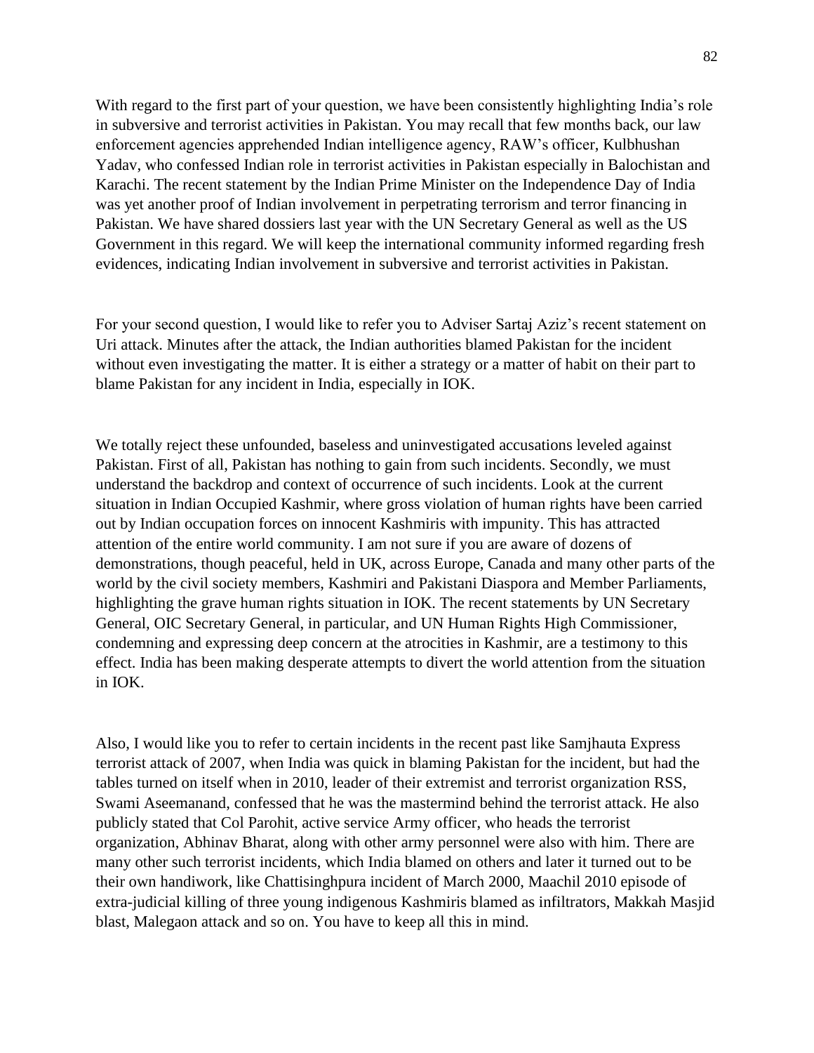With regard to the first part of your question, we have been consistently highlighting India's role in subversive and terrorist activities in Pakistan. You may recall that few months back, our law enforcement agencies apprehended Indian intelligence agency, RAW's officer, Kulbhushan Yadav, who confessed Indian role in terrorist activities in Pakistan especially in Balochistan and Karachi. The recent statement by the Indian Prime Minister on the Independence Day of India was yet another proof of Indian involvement in perpetrating terrorism and terror financing in Pakistan. We have shared dossiers last year with the UN Secretary General as well as the US Government in this regard. We will keep the international community informed regarding fresh evidences, indicating Indian involvement in subversive and terrorist activities in Pakistan.

For your second question, I would like to refer you to Adviser Sartaj Aziz's recent statement on Uri attack. Minutes after the attack, the Indian authorities blamed Pakistan for the incident without even investigating the matter. It is either a strategy or a matter of habit on their part to blame Pakistan for any incident in India, especially in IOK.

We totally reject these unfounded, baseless and uninvestigated accusations leveled against Pakistan. First of all, Pakistan has nothing to gain from such incidents. Secondly, we must understand the backdrop and context of occurrence of such incidents. Look at the current situation in Indian Occupied Kashmir, where gross violation of human rights have been carried out by Indian occupation forces on innocent Kashmiris with impunity. This has attracted attention of the entire world community. I am not sure if you are aware of dozens of demonstrations, though peaceful, held in UK, across Europe, Canada and many other parts of the world by the civil society members, Kashmiri and Pakistani Diaspora and Member Parliaments, highlighting the grave human rights situation in IOK. The recent statements by UN Secretary General, OIC Secretary General, in particular, and UN Human Rights High Commissioner, condemning and expressing deep concern at the atrocities in Kashmir, are a testimony to this effect. India has been making desperate attempts to divert the world attention from the situation in IOK.

Also, I would like you to refer to certain incidents in the recent past like Samjhauta Express terrorist attack of 2007, when India was quick in blaming Pakistan for the incident, but had the tables turned on itself when in 2010, leader of their extremist and terrorist organization RSS, Swami Aseemanand, confessed that he was the mastermind behind the terrorist attack. He also publicly stated that Col Parohit, active service Army officer, who heads the terrorist organization, Abhinav Bharat, along with other army personnel were also with him. There are many other such terrorist incidents, which India blamed on others and later it turned out to be their own handiwork, like Chattisinghpura incident of March 2000, Maachil 2010 episode of extra-judicial killing of three young indigenous Kashmiris blamed as infiltrators, Makkah Masjid blast, Malegaon attack and so on. You have to keep all this in mind.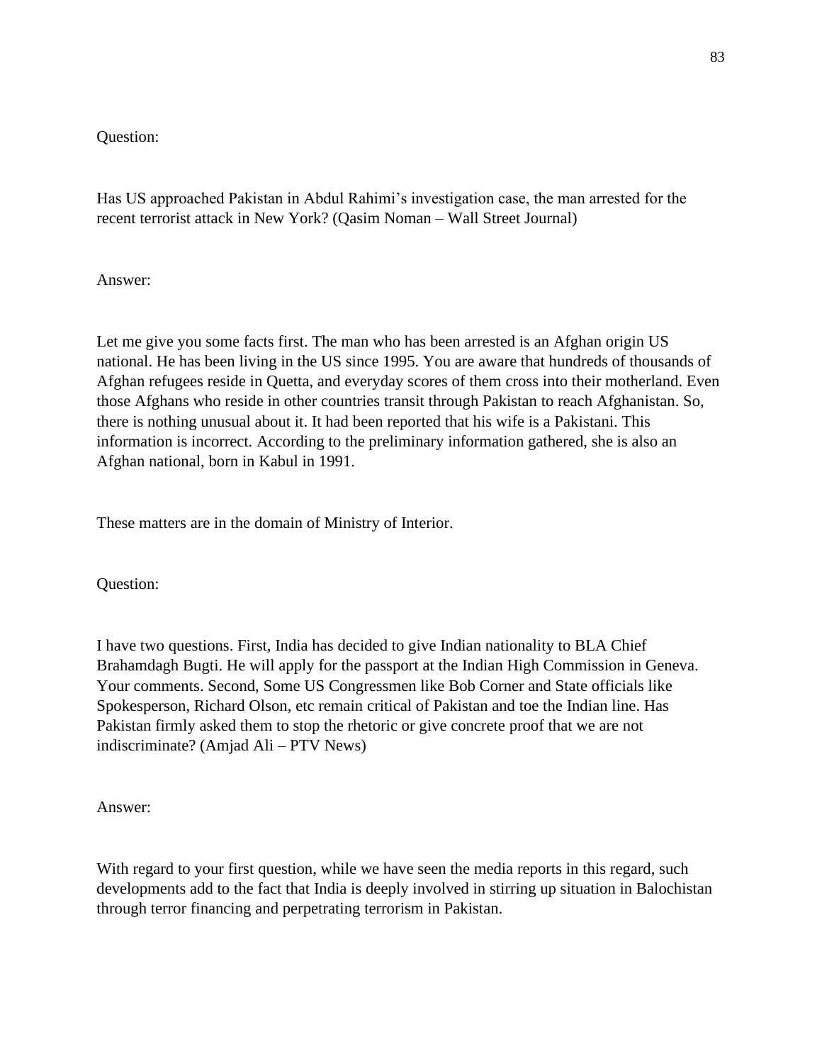Question:

Has US approached Pakistan in Abdul Rahimi's investigation case, the man arrested for the recent terrorist attack in New York? (Qasim Noman – Wall Street Journal)

Answer:

Let me give you some facts first. The man who has been arrested is an Afghan origin US national. He has been living in the US since 1995. You are aware that hundreds of thousands of Afghan refugees reside in Quetta, and everyday scores of them cross into their motherland. Even those Afghans who reside in other countries transit through Pakistan to reach Afghanistan. So, there is nothing unusual about it. It had been reported that his wife is a Pakistani. This information is incorrect. According to the preliminary information gathered, she is also an Afghan national, born in Kabul in 1991.

These matters are in the domain of Ministry of Interior.

Question:

I have two questions. First, India has decided to give Indian nationality to BLA Chief Brahamdagh Bugti. He will apply for the passport at the Indian High Commission in Geneva. Your comments. Second, Some US Congressmen like Bob Corner and State officials like Spokesperson, Richard Olson, etc remain critical of Pakistan and toe the Indian line. Has Pakistan firmly asked them to stop the rhetoric or give concrete proof that we are not indiscriminate? (Amjad Ali – PTV News)

Answer:

With regard to your first question, while we have seen the media reports in this regard, such developments add to the fact that India is deeply involved in stirring up situation in Balochistan through terror financing and perpetrating terrorism in Pakistan.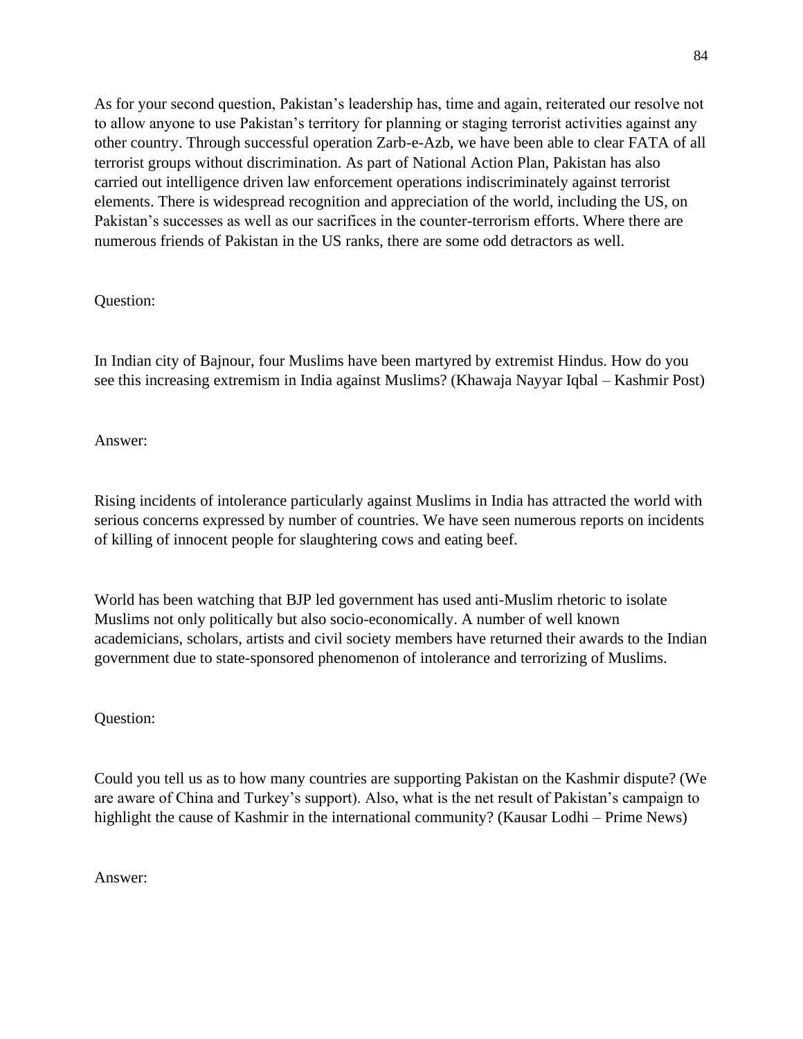As for your second question, Pakistan's leadership has, time and again, reiterated our resolve not to allow anyone to use Pakistan's territory for planning or staging terrorist activities against any other country. Through successful operation Zarb-e-Azb, we have been able to clear FATA of all terrorist groups without discrimination. As part of National Action Plan, Pakistan has also carried out intelligence driven law enforcement operations indiscriminately against terrorist elements. There is widespread recognition and appreciation of the world, including the US, on Pakistan's successes as well as our sacrifices in the counter-terrorism efforts. Where there are numerous friends of Pakistan in the US ranks, there are some odd detractors as well.

Question:

In Indian city of Bajnour, four Muslims have been martyred by extremist Hindus. How do you see this increasing extremism in India against Muslims? (Khawaja Nayyar Iqbal – Kashmir Post)

Answer:

Rising incidents of intolerance particularly against Muslims in India has attracted the world with serious concerns expressed by number of countries. We have seen numerous reports on incidents of killing of innocent people for slaughtering cows and eating beef.

World has been watching that BJP led government has used anti-Muslim rhetoric to isolate Muslims not only politically but also socio-economically. A number of well known academicians, scholars, artists and civil society members have returned their awards to the Indian government due to state-sponsored phenomenon of intolerance and terrorizing of Muslims.

Question:

Could you tell us as to how many countries are supporting Pakistan on the Kashmir dispute? (We are aware of China and Turkey's support). Also, what is the net result of Pakistan's campaign to highlight the cause of Kashmir in the international community? (Kausar Lodhi – Prime News)

Answer: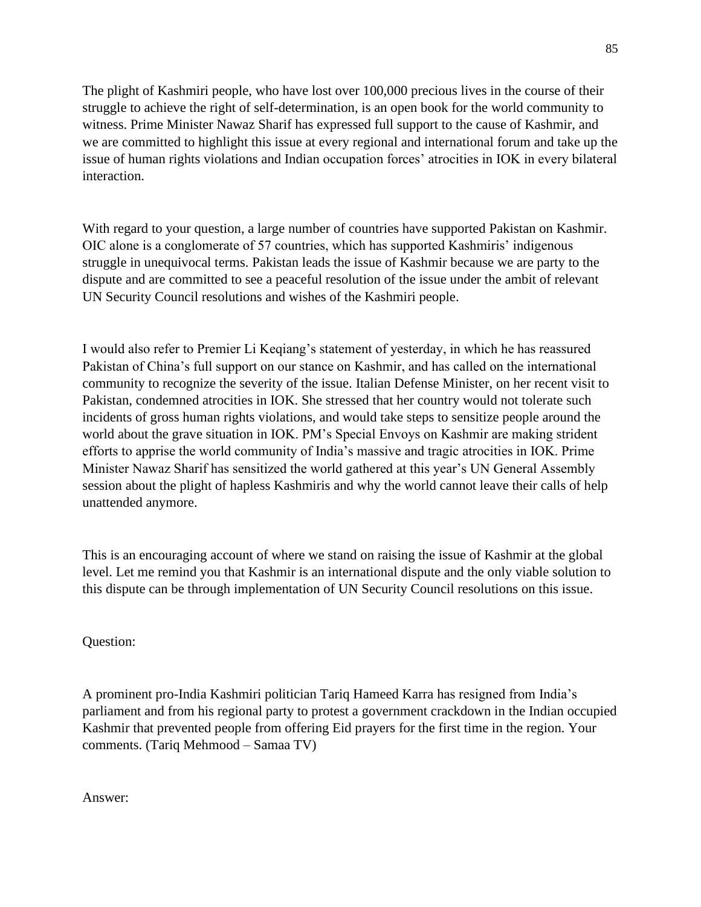The plight of Kashmiri people, who have lost over 100,000 precious lives in the course of their struggle to achieve the right of self-determination, is an open book for the world community to witness. Prime Minister Nawaz Sharif has expressed full support to the cause of Kashmir, and we are committed to highlight this issue at every regional and international forum and take up the issue of human rights violations and Indian occupation forces' atrocities in IOK in every bilateral interaction.

With regard to your question, a large number of countries have supported Pakistan on Kashmir. OIC alone is a conglomerate of 57 countries, which has supported Kashmiris' indigenous struggle in unequivocal terms. Pakistan leads the issue of Kashmir because we are party to the dispute and are committed to see a peaceful resolution of the issue under the ambit of relevant UN Security Council resolutions and wishes of the Kashmiri people.

I would also refer to Premier Li Keqiang's statement of yesterday, in which he has reassured Pakistan of China's full support on our stance on Kashmir, and has called on the international community to recognize the severity of the issue. Italian Defense Minister, on her recent visit to Pakistan, condemned atrocities in IOK. She stressed that her country would not tolerate such incidents of gross human rights violations, and would take steps to sensitize people around the world about the grave situation in IOK. PM's Special Envoys on Kashmir are making strident efforts to apprise the world community of India's massive and tragic atrocities in IOK. Prime Minister Nawaz Sharif has sensitized the world gathered at this year's UN General Assembly session about the plight of hapless Kashmiris and why the world cannot leave their calls of help unattended anymore.

This is an encouraging account of where we stand on raising the issue of Kashmir at the global level. Let me remind you that Kashmir is an international dispute and the only viable solution to this dispute can be through implementation of UN Security Council resolutions on this issue.

Question:

A prominent pro-India Kashmiri politician Tariq Hameed Karra has resigned from India's parliament and from his regional party to protest a government crackdown in the Indian occupied Kashmir that prevented people from offering Eid prayers for the first time in the region. Your comments. (Tariq Mehmood – Samaa TV)

Answer: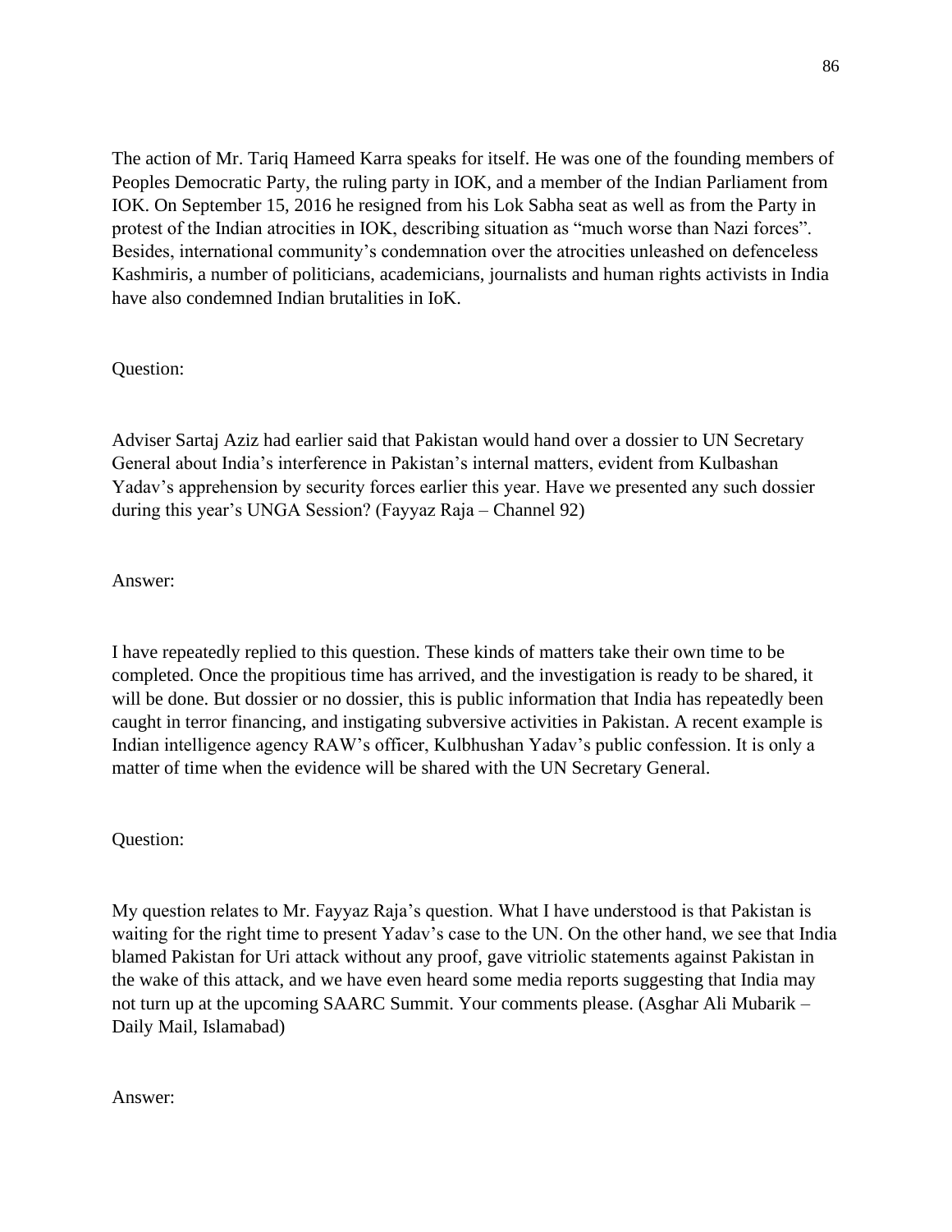The action of Mr. Tariq Hameed Karra speaks for itself. He was one of the founding members of Peoples Democratic Party, the ruling party in IOK, and a member of the Indian Parliament from IOK. On September 15, 2016 he resigned from his Lok Sabha seat as well as from the Party in protest of the Indian atrocities in IOK, describing situation as "much worse than Nazi forces". Besides, international community's condemnation over the atrocities unleashed on defenceless Kashmiris, a number of politicians, academicians, journalists and human rights activists in India have also condemned Indian brutalities in IoK.

Question:

Adviser Sartaj Aziz had earlier said that Pakistan would hand over a dossier to UN Secretary General about India's interference in Pakistan's internal matters, evident from Kulbashan Yadav's apprehension by security forces earlier this year. Have we presented any such dossier during this year's UNGA Session? (Fayyaz Raja – Channel 92)

Answer:

I have repeatedly replied to this question. These kinds of matters take their own time to be completed. Once the propitious time has arrived, and the investigation is ready to be shared, it will be done. But dossier or no dossier, this is public information that India has repeatedly been caught in terror financing, and instigating subversive activities in Pakistan. A recent example is Indian intelligence agency RAW's officer, Kulbhushan Yadav's public confession. It is only a matter of time when the evidence will be shared with the UN Secretary General.

Question:

My question relates to Mr. Fayyaz Raja's question. What I have understood is that Pakistan is waiting for the right time to present Yadav's case to the UN. On the other hand, we see that India blamed Pakistan for Uri attack without any proof, gave vitriolic statements against Pakistan in the wake of this attack, and we have even heard some media reports suggesting that India may not turn up at the upcoming SAARC Summit. Your comments please. (Asghar Ali Mubarik – Daily Mail, Islamabad)

Answer: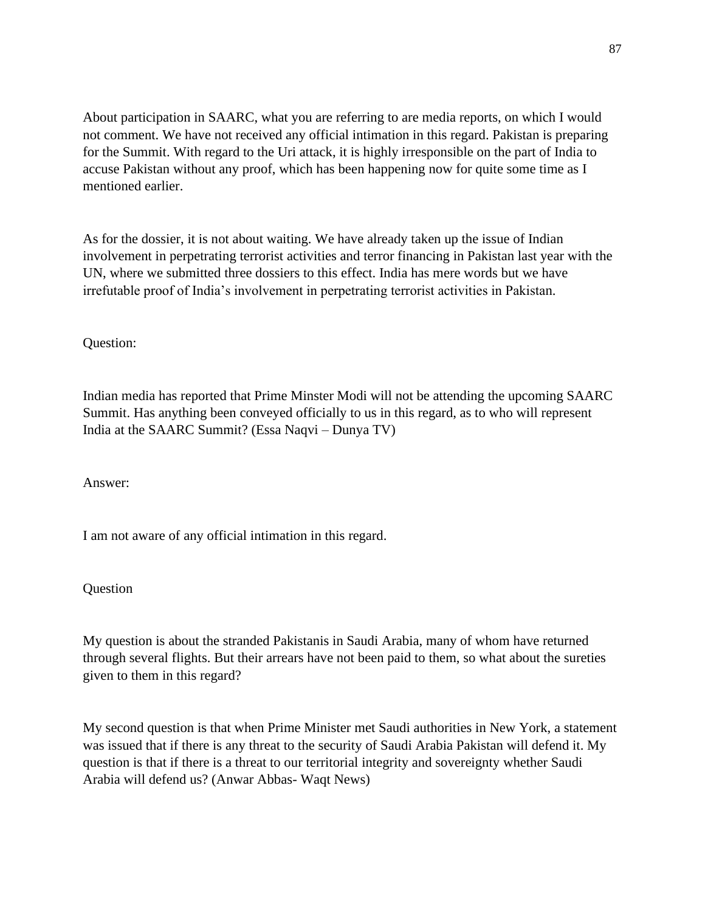About participation in SAARC, what you are referring to are media reports, on which I would not comment. We have not received any official intimation in this regard. Pakistan is preparing for the Summit. With regard to the Uri attack, it is highly irresponsible on the part of India to accuse Pakistan without any proof, which has been happening now for quite some time as I mentioned earlier.

As for the dossier, it is not about waiting. We have already taken up the issue of Indian involvement in perpetrating terrorist activities and terror financing in Pakistan last year with the UN, where we submitted three dossiers to this effect. India has mere words but we have irrefutable proof of India's involvement in perpetrating terrorist activities in Pakistan.

Question:

Indian media has reported that Prime Minster Modi will not be attending the upcoming SAARC Summit. Has anything been conveyed officially to us in this regard, as to who will represent India at the SAARC Summit? (Essa Naqvi – Dunya TV)

Answer:

I am not aware of any official intimation in this regard.

Question

My question is about the stranded Pakistanis in Saudi Arabia, many of whom have returned through several flights. But their arrears have not been paid to them, so what about the sureties given to them in this regard?

My second question is that when Prime Minister met Saudi authorities in New York, a statement was issued that if there is any threat to the security of Saudi Arabia Pakistan will defend it. My question is that if there is a threat to our territorial integrity and sovereignty whether Saudi Arabia will defend us? (Anwar Abbas- Waqt News)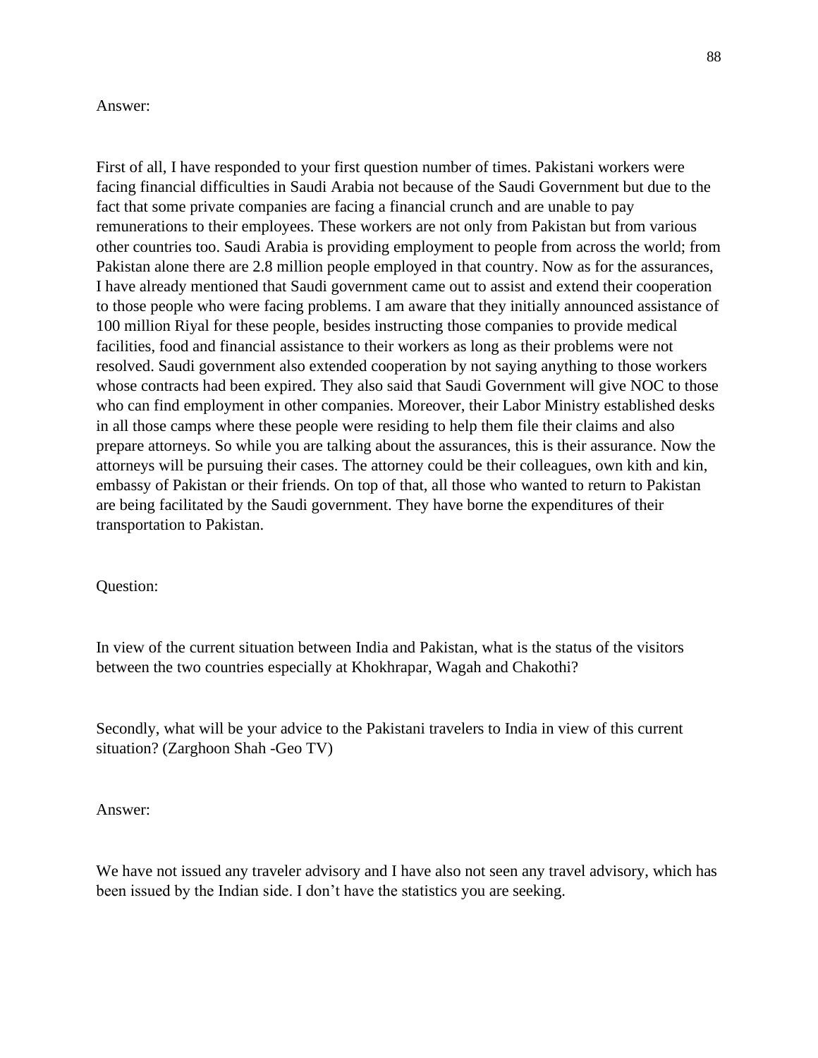Answer:

First of all, I have responded to your first question number of times. Pakistani workers were facing financial difficulties in Saudi Arabia not because of the Saudi Government but due to the fact that some private companies are facing a financial crunch and are unable to pay remunerations to their employees. These workers are not only from Pakistan but from various other countries too. Saudi Arabia is providing employment to people from across the world; from Pakistan alone there are 2.8 million people employed in that country. Now as for the assurances, I have already mentioned that Saudi government came out to assist and extend their cooperation to those people who were facing problems. I am aware that they initially announced assistance of 100 million Riyal for these people, besides instructing those companies to provide medical facilities, food and financial assistance to their workers as long as their problems were not resolved. Saudi government also extended cooperation by not saying anything to those workers whose contracts had been expired. They also said that Saudi Government will give NOC to those who can find employment in other companies. Moreover, their Labor Ministry established desks in all those camps where these people were residing to help them file their claims and also prepare attorneys. So while you are talking about the assurances, this is their assurance. Now the attorneys will be pursuing their cases. The attorney could be their colleagues, own kith and kin, embassy of Pakistan or their friends. On top of that, all those who wanted to return to Pakistan are being facilitated by the Saudi government. They have borne the expenditures of their transportation to Pakistan.

Question:

In view of the current situation between India and Pakistan, what is the status of the visitors between the two countries especially at Khokhrapar, Wagah and Chakothi?

Secondly, what will be your advice to the Pakistani travelers to India in view of this current situation? (Zarghoon Shah -Geo TV)

Answer:

We have not issued any traveler advisory and I have also not seen any travel advisory, which has been issued by the Indian side. I don't have the statistics you are seeking.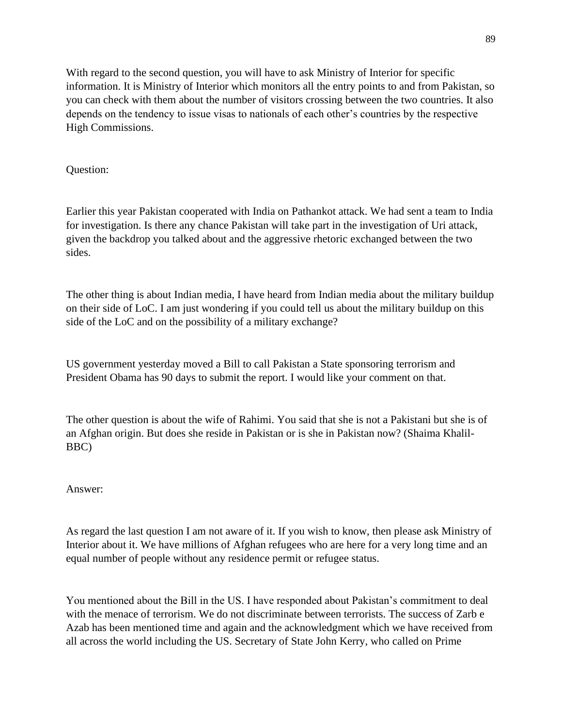With regard to the second question, you will have to ask Ministry of Interior for specific information. It is Ministry of Interior which monitors all the entry points to and from Pakistan, so you can check with them about the number of visitors crossing between the two countries. It also depends on the tendency to issue visas to nationals of each other's countries by the respective High Commissions.

Question:

Earlier this year Pakistan cooperated with India on Pathankot attack. We had sent a team to India for investigation. Is there any chance Pakistan will take part in the investigation of Uri attack, given the backdrop you talked about and the aggressive rhetoric exchanged between the two sides.

The other thing is about Indian media, I have heard from Indian media about the military buildup on their side of LoC. I am just wondering if you could tell us about the military buildup on this side of the LoC and on the possibility of a military exchange?

US government yesterday moved a Bill to call Pakistan a State sponsoring terrorism and President Obama has 90 days to submit the report. I would like your comment on that.

The other question is about the wife of Rahimi. You said that she is not a Pakistani but she is of an Afghan origin. But does she reside in Pakistan or is she in Pakistan now? (Shaima Khalil-BBC)

Answer:

As regard the last question I am not aware of it. If you wish to know, then please ask Ministry of Interior about it. We have millions of Afghan refugees who are here for a very long time and an equal number of people without any residence permit or refugee status.

You mentioned about the Bill in the US. I have responded about Pakistan's commitment to deal with the menace of terrorism. We do not discriminate between terrorists. The success of Zarb e Azab has been mentioned time and again and the acknowledgment which we have received from all across the world including the US. Secretary of State John Kerry, who called on Prime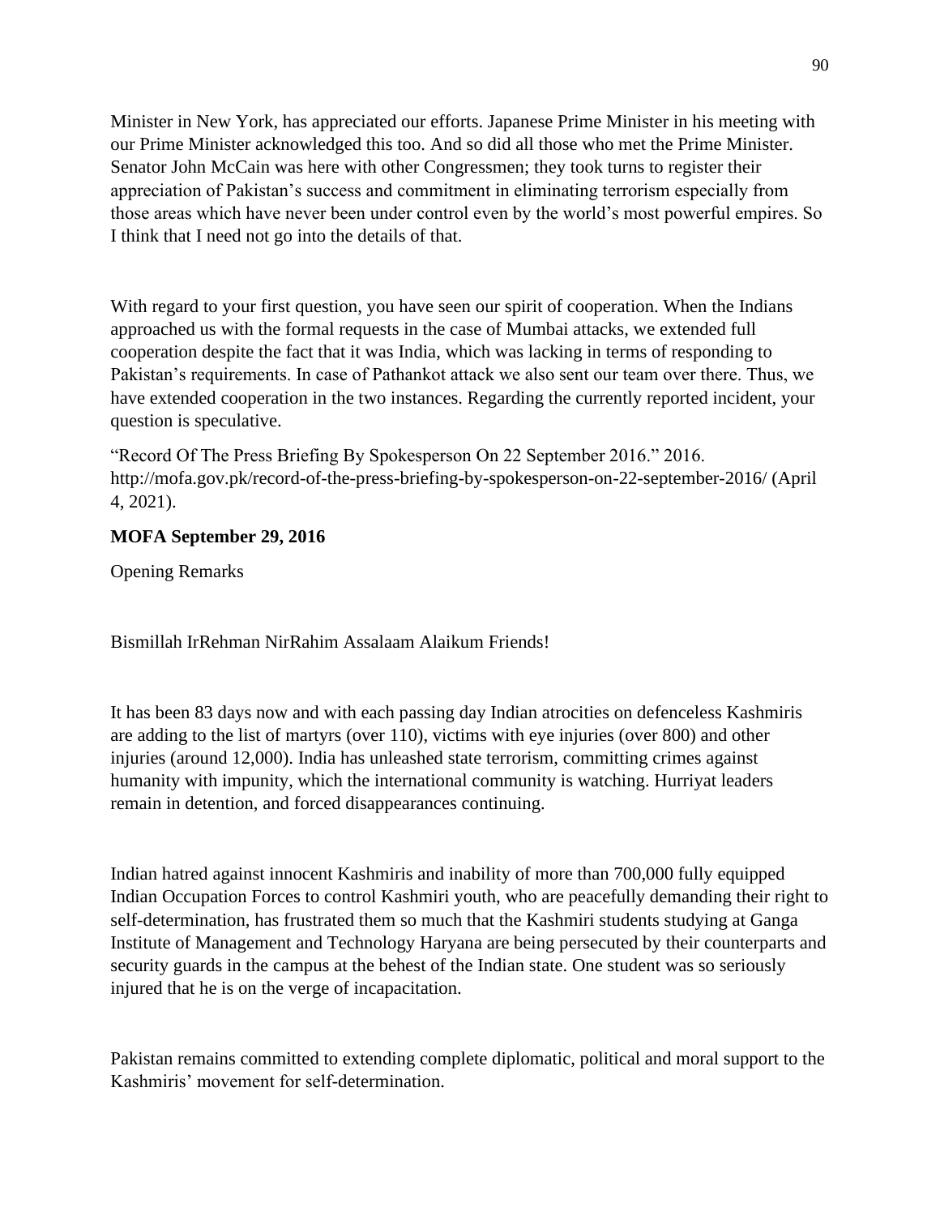Minister in New York, has appreciated our efforts. Japanese Prime Minister in his meeting with our Prime Minister acknowledged this too. And so did all those who met the Prime Minister. Senator John McCain was here with other Congressmen; they took turns to register their appreciation of Pakistan's success and commitment in eliminating terrorism especially from those areas which have never been under control even by the world's most powerful empires. So I think that I need not go into the details of that.

With regard to your first question, you have seen our spirit of cooperation. When the Indians approached us with the formal requests in the case of Mumbai attacks, we extended full cooperation despite the fact that it was India, which was lacking in terms of responding to Pakistan's requirements. In case of Pathankot attack we also sent our team over there. Thus, we have extended cooperation in the two instances. Regarding the currently reported incident, your question is speculative.

"Record Of The Press Briefing By Spokesperson On 22 September 2016." 2016. http://mofa.gov.pk/record-of-the-press-briefing-by-spokesperson-on-22-september-2016/ (April 4, 2021).

**MOFA September 29, 2016**

Opening Remarks

Bismillah IrRehman NirRahim Assalaam Alaikum Friends!

It has been 83 days now and with each passing day Indian atrocities on defenceless Kashmiris are adding to the list of martyrs (over 110), victims with eye injuries (over 800) and other injuries (around 12,000). India has unleashed state terrorism, committing crimes against humanity with impunity, which the international community is watching. Hurriyat leaders remain in detention, and forced disappearances continuing.

Indian hatred against innocent Kashmiris and inability of more than 700,000 fully equipped Indian Occupation Forces to control Kashmiri youth, who are peacefully demanding their right to self-determination, has frustrated them so much that the Kashmiri students studying at Ganga Institute of Management and Technology Haryana are being persecuted by their counterparts and security guards in the campus at the behest of the Indian state. One student was so seriously injured that he is on the verge of incapacitation.

Pakistan remains committed to extending complete diplomatic, political and moral support to the Kashmiris' movement for self-determination.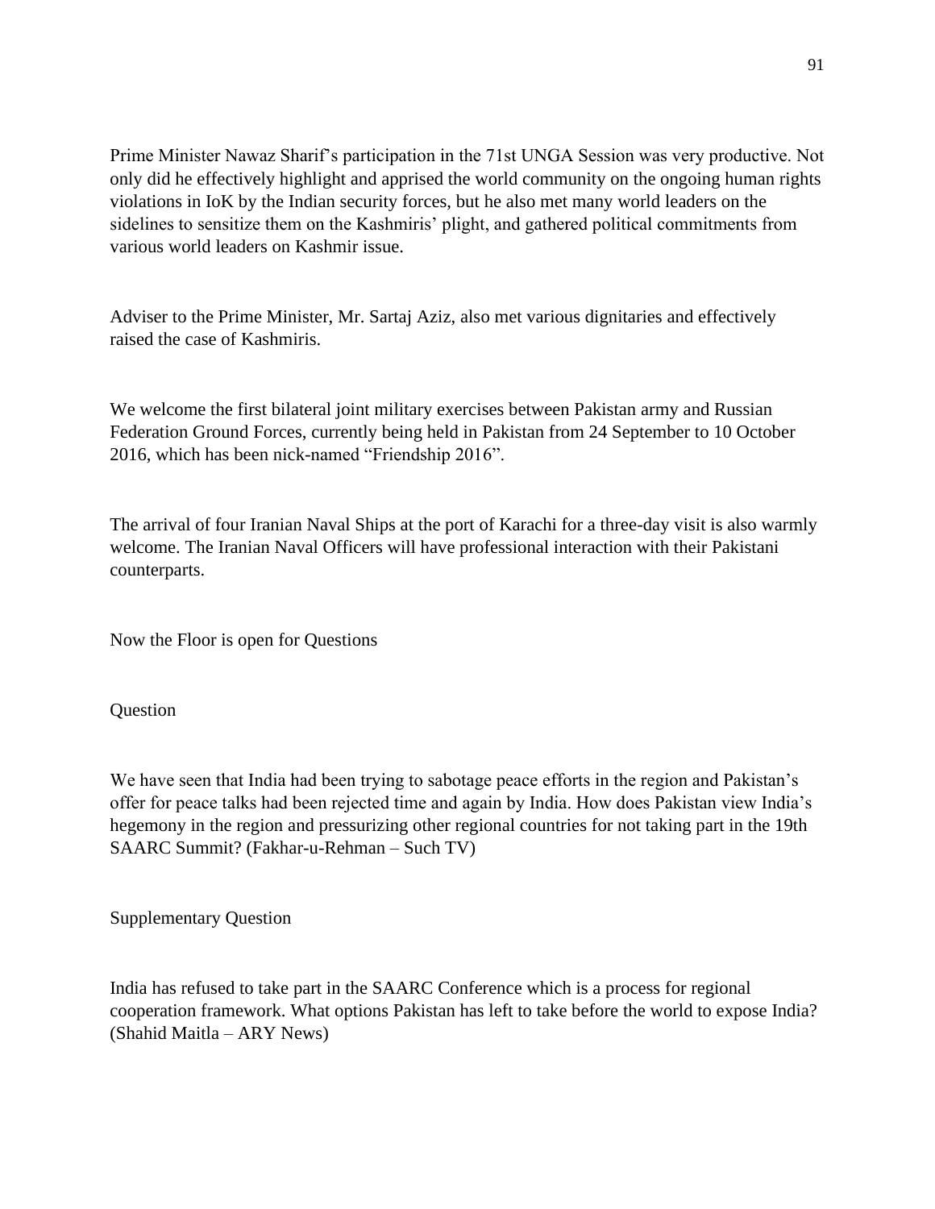Prime Minister Nawaz Sharif's participation in the 71st UNGA Session was very productive. Not only did he effectively highlight and apprised the world community on the ongoing human rights violations in IoK by the Indian security forces, but he also met many world leaders on the sidelines to sensitize them on the Kashmiris' plight, and gathered political commitments from various world leaders on Kashmir issue.

Adviser to the Prime Minister, Mr. Sartaj Aziz, also met various dignitaries and effectively raised the case of Kashmiris.

We welcome the first bilateral joint military exercises between Pakistan army and Russian Federation Ground Forces, currently being held in Pakistan from 24 September to 10 October 2016, which has been nick-named "Friendship 2016".

The arrival of four Iranian Naval Ships at the port of Karachi for a three-day visit is also warmly welcome. The Iranian Naval Officers will have professional interaction with their Pakistani counterparts.

Now the Floor is open for Questions

Question

We have seen that India had been trying to sabotage peace efforts in the region and Pakistan's offer for peace talks had been rejected time and again by India. How does Pakistan view India's hegemony in the region and pressurizing other regional countries for not taking part in the 19th SAARC Summit? (Fakhar-u-Rehman – Such TV)

Supplementary Question

India has refused to take part in the SAARC Conference which is a process for regional cooperation framework. What options Pakistan has left to take before the world to expose India? (Shahid Maitla – ARY News)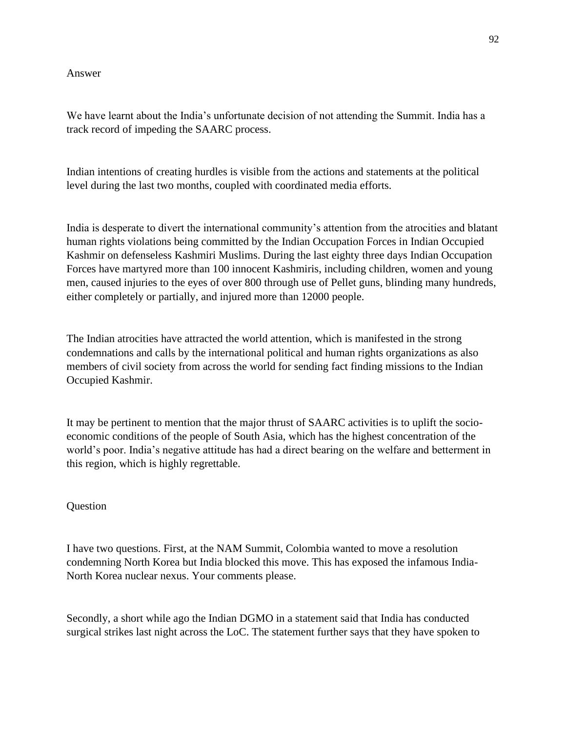Answer

We have learnt about the India's unfortunate decision of not attending the Summit. India has a track record of impeding the SAARC process.

Indian intentions of creating hurdles is visible from the actions and statements at the political level during the last two months, coupled with coordinated media efforts.

India is desperate to divert the international community's attention from the atrocities and blatant human rights violations being committed by the Indian Occupation Forces in Indian Occupied Kashmir on defenseless Kashmiri Muslims. During the last eighty three days Indian Occupation Forces have martyred more than 100 innocent Kashmiris, including children, women and young men, caused injuries to the eyes of over 800 through use of Pellet guns, blinding many hundreds, either completely or partially, and injured more than 12000 people.

The Indian atrocities have attracted the world attention, which is manifested in the strong condemnations and calls by the international political and human rights organizations as also members of civil society from across the world for sending fact finding missions to the Indian Occupied Kashmir.

It may be pertinent to mention that the major thrust of SAARC activities is to uplift the socio-economic conditions of the people of South Asia, which has the highest concentration of the world's poor. India's negative attitude has had a direct bearing on the welfare and betterment in this region, which is highly regrettable.

Question

I have two questions. First, at the NAM Summit, Colombia wanted to move a resolution condemning North Korea but India blocked this move. This has exposed the infamous India-North Korea nuclear nexus. Your comments please.

Secondly, a short while ago the Indian DGMO in a statement said that India has conducted surgical strikes last night across the LoC. The statement further says that they have spoken to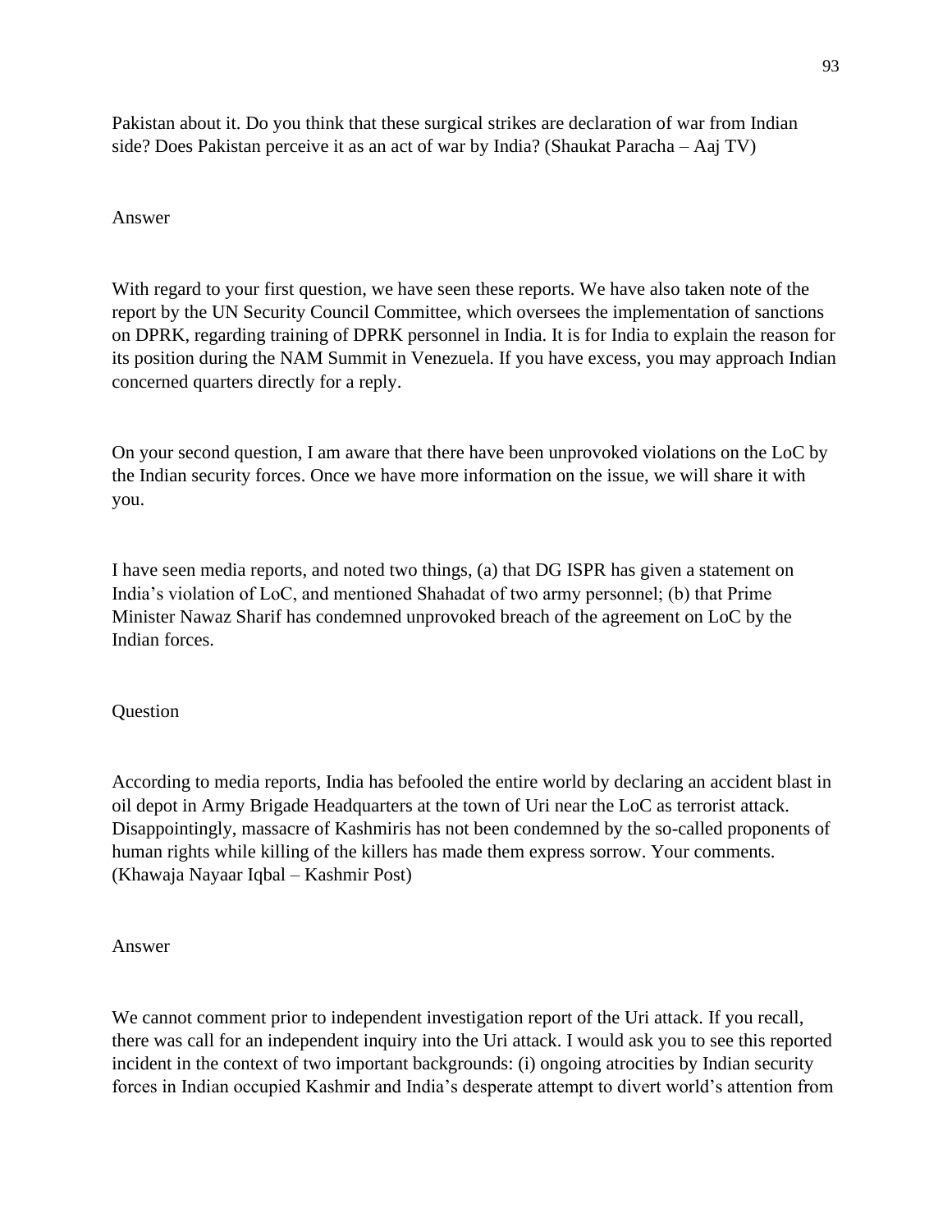Pakistan about it. Do you think that these surgical strikes are declaration of war from Indian side? Does Pakistan perceive it as an act of war by India? (Shaukat Paracha – Aaj TV)

Answer

With regard to your first question, we have seen these reports. We have also taken note of the report by the UN Security Council Committee, which oversees the implementation of sanctions on DPRK, regarding training of DPRK personnel in India. It is for India to explain the reason for its position during the NAM Summit in Venezuela. If you have excess, you may approach Indian concerned quarters directly for a reply.

On your second question, I am aware that there have been unprovoked violations on the LoC by the Indian security forces. Once we have more information on the issue, we will share it with you.

I have seen media reports, and noted two things, (a) that DG ISPR has given a statement on India's violation of LoC, and mentioned Shahadat of two army personnel; (b) that Prime Minister Nawaz Sharif has condemned unprovoked breach of the agreement on LoC by the Indian forces.

Question

According to media reports, India has befooled the entire world by declaring an accident blast in oil depot in Army Brigade Headquarters at the town of Uri near the LoC as terrorist attack. Disappointingly, massacre of Kashmiris has not been condemned by the so-called proponents of human rights while killing of the killers has made them express sorrow. Your comments. (Khawaja Nayaar Iqbal – Kashmir Post)

Answer

We cannot comment prior to independent investigation report of the Uri attack. If you recall, there was call for an independent inquiry into the Uri attack. I would ask you to see this reported incident in the context of two important backgrounds: (i) ongoing atrocities by Indian security forces in Indian occupied Kashmir and India's desperate attempt to divert world's attention from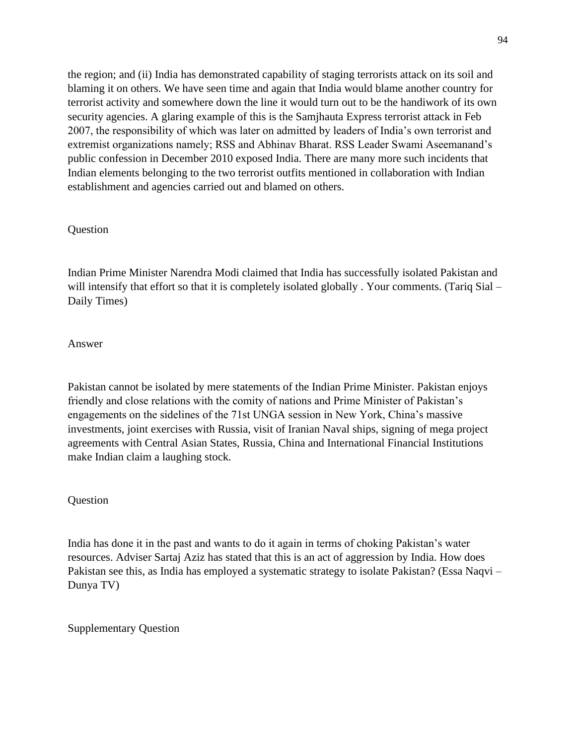the region; and (ii) India has demonstrated capability of staging terrorists attack on its soil and blaming it on others. We have seen time and again that India would blame another country for terrorist activity and somewhere down the line it would turn out to be the handiwork of its own security agencies. A glaring example of this is the Samjhauta Express terrorist attack in Feb 2007, the responsibility of which was later on admitted by leaders of India's own terrorist and extremist organizations namely; RSS and Abhinav Bharat. RSS Leader Swami Aseemanand's public confession in December 2010 exposed India. There are many more such incidents that Indian elements belonging to the two terrorist outfits mentioned in collaboration with Indian establishment and agencies carried out and blamed on others.

Question

Indian Prime Minister Narendra Modi claimed that India has successfully isolated Pakistan and will intensify that effort so that it is completely isolated globally . Your comments. (Tariq Sial – Daily Times)

Answer

Pakistan cannot be isolated by mere statements of the Indian Prime Minister. Pakistan enjoys friendly and close relations with the comity of nations and Prime Minister of Pakistan's engagements on the sidelines of the 71st UNGA session in New York, China's massive investments, joint exercises with Russia, visit of Iranian Naval ships, signing of mega project agreements with Central Asian States, Russia, China and International Financial Institutions make Indian claim a laughing stock.

Question

India has done it in the past and wants to do it again in terms of choking Pakistan's water resources. Adviser Sartaj Aziz has stated that this is an act of aggression by India. How does Pakistan see this, as India has employed a systematic strategy to isolate Pakistan? (Essa Naqvi – Dunya TV)

Supplementary Question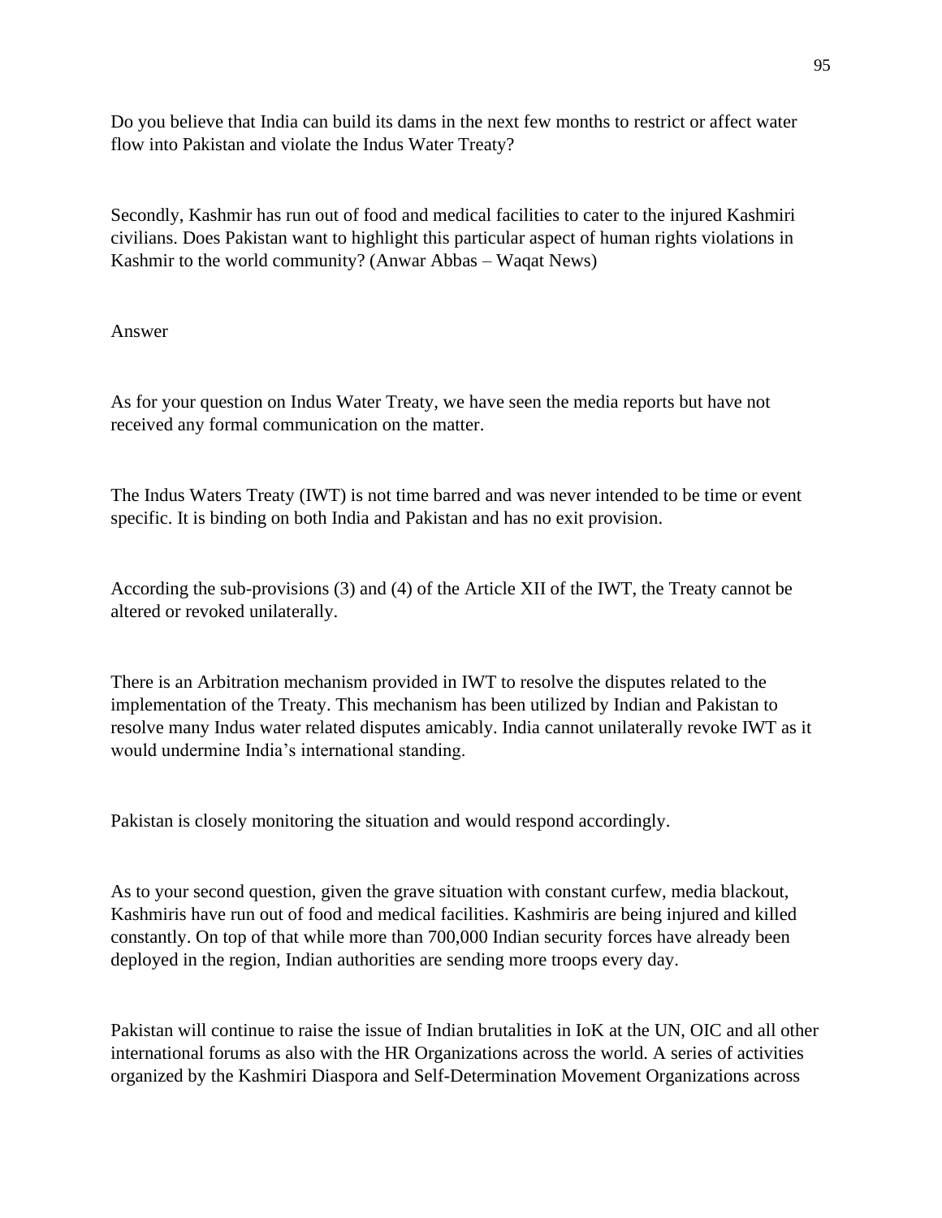Do you believe that India can build its dams in the next few months to restrict or affect water flow into Pakistan and violate the Indus Water Treaty?

Secondly, Kashmir has run out of food and medical facilities to cater to the injured Kashmiri civilians. Does Pakistan want to highlight this particular aspect of human rights violations in Kashmir to the world community? (Anwar Abbas – Waqat News)

Answer

As for your question on Indus Water Treaty, we have seen the media reports but have not received any formal communication on the matter.

The Indus Waters Treaty (IWT) is not time barred and was never intended to be time or event specific. It is binding on both India and Pakistan and has no exit provision.

According the sub-provisions (3) and (4) of the Article XII of the IWT, the Treaty cannot be altered or revoked unilaterally.

There is an Arbitration mechanism provided in IWT to resolve the disputes related to the implementation of the Treaty. This mechanism has been utilized by Indian and Pakistan to resolve many Indus water related disputes amicably. India cannot unilaterally revoke IWT as it would undermine India's international standing.

Pakistan is closely monitoring the situation and would respond accordingly.

As to your second question, given the grave situation with constant curfew, media blackout, Kashmiris have run out of food and medical facilities. Kashmiris are being injured and killed constantly. On top of that while more than 700,000 Indian security forces have already been deployed in the region, Indian authorities are sending more troops every day.

Pakistan will continue to raise the issue of Indian brutalities in IoK at the UN, OIC and all other international forums as also with the HR Organizations across the world. A series of activities organized by the Kashmiri Diaspora and Self-Determination Movement Organizations across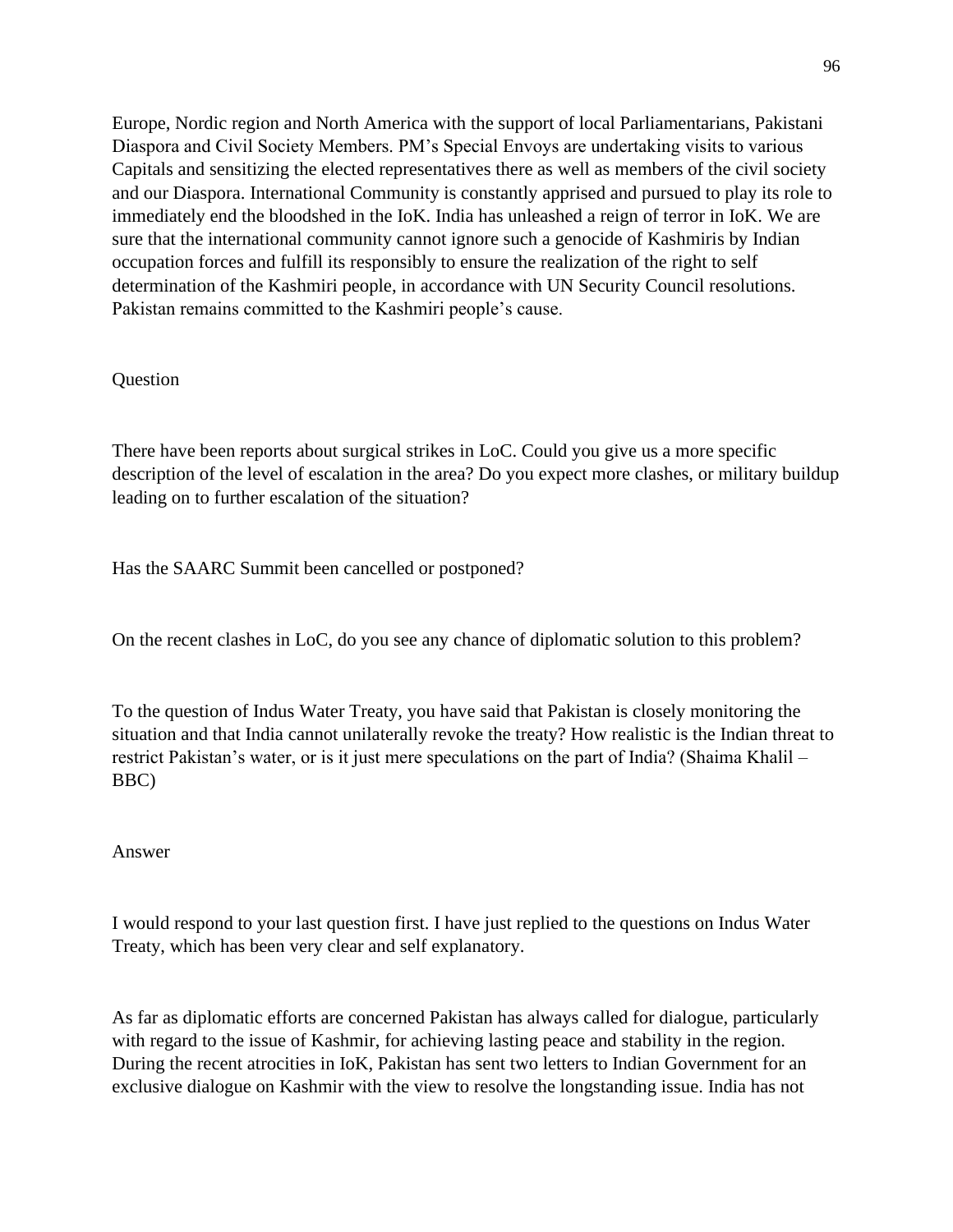Europe, Nordic region and North America with the support of local Parliamentarians, Pakistani Diaspora and Civil Society Members. PM's Special Envoys are undertaking visits to various Capitals and sensitizing the elected representatives there as well as members of the civil society and our Diaspora. International Community is constantly apprised and pursued to play its role to immediately end the bloodshed in the IoK. India has unleashed a reign of terror in IoK. We are sure that the international community cannot ignore such a genocide of Kashmiris by Indian occupation forces and fulfill its responsibly to ensure the realization of the right to self determination of the Kashmiri people, in accordance with UN Security Council resolutions. Pakistan remains committed to the Kashmiri people's cause.

Question

There have been reports about surgical strikes in LoC. Could you give us a more specific description of the level of escalation in the area? Do you expect more clashes, or military buildup leading on to further escalation of the situation?

Has the SAARC Summit been cancelled or postponed?

On the recent clashes in LoC, do you see any chance of diplomatic solution to this problem?

To the question of Indus Water Treaty, you have said that Pakistan is closely monitoring the situation and that India cannot unilaterally revoke the treaty? How realistic is the Indian threat to restrict Pakistan's water, or is it just mere speculations on the part of India? (Shaima Khalil – BBC)

Answer

I would respond to your last question first. I have just replied to the questions on Indus Water Treaty, which has been very clear and self explanatory.

As far as diplomatic efforts are concerned Pakistan has always called for dialogue, particularly with regard to the issue of Kashmir, for achieving lasting peace and stability in the region. During the recent atrocities in IoK, Pakistan has sent two letters to Indian Government for an exclusive dialogue on Kashmir with the view to resolve the longstanding issue. India has not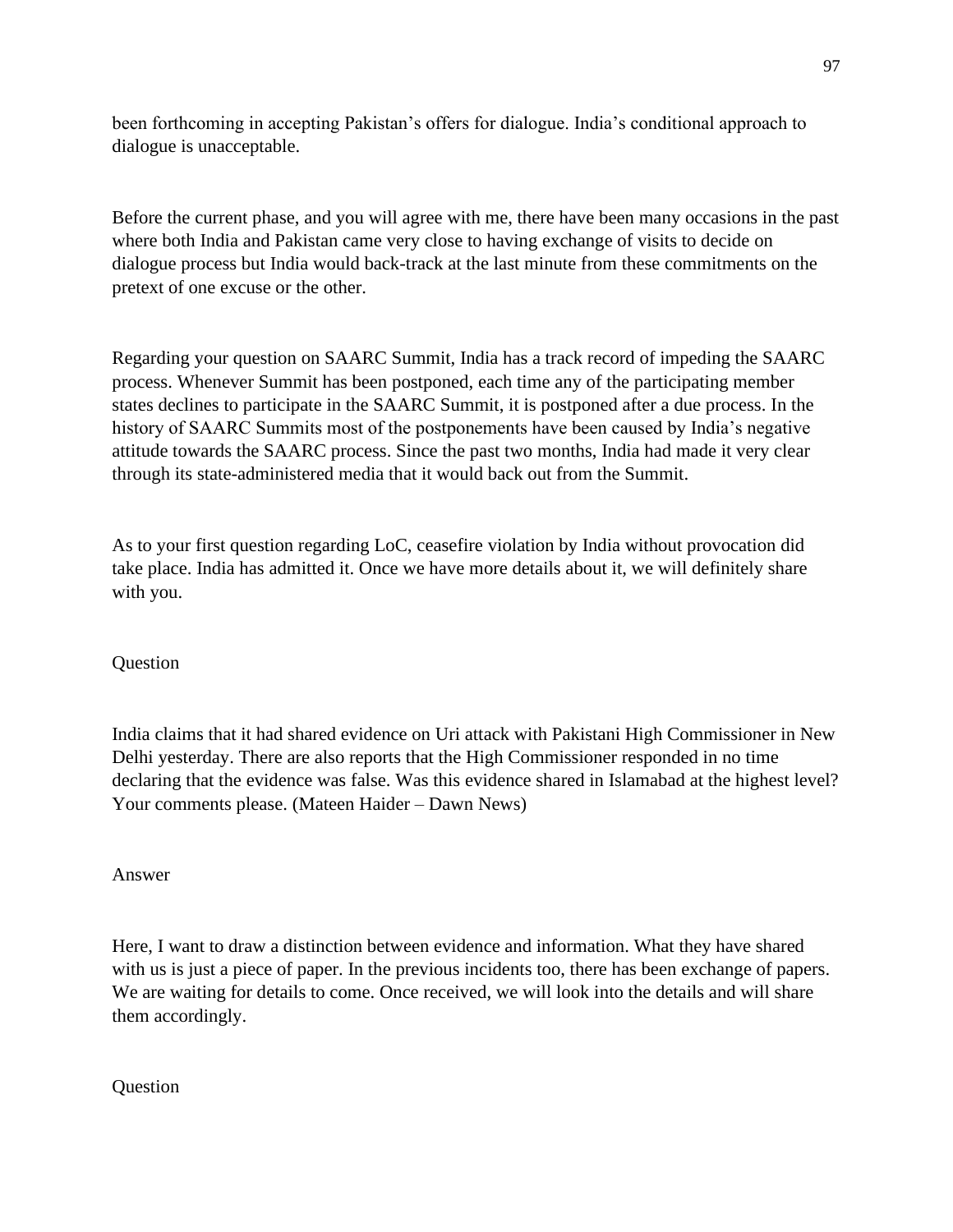been forthcoming in accepting Pakistan's offers for dialogue. India's conditional approach to dialogue is unacceptable.

Before the current phase, and you will agree with me, there have been many occasions in the past where both India and Pakistan came very close to having exchange of visits to decide on dialogue process but India would back-track at the last minute from these commitments on the pretext of one excuse or the other.

Regarding your question on SAARC Summit, India has a track record of impeding the SAARC process. Whenever Summit has been postponed, each time any of the participating member states declines to participate in the SAARC Summit, it is postponed after a due process. In the history of SAARC Summits most of the postponements have been caused by India's negative attitude towards the SAARC process. Since the past two months, India had made it very clear through its state-administered media that it would back out from the Summit.

As to your first question regarding LoC, ceasefire violation by India without provocation did take place. India has admitted it. Once we have more details about it, we will definitely share with you.

Question

India claims that it had shared evidence on Uri attack with Pakistani High Commissioner in New Delhi yesterday. There are also reports that the High Commissioner responded in no time declaring that the evidence was false. Was this evidence shared in Islamabad at the highest level? Your comments please. (Mateen Haider – Dawn News)

Answer

Here, I want to draw a distinction between evidence and information. What they have shared with us is just a piece of paper. In the previous incidents too, there has been exchange of papers. We are waiting for details to come. Once received, we will look into the details and will share them accordingly.

Question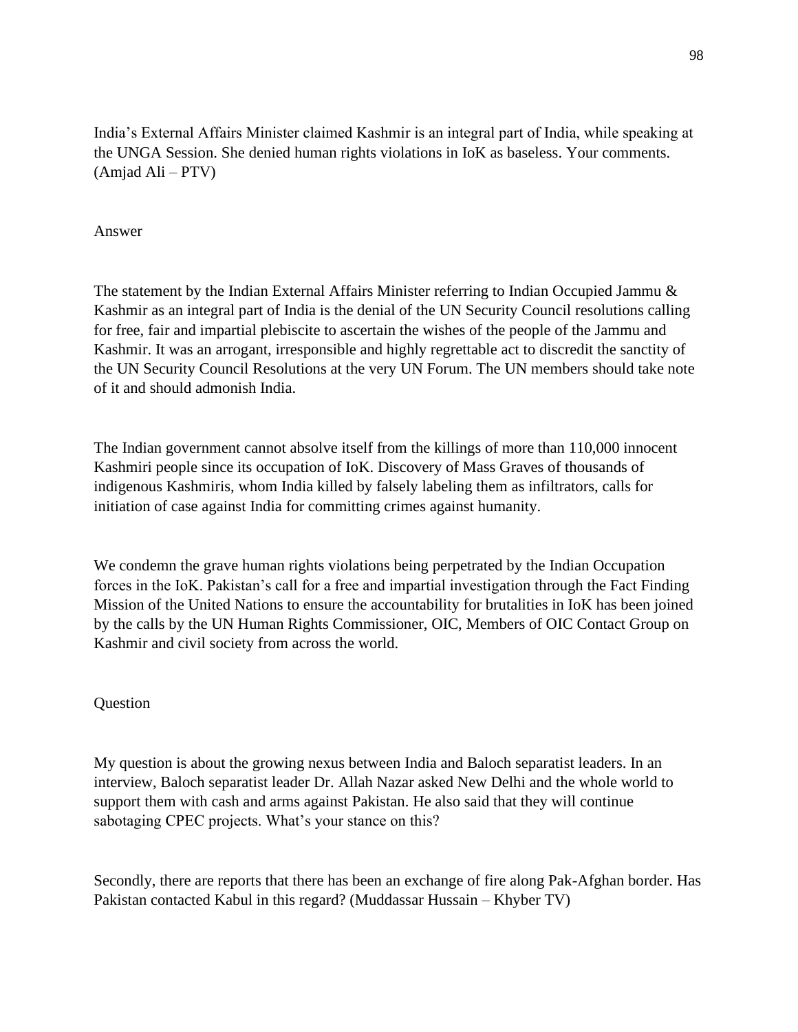India's External Affairs Minister claimed Kashmir is an integral part of India, while speaking at the UNGA Session. She denied human rights violations in IoK as baseless. Your comments. (Amjad Ali – PTV)

Answer

The statement by the Indian External Affairs Minister referring to Indian Occupied Jammu & Kashmir as an integral part of India is the denial of the UN Security Council resolutions calling for free, fair and impartial plebiscite to ascertain the wishes of the people of the Jammu and Kashmir. It was an arrogant, irresponsible and highly regrettable act to discredit the sanctity of the UN Security Council Resolutions at the very UN Forum. The UN members should take note of it and should admonish India.

The Indian government cannot absolve itself from the killings of more than 110,000 innocent Kashmiri people since its occupation of IoK. Discovery of Mass Graves of thousands of indigenous Kashmiris, whom India killed by falsely labeling them as infiltrators, calls for initiation of case against India for committing crimes against humanity.

We condemn the grave human rights violations being perpetrated by the Indian Occupation forces in the IoK. Pakistan's call for a free and impartial investigation through the Fact Finding Mission of the United Nations to ensure the accountability for brutalities in IoK has been joined by the calls by the UN Human Rights Commissioner, OIC, Members of OIC Contact Group on Kashmir and civil society from across the world.

Question

My question is about the growing nexus between India and Baloch separatist leaders. In an interview, Baloch separatist leader Dr. Allah Nazar asked New Delhi and the whole world to support them with cash and arms against Pakistan. He also said that they will continue sabotaging CPEC projects. What's your stance on this?

Secondly, there are reports that there has been an exchange of fire along Pak-Afghan border. Has Pakistan contacted Kabul in this regard? (Muddassar Hussain – Khyber TV)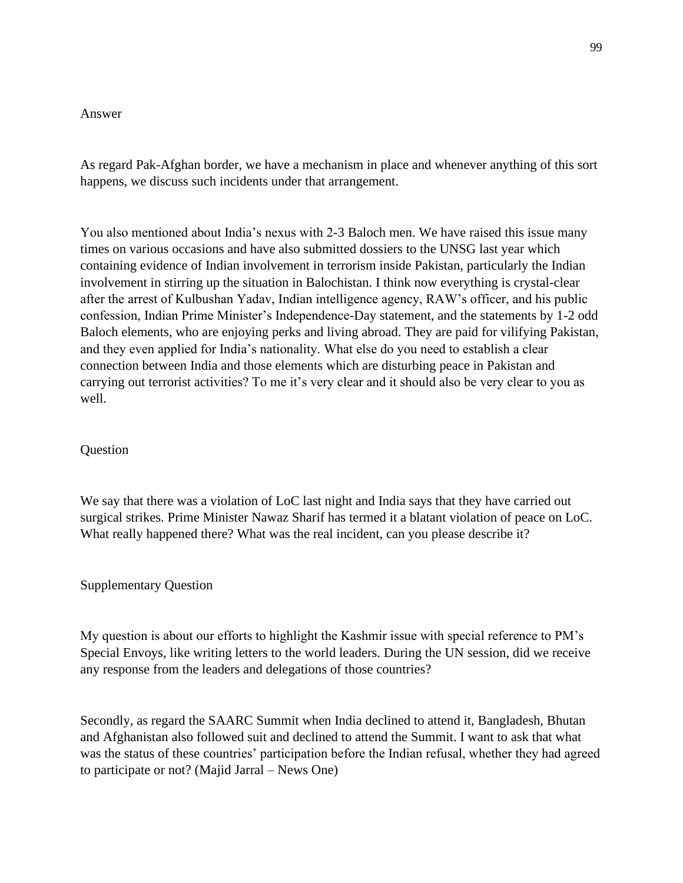Answer

As regard Pak-Afghan border, we have a mechanism in place and whenever anything of this sort happens, we discuss such incidents under that arrangement.

You also mentioned about India's nexus with 2-3 Baloch men. We have raised this issue many times on various occasions and have also submitted dossiers to the UNSG last year which containing evidence of Indian involvement in terrorism inside Pakistan, particularly the Indian involvement in stirring up the situation in Balochistan. I think now everything is crystal-clear after the arrest of Kulbushan Yadav, Indian intelligence agency, RAW's officer, and his public confession, Indian Prime Minister's Independence-Day statement, and the statements by 1-2 odd Baloch elements, who are enjoying perks and living abroad. They are paid for vilifying Pakistan, and they even applied for India's nationality. What else do you need to establish a clear connection between India and those elements which are disturbing peace in Pakistan and carrying out terrorist activities? To me it's very clear and it should also be very clear to you as well.

Question

We say that there was a violation of LoC last night and India says that they have carried out surgical strikes. Prime Minister Nawaz Sharif has termed it a blatant violation of peace on LoC. What really happened there? What was the real incident, can you please describe it?

Supplementary Question

My question is about our efforts to highlight the Kashmir issue with special reference to PM's Special Envoys, like writing letters to the world leaders. During the UN session, did we receive any response from the leaders and delegations of those countries?

Secondly, as regard the SAARC Summit when India declined to attend it, Bangladesh, Bhutan and Afghanistan also followed suit and declined to attend the Summit. I want to ask that what was the status of these countries' participation before the Indian refusal, whether they had agreed to participate or not? (Majid Jarral – News One)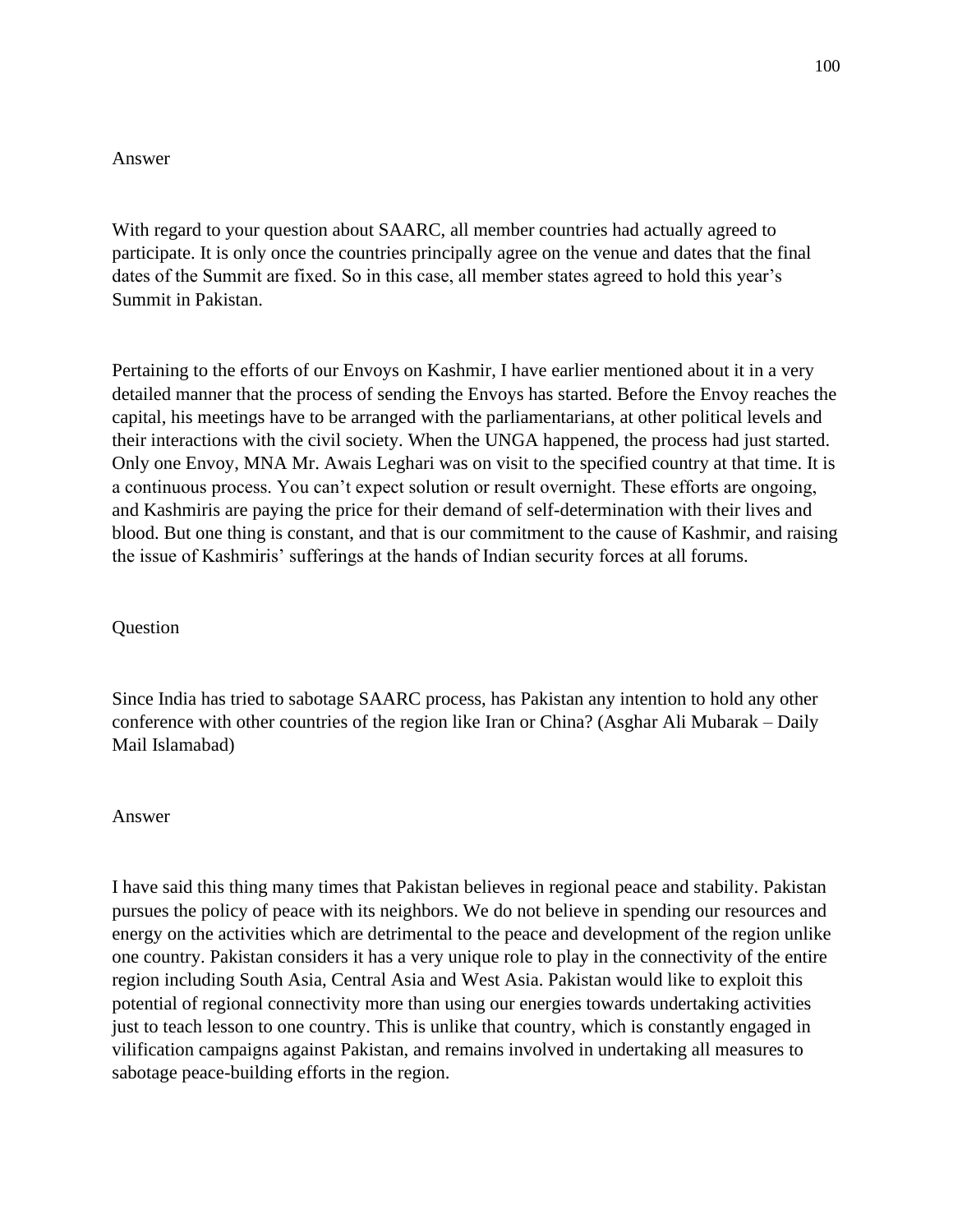Answer

With regard to your question about SAARC, all member countries had actually agreed to participate. It is only once the countries principally agree on the venue and dates that the final dates of the Summit are fixed. So in this case, all member states agreed to hold this year's Summit in Pakistan.

Pertaining to the efforts of our Envoys on Kashmir, I have earlier mentioned about it in a very detailed manner that the process of sending the Envoys has started. Before the Envoy reaches the capital, his meetings have to be arranged with the parliamentarians, at other political levels and their interactions with the civil society. When the UNGA happened, the process had just started. Only one Envoy, MNA Mr. Awais Leghari was on visit to the specified country at that time. It is a continuous process. You can't expect solution or result overnight. These efforts are ongoing, and Kashmiris are paying the price for their demand of self-determination with their lives and blood. But one thing is constant, and that is our commitment to the cause of Kashmir, and raising the issue of Kashmiris' sufferings at the hands of Indian security forces at all forums.

Question

Since India has tried to sabotage SAARC process, has Pakistan any intention to hold any other conference with other countries of the region like Iran or China? (Asghar Ali Mubarak – Daily Mail Islamabad)

Answer

I have said this thing many times that Pakistan believes in regional peace and stability. Pakistan pursues the policy of peace with its neighbors. We do not believe in spending our resources and energy on the activities which are detrimental to the peace and development of the region unlike one country. Pakistan considers it has a very unique role to play in the connectivity of the entire region including South Asia, Central Asia and West Asia. Pakistan would like to exploit this potential of regional connectivity more than using our energies towards undertaking activities just to teach lesson to one country. This is unlike that country, which is constantly engaged in vilification campaigns against Pakistan, and remains involved in undertaking all measures to sabotage peace-building efforts in the region.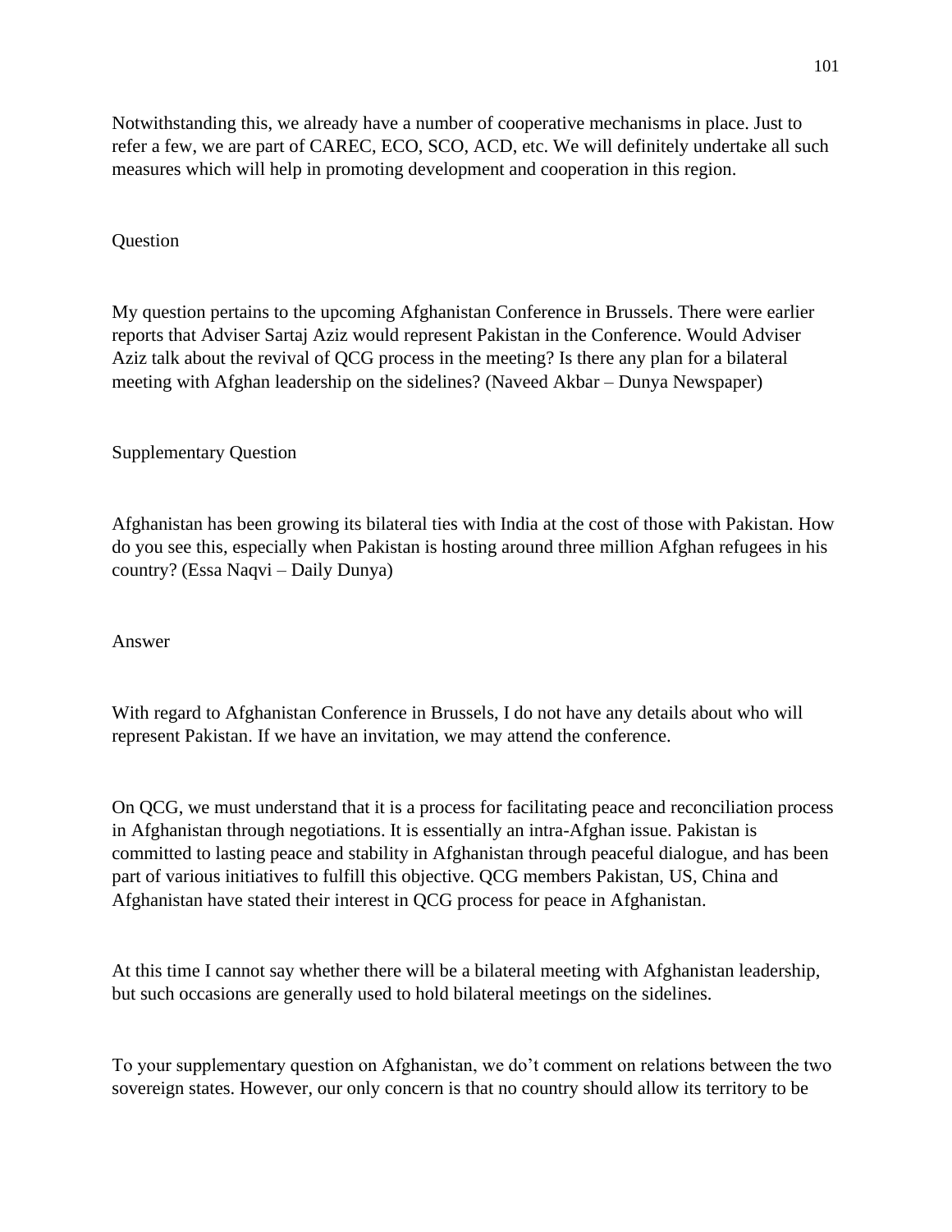Notwithstanding this, we already have a number of cooperative mechanisms in place. Just to refer a few, we are part of CAREC, ECO, SCO, ACD, etc. We will definitely undertake all such measures which will help in promoting development and cooperation in this region.

Question

My question pertains to the upcoming Afghanistan Conference in Brussels. There were earlier reports that Adviser Sartaj Aziz would represent Pakistan in the Conference. Would Adviser Aziz talk about the revival of QCG process in the meeting? Is there any plan for a bilateral meeting with Afghan leadership on the sidelines? (Naveed Akbar – Dunya Newspaper)

Supplementary Question

Afghanistan has been growing its bilateral ties with India at the cost of those with Pakistan. How do you see this, especially when Pakistan is hosting around three million Afghan refugees in his country? (Essa Naqvi – Daily Dunya)

Answer

With regard to Afghanistan Conference in Brussels, I do not have any details about who will represent Pakistan. If we have an invitation, we may attend the conference.

On QCG, we must understand that it is a process for facilitating peace and reconciliation process in Afghanistan through negotiations. It is essentially an intra-Afghan issue. Pakistan is committed to lasting peace and stability in Afghanistan through peaceful dialogue, and has been part of various initiatives to fulfill this objective. QCG members Pakistan, US, China and Afghanistan have stated their interest in QCG process for peace in Afghanistan.

At this time I cannot say whether there will be a bilateral meeting with Afghanistan leadership, but such occasions are generally used to hold bilateral meetings on the sidelines.

To your supplementary question on Afghanistan, we don't comment on relations between the two sovereign states. However, our only concern is that no country should allow its territory to be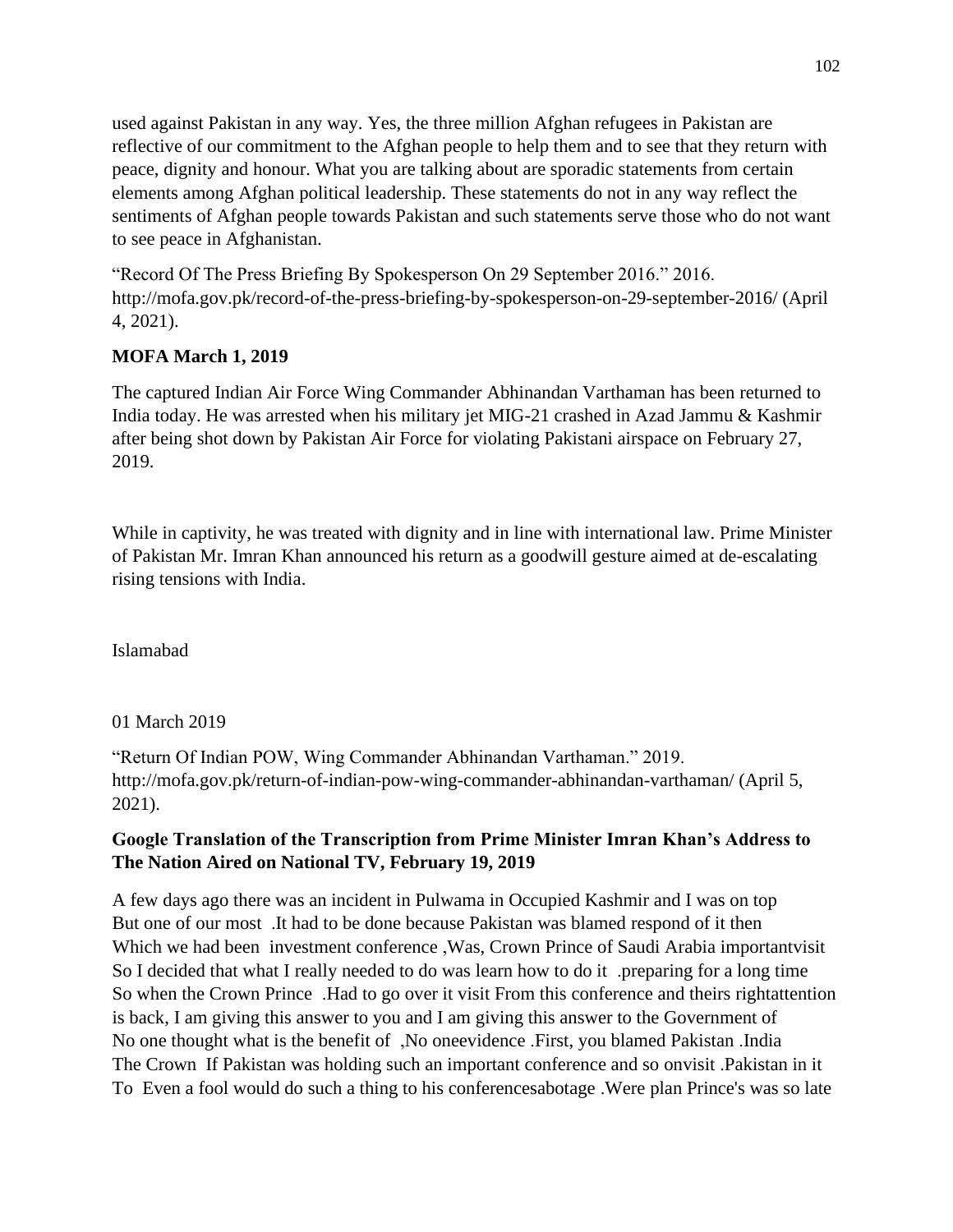used against Pakistan in any way. Yes, the three million Afghan refugees in Pakistan are reflective of our commitment to the Afghan people to help them and to see that they return with peace, dignity and honour. What you are talking about are sporadic statements from certain elements among Afghan political leadership. These statements do not in any way reflect the sentiments of Afghan people towards Pakistan and such statements serve those who do not want to see peace in Afghanistan.

"Record Of The Press Briefing By Spokesperson On 29 September 2016." 2016. http://mofa.gov.pk/record-of-the-press-briefing-by-spokesperson-on-29-september-2016/ (April 4, 2021).

**MOFA March 1, 2019**

The captured Indian Air Force Wing Commander Abhinandan Varthaman has been returned to India today. He was arrested when his military jet MIG-21 crashed in Azad Jammu & Kashmir after being shot down by Pakistan Air Force for violating Pakistani airspace on February 27, 2019.

While in captivity, he was treated with dignity and in line with international law. Prime Minister of Pakistan Mr. Imran Khan announced his return as a goodwill gesture aimed at de-escalating rising tensions with India.

Islamabad

01 March 2019

"Return Of Indian POW, Wing Commander Abhinandan Varthaman." 2019. http://mofa.gov.pk/return-of-indian-pow-wing-commander-abhinandan-varthaman/ (April 5, 2021).

**Google Translation of the Transcription from Prime Minister Imran Khan's Address to The Nation Aired on National TV, February 19, 2019**

A few days ago there was an incident in Pulwama in Occupied Kashmir and I was on top
But one of our most .It had to be done because Pakistan was blamed respond of it then
Which we had been investment conference ,Was, Crown Prince of Saudi Arabia importantvisit
So I decided that what I really needed to do was learn how to do it .preparing for a long time
So when the Crown Prince .Had to go over it visit From this conference and theirs rightattention
is back, I am giving this answer to you and I am giving this answer to the Government of
No one thought what is the benefit of ,No oneevidence .First, you blamed Pakistan .India
The Crown If Pakistan was holding such an important conference and so onvisit .Pakistan in it
To Even a fool would do such a thing to his conferencesabotage .Were plan Prince's was so late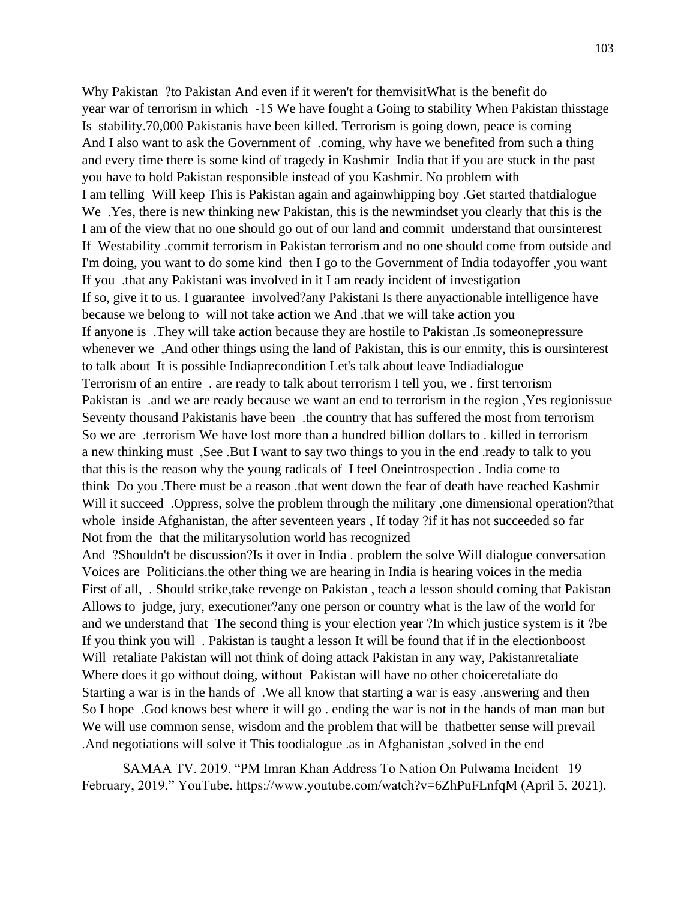Why Pakistan ?to Pakistan And even if it weren't for themvisitWhat is the benefit do year war of terrorism in which -15 We have fought a Going to stability When Pakistan thisstage Is stability.70,000 Pakistanis have been killed. Terrorism is going down, peace is coming And I also want to ask the Government of .coming, why have we benefited from such a thing and every time there is some kind of tragedy in Kashmir India that if you are stuck in the past you have to hold Pakistan responsible instead of you Kashmir. No problem with I am telling Will keep This is Pakistan again and againwhipping boy .Get started thatdialogue We .Yes, there is new thinking new Pakistan, this is the newmindset you clearly that this is the I am of the view that no one should go out of our land and commit understand that oursinterest If Westability .commit terrorism in Pakistan terrorism and no one should come from outside and I'm doing, you want to do some kind then I go to the Government of India todayoffer ,you want If you .that any Pakistani was involved in it I am ready incident of investigation If so, give it to us. I guarantee involved?any Pakistani Is there anyactionable intelligence have because we belong to will not take action we And .that we will take action you If anyone is .They will take action because they are hostile to Pakistan .Is someonepressure whenever we ,And other things using the land of Pakistan, this is our enmity, this is oursinterest to talk about It is possible Indiaprecondition Let's talk about leave Indiadialogue Terrorism of an entire . are ready to talk about terrorism I tell you, we . first terrorism Pakistan is .and we are ready because we want an end to terrorism in the region ,Yes regionissue Seventy thousand Pakistanis have been .the country that has suffered the most from terrorism So we are .terrorism We have lost more than a hundred billion dollars to . killed in terrorism a new thinking must ,See .But I want to say two things to you in the end .ready to talk to you that this is the reason why the young radicals of I feel Oneintrospection . India come to think Do you .There must be a reason .that went down the fear of death have reached Kashmir Will it succeed .Oppress, solve the problem through the military ,one dimensional operation?that whole inside Afghanistan, the after seventeen years , If today ?if it has not succeeded so far Not from the that the militarysolution world has recognized And ?Shouldn't be discussion?Is it over in India . problem the solve Will dialogue conversation Voices are Politicians.the other thing we are hearing in India is hearing voices in the media First of all, . Should strike,take revenge on Pakistan , teach a lesson should coming that Pakistan Allows to judge, jury, executioner?any one person or country what is the law of the world for and we understand that The second thing is your election year ?In which justice system is it ?be If you think you will . Pakistan is taught a lesson It will be found that if in the electionboost Will retaliate Pakistan will not think of doing attack Pakistan in any way, Pakistanretaliate Where does it go without doing, without Pakistan will have no other choiceretaliate do Starting a war is in the hands of .We all know that starting a war is easy .answering and then So I hope .God knows best where it will go . ending the war is not in the hands of man man but We will use common sense, wisdom and the problem that will be thatbetter sense will prevail .And negotiations will solve it This toodialogue .as in Afghanistan ,solved in the end

SAMAA TV. 2019. "PM Imran Khan Address To Nation On Pulwama Incident | 19 February, 2019." YouTube. https://www.youtube.com/watch?v=6ZhPuFLnfqM (April 5, 2021).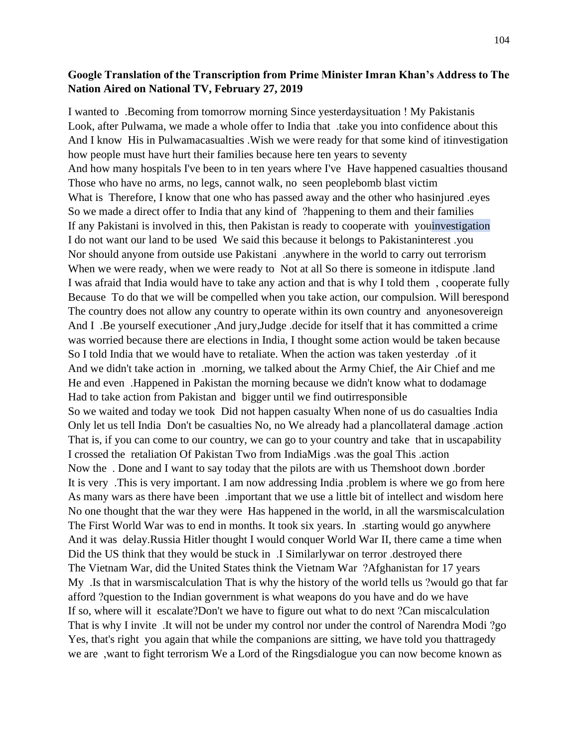**Google Translation of the Transcription from Prime Minister Imran Khan's Address to The Nation Aired on National TV, February 27, 2019**

I wanted to .Becoming from tomorrow morning Since yesterdaysituation ! My Pakistanis Look, after Pulwama, we made a whole offer to India that .take you into confidence about this And I know His in Pulwamacasualties .Wish we were ready for that some kind of itinvestigation how people must have hurt their families because here ten years to seventy And how many hospitals I've been to in ten years where I've Have happened casualties thousand Those who have no arms, no legs, cannot walk, no seen peoplebomb blast victim What is Therefore, I know that one who has passed away and the other who hasinjured .eyes So we made a direct offer to India that any kind of ?happening to them and their families If any Pakistani is involved in this, then Pakistan is ready to cooperate with youinvestigation I do not want our land to be used We said this because it belongs to Pakistaninterest .you Nor should anyone from outside use Pakistani .anywhere in the world to carry out terrorism When we were ready, when we were ready to Not at all So there is someone in itdispute .land I was afraid that India would have to take any action and that is why I told them , cooperate fully Because To do that we will be compelled when you take action, our compulsion. Will berespond The country does not allow any country to operate within its own country and anyonesovereign And I .Be yourself executioner ,And jury,Judge .decide for itself that it has committed a crime was worried because there are elections in India, I thought some action would be taken because So I told India that we would have to retaliate. When the action was taken yesterday .of it And we didn't take action in .morning, we talked about the Army Chief, the Air Chief and me He and even .Happened in Pakistan the morning because we didn't know what to dodamage Had to take action from Pakistan and bigger until we find outirresponsible So we waited and today we took Did not happen casualty When none of us do casualties India Only let us tell India Don't be casualties No, no We already had a plancollateral damage .action That is, if you can come to our country, we can go to your country and take that in uscapability I crossed the retaliation Of Pakistan Two from IndiaMigs .was the goal This .action Now the . Done and I want to say today that the pilots are with us Themshoot down .border It is very .This is very important. I am now addressing India .problem is where we go from here As many wars as there have been .important that we use a little bit of intellect and wisdom here No one thought that the war they were Has happened in the world, in all the warsmiscalculation The First World War was to end in months. It took six years. In .starting would go anywhere And it was delay.Russia Hitler thought I would conquer World War II, there came a time when Did the US think that they would be stuck in .I Similarlywar on terror .destroyed there The Vietnam War, did the United States think the Vietnam War ?Afghanistan for 17 years My .Is that in warsmiscalculation That is why the history of the world tells us ?would go that far afford ?question to the Indian government is what weapons do you have and do we have If so, where will it escalate?Don't we have to figure out what to do next ?Can miscalculation That is why I invite .It will not be under my control nor under the control of Narendra Modi ?go Yes, that's right you again that while the companions are sitting, we have told you thattragedy we are ,want to fight terrorism We a Lord of the Ringsdialogue you can now become known as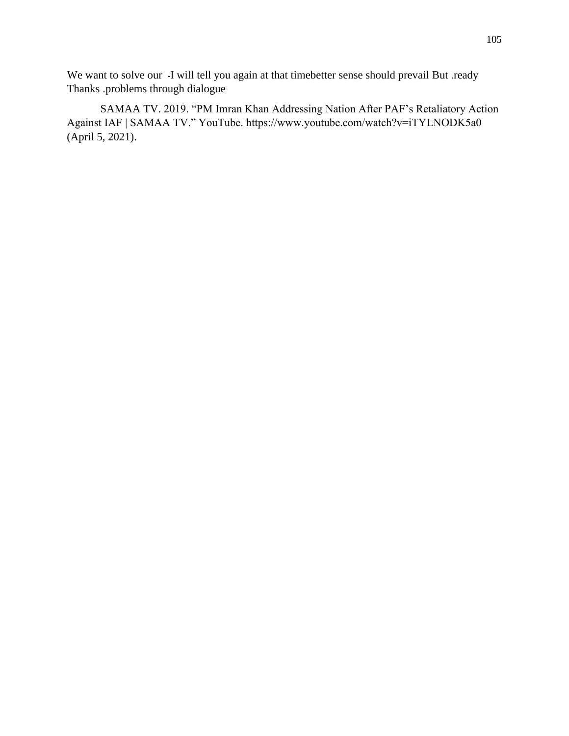We want to solve our -I will tell you again at that timebetter sense should prevail But .ready Thanks .problems through dialogue

SAMAA TV. 2019. "PM Imran Khan Addressing Nation After PAF's Retaliatory Action Against IAF | SAMAA TV." YouTube. https://www.youtube.com/watch?v=iTYLNODK5a0 (April 5, 2021).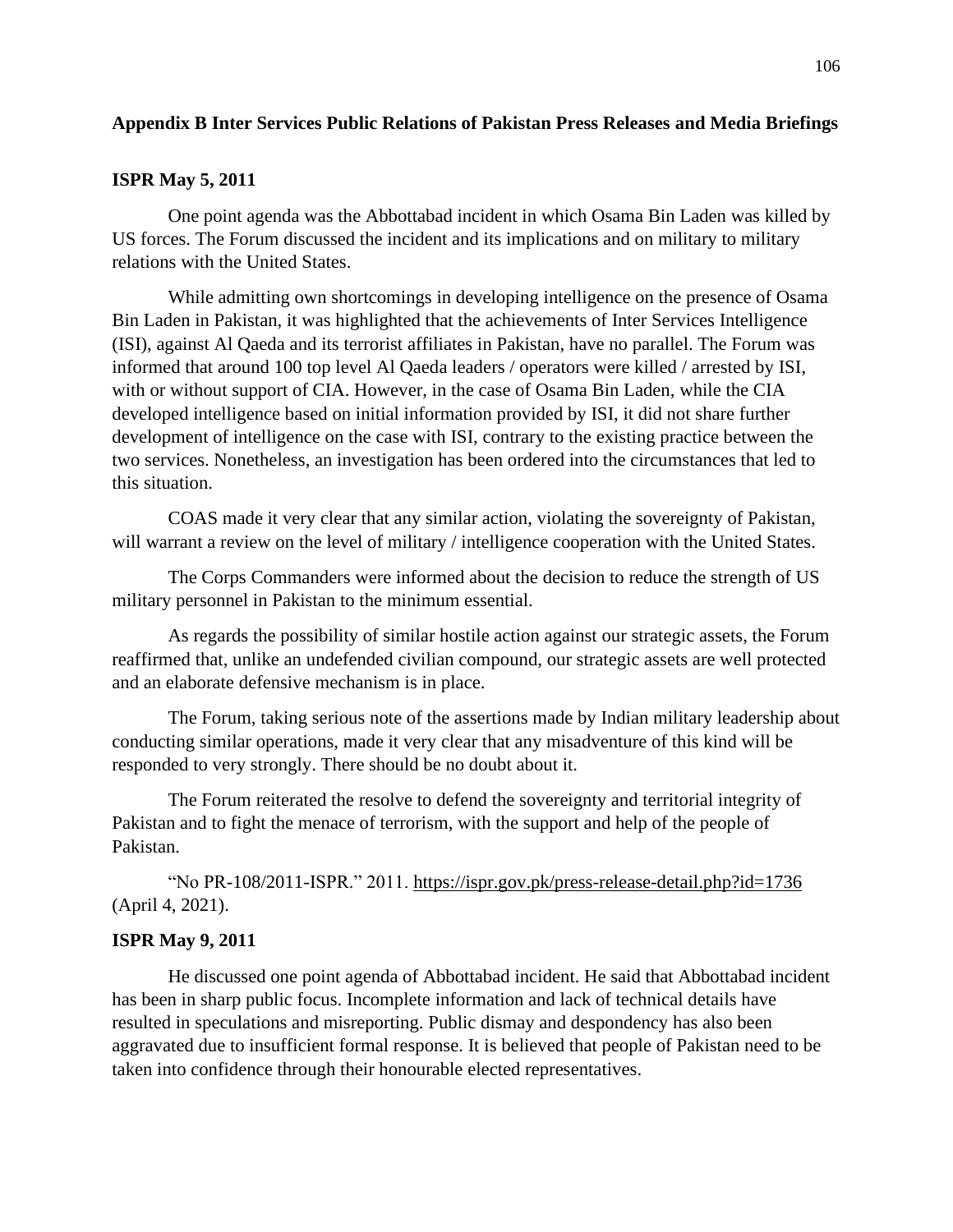## Appendix B Inter Services Public Relations of Pakistan Press Releases and Media Briefings

### ISPR May 5, 2011

One point agenda was the Abbottabad incident in which Osama Bin Laden was killed by US forces. The Forum discussed the incident and its implications and on military to military relations with the United States.

While admitting own shortcomings in developing intelligence on the presence of Osama Bin Laden in Pakistan, it was highlighted that the achievements of Inter Services Intelligence (ISI), against Al Qaeda and its terrorist affiliates in Pakistan, have no parallel. The Forum was informed that around 100 top level Al Qaeda leaders / operators were killed / arrested by ISI, with or without support of CIA. However, in the case of Osama Bin Laden, while the CIA developed intelligence based on initial information provided by ISI, it did not share further development of intelligence on the case with ISI, contrary to the existing practice between the two services. Nonetheless, an investigation has been ordered into the circumstances that led to this situation.

COAS made it very clear that any similar action, violating the sovereignty of Pakistan, will warrant a review on the level of military / intelligence cooperation with the United States.

The Corps Commanders were informed about the decision to reduce the strength of US military personnel in Pakistan to the minimum essential.

As regards the possibility of similar hostile action against our strategic assets, the Forum reaffirmed that, unlike an undefended civilian compound, our strategic assets are well protected and an elaborate defensive mechanism is in place.

The Forum, taking serious note of the assertions made by Indian military leadership about conducting similar operations, made it very clear that any misadventure of this kind will be responded to very strongly. There should be no doubt about it.

The Forum reiterated the resolve to defend the sovereignty and territorial integrity of Pakistan and to fight the menace of terrorism, with the support and help of the people of Pakistan.

"No PR-108/2011-ISPR." 2011. https://ispr.gov.pk/press-release-detail.php?id=1736 (April 4, 2021).

### ISPR May 9, 2011

He discussed one point agenda of Abbottabad incident. He said that Abbottabad incident has been in sharp public focus. Incomplete information and lack of technical details have resulted in speculations and misreporting. Public dismay and despondency has also been aggravated due to insufficient formal response. It is believed that people of Pakistan need to be taken into confidence through their honourable elected representatives.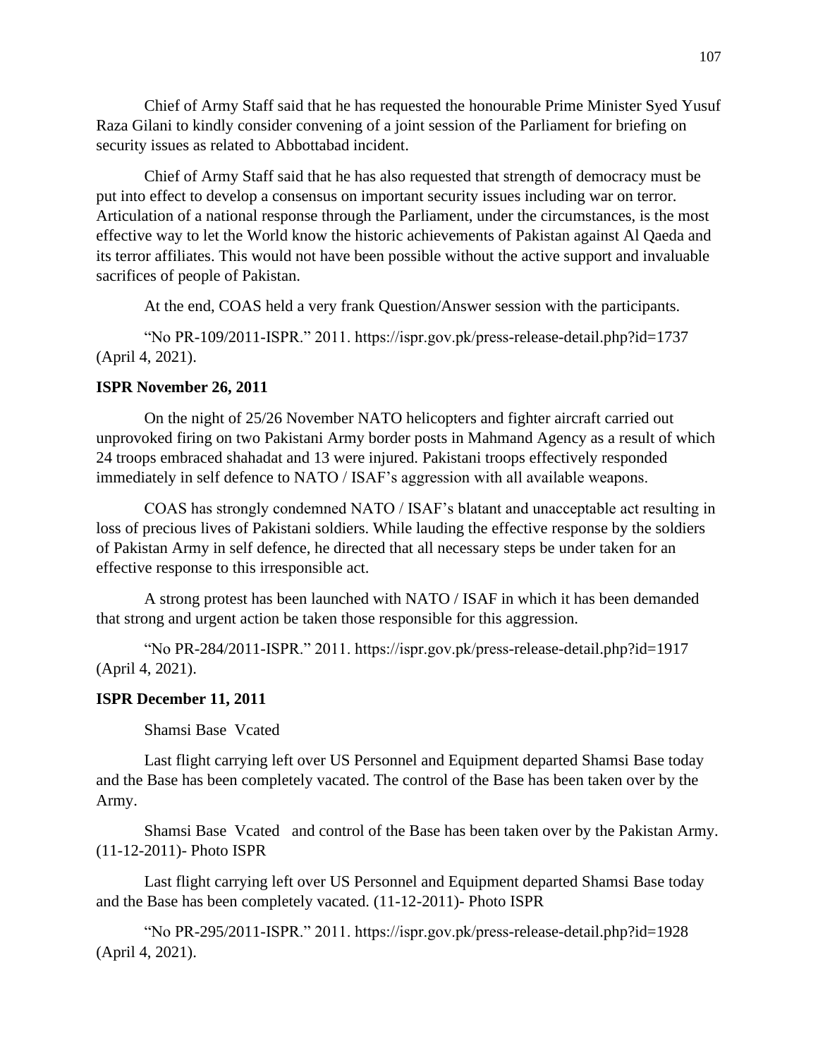Chief of Army Staff said that he has requested the honourable Prime Minister Syed Yusuf Raza Gilani to kindly consider convening of a joint session of the Parliament for briefing on security issues as related to Abbottabad incident.

Chief of Army Staff said that he has also requested that strength of democracy must be put into effect to develop a consensus on important security issues including war on terror. Articulation of a national response through the Parliament, under the circumstances, is the most effective way to let the World know the historic achievements of Pakistan against Al Qaeda and its terror affiliates. This would not have been possible without the active support and invaluable sacrifices of people of Pakistan.

At the end, COAS held a very frank Question/Answer session with the participants.

"No PR-109/2011-ISPR." 2011. https://ispr.gov.pk/press-release-detail.php?id=1737 (April 4, 2021).

**ISPR November 26, 2011**

On the night of 25/26 November NATO helicopters and fighter aircraft carried out unprovoked firing on two Pakistani Army border posts in Mahmand Agency as a result of which 24 troops embraced shahadat and 13 were injured. Pakistani troops effectively responded immediately in self defence to NATO / ISAF's aggression with all available weapons.

COAS has strongly condemned NATO / ISAF's blatant and unacceptable act resulting in loss of precious lives of Pakistani soldiers. While lauding the effective response by the soldiers of Pakistan Army in self defence, he directed that all necessary steps be under taken for an effective response to this irresponsible act.

A strong protest has been launched with NATO / ISAF in which it has been demanded that strong and urgent action be taken those responsible for this aggression.

"No PR-284/2011-ISPR." 2011. https://ispr.gov.pk/press-release-detail.php?id=1917 (April 4, 2021).

**ISPR December 11, 2011**

Shamsi Base Vcated

Last flight carrying left over US Personnel and Equipment departed Shamsi Base today and the Base has been completely vacated. The control of the Base has been taken over by the Army.

Shamsi Base Vcated and control of the Base has been taken over by the Pakistan Army. (11-12-2011)- Photo ISPR

Last flight carrying left over US Personnel and Equipment departed Shamsi Base today and the Base has been completely vacated. (11-12-2011)- Photo ISPR

"No PR-295/2011-ISPR." 2011. https://ispr.gov.pk/press-release-detail.php?id=1928 (April 4, 2021).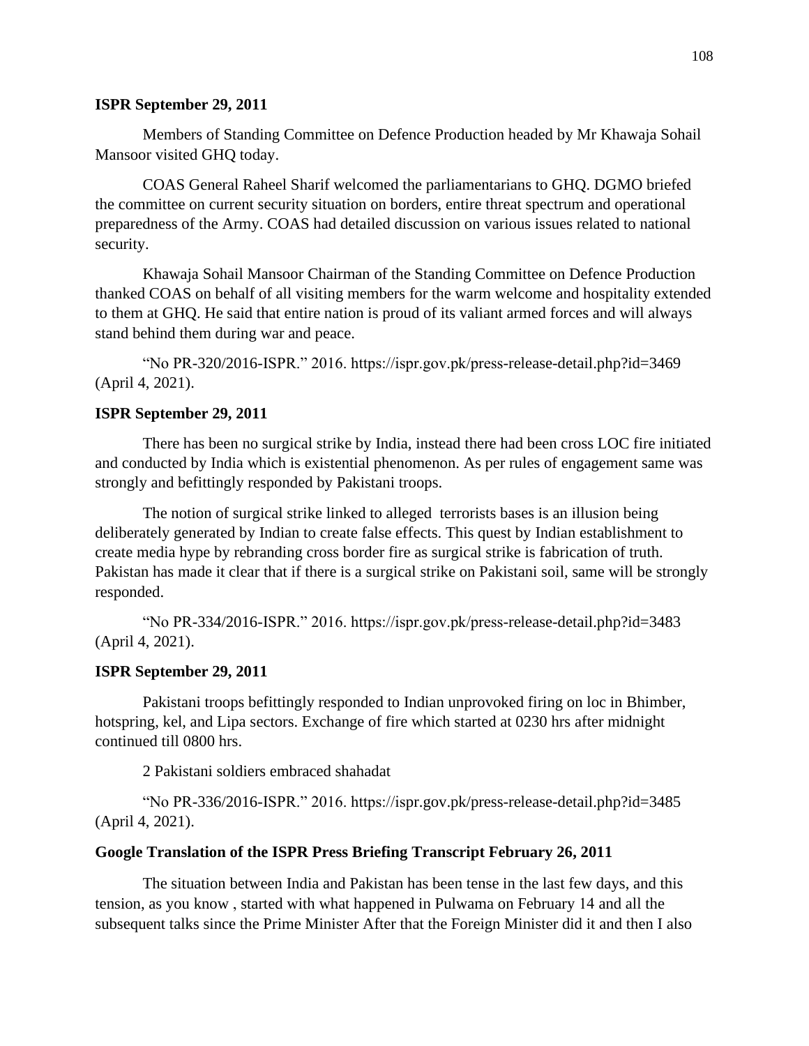**ISPR September 29, 2011**

Members of Standing Committee on Defence Production headed by Mr Khawaja Sohail Mansoor visited GHQ today.

COAS General Raheel Sharif welcomed the parliamentarians to GHQ. DGMO briefed the committee on current security situation on borders, entire threat spectrum and operational preparedness of the Army. COAS had detailed discussion on various issues related to national security.

Khawaja Sohail Mansoor Chairman of the Standing Committee on Defence Production thanked COAS on behalf of all visiting members for the warm welcome and hospitality extended to them at GHQ. He said that entire nation is proud of its valiant armed forces and will always stand behind them during war and peace.

"No PR-320/2016-ISPR." 2016. https://ispr.gov.pk/press-release-detail.php?id=3469 (April 4, 2021).

**ISPR September 29, 2011**

There has been no surgical strike by India, instead there had been cross LOC fire initiated and conducted by India which is existential phenomenon. As per rules of engagement same was strongly and befittingly responded by Pakistani troops.

The notion of surgical strike linked to alleged terrorists bases is an illusion being deliberately generated by Indian to create false effects. This quest by Indian establishment to create media hype by rebranding cross border fire as surgical strike is fabrication of truth. Pakistan has made it clear that if there is a surgical strike on Pakistani soil, same will be strongly responded.

"No PR-334/2016-ISPR." 2016. https://ispr.gov.pk/press-release-detail.php?id=3483 (April 4, 2021).

**ISPR September 29, 2011**

Pakistani troops befittingly responded to Indian unprovoked firing on loc in Bhimber, hotspring, kel, and Lipa sectors. Exchange of fire which started at 0230 hrs after midnight continued till 0800 hrs.

2 Pakistani soldiers embraced shahadat

"No PR-336/2016-ISPR." 2016. https://ispr.gov.pk/press-release-detail.php?id=3485 (April 4, 2021).

**Google Translation of the ISPR Press Briefing Transcript February 26, 2011**

The situation between India and Pakistan has been tense in the last few days, and this tension, as you know , started with what happened in Pulwama on February 14 and all the subsequent talks since the Prime Minister After that the Foreign Minister did it and then I also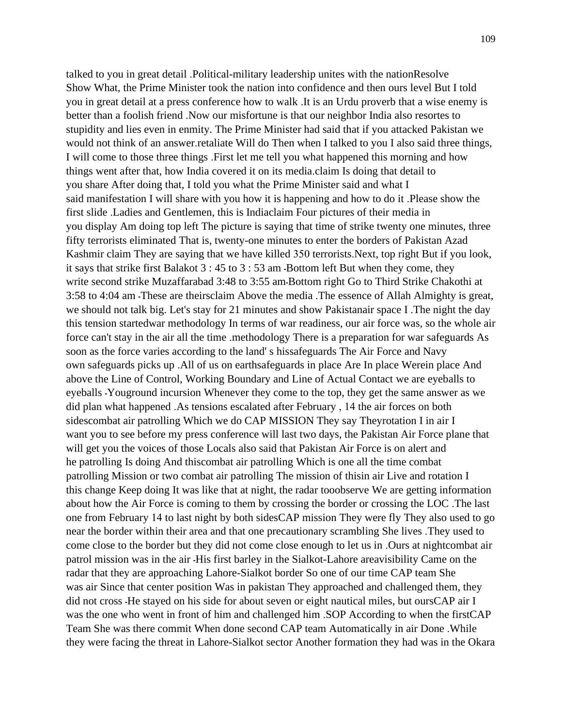talked to you in great detail .Political-military leadership unites with the nationResolve Show What, the Prime Minister took the nation into confidence and then ours level But I told you in great detail at a press conference how to walk .It is an Urdu proverb that a wise enemy is better than a foolish friend .Now our misfortune is that our neighbor India also resortes to stupidity and lies even in enmity. The Prime Minister had said that if you attacked Pakistan we would not think of an answer.retaliate Will do Then when I talked to you I also said three things, I will come to those three things .First let me tell you what happened this morning and how things went after that, how India covered it on its media.claim Is doing that detail to you share After doing that, I told you what the Prime Minister said and what I said manifestation I will share with you how it is happening and how to do it .Please show the first slide .Ladies and Gentlemen, this is Indiaclaim Four pictures of their media in you display Am doing top left The picture is saying that time of strike twenty one minutes, three fifty terrorists eliminated That is, twenty-one minutes to enter the borders of Pakistan Azad Kashmir claim They are saying that we have killed 350 terrorists.Next, top right But if you look, it says that strike first Balakot 3 : 45 to 3 : 53 am -Bottom left But when they come, they write second strike Muzaffarabad 3:48 to 3:55 am-Bottom right Go to Third Strike Chakothi at 3:58 to 4:04 am -These are theirsclaim Above the media .The essence of Allah Almighty is great, we should not talk big. Let's stay for 21 minutes and show Pakistanair space I .The night the day this tension startedwar methodology In terms of war readiness, our air force was, so the whole air force can't stay in the air all the time .methodology There is a preparation for war safeguards As soon as the force varies according to the land' s hissafeguards The Air Force and Navy own safeguards picks up .All of us on earthsafeguards in place Are In place Werein place And above the Line of Control, Working Boundary and Line of Actual Contact we are eyeballs to eyeballs -Youground incursion Whenever they come to the top, they get the same answer as we did plan what happened .As tensions escalated after February , 14 the air forces on both sidescombat air patrolling Which we do CAP MISSION They say Theyrotation I in air I want you to see before my press conference will last two days, the Pakistan Air Force plane that will get you the voices of those Locals also said that Pakistan Air Force is on alert and he patrolling Is doing And thiscombat air patrolling Which is one all the time combat patrolling Mission or two combat air patrolling The mission of thisin air Live and rotation I this change Keep doing It was like that at night, the radar tooobserve We are getting information about how the Air Force is coming to them by crossing the border or crossing the LOC .The last one from February 14 to last night by both sidesCAP mission They were fly They also used to go near the border within their area and that one precautionary scrambling She lives .They used to come close to the border but they did not come close enough to let us in .Ours at nightcombat air patrol mission was in the air -His first barley in the Sialkot-Lahore areavisibility Came on the radar that they are approaching Lahore-Sialkot border So one of our time CAP team She was air Since that center position Was in pakistan They approached and challenged them, they did not cross -He stayed on his side for about seven or eight nautical miles, but oursCAP air I was the one who went in front of him and challenged him .SOP According to when the firstCAP Team She was there commit When done second CAP team Automatically in air Done .While they were facing the threat in Lahore-Sialkot sector Another formation they had was in the Okara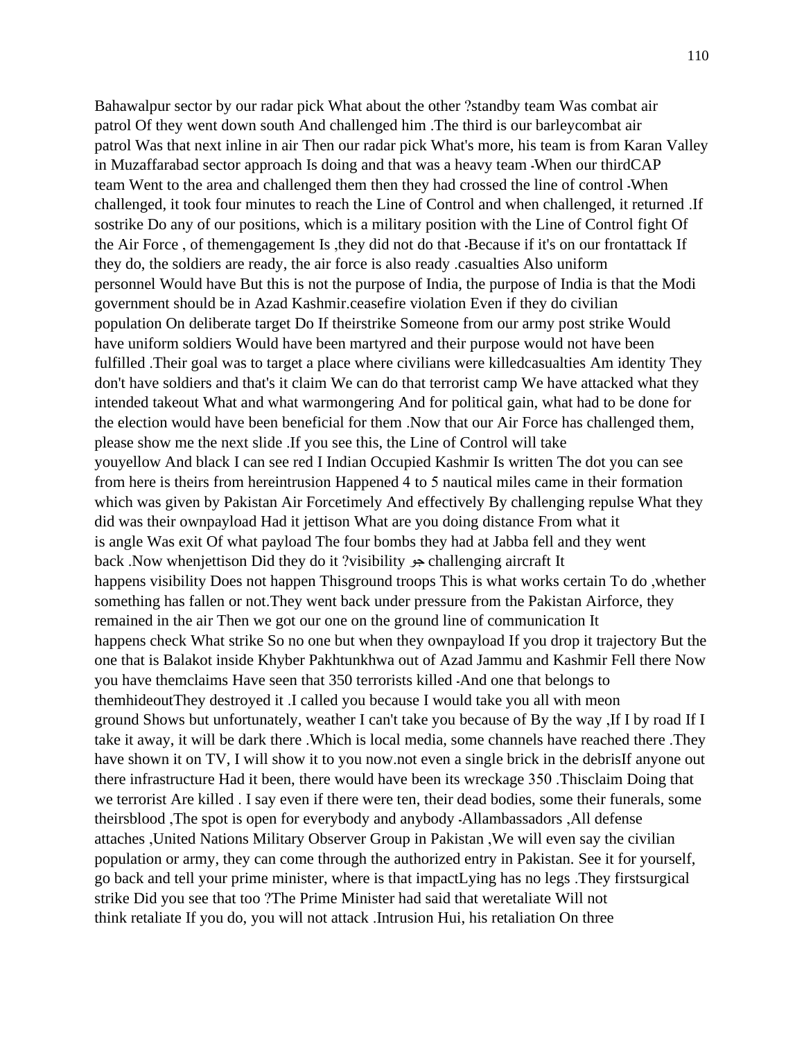Bahawalpur sector by our radar pick What about the other ?standby team Was combat air patrol Of they went down south And challenged him .The third is our barleycombat air patrol Was that next inline in air Then our radar pick What's more, his team is from Karan Valley in Muzaffarabad sector approach Is doing and that was a heavy team -When our thirdCAP team Went to the area and challenged them then they had crossed the line of control -When challenged, it took four minutes to reach the Line of Control and when challenged, it returned .If sostrike Do any of our positions, which is a military position with the Line of Control fight Of the Air Force , of themengagement Is ,they did not do that -Because if it's on our frontattack If they do, the soldiers are ready, the air force is also ready .casualties Also uniform personnel Would have But this is not the purpose of India, the purpose of India is that the Modi government should be in Azad Kashmir.ceasefire violation Even if they do civilian population On deliberate target Do If theirstrike Someone from our army post strike Would have uniform soldiers Would have been martyred and their purpose would not have been fulfilled .Their goal was to target a place where civilians were killedcasualties Am identity They don't have soldiers and that's it claim We can do that terrorist camp We have attacked what they intended takeout What and what warmongering And for political gain, what had to be done for the election would have been beneficial for them .Now that our Air Force has challenged them, please show me the next slide .If you see this, the Line of Control will take youyellow And black I can see red I Indian Occupied Kashmir Is written The dot you can see from here is theirs from hereintrusion Happened 4 to 5 nautical miles came in their formation which was given by Pakistan Air Forcetimely And effectively By challenging repulse What they did was their ownpayload Had it jettison What are you doing distance From what it is angle Was exit Of what payload The four bombs they had at Jabba fell and they went back .Now whenjettison Did they do it ?visibility جو challenging aircraft It happens visibility Does not happen Thisground troops This is what works certain To do ,whether something has fallen or not.They went back under pressure from the Pakistan Airforce, they remained in the air Then we got our one on the ground line of communication It happens check What strike So no one but when they ownpayload If you drop it trajectory But the one that is Balakot inside Khyber Pakhtunkhwa out of Azad Jammu and Kashmir Fell there Now you have themclaims Have seen that 350 terrorists killed -And one that belongs to themhideoutThey destroyed it .I called you because I would take you all with meon ground Shows but unfortunately, weather I can't take you because of By the way ,If I by road If I take it away, it will be dark there .Which is local media, some channels have reached there .They have shown it on TV, I will show it to you now.not even a single brick in the debrisIf anyone out there infrastructure Had it been, there would have been its wreckage 350 .Thisclaim Doing that we terrorist Are killed . I say even if there were ten, their dead bodies, some their funerals, some theirsblood ,The spot is open for everybody and anybody -Allambassadors ,All defense attaches ,United Nations Military Observer Group in Pakistan ,We will even say the civilian population or army, they can come through the authorized entry in Pakistan. See it for yourself, go back and tell your prime minister, where is that impactLying has no legs .They firstsurgical strike Did you see that too ?The Prime Minister had said that weretaliate Will not think retaliate If you do, you will not attack .Intrusion Hui, his retaliation On three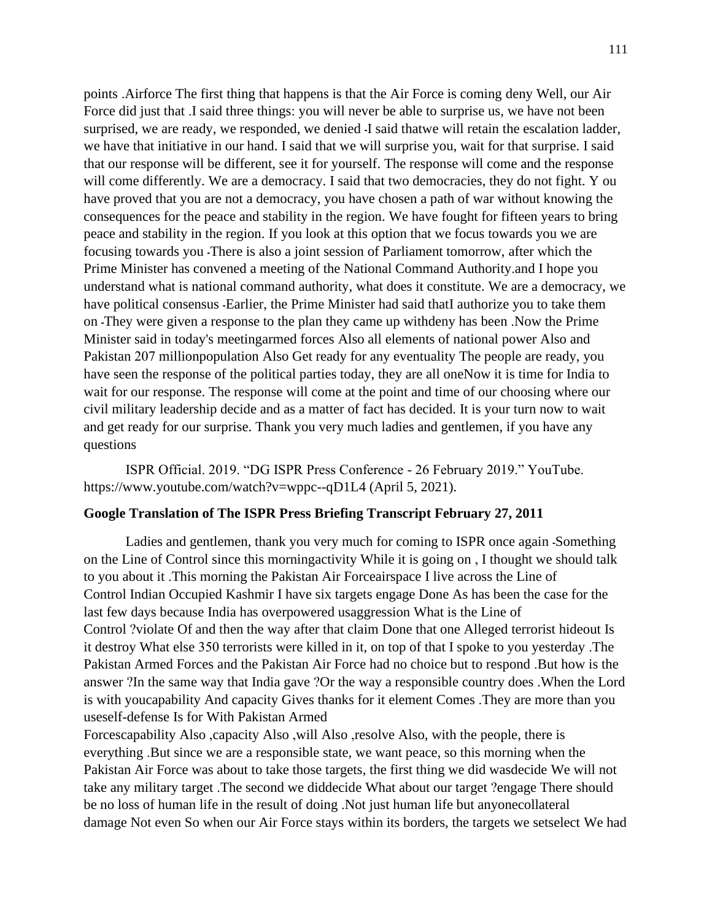points .Airforce The first thing that happens is that the Air Force is coming deny Well, our Air Force did just that .I said three things: you will never be able to surprise us, we have not been surprised, we are ready, we responded, we denied -I said thatwe will retain the escalation ladder, we have that initiative in our hand. I said that we will surprise you, wait for that surprise. I said that our response will be different, see it for yourself. The response will come and the response will come differently. We are a democracy. I said that two democracies, they do not fight. Y ou have proved that you are not a democracy, you have chosen a path of war without knowing the consequences for the peace and stability in the region. We have fought for fifteen years to bring peace and stability in the region. If you look at this option that we focus towards you we are focusing towards you -There is also a joint session of Parliament tomorrow, after which the Prime Minister has convened a meeting of the National Command Authority.and I hope you understand what is national command authority, what does it constitute. We are a democracy, we have political consensus -Earlier, the Prime Minister had said thatI authorize you to take them on -They were given a response to the plan they came up withdeny has been .Now the Prime Minister said in today's meetingarmed forces Also all elements of national power Also and Pakistan 207 millionpopulation Also Get ready for any eventuality The people are ready, you have seen the response of the political parties today, they are all oneNow it is time for India to wait for our response. The response will come at the point and time of our choosing where our civil military leadership decide and as a matter of fact has decided. It is your turn now to wait and get ready for our surprise. Thank you very much ladies and gentlemen, if you have any questions

ISPR Official. 2019. "DG ISPR Press Conference - 26 February 2019." YouTube. https://www.youtube.com/watch?v=wppc--qD1L4 (April 5, 2021).

**Google Translation of The ISPR Press Briefing Transcript February 27, 2011**

Ladies and gentlemen, thank you very much for coming to ISPR once again -Something on the Line of Control since this morningactivity While it is going on , I thought we should talk to you about it .This morning the Pakistan Air Forceairspace I live across the Line of Control Indian Occupied Kashmir I have six targets engage Done As has been the case for the last few days because India has overpowered usaggression What is the Line of Control ?violate Of and then the way after that claim Done that one Alleged terrorist hideout Is it destroy What else 350 terrorists were killed in it, on top of that I spoke to you yesterday .The Pakistan Armed Forces and the Pakistan Air Force had no choice but to respond .But how is the answer ?In the same way that India gave ?Or the way a responsible country does .When the Lord is with youcapability And capacity Gives thanks for it element Comes .They are more than you useself-defense Is for With Pakistan Armed Forcescapability Also ,capacity Also ,will Also ,resolve Also, with the people, there is everything .But since we are a responsible state, we want peace, so this morning when the Pakistan Air Force was about to take those targets, the first thing we did wasdecide We will not take any military target .The second we diddecide What about our target ?engage There should be no loss of human life in the result of doing .Not just human life but anyonecollateral damage Not even So when our Air Force stays within its borders, the targets we setselect We had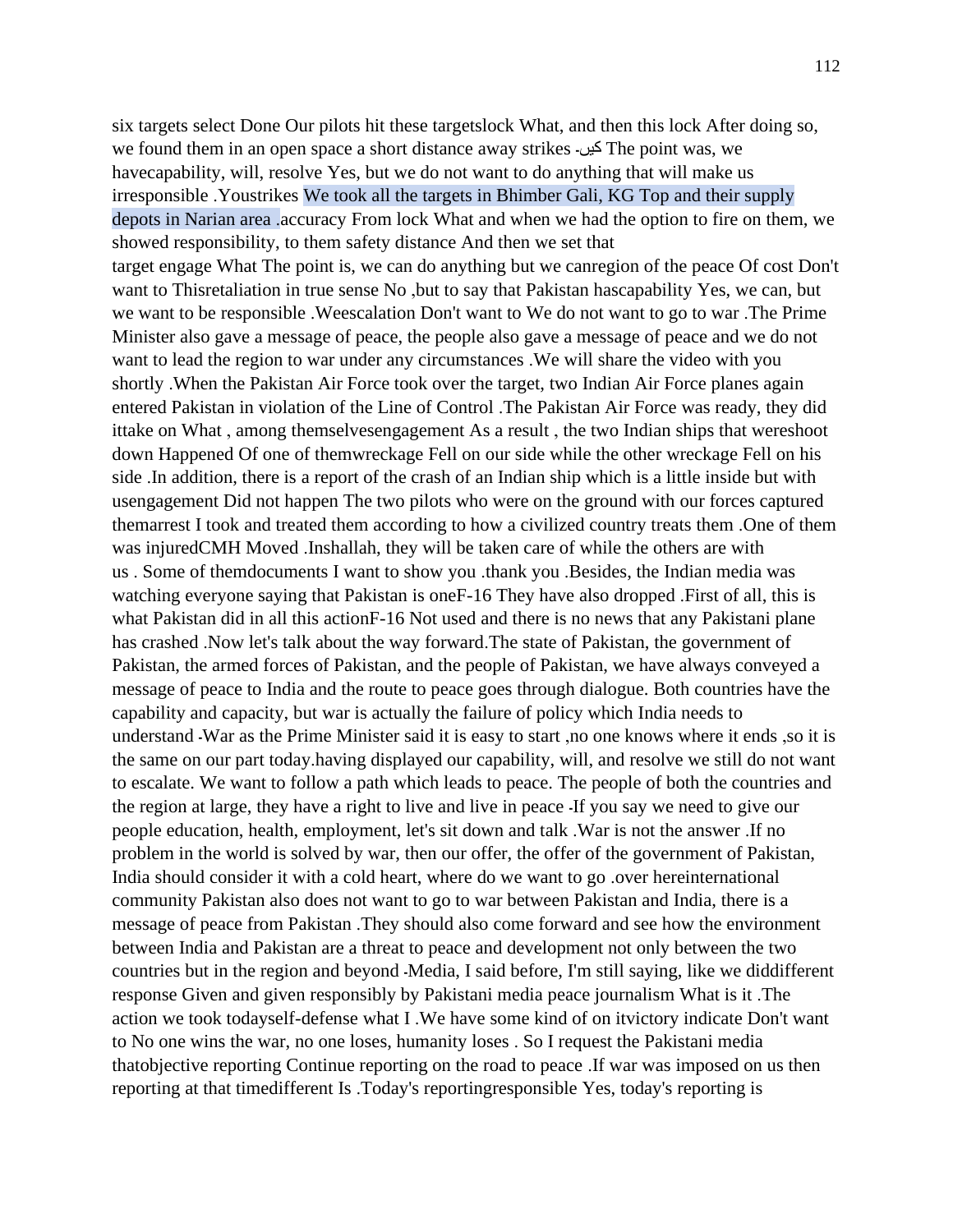six targets select Done Our pilots hit these targetslock What, and then this lock After doing so, we found them in an open space a short distance away strikes -کیں The point was, we havecapability, will, resolve Yes, but we do not want to do anything that will make us irresponsible .Youstrikes We took all the targets in Bhimber Gali, KG Top and their supply depots in Narian area .accuracy From lock What and when we had the option to fire on them, we showed responsibility, to them safety distance And then we set that target engage What The point is, we can do anything but we canregion of the peace Of cost Don't want to Thisretaliation in true sense No ,but to say that Pakistan hascapability Yes, we can, but we want to be responsible .Weescalation Don't want to We do not want to go to war .The Prime Minister also gave a message of peace, the people also gave a message of peace and we do not want to lead the region to war under any circumstances .We will share the video with you shortly .When the Pakistan Air Force took over the target, two Indian Air Force planes again entered Pakistan in violation of the Line of Control .The Pakistan Air Force was ready, they did ittake on What , among themselvesengagement As a result , the two Indian ships that wereshoot down Happened Of one of themwreckage Fell on our side while the other wreckage Fell on his side .In addition, there is a report of the crash of an Indian ship which is a little inside but with usengagement Did not happen The two pilots who were on the ground with our forces captured themarrest I took and treated them according to how a civilized country treats them .One of them was injuredCMH Moved .Inshallah, they will be taken care of while the others are with us . Some of themdocuments I want to show you .thank you .Besides, the Indian media was watching everyone saying that Pakistan is oneF-16 They have also dropped .First of all, this is what Pakistan did in all this actionF-16 Not used and there is no news that any Pakistani plane has crashed .Now let's talk about the way forward.The state of Pakistan, the government of Pakistan, the armed forces of Pakistan, and the people of Pakistan, we have always conveyed a message of peace to India and the route to peace goes through dialogue. Both countries have the capability and capacity, but war is actually the failure of policy which India needs to understand -War as the Prime Minister said it is easy to start ,no one knows where it ends ,so it is the same on our part today.having displayed our capability, will, and resolve we still do not want to escalate. We want to follow a path which leads to peace. The people of both the countries and the region at large, they have a right to live and live in peace -If you say we need to give our people education, health, employment, let's sit down and talk .War is not the answer .If no problem in the world is solved by war, then our offer, the offer of the government of Pakistan, India should consider it with a cold heart, where do we want to go .over hereinternational community Pakistan also does not want to go to war between Pakistan and India, there is a message of peace from Pakistan .They should also come forward and see how the environment between India and Pakistan are a threat to peace and development not only between the two countries but in the region and beyond -Media, I said before, I'm still saying, like we diddifferent response Given and given responsibly by Pakistani media peace journalism What is it .The action we took todayself-defense what I .We have some kind of on itvictory indicate Don't want to No one wins the war, no one loses, humanity loses . So I request the Pakistani media thatobjective reporting Continue reporting on the road to peace .If war was imposed on us then reporting at that timedifferent Is .Today's reportingresponsible Yes, today's reporting is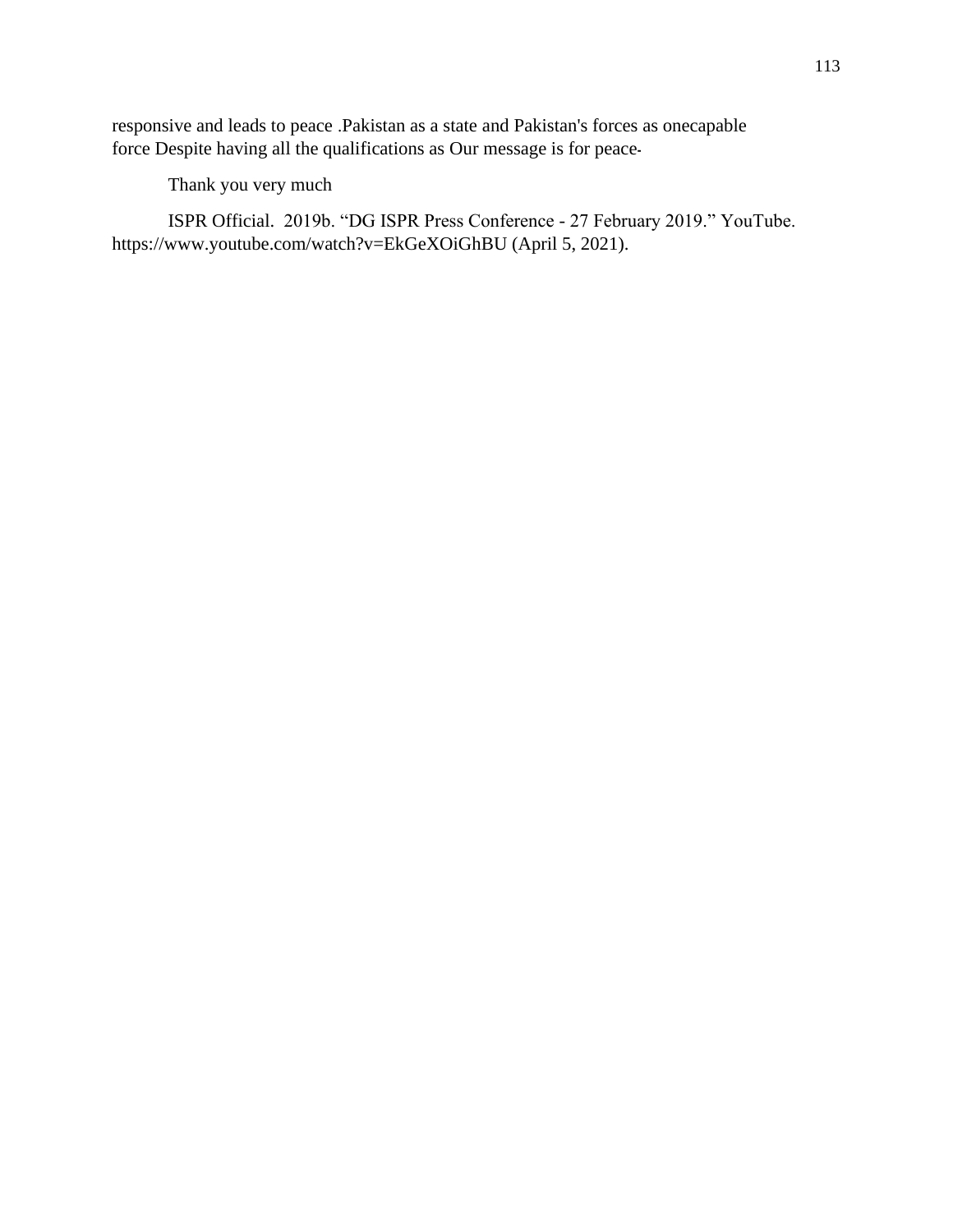responsive and leads to peace .Pakistan as a state and Pakistan's forces as onecapable force Despite having all the qualifications as Our message is for peace-

Thank you very much

ISPR Official. 2019b. “DG ISPR Press Conference - 27 February 2019.” YouTube. https://www.youtube.com/watch?v=EkGeXOiGhBU (April 5, 2021).